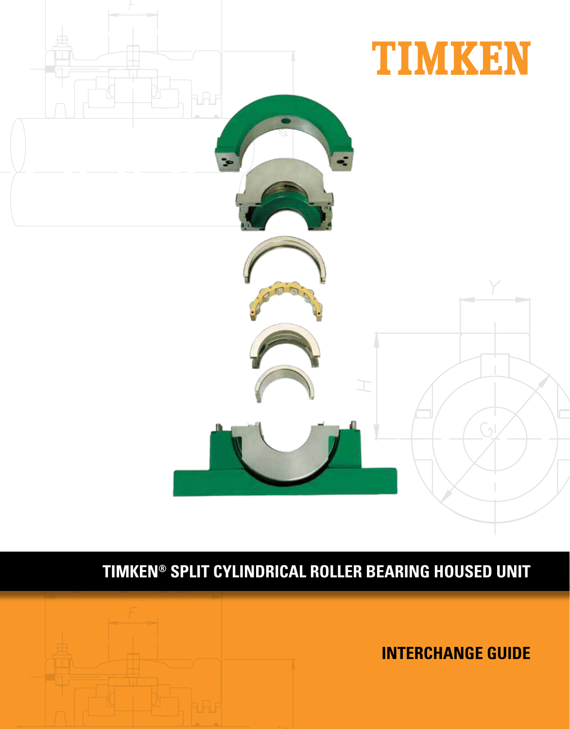# TIMKEN

## TIMKEN® SPLIT CYLINDRICAL ROLLER BEARING HOUSED UNIT

## INTERCHANGE GUIDE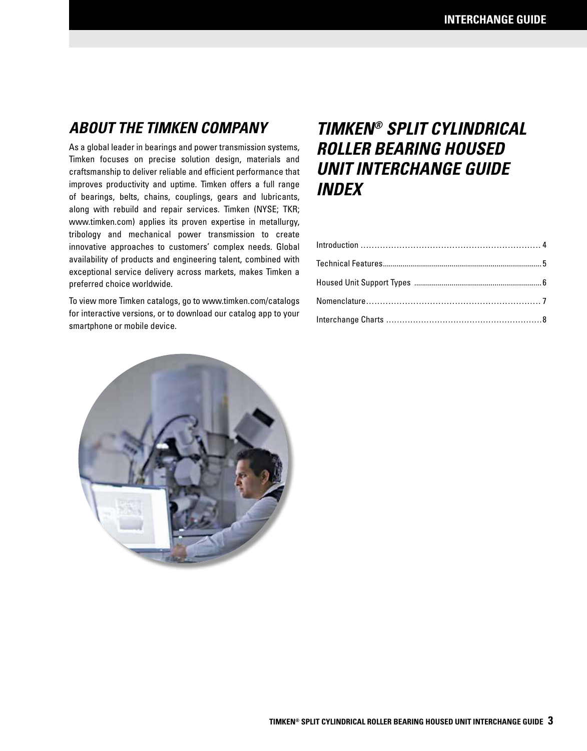## ABOUT THE TIMKEN COMPANY

As a global leader in bearings and power transmission systems, Timken focuses on precise solution design, materials and craftsmanship to deliver reliable and efficient performance that improves productivity and uptime. Timken offers a full range of bearings, belts, chains, couplings, gears and lubricants, along with rebuild and repair services. Timken (NYSE; TKR; www.timken.com) applies its proven expertise in metallurgy, tribology and mechanical power transmission to create innovative approaches to customers' complex needs. Global availability of products and engineering talent, combined with exceptional service delivery across markets, makes Timken a preferred choice worldwide.

To view more Timken catalogs, go to www.timken.com/catalogs for interactive versions, or to download our catalog app to your smartphone or mobile device.

## TIMKEN® SPLIT CYLINDRICAL ROLLER BEARING HOUSED UNIT INTERCHANGE GUIDE INDEX

Introduction ........................................................ 4

Technical Features................................................ 5

Housed Unit Support Types .................................... 6

Nomenclature...................................................... 7

Interchange Charts ................................................ 8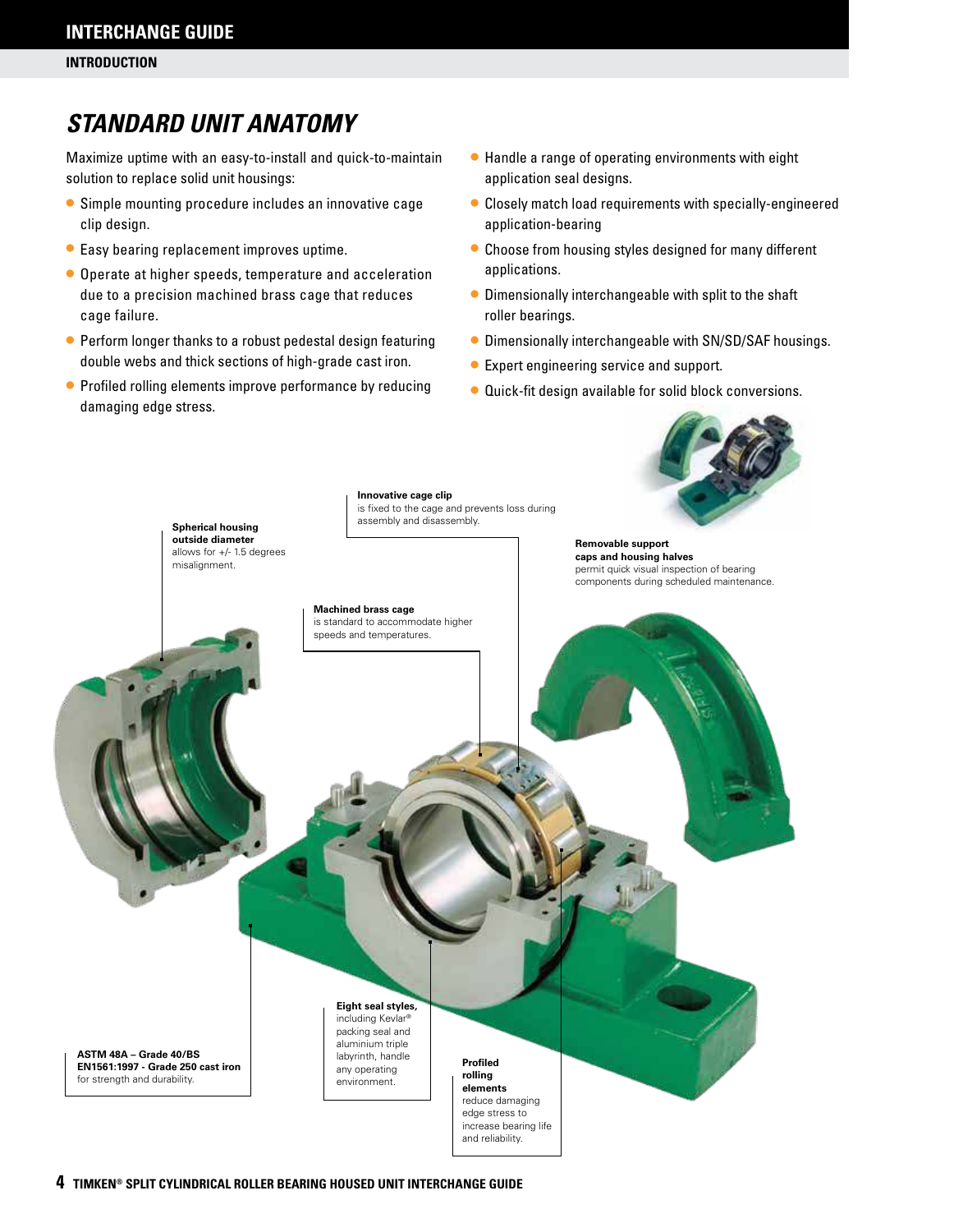## INTRODUCTION

# STANDARD UNIT ANATOMY

Maximize uptime with an easy-to-install and quick-to-maintain solution to replace solid unit housings:

- Simple mounting procedure includes an innovative cage clip design.
- Easy bearing replacement improves uptime.
- Operate at higher speeds, temperature and acceleration due to a precision machined brass cage that reduces cage failure.
- Perform longer thanks to a robust pedestal design featuring double webs and thick sections of high-grade cast iron.
- Profiled rolling elements improve performance by reducing damaging edge stress.
- Handle a range of operating environments with eight application seal designs.
- Closely match load requirements with specially-engineered application-bearing
- Choose from housing styles designed for many different applications.
- Dimensionally interchangeable with split to the shaft roller bearings.
- Dimensionally interchangeable with SN/SD/SAF housings.
- Expert engineering service and support.
- Quick-fit design available for solid block conversions.

**Innovative cage clip** is fixed to the cage and prevents loss during assembly and disassembly.

**Spherical housing outside diameter** allows for +/- 1.5 degrees misalignment.

**Removable support caps and housing halves** permit quick visual inspection of bearing components during scheduled maintenance.

**Machined brass cage** is standard to accommodate higher speeds and temperatures.

**Eight seal styles,** including Kevlar® packing seal and aluminium triple labyrinth, handle any operating environment.

**ASTM 48A – Grade 40/BS EN1561:1997 - Grade 250 cast iron** for strength and durability.

**Profiled rolling elements** reduce damaging edge stress to increase bearing life and reliability.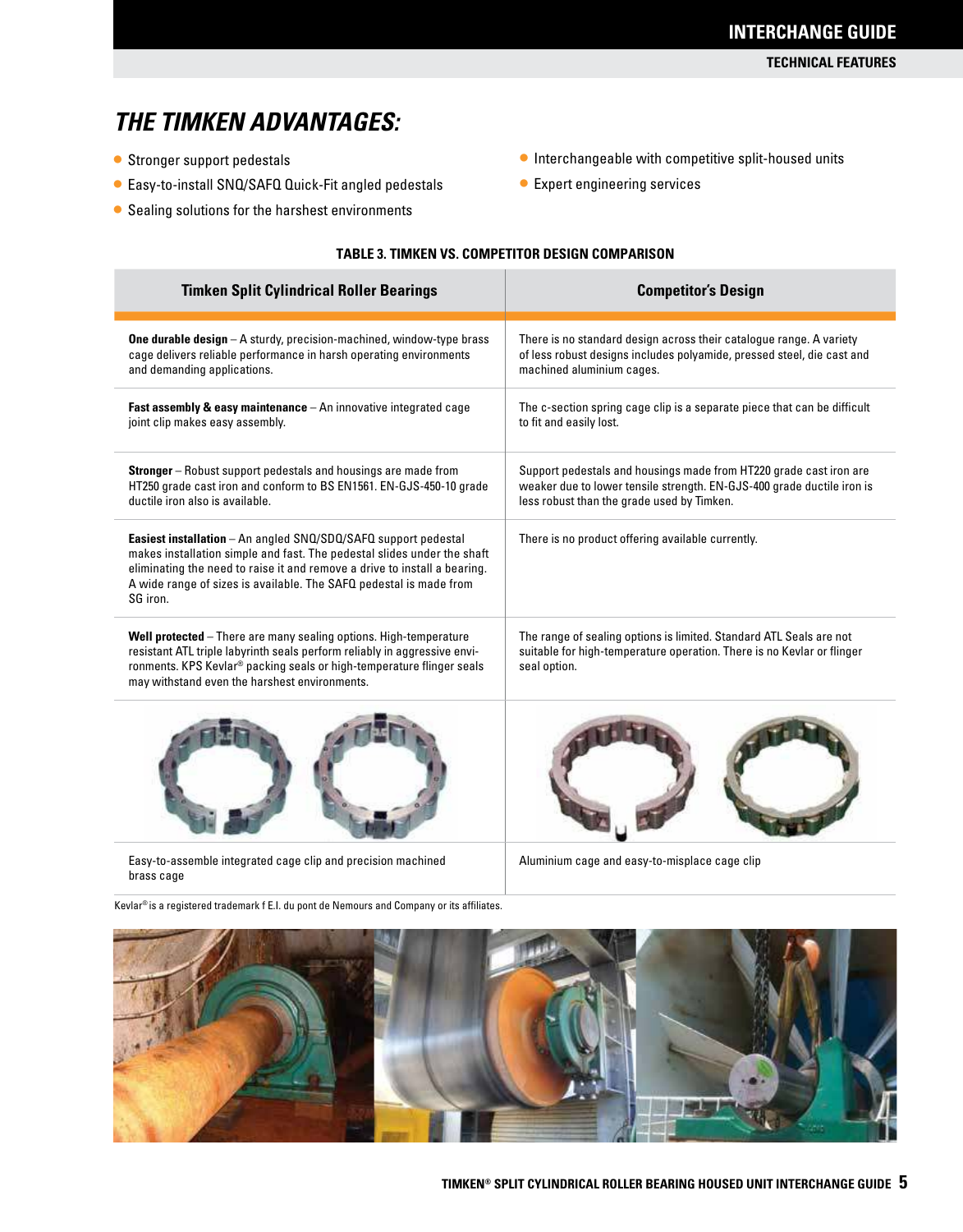# THE TIMKEN ADVANTAGES:

- Stronger support pedestals
- Easy-to-install SNQ/SAFQ Quick-Fit angled pedestals
- Sealing solutions for the harshest environments
- Interchangeable with competitive split-housed units
- Expert engineering services

**TABLE 3. TIMKEN VS. COMPETITOR DESIGN COMPARISON**

| Timken Split Cylindrical Roller Bearings | Competitor's Design |
| --- | --- |
| **One durable design** – A sturdy, precision-machined, window-type brass cage delivers reliable performance in harsh operating environments and demanding applications. | There is no standard design across their catalogue range. A variety of less robust designs includes polyamide, pressed steel, die cast and machined aluminium cages. |
| **Fast assembly & easy maintenance** – An innovative integrated cage joint clip makes easy assembly. | The c-section spring cage clip is a separate piece that can be difficult to fit and easily lost. |
| **Stronger** – Robust support pedestals and housings are made from HT250 grade cast iron and conform to BS EN1561. EN-GJS-450-10 grade ductile iron also is available. | Support pedestals and housings made from HT220 grade cast iron are weaker due to lower tensile strength. EN-GJS-400 grade ductile iron is less robust than the grade used by Timken. |
| **Easiest installation** – An angled SNQ/SDQ/SAFQ support pedestal makes installation simple and fast. The pedestal slides under the shaft eliminating the need to raise it and remove a drive to install a bearing. A wide range of sizes is available. The SAFQ pedestal is made from SG iron. | There is no product offering available currently. |
| **Well protected** – There are many sealing options. High-temperature resistant ATL triple labyrinth seals perform reliably in aggressive environments. KPS Kevlar® packing seals or high-temperature flinger seals may withstand even the harshest environments. | The range of sealing options is limited. Standard ATL Seals are not suitable for high-temperature operation. There is no Kevlar or flinger seal option. |
| Easy-to-assemble integrated cage clip and precision machined brass cage | Aluminium cage and easy-to-misplace cage clip |

Kevlar® is a registered trademark f E.I. du pont de Nemours and Company or its affiliates.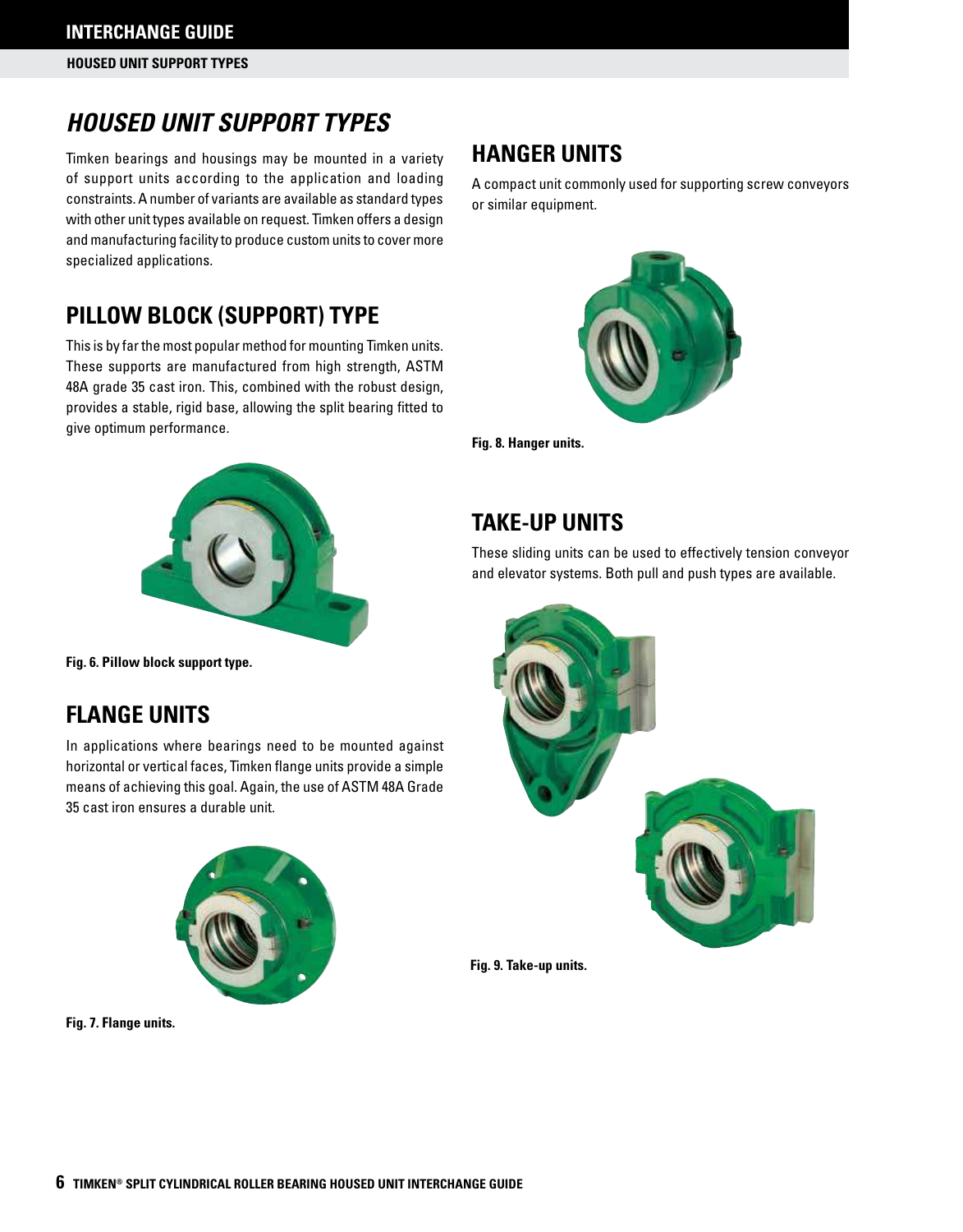# HOUSED UNIT SUPPORT TYPES

Timken bearings and housings may be mounted in a variety of support units according to the application and loading constraints. A number of variants are available as standard types with other unit types available on request. Timken offers a design and manufacturing facility to produce custom units to cover more specialized applications.

## PILLOW BLOCK (SUPPORT) TYPE

This is by far the most popular method for mounting Timken units. These supports are manufactured from high strength, ASTM 48A grade 35 cast iron. This, combined with the robust design, provides a stable, rigid base, allowing the split bearing fitted to give optimum performance.

**Fig. 6. Pillow block support type.**

## FLANGE UNITS

In applications where bearings need to be mounted against horizontal or vertical faces, Timken flange units provide a simple means of achieving this goal. Again, the use of ASTM 48A Grade 35 cast iron ensures a durable unit.

**Fig. 7. Flange units.**

## HANGER UNITS

A compact unit commonly used for supporting screw conveyors or similar equipment.

**Fig. 8. Hanger units.**

## TAKE-UP UNITS

These sliding units can be used to effectively tension conveyor and elevator systems. Both pull and push types are available.

**Fig. 9. Take-up units.**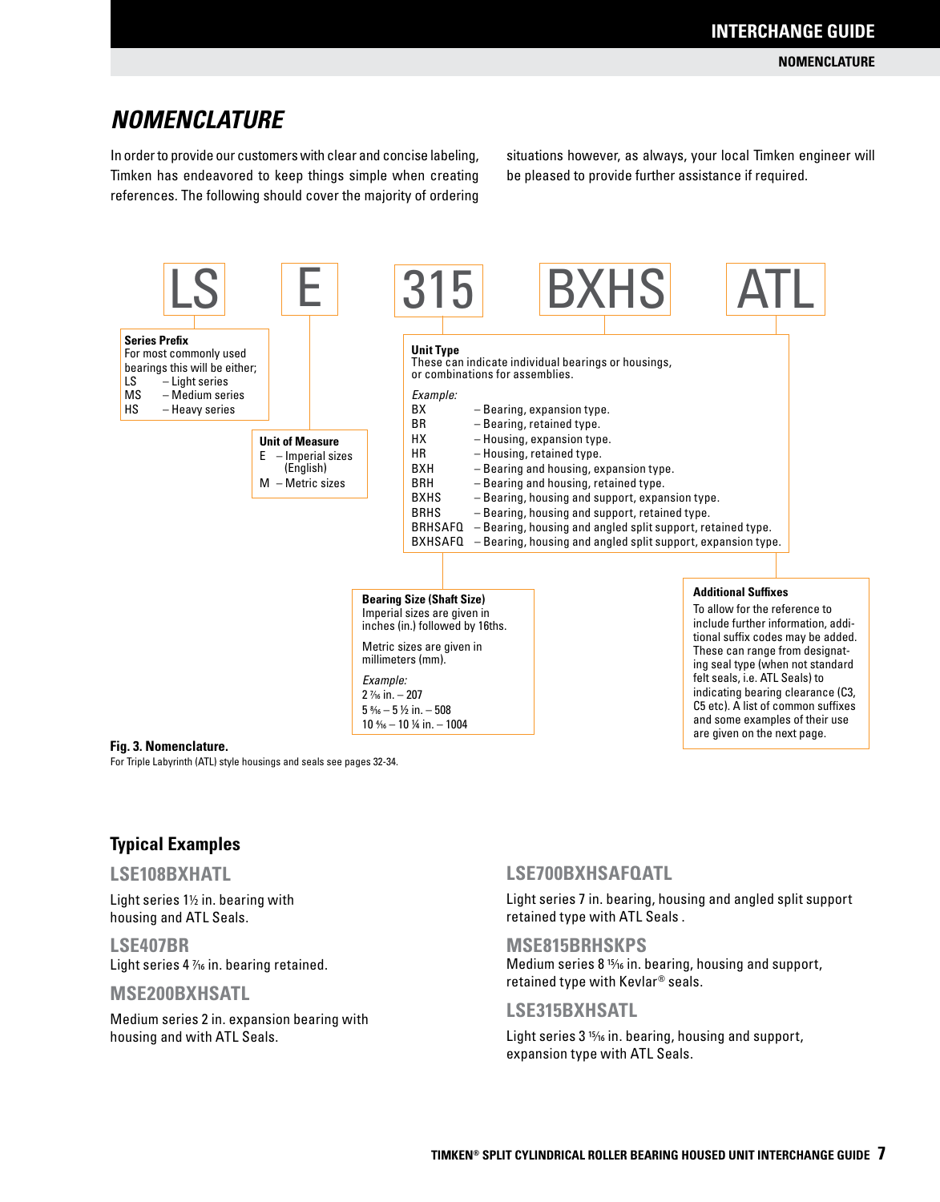# NOMENCLATURE

In order to provide our customers with clear and concise labeling, Timken has endeavored to keep things simple when creating references. The following should cover the majority of ordering situations however, as always, your local Timken engineer will be pleased to provide further assistance if required.

**LS E 315 BXHS ATL**

**Series Prefix**
For most commonly used bearings this will be either;
- LS – Light series
- MS – Medium series
- HS – Heavy series

**Unit of Measure**
- E – Imperial sizes (English)
- M – Metric sizes

**Unit Type**
These can indicate individual bearings or housings, or combinations for assemblies.

*Example:*

| Code | Description |
|---|---|
| BX | Bearing, expansion type. |
| BR | Bearing, retained type. |
| HX | Housing, expansion type. |
| HR | Housing, retained type. |
| BXH | Bearing and housing, expansion type. |
| BRH | Bearing and housing, retained type. |
| BXHS | Bearing, housing and support, expansion type. |
| BRHS | Bearing, housing and support, retained type. |
| BRHSAFQ | Bearing, housing and angled split support, retained type. |
| BXHSAFQ | Bearing, housing and angled split support, expansion type. |

**Bearing Size (Shaft Size)**
Imperial sizes are given in inches (in.) followed by 16ths.

Metric sizes are given in millimeters (mm).

*Example:*
- 2 7⁄16 in. – 207
- 5 8⁄16 – 5 ½ in. – 508
- 10 4⁄16 – 10 ¼ in. – 1004

**Additional Suffixes**
To allow for the reference to include further information, additional suffix codes may be added. These can range from designating seal type (when not standard felt seals, i.e. ATL Seals) to indicating bearing clearance (C3, C5 etc). A list of common suffixes and some examples of their use are given on the next page.

**Fig. 3. Nomenclature.**
For Triple Labyrinth (ATL) style housings and seals see pages 32-34.

## Typical Examples

### LSE108BXHATL
Light series 1½ in. bearing with housing and ATL Seals.

### LSE407BR
Light series 4 7⁄16 in. bearing retained.

### MSE200BXHSATL
Medium series 2 in. expansion bearing with housing and with ATL Seals.

### LSE700BXHSAFQATL
Light series 7 in. bearing, housing and angled split support retained type with ATL Seals .

### MSE815BRHSKPS
Medium series 8 15⁄16 in. bearing, housing and support, retained type with Kevlar® seals.

### LSE315BXHSATL
Light series 3 15⁄16 in. bearing, housing and support, expansion type with ATL Seals.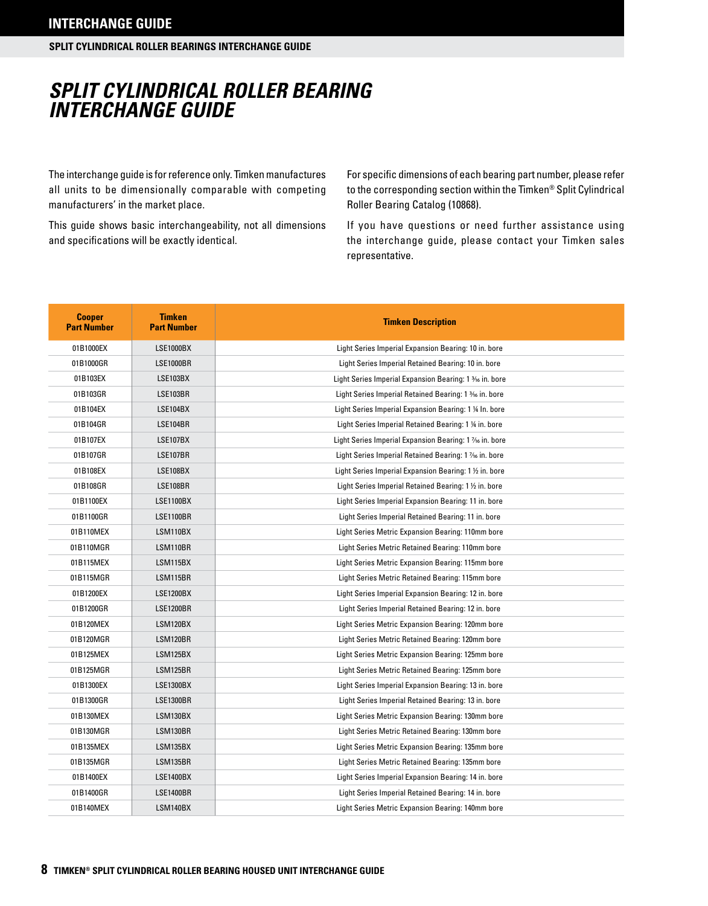## SPLIT CYLINDRICAL ROLLER BEARINGS INTERCHANGE GUIDE

# *SPLIT CYLINDRICAL ROLLER BEARING INTERCHANGE GUIDE*

The interchange guide is for reference only. Timken manufactures all units to be dimensionally comparable with competing manufacturers' in the market place.

This guide shows basic interchangeability, not all dimensions and specifications will be exactly identical.

For specific dimensions of each bearing part number, please refer to the corresponding section within the Timken® Split Cylindrical Roller Bearing Catalog (10868).

If you have questions or need further assistance using the interchange guide, please contact your Timken sales representative.

| Cooper Part Number | Timken Part Number | Timken Description |
|---|---|---|
| 01B1000EX | LSE1000BX | Light Series Imperial Expansion Bearing: 10 in. bore |
| 01B1000GR | LSE1000BR | Light Series Imperial Retained Bearing: 10 in. bore |
| 01B103EX | LSE103BX | Light Series Imperial Expansion Bearing: 1 3⁄16 in. bore |
| 01B103GR | LSE103BR | Light Series Imperial Retained Bearing: 1 3⁄16 in. bore |
| 01B104EX | LSE104BX | Light Series Imperial Expansion Bearing: 1 ¼ In. bore |
| 01B104GR | LSE104BR | Light Series Imperial Retained Bearing: 1 ¼ in. bore |
| 01B107EX | LSE107BX | Light Series Imperial Expansion Bearing: 1 7⁄16 in. bore |
| 01B107GR | LSE107BR | Light Series Imperial Retained Bearing: 1 7⁄16 in. bore |
| 01B108EX | LSE108BX | Light Series Imperial Expansion Bearing: 1 ½ in. bore |
| 01B108GR | LSE108BR | Light Series Imperial Retained Bearing: 1 ½ in. bore |
| 01B1100EX | LSE1100BX | Light Series Imperial Expansion Bearing: 11 in. bore |
| 01B1100GR | LSE1100BR | Light Series Imperial Retained Bearing: 11 in. bore |
| 01B110MEX | LSM110BX | Light Series Metric Expansion Bearing: 110mm bore |
| 01B110MGR | LSM110BR | Light Series Metric Retained Bearing: 110mm bore |
| 01B115MEX | LSM115BX | Light Series Metric Expansion Bearing: 115mm bore |
| 01B115MGR | LSM115BR | Light Series Metric Retained Bearing: 115mm bore |
| 01B1200EX | LSE1200BX | Light Series Imperial Expansion Bearing: 12 in. bore |
| 01B1200GR | LSE1200BR | Light Series Imperial Retained Bearing: 12 in. bore |
| 01B120MEX | LSM120BX | Light Series Metric Expansion Bearing: 120mm bore |
| 01B120MGR | LSM120BR | Light Series Metric Retained Bearing: 120mm bore |
| 01B125MEX | LSM125BX | Light Series Metric Expansion Bearing: 125mm bore |
| 01B125MGR | LSM125BR | Light Series Metric Retained Bearing: 125mm bore |
| 01B1300EX | LSE1300BX | Light Series Imperial Expansion Bearing: 13 in. bore |
| 01B1300GR | LSE1300BR | Light Series Imperial Retained Bearing: 13 in. bore |
| 01B130MEX | LSM130BX | Light Series Metric Expansion Bearing: 130mm bore |
| 01B130MGR | LSM130BR | Light Series Metric Retained Bearing: 130mm bore |
| 01B135MEX | LSM135BX | Light Series Metric Expansion Bearing: 135mm bore |
| 01B135MGR | LSM135BR | Light Series Metric Retained Bearing: 135mm bore |
| 01B1400EX | LSE1400BX | Light Series Imperial Expansion Bearing: 14 in. bore |
| 01B1400GR | LSE1400BR | Light Series Imperial Retained Bearing: 14 in. bore |
| 01B140MEX | LSM140BX | Light Series Metric Expansion Bearing: 140mm bore |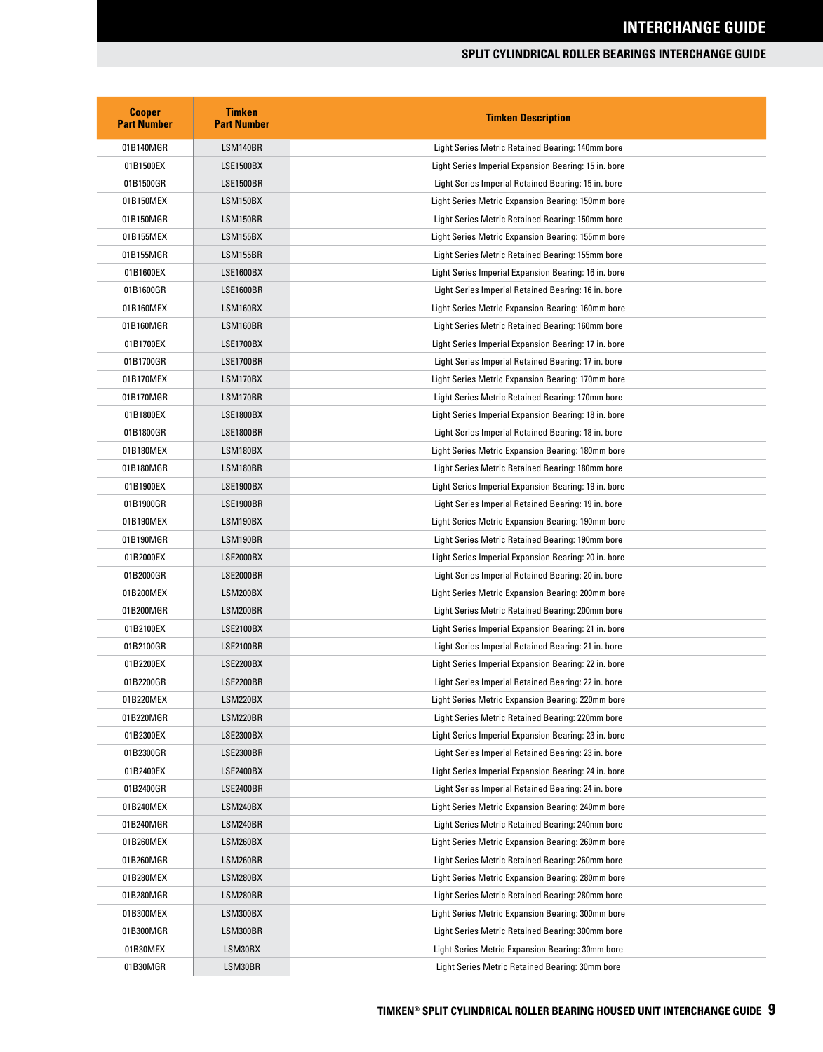## SPLIT CYLINDRICAL ROLLER BEARINGS INTERCHANGE GUIDE

| Cooper Part Number | Timken Part Number | Timken Description |
|---|---|---|
| 01B140MGR | LSM140BR | Light Series Metric Retained Bearing: 140mm bore |
| 01B1500EX | LSE1500BX | Light Series Imperial Expansion Bearing: 15 in. bore |
| 01B1500GR | LSE1500BR | Light Series Imperial Retained Bearing: 15 in. bore |
| 01B150MEX | LSM150BX | Light Series Metric Expansion Bearing: 150mm bore |
| 01B150MGR | LSM150BR | Light Series Metric Retained Bearing: 150mm bore |
| 01B155MEX | LSM155BX | Light Series Metric Expansion Bearing: 155mm bore |
| 01B155MGR | LSM155BR | Light Series Metric Retained Bearing: 155mm bore |
| 01B1600EX | LSE1600BX | Light Series Imperial Expansion Bearing: 16 in. bore |
| 01B1600GR | LSE1600BR | Light Series Imperial Retained Bearing: 16 in. bore |
| 01B160MEX | LSM160BX | Light Series Metric Expansion Bearing: 160mm bore |
| 01B160MGR | LSM160BR | Light Series Metric Retained Bearing: 160mm bore |
| 01B1700EX | LSE1700BX | Light Series Imperial Expansion Bearing: 17 in. bore |
| 01B1700GR | LSE1700BR | Light Series Imperial Retained Bearing: 17 in. bore |
| 01B170MEX | LSM170BX | Light Series Metric Expansion Bearing: 170mm bore |
| 01B170MGR | LSM170BR | Light Series Metric Retained Bearing: 170mm bore |
| 01B1800EX | LSE1800BX | Light Series Imperial Expansion Bearing: 18 in. bore |
| 01B1800GR | LSE1800BR | Light Series Imperial Retained Bearing: 18 in. bore |
| 01B180MEX | LSM180BX | Light Series Metric Expansion Bearing: 180mm bore |
| 01B180MGR | LSM180BR | Light Series Metric Retained Bearing: 180mm bore |
| 01B1900EX | LSE1900BX | Light Series Imperial Expansion Bearing: 19 in. bore |
| 01B1900GR | LSE1900BR | Light Series Imperial Retained Bearing: 19 in. bore |
| 01B190MEX | LSM190BX | Light Series Metric Expansion Bearing: 190mm bore |
| 01B190MGR | LSM190BR | Light Series Metric Retained Bearing: 190mm bore |
| 01B2000EX | LSE2000BX | Light Series Imperial Expansion Bearing: 20 in. bore |
| 01B2000GR | LSE2000BR | Light Series Imperial Retained Bearing: 20 in. bore |
| 01B200MEX | LSM200BX | Light Series Metric Expansion Bearing: 200mm bore |
| 01B200MGR | LSM200BR | Light Series Metric Retained Bearing: 200mm bore |
| 01B2100EX | LSE2100BX | Light Series Imperial Expansion Bearing: 21 in. bore |
| 01B2100GR | LSE2100BR | Light Series Imperial Retained Bearing: 21 in. bore |
| 01B2200EX | LSE2200BX | Light Series Imperial Expansion Bearing: 22 in. bore |
| 01B2200GR | LSE2200BR | Light Series Imperial Retained Bearing: 22 in. bore |
| 01B220MEX | LSM220BX | Light Series Metric Expansion Bearing: 220mm bore |
| 01B220MGR | LSM220BR | Light Series Metric Retained Bearing: 220mm bore |
| 01B2300EX | LSE2300BX | Light Series Imperial Expansion Bearing: 23 in. bore |
| 01B2300GR | LSE2300BR | Light Series Imperial Retained Bearing: 23 in. bore |
| 01B2400EX | LSE2400BX | Light Series Imperial Expansion Bearing: 24 in. bore |
| 01B2400GR | LSE2400BR | Light Series Imperial Retained Bearing: 24 in. bore |
| 01B240MEX | LSM240BX | Light Series Metric Expansion Bearing: 240mm bore |
| 01B240MGR | LSM240BR | Light Series Metric Retained Bearing: 240mm bore |
| 01B260MEX | LSM260BX | Light Series Metric Expansion Bearing: 260mm bore |
| 01B260MGR | LSM260BR | Light Series Metric Retained Bearing: 260mm bore |
| 01B280MEX | LSM280BX | Light Series Metric Expansion Bearing: 280mm bore |
| 01B280MGR | LSM280BR | Light Series Metric Retained Bearing: 280mm bore |
| 01B300MEX | LSM300BX | Light Series Metric Expansion Bearing: 300mm bore |
| 01B300MGR | LSM300BR | Light Series Metric Retained Bearing: 300mm bore |
| 01B30MEX | LSM30BX | Light Series Metric Expansion Bearing: 30mm bore |
| 01B30MGR | LSM30BR | Light Series Metric Retained Bearing: 30mm bore |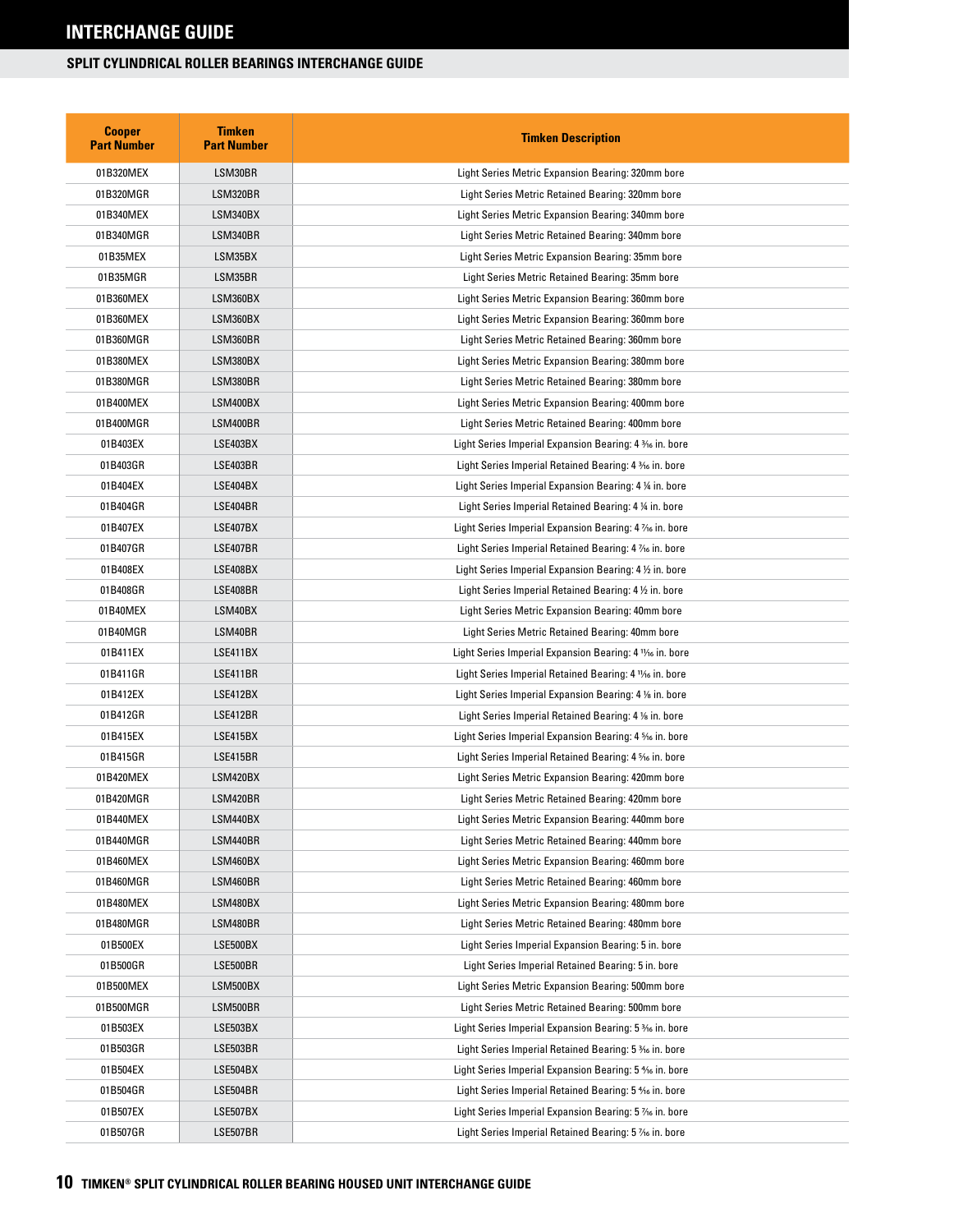# INTERCHANGE GUIDE

## SPLIT CYLINDRICAL ROLLER BEARINGS INTERCHANGE GUIDE

| Cooper Part Number | Timken Part Number | Timken Description |
|---|---|---|
| 01B320MEX | LSM30BR | Light Series Metric Expansion Bearing: 320mm bore |
| 01B320MGR | LSM320BR | Light Series Metric Retained Bearing: 320mm bore |
| 01B340MEX | LSM340BX | Light Series Metric Expansion Bearing: 340mm bore |
| 01B340MGR | LSM340BR | Light Series Metric Retained Bearing: 340mm bore |
| 01B35MEX | LSM35BX | Light Series Metric Expansion Bearing: 35mm bore |
| 01B35MGR | LSM35BR | Light Series Metric Retained Bearing: 35mm bore |
| 01B360MEX | LSM360BX | Light Series Metric Expansion Bearing: 360mm bore |
| 01B360MEX | LSM360BX | Light Series Metric Expansion Bearing: 360mm bore |
| 01B360MGR | LSM360BR | Light Series Metric Retained Bearing: 360mm bore |
| 01B380MEX | LSM380BX | Light Series Metric Expansion Bearing: 380mm bore |
| 01B380MGR | LSM380BR | Light Series Metric Retained Bearing: 380mm bore |
| 01B400MEX | LSM400BX | Light Series Metric Expansion Bearing: 400mm bore |
| 01B400MGR | LSM400BR | Light Series Metric Retained Bearing: 400mm bore |
| 01B403EX | LSE403BX | Light Series Imperial Expansion Bearing: 4 3⁄16 in. bore |
| 01B403GR | LSE403BR | Light Series Imperial Retained Bearing: 4 3⁄16 in. bore |
| 01B404EX | LSE404BX | Light Series Imperial Expansion Bearing: 4 1⁄4 in. bore |
| 01B404GR | LSE404BR | Light Series Imperial Retained Bearing: 4 1⁄4 in. bore |
| 01B407EX | LSE407BX | Light Series Imperial Expansion Bearing: 4 7⁄16 in. bore |
| 01B407GR | LSE407BR | Light Series Imperial Retained Bearing: 4 7⁄16 in. bore |
| 01B408EX | LSE408BX | Light Series Imperial Expansion Bearing: 4 1⁄2 in. bore |
| 01B408GR | LSE408BR | Light Series Imperial Retained Bearing: 4 1⁄2 in. bore |
| 01B40MEX | LSM40BX | Light Series Metric Expansion Bearing: 40mm bore |
| 01B40MGR | LSM40BR | Light Series Metric Retained Bearing: 40mm bore |
| 01B411EX | LSE411BX | Light Series Imperial Expansion Bearing: 4 11⁄16 in. bore |
| 01B411GR | LSE411BR | Light Series Imperial Retained Bearing: 4 11⁄16 in. bore |
| 01B412EX | LSE412BX | Light Series Imperial Expansion Bearing: 4 1⁄8 in. bore |
| 01B412GR | LSE412BR | Light Series Imperial Retained Bearing: 4 1⁄8 in. bore |
| 01B415EX | LSE415BX | Light Series Imperial Expansion Bearing: 4 5⁄16 in. bore |
| 01B415GR | LSE415BR | Light Series Imperial Retained Bearing: 4 5⁄16 in. bore |
| 01B420MEX | LSM420BX | Light Series Metric Expansion Bearing: 420mm bore |
| 01B420MGR | LSM420BR | Light Series Metric Retained Bearing: 420mm bore |
| 01B440MEX | LSM440BX | Light Series Metric Expansion Bearing: 440mm bore |
| 01B440MGR | LSM440BR | Light Series Metric Retained Bearing: 440mm bore |
| 01B460MEX | LSM460BX | Light Series Metric Expansion Bearing: 460mm bore |
| 01B460MGR | LSM460BR | Light Series Metric Retained Bearing: 460mm bore |
| 01B480MEX | LSM480BX | Light Series Metric Expansion Bearing: 480mm bore |
| 01B480MGR | LSM480BR | Light Series Metric Retained Bearing: 480mm bore |
| 01B500EX | LSE500BX | Light Series Imperial Expansion Bearing: 5 in. bore |
| 01B500GR | LSE500BR | Light Series Imperial Retained Bearing: 5 in. bore |
| 01B500MEX | LSM500BX | Light Series Metric Expansion Bearing: 500mm bore |
| 01B500MGR | LSM500BR | Light Series Metric Retained Bearing: 500mm bore |
| 01B503EX | LSE503BX | Light Series Imperial Expansion Bearing: 5 3⁄16 in. bore |
| 01B503GR | LSE503BR | Light Series Imperial Retained Bearing: 5 3⁄16 in. bore |
| 01B504EX | LSE504BX | Light Series Imperial Expansion Bearing: 5 4⁄16 in. bore |
| 01B504GR | LSE504BR | Light Series Imperial Retained Bearing: 5 4⁄16 in. bore |
| 01B507EX | LSE507BX | Light Series Imperial Expansion Bearing: 5 7⁄16 in. bore |
| 01B507GR | LSE507BR | Light Series Imperial Retained Bearing: 5 7⁄16 in. bore |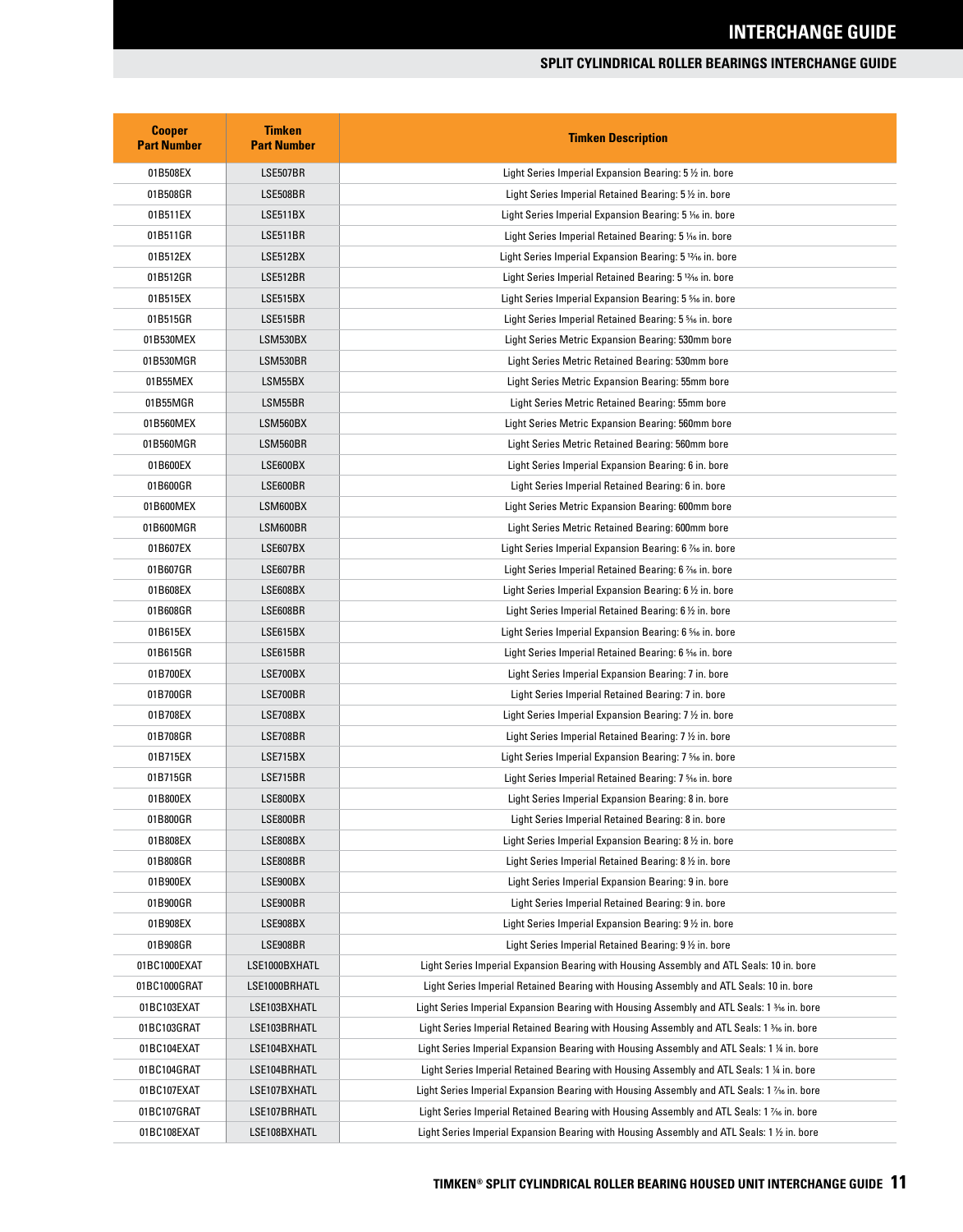## SPLIT CYLINDRICAL ROLLER BEARINGS INTERCHANGE GUIDE

| Cooper Part Number | Timken Part Number | Timken Description |
|---|---|---|
| 01B508EX | LSE507BR | Light Series Imperial Expansion Bearing: 5 ½ in. bore |
| 01B508GR | LSE508BR | Light Series Imperial Retained Bearing: 5 ½ in. bore |
| 01B511EX | LSE511BX | Light Series Imperial Expansion Bearing: 5 ¹¹⁄₁₆ in. bore |
| 01B511GR | LSE511BR | Light Series Imperial Retained Bearing: 5 ¹¹⁄₁₆ in. bore |
| 01B512EX | LSE512BX | Light Series Imperial Expansion Bearing: 5 ¹³⁄₁₆ in. bore |
| 01B512GR | LSE512BR | Light Series Imperial Retained Bearing: 5 ¹³⁄₁₆ in. bore |
| 01B515EX | LSE515BX | Light Series Imperial Expansion Bearing: 5 ⁵⁄₁₆ in. bore |
| 01B515GR | LSE515BR | Light Series Imperial Retained Bearing: 5 ⁵⁄₁₆ in. bore |
| 01B530MEX | LSM530BX | Light Series Metric Expansion Bearing: 530mm bore |
| 01B530MGR | LSM530BR | Light Series Metric Retained Bearing: 530mm bore |
| 01B55MEX | LSM55BX | Light Series Metric Expansion Bearing: 55mm bore |
| 01B55MGR | LSM55BR | Light Series Metric Retained Bearing: 55mm bore |
| 01B560MEX | LSM560BX | Light Series Metric Expansion Bearing: 560mm bore |
| 01B560MGR | LSM560BR | Light Series Metric Retained Bearing: 560mm bore |
| 01B600EX | LSE600BX | Light Series Imperial Expansion Bearing: 6 in. bore |
| 01B600GR | LSE600BR | Light Series Imperial Retained Bearing: 6 in. bore |
| 01B600MEX | LSM600BX | Light Series Metric Expansion Bearing: 600mm bore |
| 01B600MGR | LSM600BR | Light Series Metric Retained Bearing: 600mm bore |
| 01B607EX | LSE607BX | Light Series Imperial Expansion Bearing: 6 ⁷⁄₁₆ in. bore |
| 01B607GR | LSE607BR | Light Series Imperial Retained Bearing: 6 ⁷⁄₁₆ in. bore |
| 01B608EX | LSE608BX | Light Series Imperial Expansion Bearing: 6 ½ in. bore |
| 01B608GR | LSE608BR | Light Series Imperial Retained Bearing: 6 ½ in. bore |
| 01B615EX | LSE615BX | Light Series Imperial Expansion Bearing: 6 ⁵⁄₁₆ in. bore |
| 01B615GR | LSE615BR | Light Series Imperial Retained Bearing: 6 ⁵⁄₁₆ in. bore |
| 01B700EX | LSE700BX | Light Series Imperial Expansion Bearing: 7 in. bore |
| 01B700GR | LSE700BR | Light Series Imperial Retained Bearing: 7 in. bore |
| 01B708EX | LSE708BX | Light Series Imperial Expansion Bearing: 7 ½ in. bore |
| 01B708GR | LSE708BR | Light Series Imperial Retained Bearing: 7 ½ in. bore |
| 01B715EX | LSE715BX | Light Series Imperial Expansion Bearing: 7 ⁵⁄₁₆ in. bore |
| 01B715GR | LSE715BR | Light Series Imperial Retained Bearing: 7 ⁵⁄₁₆ in. bore |
| 01B800EX | LSE800BX | Light Series Imperial Expansion Bearing: 8 in. bore |
| 01B800GR | LSE800BR | Light Series Imperial Retained Bearing: 8 in. bore |
| 01B808EX | LSE808BX | Light Series Imperial Expansion Bearing: 8 ½ in. bore |
| 01B808GR | LSE808BR | Light Series Imperial Retained Bearing: 8 ½ in. bore |
| 01B900EX | LSE900BX | Light Series Imperial Expansion Bearing: 9 in. bore |
| 01B900GR | LSE900BR | Light Series Imperial Retained Bearing: 9 in. bore |
| 01B908EX | LSE908BX | Light Series Imperial Expansion Bearing: 9 ½ in. bore |
| 01B908GR | LSE908BR | Light Series Imperial Retained Bearing: 9 ½ in. bore |
| 01BC1000EXAT | LSE1000BXHATL | Light Series Imperial Expansion Bearing with Housing Assembly and ATL Seals: 10 in. bore |
| 01BC1000GRAT | LSE1000BRHATL | Light Series Imperial Retained Bearing with Housing Assembly and ATL Seals: 10 in. bore |
| 01BC103EXAT | LSE103BXHATL | Light Series Imperial Expansion Bearing with Housing Assembly and ATL Seals: 1 ³⁄₁₆ in. bore |
| 01BC103GRAT | LSE103BRHATL | Light Series Imperial Retained Bearing with Housing Assembly and ATL Seals: 1 ³⁄₁₆ in. bore |
| 01BC104EXAT | LSE104BXHATL | Light Series Imperial Expansion Bearing with Housing Assembly and ATL Seals: 1 ¼ in. bore |
| 01BC104GRAT | LSE104BRHATL | Light Series Imperial Retained Bearing with Housing Assembly and ATL Seals: 1 ¼ in. bore |
| 01BC107EXAT | LSE107BXHATL | Light Series Imperial Expansion Bearing with Housing Assembly and ATL Seals: 1 ⁷⁄₁₆ in. bore |
| 01BC107GRAT | LSE107BRHATL | Light Series Imperial Retained Bearing with Housing Assembly and ATL Seals: 1 ⁷⁄₁₆ in. bore |
| 01BC108EXAT | LSE108BXHATL | Light Series Imperial Expansion Bearing with Housing Assembly and ATL Seals: 1 ½ in. bore |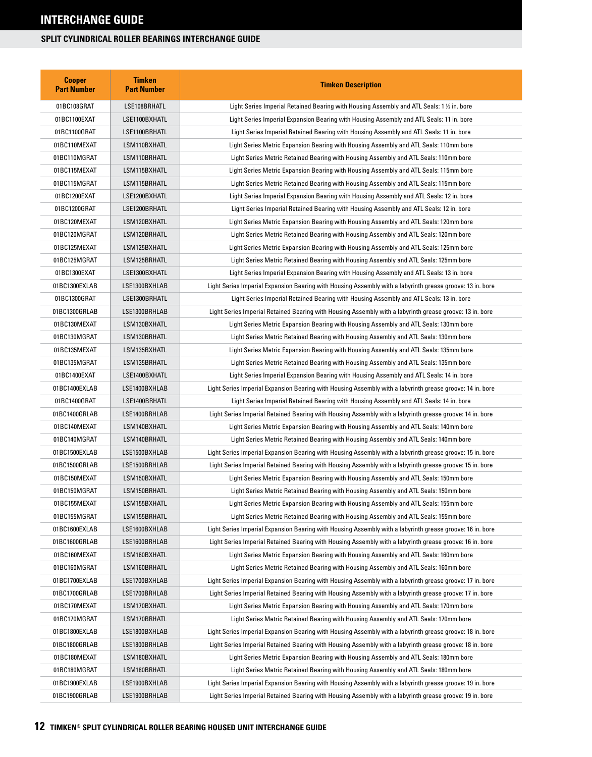# INTERCHANGE GUIDE

## SPLIT CYLINDRICAL ROLLER BEARINGS INTERCHANGE GUIDE

| Cooper Part Number | Timken Part Number | Timken Description |
|---|---|---|
| 01BC108GRAT | LSE108BRHATL | Light Series Imperial Retained Bearing with Housing Assembly and ATL Seals: 1 ½ in. bore |
| 01BC1100EXAT | LSE1100BXHATL | Light Series Imperial Expansion Bearing with Housing Assembly and ATL Seals: 11 in. bore |
| 01BC1100GRAT | LSE1100BRHATL | Light Series Imperial Retained Bearing with Housing Assembly and ATL Seals: 11 in. bore |
| 01BC110MEXAT | LSM110BXHATL | Light Series Metric Expansion Bearing with Housing Assembly and ATL Seals: 110mm bore |
| 01BC110MGRAT | LSM110BRHATL | Light Series Metric Retained Bearing with Housing Assembly and ATL Seals: 110mm bore |
| 01BC115MEXAT | LSM115BXHATL | Light Series Metric Expansion Bearing with Housing Assembly and ATL Seals: 115mm bore |
| 01BC115MGRAT | LSM115BRHATL | Light Series Metric Retained Bearing with Housing Assembly and ATL Seals: 115mm bore |
| 01BC1200EXAT | LSE1200BXHATL | Light Series Imperial Expansion Bearing with Housing Assembly and ATL Seals: 12 in. bore |
| 01BC1200GRAT | LSE1200BRHATL | Light Series Imperial Retained Bearing with Housing Assembly and ATL Seals: 12 in. bore |
| 01BC120MEXAT | LSM120BXHATL | Light Series Metric Expansion Bearing with Housing Assembly and ATL Seals: 120mm bore |
| 01BC120MGRAT | LSM120BRHATL | Light Series Metric Retained Bearing with Housing Assembly and ATL Seals: 120mm bore |
| 01BC125MEXAT | LSM125BXHATL | Light Series Metric Expansion Bearing with Housing Assembly and ATL Seals: 125mm bore |
| 01BC125MGRAT | LSM125BRHATL | Light Series Metric Retained Bearing with Housing Assembly and ATL Seals: 125mm bore |
| 01BC1300EXAT | LSE1300BXHATL | Light Series Imperial Expansion Bearing with Housing Assembly and ATL Seals: 13 in. bore |
| 01BC1300EXLAB | LSE1300BXHLAB | Light Series Imperial Expansion Bearing with Housing Assembly with a labyrinth grease groove: 13 in. bore |
| 01BC1300GRAT | LSE1300BRHATL | Light Series Imperial Retained Bearing with Housing Assembly and ATL Seals: 13 in. bore |
| 01BC1300GRLAB | LSE1300BRHLAB | Light Series Imperial Retained Bearing with Housing Assembly with a labyrinth grease groove: 13 in. bore |
| 01BC130MEXAT | LSM130BXHATL | Light Series Metric Expansion Bearing with Housing Assembly and ATL Seals: 130mm bore |
| 01BC130MGRAT | LSM130BRHATL | Light Series Metric Retained Bearing with Housing Assembly and ATL Seals: 130mm bore |
| 01BC135MEXAT | LSM135BXHATL | Light Series Metric Expansion Bearing with Housing Assembly and ATL Seals: 135mm bore |
| 01BC135MGRAT | LSM135BRHATL | Light Series Metric Retained Bearing with Housing Assembly and ATL Seals: 135mm bore |
| 01BC1400EXAT | LSE1400BXHATL | Light Series Imperial Expansion Bearing with Housing Assembly and ATL Seals: 14 in. bore |
| 01BC1400EXLAB | LSE1400BXHLAB | Light Series Imperial Expansion Bearing with Housing Assembly with a labyrinth grease groove: 14 in. bore |
| 01BC1400GRAT | LSE1400BRHATL | Light Series Imperial Retained Bearing with Housing Assembly and ATL Seals: 14 in. bore |
| 01BC1400GRLAB | LSE1400BRHLAB | Light Series Imperial Retained Bearing with Housing Assembly with a labyrinth grease groove: 14 in. bore |
| 01BC140MEXAT | LSM140BXHATL | Light Series Metric Expansion Bearing with Housing Assembly and ATL Seals: 140mm bore |
| 01BC140MGRAT | LSM140BRHATL | Light Series Metric Retained Bearing with Housing Assembly and ATL Seals: 140mm bore |
| 01BC1500EXLAB | LSE1500BXHLAB | Light Series Imperial Expansion Bearing with Housing Assembly with a labyrinth grease groove: 15 in. bore |
| 01BC1500GRLAB | LSE1500BRHLAB | Light Series Imperial Retained Bearing with Housing Assembly with a labyrinth grease groove: 15 in. bore |
| 01BC150MEXAT | LSM150BXHATL | Light Series Metric Expansion Bearing with Housing Assembly and ATL Seals: 150mm bore |
| 01BC150MGRAT | LSM150BRHATL | Light Series Metric Retained Bearing with Housing Assembly and ATL Seals: 150mm bore |
| 01BC155MEXAT | LSM155BXHATL | Light Series Metric Expansion Bearing with Housing Assembly and ATL Seals: 155mm bore |
| 01BC155MGRAT | LSM155BRHATL | Light Series Metric Retained Bearing with Housing Assembly and ATL Seals: 155mm bore |
| 01BC1600EXLAB | LSE1600BXHLAB | Light Series Imperial Expansion Bearing with Housing Assembly with a labyrinth grease groove: 16 in. bore |
| 01BC1600GRLAB | LSE1600BRHLAB | Light Series Imperial Retained Bearing with Housing Assembly with a labyrinth grease groove: 16 in. bore |
| 01BC160MEXAT | LSM160BXHATL | Light Series Metric Expansion Bearing with Housing Assembly and ATL Seals: 160mm bore |
| 01BC160MGRAT | LSM160BRHATL | Light Series Metric Retained Bearing with Housing Assembly and ATL Seals: 160mm bore |
| 01BC1700EXLAB | LSE1700BXHLAB | Light Series Imperial Expansion Bearing with Housing Assembly with a labyrinth grease groove: 17 in. bore |
| 01BC1700GRLAB | LSE1700BRHLAB | Light Series Imperial Retained Bearing with Housing Assembly with a labyrinth grease groove: 17 in. bore |
| 01BC170MEXAT | LSM170BXHATL | Light Series Metric Expansion Bearing with Housing Assembly and ATL Seals: 170mm bore |
| 01BC170MGRAT | LSM170BRHATL | Light Series Metric Retained Bearing with Housing Assembly and ATL Seals: 170mm bore |
| 01BC1800EXLAB | LSE1800BXHLAB | Light Series Imperial Expansion Bearing with Housing Assembly with a labyrinth grease groove: 18 in. bore |
| 01BC1800GRLAB | LSE1800BRHLAB | Light Series Imperial Retained Bearing with Housing Assembly with a labyrinth grease groove: 18 in. bore |
| 01BC180MEXAT | LSM180BXHATL | Light Series Metric Expansion Bearing with Housing Assembly and ATL Seals: 180mm bore |
| 01BC180MGRAT | LSM180BRHATL | Light Series Metric Retained Bearing with Housing Assembly and ATL Seals: 180mm bore |
| 01BC1900EXLAB | LSE1900BXHLAB | Light Series Imperial Expansion Bearing with Housing Assembly with a labyrinth grease groove: 19 in. bore |
| 01BC1900GRLAB | LSE1900BRHLAB | Light Series Imperial Retained Bearing with Housing Assembly with a labyrinth grease groove: 19 in. bore |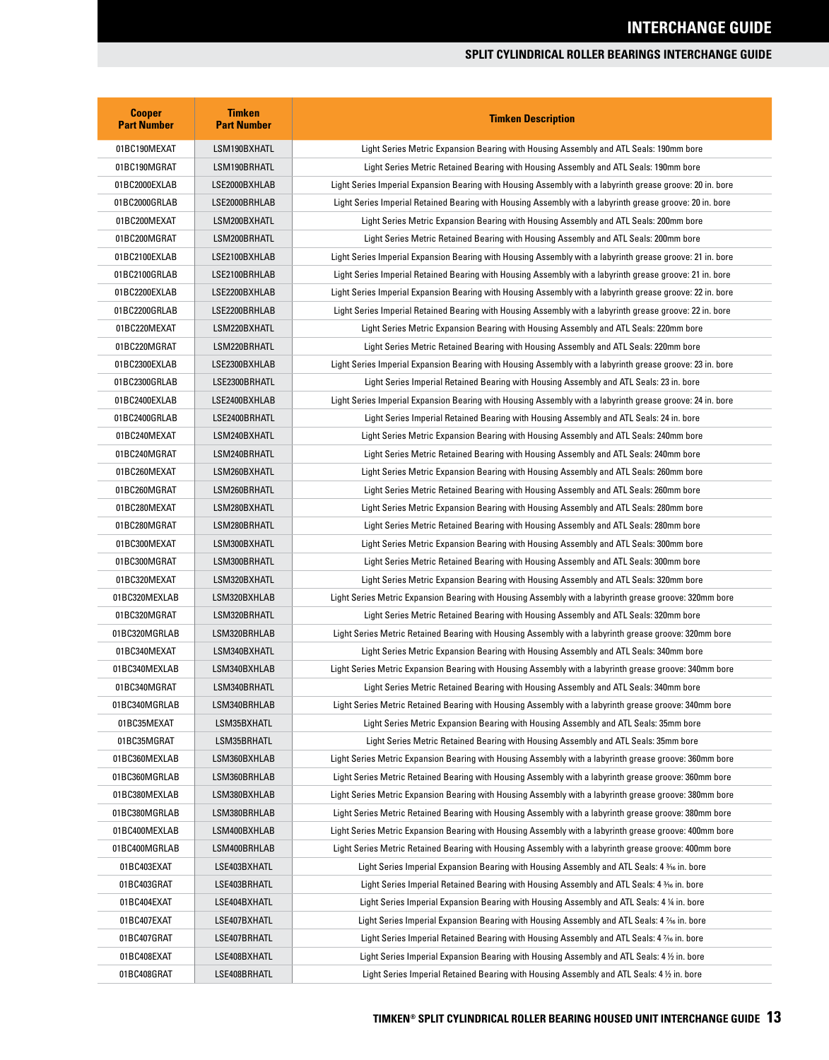# INTERCHANGE GUIDE

## SPLIT CYLINDRICAL ROLLER BEARINGS INTERCHANGE GUIDE

| Cooper Part Number | Timken Part Number | Timken Description |
|---|---|---|
| 01BC190MEXAT | LSM190BXHATL | Light Series Metric Expansion Bearing with Housing Assembly and ATL Seals: 190mm bore |
| 01BC190MGRAT | LSM190BRHATL | Light Series Metric Retained Bearing with Housing Assembly and ATL Seals: 190mm bore |
| 01BC2000EXLAB | LSE2000BXHLAB | Light Series Imperial Expansion Bearing with Housing Assembly with a labyrinth grease groove: 20 in. bore |
| 01BC2000GRLAB | LSE2000BRHLAB | Light Series Imperial Retained Bearing with Housing Assembly with a labyrinth grease groove: 20 in. bore |
| 01BC200MEXAT | LSM200BXHATL | Light Series Metric Expansion Bearing with Housing Assembly and ATL Seals: 200mm bore |
| 01BC200MGRAT | LSM200BRHATL | Light Series Metric Retained Bearing with Housing Assembly and ATL Seals: 200mm bore |
| 01BC2100EXLAB | LSE2100BXHLAB | Light Series Imperial Expansion Bearing with Housing Assembly with a labyrinth grease groove: 21 in. bore |
| 01BC2100GRLAB | LSE2100BRHLAB | Light Series Imperial Retained Bearing with Housing Assembly with a labyrinth grease groove: 21 in. bore |
| 01BC2200EXLAB | LSE2200BXHLAB | Light Series Imperial Expansion Bearing with Housing Assembly with a labyrinth grease groove: 22 in. bore |
| 01BC2200GRLAB | LSE2200BRHLAB | Light Series Imperial Retained Bearing with Housing Assembly with a labyrinth grease groove: 22 in. bore |
| 01BC220MEXAT | LSM220BXHATL | Light Series Metric Expansion Bearing with Housing Assembly and ATL Seals: 220mm bore |
| 01BC220MGRAT | LSM220BRHATL | Light Series Metric Retained Bearing with Housing Assembly and ATL Seals: 220mm bore |
| 01BC2300EXLAB | LSE2300BXHLAB | Light Series Imperial Expansion Bearing with Housing Assembly with a labyrinth grease groove: 23 in. bore |
| 01BC2300GRLAB | LSE2300BRHATL | Light Series Imperial Retained Bearing with Housing Assembly and ATL Seals: 23 in. bore |
| 01BC2400EXLAB | LSE2400BXHLAB | Light Series Imperial Expansion Bearing with Housing Assembly with a labyrinth grease groove: 24 in. bore |
| 01BC2400GRLAB | LSE2400BRHATL | Light Series Imperial Retained Bearing with Housing Assembly and ATL Seals: 24 in. bore |
| 01BC240MEXAT | LSM240BXHATL | Light Series Metric Expansion Bearing with Housing Assembly and ATL Seals: 240mm bore |
| 01BC240MGRAT | LSM240BRHATL | Light Series Metric Retained Bearing with Housing Assembly and ATL Seals: 240mm bore |
| 01BC260MEXAT | LSM260BXHATL | Light Series Metric Expansion Bearing with Housing Assembly and ATL Seals: 260mm bore |
| 01BC260MGRAT | LSM260BRHATL | Light Series Metric Retained Bearing with Housing Assembly and ATL Seals: 260mm bore |
| 01BC280MEXAT | LSM280BXHATL | Light Series Metric Expansion Bearing with Housing Assembly and ATL Seals: 280mm bore |
| 01BC280MGRAT | LSM280BRHATL | Light Series Metric Retained Bearing with Housing Assembly and ATL Seals: 280mm bore |
| 01BC300MEXAT | LSM300BXHATL | Light Series Metric Expansion Bearing with Housing Assembly and ATL Seals: 300mm bore |
| 01BC300MGRAT | LSM300BRHATL | Light Series Metric Retained Bearing with Housing Assembly and ATL Seals: 300mm bore |
| 01BC320MEXAT | LSM320BXHATL | Light Series Metric Expansion Bearing with Housing Assembly and ATL Seals: 320mm bore |
| 01BC320MEXLAB | LSM320BXHLAB | Light Series Metric Expansion Bearing with Housing Assembly with a labyrinth grease groove: 320mm bore |
| 01BC320MGRAT | LSM320BRHATL | Light Series Metric Retained Bearing with Housing Assembly and ATL Seals: 320mm bore |
| 01BC320MGRLAB | LSM320BRHLAB | Light Series Metric Retained Bearing with Housing Assembly with a labyrinth grease groove: 320mm bore |
| 01BC340MEXAT | LSM340BXHATL | Light Series Metric Expansion Bearing with Housing Assembly and ATL Seals: 340mm bore |
| 01BC340MEXLAB | LSM340BXHLAB | Light Series Metric Expansion Bearing with Housing Assembly with a labyrinth grease groove: 340mm bore |
| 01BC340MGRAT | LSM340BRHATL | Light Series Metric Retained Bearing with Housing Assembly and ATL Seals: 340mm bore |
| 01BC340MGRLAB | LSM340BRHLAB | Light Series Metric Retained Bearing with Housing Assembly with a labyrinth grease groove: 340mm bore |
| 01BC35MEXAT | LSM35BXHATL | Light Series Metric Expansion Bearing with Housing Assembly and ATL Seals: 35mm bore |
| 01BC35MGRAT | LSM35BRHATL | Light Series Metric Retained Bearing with Housing Assembly and ATL Seals: 35mm bore |
| 01BC360MEXLAB | LSM360BXHLAB | Light Series Metric Expansion Bearing with Housing Assembly with a labyrinth grease groove: 360mm bore |
| 01BC360MGRLAB | LSM360BRHLAB | Light Series Metric Retained Bearing with Housing Assembly with a labyrinth grease groove: 360mm bore |
| 01BC380MEXLAB | LSM380BXHLAB | Light Series Metric Expansion Bearing with Housing Assembly with a labyrinth grease groove: 380mm bore |
| 01BC380MGRLAB | LSM380BRHLAB | Light Series Metric Retained Bearing with Housing Assembly with a labyrinth grease groove: 380mm bore |
| 01BC400MEXLAB | LSM400BXHLAB | Light Series Metric Expansion Bearing with Housing Assembly with a labyrinth grease groove: 400mm bore |
| 01BC400MGRLAB | LSM400BRHLAB | Light Series Metric Retained Bearing with Housing Assembly with a labyrinth grease groove: 400mm bore |
| 01BC403EXAT | LSE403BXHATL | Light Series Imperial Expansion Bearing with Housing Assembly and ATL Seals: 4 3⁄16 in. bore |
| 01BC403GRAT | LSE403BRHATL | Light Series Imperial Retained Bearing with Housing Assembly and ATL Seals: 4 3⁄16 in. bore |
| 01BC404EXAT | LSE404BXHATL | Light Series Imperial Expansion Bearing with Housing Assembly and ATL Seals: 4 1⁄4 in. bore |
| 01BC407EXAT | LSE407BXHATL | Light Series Imperial Expansion Bearing with Housing Assembly and ATL Seals: 4 7⁄16 in. bore |
| 01BC407GRAT | LSE407BRHATL | Light Series Imperial Retained Bearing with Housing Assembly and ATL Seals: 4 7⁄16 in. bore |
| 01BC408EXAT | LSE408BXHATL | Light Series Imperial Expansion Bearing with Housing Assembly and ATL Seals: 4 1⁄2 in. bore |
| 01BC408GRAT | LSE408BRHATL | Light Series Imperial Retained Bearing with Housing Assembly and ATL Seals: 4 1⁄2 in. bore |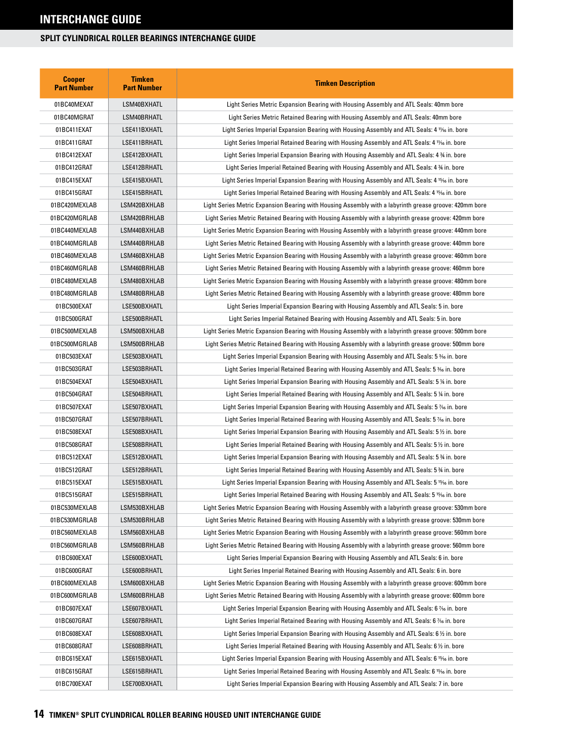# INTERCHANGE GUIDE

## SPLIT CYLINDRICAL ROLLER BEARINGS INTERCHANGE GUIDE

| Cooper Part Number | Timken Part Number | Timken Description |
|---|---|---|
| 01BC40MEXAT | LSM40BXHATL | Light Series Metric Expansion Bearing with Housing Assembly and ATL Seals: 40mm bore |
| 01BC40MGRAT | LSM40BRHATL | Light Series Metric Retained Bearing with Housing Assembly and ATL Seals: 40mm bore |
| 01BC411EXAT | LSE411BXHATL | Light Series Imperial Expansion Bearing with Housing Assembly and ATL Seals: 4 11⁄16 in. bore |
| 01BC411GRAT | LSE411BRHATL | Light Series Imperial Retained Bearing with Housing Assembly and ATL Seals: 4 11⁄16 in. bore |
| 01BC412EXAT | LSE412BXHATL | Light Series Imperial Expansion Bearing with Housing Assembly and ATL Seals: 4 ¾ in. bore |
| 01BC412GRAT | LSE412BRHATL | Light Series Imperial Retained Bearing with Housing Assembly and ATL Seals: 4 ¾ in. bore |
| 01BC415EXAT | LSE415BXHATL | Light Series Imperial Expansion Bearing with Housing Assembly and ATL Seals: 4 15⁄16 in. bore |
| 01BC415GRAT | LSE415BRHATL | Light Series Imperial Retained Bearing with Housing Assembly and ATL Seals: 4 15⁄16 in. bore |
| 01BC420MEXLAB | LSM420BXHLAB | Light Series Metric Expansion Bearing with Housing Assembly with a labyrinth grease groove: 420mm bore |
| 01BC420MGRLAB | LSM420BRHLAB | Light Series Metric Retained Bearing with Housing Assembly with a labyrinth grease groove: 420mm bore |
| 01BC440MEXLAB | LSM440BXHLAB | Light Series Metric Expansion Bearing with Housing Assembly with a labyrinth grease groove: 440mm bore |
| 01BC440MGRLAB | LSM440BRHLAB | Light Series Metric Retained Bearing with Housing Assembly with a labyrinth grease groove: 440mm bore |
| 01BC460MEXLAB | LSM460BXHLAB | Light Series Metric Expansion Bearing with Housing Assembly with a labyrinth grease groove: 460mm bore |
| 01BC460MGRLAB | LSM460BRHLAB | Light Series Metric Retained Bearing with Housing Assembly with a labyrinth grease groove: 460mm bore |
| 01BC480MEXLAB | LSM480BXHLAB | Light Series Metric Expansion Bearing with Housing Assembly with a labyrinth grease groove: 480mm bore |
| 01BC480MGRLAB | LSM480BRHLAB | Light Series Metric Retained Bearing with Housing Assembly with a labyrinth grease groove: 480mm bore |
| 01BC500EXAT | LSE500BXHATL | Light Series Imperial Expansion Bearing with Housing Assembly and ATL Seals: 5 in. bore |
| 01BC500GRAT | LSE500BRHATL | Light Series Imperial Retained Bearing with Housing Assembly and ATL Seals: 5 in. bore |
| 01BC500MEXLAB | LSM500BXHLAB | Light Series Metric Expansion Bearing with Housing Assembly with a labyrinth grease groove: 500mm bore |
| 01BC500MGRLAB | LSM500BRHLAB | Light Series Metric Retained Bearing with Housing Assembly with a labyrinth grease groove: 500mm bore |
| 01BC503EXAT | LSE503BXHATL | Light Series Imperial Expansion Bearing with Housing Assembly and ATL Seals: 5 3⁄16 in. bore |
| 01BC503GRAT | LSE503BRHATL | Light Series Imperial Retained Bearing with Housing Assembly and ATL Seals: 5 3⁄16 in. bore |
| 01BC504EXAT | LSE504BXHATL | Light Series Imperial Expansion Bearing with Housing Assembly and ATL Seals: 5 ¼ in. bore |
| 01BC504GRAT | LSE504BRHATL | Light Series Imperial Retained Bearing with Housing Assembly and ATL Seals: 5 ¼ in. bore |
| 01BC507EXAT | LSE507BXHATL | Light Series Imperial Expansion Bearing with Housing Assembly and ATL Seals: 5 7⁄16 in. bore |
| 01BC507GRAT | LSE507BRHATL | Light Series Imperial Retained Bearing with Housing Assembly and ATL Seals: 5 7⁄16 in. bore |
| 01BC508EXAT | LSE508BXHATL | Light Series Imperial Expansion Bearing with Housing Assembly and ATL Seals: 5 ½ in. bore |
| 01BC508GRAT | LSE508BRHATL | Light Series Imperial Retained Bearing with Housing Assembly and ATL Seals: 5 ½ in. bore |
| 01BC512EXAT | LSE512BXHATL | Light Series Imperial Expansion Bearing with Housing Assembly and ATL Seals: 5 ¾ in. bore |
| 01BC512GRAT | LSE512BRHATL | Light Series Imperial Retained Bearing with Housing Assembly and ATL Seals: 5 ¾ in. bore |
| 01BC515EXAT | LSE515BXHATL | Light Series Imperial Expansion Bearing with Housing Assembly and ATL Seals: 5 15⁄16 in. bore |
| 01BC515GRAT | LSE515BRHATL | Light Series Imperial Retained Bearing with Housing Assembly and ATL Seals: 5 15⁄16 in. bore |
| 01BC530MEXLAB | LSM530BXHLAB | Light Series Metric Expansion Bearing with Housing Assembly with a labyrinth grease groove: 530mm bore |
| 01BC530MGRLAB | LSM530BRHLAB | Light Series Metric Retained Bearing with Housing Assembly with a labyrinth grease groove: 530mm bore |
| 01BC560MEXLAB | LSM560BXHLAB | Light Series Metric Expansion Bearing with Housing Assembly with a labyrinth grease groove: 560mm bore |
| 01BC560MGRLAB | LSM560BRHLAB | Light Series Metric Retained Bearing with Housing Assembly with a labyrinth grease groove: 560mm bore |
| 01BC600EXAT | LSE600BXHATL | Light Series Imperial Expansion Bearing with Housing Assembly and ATL Seals: 6 in. bore |
| 01BC600GRAT | LSE600BRHATL | Light Series Imperial Retained Bearing with Housing Assembly and ATL Seals: 6 in. bore |
| 01BC600MEXLAB | LSM600BXHLAB | Light Series Metric Expansion Bearing with Housing Assembly with a labyrinth grease groove: 600mm bore |
| 01BC600MGRLAB | LSM600BRHLAB | Light Series Metric Retained Bearing with Housing Assembly with a labyrinth grease groove: 600mm bore |
| 01BC607EXAT | LSE607BXHATL | Light Series Imperial Expansion Bearing with Housing Assembly and ATL Seals: 6 7⁄16 in. bore |
| 01BC607GRAT | LSE607BRHATL | Light Series Imperial Retained Bearing with Housing Assembly and ATL Seals: 6 7⁄16 in. bore |
| 01BC608EXAT | LSE608BXHATL | Light Series Imperial Expansion Bearing with Housing Assembly and ATL Seals: 6 ½ in. bore |
| 01BC608GRAT | LSE608BRHATL | Light Series Imperial Retained Bearing with Housing Assembly and ATL Seals: 6 ½ in. bore |
| 01BC615EXAT | LSE615BXHATL | Light Series Imperial Expansion Bearing with Housing Assembly and ATL Seals: 6 15⁄16 in. bore |
| 01BC615GRAT | LSE615BRHATL | Light Series Imperial Retained Bearing with Housing Assembly and ATL Seals: 6 15⁄16 in. bore |
| 01BC700EXAT | LSE700BXHATL | Light Series Imperial Expansion Bearing with Housing Assembly and ATL Seals: 7 in. bore |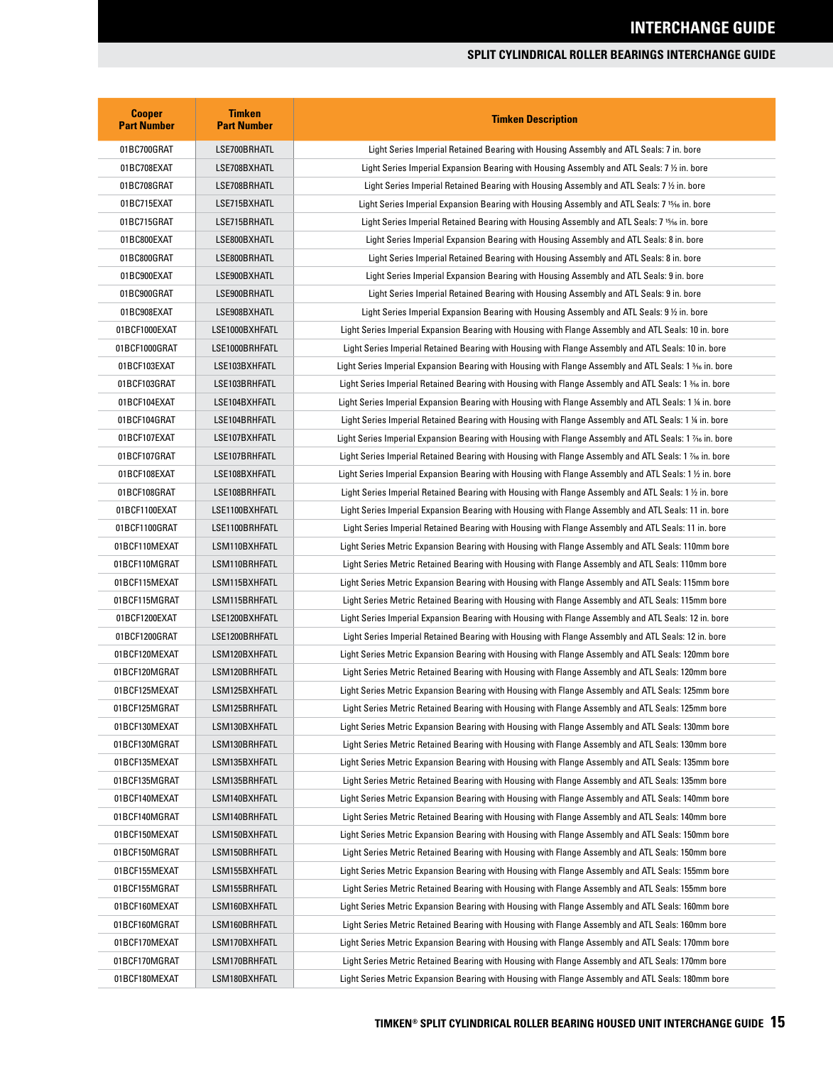## SPLIT CYLINDRICAL ROLLER BEARINGS INTERCHANGE GUIDE

| Cooper Part Number | Timken Part Number | Timken Description |
|---|---|---|
| 01BC700GRAT | LSE700BRHATL | Light Series Imperial Retained Bearing with Housing Assembly and ATL Seals: 7 in. bore |
| 01BC708EXAT | LSE708BXHATL | Light Series Imperial Expansion Bearing with Housing Assembly and ATL Seals: 7 ½ in. bore |
| 01BC708GRAT | LSE708BRHATL | Light Series Imperial Retained Bearing with Housing Assembly and ATL Seals: 7 ½ in. bore |
| 01BC715EXAT | LSE715BXHATL | Light Series Imperial Expansion Bearing with Housing Assembly and ATL Seals: 7 15⁄16 in. bore |
| 01BC715GRAT | LSE715BRHATL | Light Series Imperial Retained Bearing with Housing Assembly and ATL Seals: 7 15⁄16 in. bore |
| 01BC800EXAT | LSE800BXHATL | Light Series Imperial Expansion Bearing with Housing Assembly and ATL Seals: 8 in. bore |
| 01BC800GRAT | LSE800BRHATL | Light Series Imperial Retained Bearing with Housing Assembly and ATL Seals: 8 in. bore |
| 01BC900EXAT | LSE900BXHATL | Light Series Imperial Expansion Bearing with Housing Assembly and ATL Seals: 9 in. bore |
| 01BC900GRAT | LSE900BRHATL | Light Series Imperial Retained Bearing with Housing Assembly and ATL Seals: 9 in. bore |
| 01BC908EXAT | LSE908BXHATL | Light Series Imperial Expansion Bearing with Housing Assembly and ATL Seals: 9 ½ in. bore |
| 01BCF1000EXAT | LSE1000BXHFATL | Light Series Imperial Expansion Bearing with Housing with Flange Assembly and ATL Seals: 10 in. bore |
| 01BCF1000GRAT | LSE1000BRHFATL | Light Series Imperial Retained Bearing with Housing with Flange Assembly and ATL Seals: 10 in. bore |
| 01BCF103EXAT | LSE103BXHFATL | Light Series Imperial Expansion Bearing with Housing with Flange Assembly and ATL Seals: 1 3⁄16 in. bore |
| 01BCF103GRAT | LSE103BRHFATL | Light Series Imperial Retained Bearing with Housing with Flange Assembly and ATL Seals: 1 3⁄16 in. bore |
| 01BCF104EXAT | LSE104BXHFATL | Light Series Imperial Expansion Bearing with Housing with Flange Assembly and ATL Seals: 1 ¼ in. bore |
| 01BCF104GRAT | LSE104BRHFATL | Light Series Imperial Retained Bearing with Housing with Flange Assembly and ATL Seals: 1 ¼ in. bore |
| 01BCF107EXAT | LSE107BXHFATL | Light Series Imperial Expansion Bearing with Housing with Flange Assembly and ATL Seals: 1 7⁄16 in. bore |
| 01BCF107GRAT | LSE107BRHFATL | Light Series Imperial Retained Bearing with Housing with Flange Assembly and ATL Seals: 1 7⁄16 in. bore |
| 01BCF108EXAT | LSE108BXHFATL | Light Series Imperial Expansion Bearing with Housing with Flange Assembly and ATL Seals: 1 ½ in. bore |
| 01BCF108GRAT | LSE108BRHFATL | Light Series Imperial Retained Bearing with Housing with Flange Assembly and ATL Seals: 1 ½ in. bore |
| 01BCF1100EXAT | LSE1100BXHFATL | Light Series Imperial Expansion Bearing with Housing with Flange Assembly and ATL Seals: 11 in. bore |
| 01BCF1100GRAT | LSE1100BRHFATL | Light Series Imperial Retained Bearing with Housing with Flange Assembly and ATL Seals: 11 in. bore |
| 01BCF110MEXAT | LSM110BXHFATL | Light Series Metric Expansion Bearing with Housing with Flange Assembly and ATL Seals: 110mm bore |
| 01BCF110MGRAT | LSM110BRHFATL | Light Series Metric Retained Bearing with Housing with Flange Assembly and ATL Seals: 110mm bore |
| 01BCF115MEXAT | LSM115BXHFATL | Light Series Metric Expansion Bearing with Housing with Flange Assembly and ATL Seals: 115mm bore |
| 01BCF115MGRAT | LSM115BRHFATL | Light Series Metric Retained Bearing with Housing with Flange Assembly and ATL Seals: 115mm bore |
| 01BCF1200EXAT | LSE1200BXHFATL | Light Series Imperial Expansion Bearing with Housing with Flange Assembly and ATL Seals: 12 in. bore |
| 01BCF1200GRAT | LSE1200BRHFATL | Light Series Imperial Retained Bearing with Housing with Flange Assembly and ATL Seals: 12 in. bore |
| 01BCF120MEXAT | LSM120BXHFATL | Light Series Metric Expansion Bearing with Housing with Flange Assembly and ATL Seals: 120mm bore |
| 01BCF120MGRAT | LSM120BRHFATL | Light Series Metric Retained Bearing with Housing with Flange Assembly and ATL Seals: 120mm bore |
| 01BCF125MEXAT | LSM125BXHFATL | Light Series Metric Expansion Bearing with Housing with Flange Assembly and ATL Seals: 125mm bore |
| 01BCF125MGRAT | LSM125BRHFATL | Light Series Metric Retained Bearing with Housing with Flange Assembly and ATL Seals: 125mm bore |
| 01BCF130MEXAT | LSM130BXHFATL | Light Series Metric Expansion Bearing with Housing with Flange Assembly and ATL Seals: 130mm bore |
| 01BCF130MGRAT | LSM130BRHFATL | Light Series Metric Retained Bearing with Housing with Flange Assembly and ATL Seals: 130mm bore |
| 01BCF135MEXAT | LSM135BXHFATL | Light Series Metric Expansion Bearing with Housing with Flange Assembly and ATL Seals: 135mm bore |
| 01BCF135MGRAT | LSM135BRHFATL | Light Series Metric Retained Bearing with Housing with Flange Assembly and ATL Seals: 135mm bore |
| 01BCF140MEXAT | LSM140BXHFATL | Light Series Metric Expansion Bearing with Housing with Flange Assembly and ATL Seals: 140mm bore |
| 01BCF140MGRAT | LSM140BRHFATL | Light Series Metric Retained Bearing with Housing with Flange Assembly and ATL Seals: 140mm bore |
| 01BCF150MEXAT | LSM150BXHFATL | Light Series Metric Expansion Bearing with Housing with Flange Assembly and ATL Seals: 150mm bore |
| 01BCF150MGRAT | LSM150BRHFATL | Light Series Metric Retained Bearing with Housing with Flange Assembly and ATL Seals: 150mm bore |
| 01BCF155MEXAT | LSM155BXHFATL | Light Series Metric Expansion Bearing with Housing with Flange Assembly and ATL Seals: 155mm bore |
| 01BCF155MGRAT | LSM155BRHFATL | Light Series Metric Retained Bearing with Housing with Flange Assembly and ATL Seals: 155mm bore |
| 01BCF160MEXAT | LSM160BXHFATL | Light Series Metric Expansion Bearing with Housing with Flange Assembly and ATL Seals: 160mm bore |
| 01BCF160MGRAT | LSM160BRHFATL | Light Series Metric Retained Bearing with Housing with Flange Assembly and ATL Seals: 160mm bore |
| 01BCF170MEXAT | LSM170BXHFATL | Light Series Metric Expansion Bearing with Housing with Flange Assembly and ATL Seals: 170mm bore |
| 01BCF170MGRAT | LSM170BRHFATL | Light Series Metric Retained Bearing with Housing with Flange Assembly and ATL Seals: 170mm bore |
| 01BCF180MEXAT | LSM180BXHFATL | Light Series Metric Expansion Bearing with Housing with Flange Assembly and ATL Seals: 180mm bore |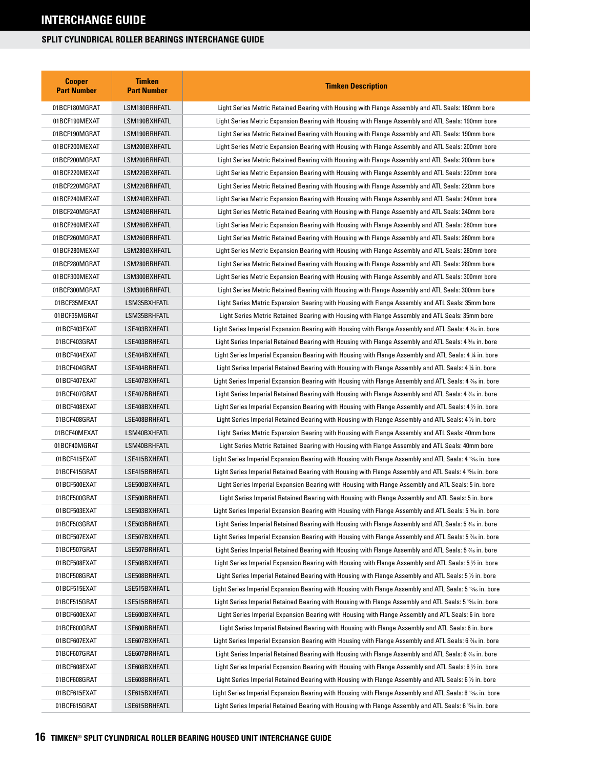# INTERCHANGE GUIDE

## SPLIT CYLINDRICAL ROLLER BEARINGS INTERCHANGE GUIDE

| Cooper Part Number | Timken Part Number | Timken Description |
|---|---|---|
| 01BCF180MGRAT | LSM180BRHFATL | Light Series Metric Retained Bearing with Housing with Flange Assembly and ATL Seals: 180mm bore |
| 01BCF190MEXAT | LSM190BXHFATL | Light Series Metric Expansion Bearing with Housing with Flange Assembly and ATL Seals: 190mm bore |
| 01BCF190MGRAT | LSM190BRHFATL | Light Series Metric Retained Bearing with Housing with Flange Assembly and ATL Seals: 190mm bore |
| 01BCF200MEXAT | LSM200BXHFATL | Light Series Metric Expansion Bearing with Housing with Flange Assembly and ATL Seals: 200mm bore |
| 01BCF200MGRAT | LSM200BRHFATL | Light Series Metric Retained Bearing with Housing with Flange Assembly and ATL Seals: 200mm bore |
| 01BCF220MEXAT | LSM220BXHFATL | Light Series Metric Expansion Bearing with Housing with Flange Assembly and ATL Seals: 220mm bore |
| 01BCF220MGRAT | LSM220BRHFATL | Light Series Metric Retained Bearing with Housing with Flange Assembly and ATL Seals: 220mm bore |
| 01BCF240MEXAT | LSM240BXHFATL | Light Series Metric Expansion Bearing with Housing with Flange Assembly and ATL Seals: 240mm bore |
| 01BCF240MGRAT | LSM240BRHFATL | Light Series Metric Retained Bearing with Housing with Flange Assembly and ATL Seals: 240mm bore |
| 01BCF260MEXAT | LSM260BXHFATL | Light Series Metric Expansion Bearing with Housing with Flange Assembly and ATL Seals: 260mm bore |
| 01BCF260MGRAT | LSM260BRHFATL | Light Series Metric Retained Bearing with Housing with Flange Assembly and ATL Seals: 260mm bore |
| 01BCF280MEXAT | LSM280BXHFATL | Light Series Metric Expansion Bearing with Housing with Flange Assembly and ATL Seals: 280mm bore |
| 01BCF280MGRAT | LSM280BRHFATL | Light Series Metric Retained Bearing with Housing with Flange Assembly and ATL Seals: 280mm bore |
| 01BCF300MEXAT | LSM300BXHFATL | Light Series Metric Expansion Bearing with Housing with Flange Assembly and ATL Seals: 300mm bore |
| 01BCF300MGRAT | LSM300BRHFATL | Light Series Metric Retained Bearing with Housing with Flange Assembly and ATL Seals: 300mm bore |
| 01BCF35MEXAT | LSM35BXHFATL | Light Series Metric Expansion Bearing with Housing with Flange Assembly and ATL Seals: 35mm bore |
| 01BCF35MGRAT | LSM35BRHFATL | Light Series Metric Retained Bearing with Housing with Flange Assembly and ATL Seals: 35mm bore |
| 01BCF403EXAT | LSE403BXHFATL | Light Series Imperial Expansion Bearing with Housing with Flange Assembly and ATL Seals: 4 3⁄16 in. bore |
| 01BCF403GRAT | LSE403BRHFATL | Light Series Imperial Retained Bearing with Housing with Flange Assembly and ATL Seals: 4 3⁄16 in. bore |
| 01BCF404EXAT | LSE404BXHFATL | Light Series Imperial Expansion Bearing with Housing with Flange Assembly and ATL Seals: 4 ¼ in. bore |
| 01BCF404GRAT | LSE404BRHFATL | Light Series Imperial Retained Bearing with Housing with Flange Assembly and ATL Seals: 4 ¼ in. bore |
| 01BCF407EXAT | LSE407BXHFATL | Light Series Imperial Expansion Bearing with Housing with Flange Assembly and ATL Seals: 4 7⁄16 in. bore |
| 01BCF407GRAT | LSE407BRHFATL | Light Series Imperial Retained Bearing with Housing with Flange Assembly and ATL Seals: 4 7⁄16 in. bore |
| 01BCF408EXAT | LSE408BXHFATL | Light Series Imperial Expansion Bearing with Housing with Flange Assembly and ATL Seals: 4 ½ in. bore |
| 01BCF408GRAT | LSE408BRHFATL | Light Series Imperial Retained Bearing with Housing with Flange Assembly and ATL Seals: 4 ½ in. bore |
| 01BCF40MEXAT | LSM40BXHFATL | Light Series Metric Expansion Bearing with Housing with Flange Assembly and ATL Seals: 40mm bore |
| 01BCF40MGRAT | LSM40BRHFATL | Light Series Metric Retained Bearing with Housing with Flange Assembly and ATL Seals: 40mm bore |
| 01BCF415EXAT | LSE415BXHFATL | Light Series Imperial Expansion Bearing with Housing with Flange Assembly and ATL Seals: 4 15⁄16 in. bore |
| 01BCF415GRAT | LSE415BRHFATL | Light Series Imperial Retained Bearing with Housing with Flange Assembly and ATL Seals: 4 15⁄16 in. bore |
| 01BCF500EXAT | LSE500BXHFATL | Light Series Imperial Expansion Bearing with Housing with Flange Assembly and ATL Seals: 5 in. bore |
| 01BCF500GRAT | LSE500BRHFATL | Light Series Imperial Retained Bearing with Housing with Flange Assembly and ATL Seals: 5 in. bore |
| 01BCF503EXAT | LSE503BXHFATL | Light Series Imperial Expansion Bearing with Housing with Flange Assembly and ATL Seals: 5 3⁄16 in. bore |
| 01BCF503GRAT | LSE503BRHFATL | Light Series Imperial Retained Bearing with Housing with Flange Assembly and ATL Seals: 5 3⁄16 in. bore |
| 01BCF507EXAT | LSE507BXHFATL | Light Series Imperial Expansion Bearing with Housing with Flange Assembly and ATL Seals: 5 7⁄16 in. bore |
| 01BCF507GRAT | LSE507BRHFATL | Light Series Imperial Retained Bearing with Housing with Flange Assembly and ATL Seals: 5 7⁄16 in. bore |
| 01BCF508EXAT | LSE508BXHFATL | Light Series Imperial Expansion Bearing with Housing with Flange Assembly and ATL Seals: 5 ½ in. bore |
| 01BCF508GRAT | LSE508BRHFATL | Light Series Imperial Retained Bearing with Housing with Flange Assembly and ATL Seals: 5 ½ in. bore |
| 01BCF515EXAT | LSE515BXHFATL | Light Series Imperial Expansion Bearing with Housing with Flange Assembly and ATL Seals: 5 15⁄16 in. bore |
| 01BCF515GRAT | LSE515BRHFATL | Light Series Imperial Retained Bearing with Housing with Flange Assembly and ATL Seals: 5 15⁄16 in. bore |
| 01BCF600EXAT | LSE600BXHFATL | Light Series Imperial Expansion Bearing with Housing with Flange Assembly and ATL Seals: 6 in. bore |
| 01BCF600GRAT | LSE600BRHFATL | Light Series Imperial Retained Bearing with Housing with Flange Assembly and ATL Seals: 6 in. bore |
| 01BCF607EXAT | LSE607BXHFATL | Light Series Imperial Expansion Bearing with Housing with Flange Assembly and ATL Seals: 6 7⁄16 in. bore |
| 01BCF607GRAT | LSE607BRHFATL | Light Series Imperial Retained Bearing with Housing with Flange Assembly and ATL Seals: 6 7⁄16 in. bore |
| 01BCF608EXAT | LSE608BXHFATL | Light Series Imperial Expansion Bearing with Housing with Flange Assembly and ATL Seals: 6 ½ in. bore |
| 01BCF608GRAT | LSE608BRHFATL | Light Series Imperial Retained Bearing with Housing with Flange Assembly and ATL Seals: 6 ½ in. bore |
| 01BCF615EXAT | LSE615BXHFATL | Light Series Imperial Expansion Bearing with Housing with Flange Assembly and ATL Seals: 6 15⁄16 in. bore |
| 01BCF615GRAT | LSE615BRHFATL | Light Series Imperial Retained Bearing with Housing with Flange Assembly and ATL Seals: 6 15⁄16 in. bore |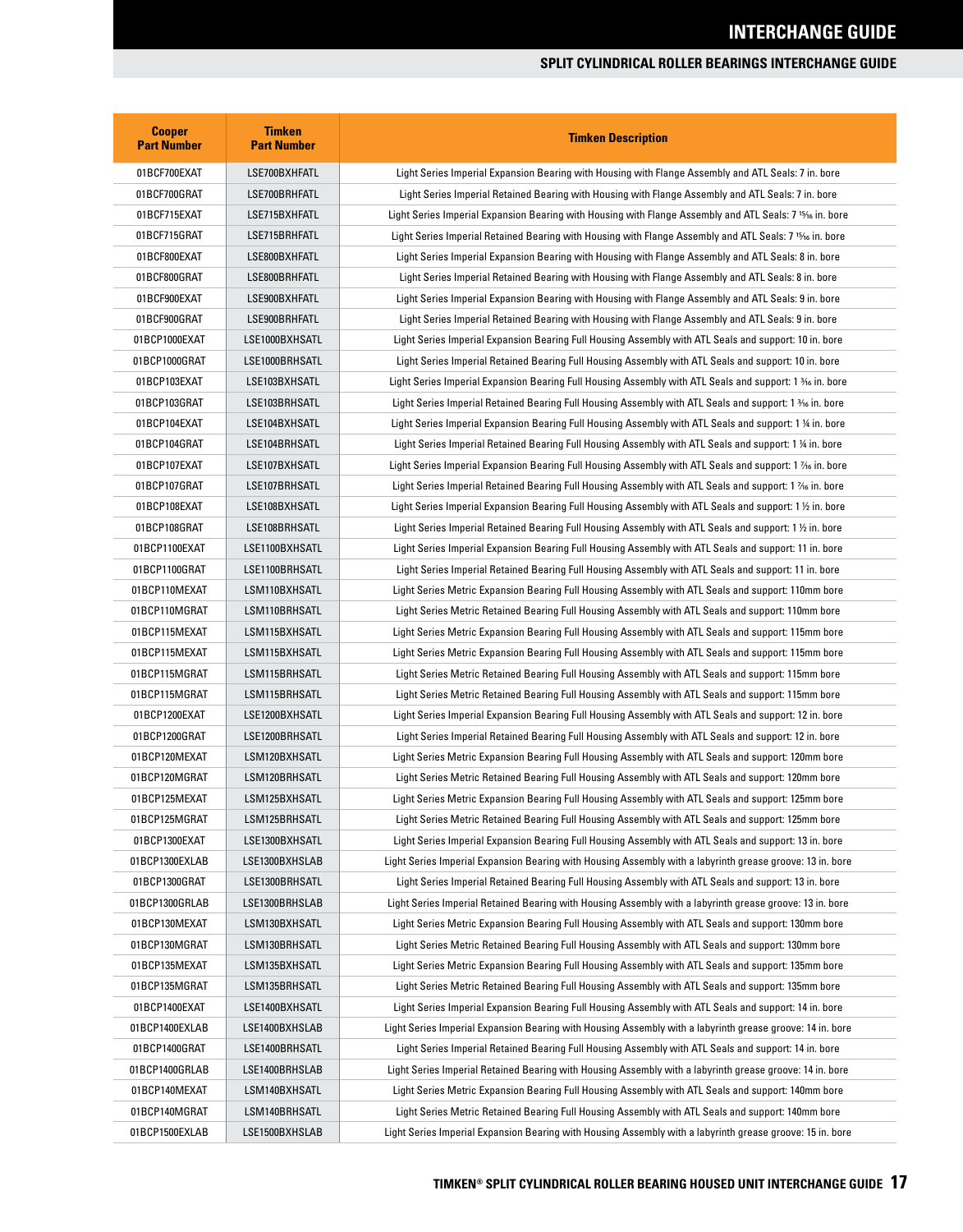# INTERCHANGE GUIDE

## SPLIT CYLINDRICAL ROLLER BEARINGS INTERCHANGE GUIDE

| Cooper Part Number | Timken Part Number | Timken Description |
|---|---|---|
| 01BCF700EXAT | LSE700BXHFATL | Light Series Imperial Expansion Bearing with Housing with Flange Assembly and ATL Seals: 7 in. bore |
| 01BCF700GRAT | LSE700BRHFATL | Light Series Imperial Retained Bearing with Housing with Flange Assembly and ATL Seals: 7 in. bore |
| 01BCF715EXAT | LSE715BXHFATL | Light Series Imperial Expansion Bearing with Housing with Flange Assembly and ATL Seals: 7 15⁄16 in. bore |
| 01BCF715GRAT | LSE715BRHFATL | Light Series Imperial Retained Bearing with Housing with Flange Assembly and ATL Seals: 7 15⁄16 in. bore |
| 01BCF800EXAT | LSE800BXHFATL | Light Series Imperial Expansion Bearing with Housing with Flange Assembly and ATL Seals: 8 in. bore |
| 01BCF800GRAT | LSE800BRHFATL | Light Series Imperial Retained Bearing with Housing with Flange Assembly and ATL Seals: 8 in. bore |
| 01BCF900EXAT | LSE900BXHFATL | Light Series Imperial Expansion Bearing with Housing with Flange Assembly and ATL Seals: 9 in. bore |
| 01BCF900GRAT | LSE900BRHFATL | Light Series Imperial Retained Bearing with Housing with Flange Assembly and ATL Seals: 9 in. bore |
| 01BCP1000EXAT | LSE1000BXHSATL | Light Series Imperial Expansion Bearing Full Housing Assembly with ATL Seals and support: 10 in. bore |
| 01BCP1000GRAT | LSE1000BRHSATL | Light Series Imperial Retained Bearing Full Housing Assembly with ATL Seals and support: 10 in. bore |
| 01BCP103EXAT | LSE103BXHSATL | Light Series Imperial Expansion Bearing Full Housing Assembly with ATL Seals and support: 1 3⁄16 in. bore |
| 01BCP103GRAT | LSE103BRHSATL | Light Series Imperial Retained Bearing Full Housing Assembly with ATL Seals and support: 1 3⁄16 in. bore |
| 01BCP104EXAT | LSE104BXHSATL | Light Series Imperial Expansion Bearing Full Housing Assembly with ATL Seals and support: 1 ¼ in. bore |
| 01BCP104GRAT | LSE104BRHSATL | Light Series Imperial Retained Bearing Full Housing Assembly with ATL Seals and support: 1 ¼ in. bore |
| 01BCP107EXAT | LSE107BXHSATL | Light Series Imperial Expansion Bearing Full Housing Assembly with ATL Seals and support: 1 7⁄16 in. bore |
| 01BCP107GRAT | LSE107BRHSATL | Light Series Imperial Retained Bearing Full Housing Assembly with ATL Seals and support: 1 7⁄16 in. bore |
| 01BCP108EXAT | LSE108BXHSATL | Light Series Imperial Expansion Bearing Full Housing Assembly with ATL Seals and support: 1 ½ in. bore |
| 01BCP108GRAT | LSE108BRHSATL | Light Series Imperial Retained Bearing Full Housing Assembly with ATL Seals and support: 1 ½ in. bore |
| 01BCP1100EXAT | LSE1100BXHSATL | Light Series Imperial Expansion Bearing Full Housing Assembly with ATL Seals and support: 11 in. bore |
| 01BCP1100GRAT | LSE1100BRHSATL | Light Series Imperial Retained Bearing Full Housing Assembly with ATL Seals and support: 11 in. bore |
| 01BCP110MEXAT | LSM110BXHSATL | Light Series Metric Expansion Bearing Full Housing Assembly with ATL Seals and support: 110mm bore |
| 01BCP110MGRAT | LSM110BRHSATL | Light Series Metric Retained Bearing Full Housing Assembly with ATL Seals and support: 110mm bore |
| 01BCP115MEXAT | LSM115BXHSATL | Light Series Metric Expansion Bearing Full Housing Assembly with ATL Seals and support: 115mm bore |
| 01BCP115MEXAT | LSM115BXHSATL | Light Series Metric Expansion Bearing Full Housing Assembly with ATL Seals and support: 115mm bore |
| 01BCP115MGRAT | LSM115BRHSATL | Light Series Metric Retained Bearing Full Housing Assembly with ATL Seals and support: 115mm bore |
| 01BCP115MGRAT | LSM115BRHSATL | Light Series Metric Retained Bearing Full Housing Assembly with ATL Seals and support: 115mm bore |
| 01BCP1200EXAT | LSE1200BXHSATL | Light Series Imperial Expansion Bearing Full Housing Assembly with ATL Seals and support: 12 in. bore |
| 01BCP1200GRAT | LSE1200BRHSATL | Light Series Imperial Retained Bearing Full Housing Assembly with ATL Seals and support: 12 in. bore |
| 01BCP120MEXAT | LSM120BXHSATL | Light Series Metric Expansion Bearing Full Housing Assembly with ATL Seals and support: 120mm bore |
| 01BCP120MGRAT | LSM120BRHSATL | Light Series Metric Retained Bearing Full Housing Assembly with ATL Seals and support: 120mm bore |
| 01BCP125MEXAT | LSM125BXHSATL | Light Series Metric Expansion Bearing Full Housing Assembly with ATL Seals and support: 125mm bore |
| 01BCP125MGRAT | LSM125BRHSATL | Light Series Metric Retained Bearing Full Housing Assembly with ATL Seals and support: 125mm bore |
| 01BCP1300EXAT | LSE1300BXHSATL | Light Series Imperial Expansion Bearing Full Housing Assembly with ATL Seals and support: 13 in. bore |
| 01BCP1300EXLAB | LSE1300BXHSLAB | Light Series Imperial Expansion Bearing with Housing Assembly with a labyrinth grease groove: 13 in. bore |
| 01BCP1300GRAT | LSE1300BRHSATL | Light Series Imperial Retained Bearing Full Housing Assembly with ATL Seals and support: 13 in. bore |
| 01BCP1300GRLAB | LSE1300BRHSLAB | Light Series Imperial Retained Bearing with Housing Assembly with a labyrinth grease groove: 13 in. bore |
| 01BCP130MEXAT | LSM130BXHSATL | Light Series Metric Expansion Bearing Full Housing Assembly with ATL Seals and support: 130mm bore |
| 01BCP130MGRAT | LSM130BRHSATL | Light Series Metric Retained Bearing Full Housing Assembly with ATL Seals and support: 130mm bore |
| 01BCP135MEXAT | LSM135BXHSATL | Light Series Metric Expansion Bearing Full Housing Assembly with ATL Seals and support: 135mm bore |
| 01BCP135MGRAT | LSM135BRHSATL | Light Series Metric Retained Bearing Full Housing Assembly with ATL Seals and support: 135mm bore |
| 01BCP1400EXAT | LSE1400BXHSATL | Light Series Imperial Expansion Bearing Full Housing Assembly with ATL Seals and support: 14 in. bore |
| 01BCP1400EXLAB | LSE1400BXHSLAB | Light Series Imperial Expansion Bearing with Housing Assembly with a labyrinth grease groove: 14 in. bore |
| 01BCP1400GRAT | LSE1400BRHSATL | Light Series Imperial Retained Bearing Full Housing Assembly with ATL Seals and support: 14 in. bore |
| 01BCP1400GRLAB | LSE1400BRHSLAB | Light Series Imperial Retained Bearing with Housing Assembly with a labyrinth grease groove: 14 in. bore |
| 01BCP140MEXAT | LSM140BXHSATL | Light Series Metric Expansion Bearing Full Housing Assembly with ATL Seals and support: 140mm bore |
| 01BCP140MGRAT | LSM140BRHSATL | Light Series Metric Retained Bearing Full Housing Assembly with ATL Seals and support: 140mm bore |
| 01BCP1500EXLAB | LSE1500BXHSLAB | Light Series Imperial Expansion Bearing with Housing Assembly with a labyrinth grease groove: 15 in. bore |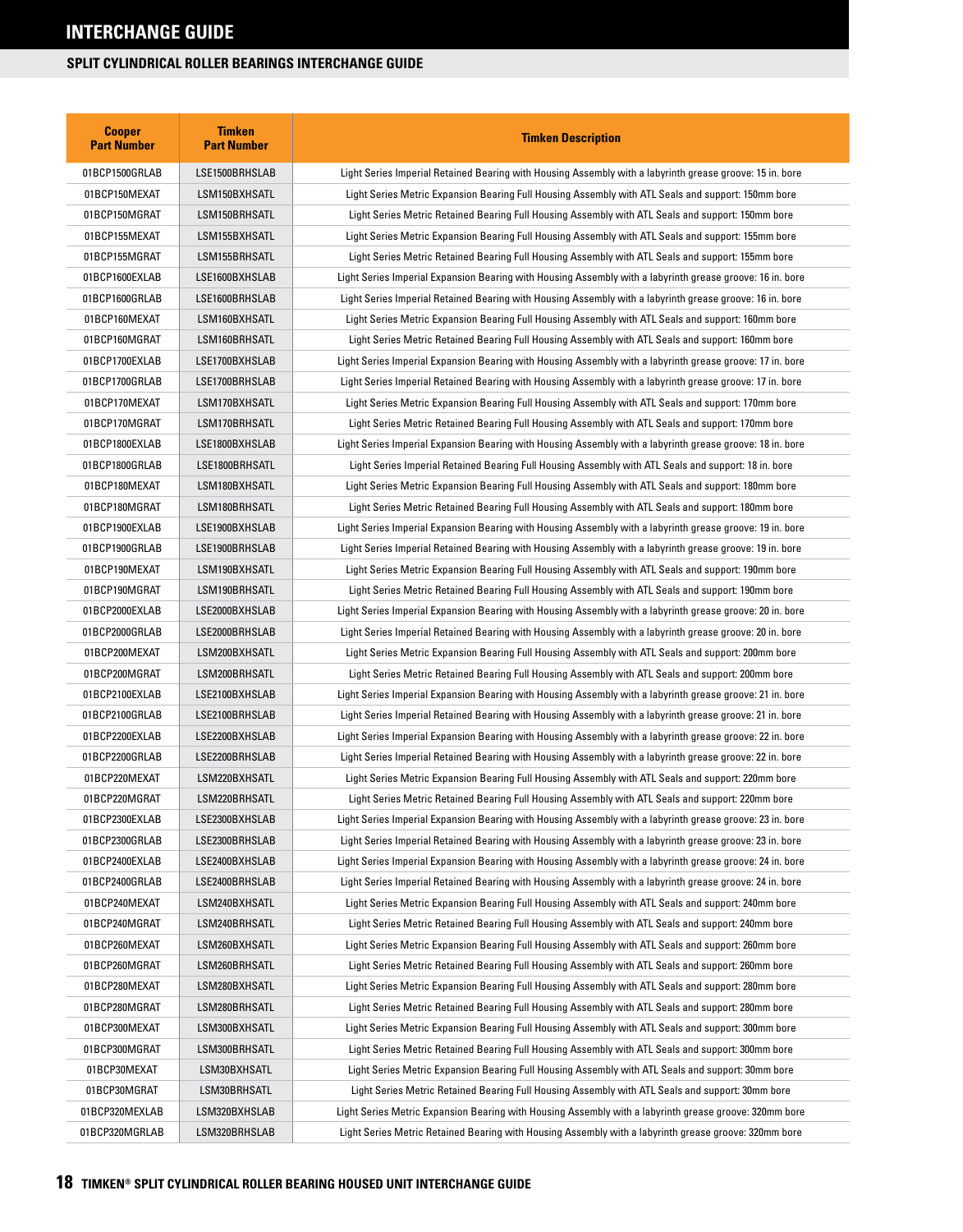# INTERCHANGE GUIDE

## SPLIT CYLINDRICAL ROLLER BEARINGS INTERCHANGE GUIDE

| Cooper Part Number | Timken Part Number | Timken Description |
|---|---|---|
| 01BCP1500GRLAB | LSE1500BRHSLAB | Light Series Imperial Retained Bearing with Housing Assembly with a labyrinth grease groove: 15 in. bore |
| 01BCP150MEXAT | LSM150BXHSATL | Light Series Metric Expansion Bearing Full Housing Assembly with ATL Seals and support: 150mm bore |
| 01BCP150MGRAT | LSM150BRHSATL | Light Series Metric Retained Bearing Full Housing Assembly with ATL Seals and support: 150mm bore |
| 01BCP155MEXAT | LSM155BXHSATL | Light Series Metric Expansion Bearing Full Housing Assembly with ATL Seals and support: 155mm bore |
| 01BCP155MGRAT | LSM155BRHSATL | Light Series Metric Retained Bearing Full Housing Assembly with ATL Seals and support: 155mm bore |
| 01BCP1600EXLAB | LSE1600BXHSLAB | Light Series Imperial Expansion Bearing with Housing Assembly with a labyrinth grease groove: 16 in. bore |
| 01BCP1600GRLAB | LSE1600BRHSLAB | Light Series Imperial Retained Bearing with Housing Assembly with a labyrinth grease groove: 16 in. bore |
| 01BCP160MEXAT | LSM160BXHSATL | Light Series Metric Expansion Bearing Full Housing Assembly with ATL Seals and support: 160mm bore |
| 01BCP160MGRAT | LSM160BRHSATL | Light Series Metric Retained Bearing Full Housing Assembly with ATL Seals and support: 160mm bore |
| 01BCP1700EXLAB | LSE1700BXHSLAB | Light Series Imperial Expansion Bearing with Housing Assembly with a labyrinth grease groove: 17 in. bore |
| 01BCP1700GRLAB | LSE1700BRHSLAB | Light Series Imperial Retained Bearing with Housing Assembly with a labyrinth grease groove: 17 in. bore |
| 01BCP170MEXAT | LSM170BXHSATL | Light Series Metric Expansion Bearing Full Housing Assembly with ATL Seals and support: 170mm bore |
| 01BCP170MGRAT | LSM170BRHSATL | Light Series Metric Retained Bearing Full Housing Assembly with ATL Seals and support: 170mm bore |
| 01BCP1800EXLAB | LSE1800BXHSLAB | Light Series Imperial Expansion Bearing with Housing Assembly with a labyrinth grease groove: 18 in. bore |
| 01BCP1800GRLAB | LSE1800BRHSATL | Light Series Imperial Retained Bearing Full Housing Assembly with ATL Seals and support: 18 in. bore |
| 01BCP180MEXAT | LSM180BXHSATL | Light Series Metric Expansion Bearing Full Housing Assembly with ATL Seals and support: 180mm bore |
| 01BCP180MGRAT | LSM180BRHSATL | Light Series Metric Retained Bearing Full Housing Assembly with ATL Seals and support: 180mm bore |
| 01BCP1900EXLAB | LSE1900BXHSLAB | Light Series Imperial Expansion Bearing with Housing Assembly with a labyrinth grease groove: 19 in. bore |
| 01BCP1900GRLAB | LSE1900BRHSLAB | Light Series Imperial Retained Bearing with Housing Assembly with a labyrinth grease groove: 19 in. bore |
| 01BCP190MEXAT | LSM190BXHSATL | Light Series Metric Expansion Bearing Full Housing Assembly with ATL Seals and support: 190mm bore |
| 01BCP190MGRAT | LSM190BRHSATL | Light Series Metric Retained Bearing Full Housing Assembly with ATL Seals and support: 190mm bore |
| 01BCP2000EXLAB | LSE2000BXHSLAB | Light Series Imperial Expansion Bearing with Housing Assembly with a labyrinth grease groove: 20 in. bore |
| 01BCP2000GRLAB | LSE2000BRHSLAB | Light Series Imperial Retained Bearing with Housing Assembly with a labyrinth grease groove: 20 in. bore |
| 01BCP200MEXAT | LSM200BXHSATL | Light Series Metric Expansion Bearing Full Housing Assembly with ATL Seals and support: 200mm bore |
| 01BCP200MGRAT | LSM200BRHSATL | Light Series Metric Retained Bearing Full Housing Assembly with ATL Seals and support: 200mm bore |
| 01BCP2100EXLAB | LSE2100BXHSLAB | Light Series Imperial Expansion Bearing with Housing Assembly with a labyrinth grease groove: 21 in. bore |
| 01BCP2100GRLAB | LSE2100BRHSLAB | Light Series Imperial Retained Bearing with Housing Assembly with a labyrinth grease groove: 21 in. bore |
| 01BCP2200EXLAB | LSE2200BXHSLAB | Light Series Imperial Expansion Bearing with Housing Assembly with a labyrinth grease groove: 22 in. bore |
| 01BCP2200GRLAB | LSE2200BRHSLAB | Light Series Imperial Retained Bearing with Housing Assembly with a labyrinth grease groove: 22 in. bore |
| 01BCP220MEXAT | LSM220BXHSATL | Light Series Metric Expansion Bearing Full Housing Assembly with ATL Seals and support: 220mm bore |
| 01BCP220MGRAT | LSM220BRHSATL | Light Series Metric Retained Bearing Full Housing Assembly with ATL Seals and support: 220mm bore |
| 01BCP2300EXLAB | LSE2300BXHSLAB | Light Series Imperial Expansion Bearing with Housing Assembly with a labyrinth grease groove: 23 in. bore |
| 01BCP2300GRLAB | LSE2300BRHSLAB | Light Series Imperial Retained Bearing with Housing Assembly with a labyrinth grease groove: 23 in. bore |
| 01BCP2400EXLAB | LSE2400BXHSLAB | Light Series Imperial Expansion Bearing with Housing Assembly with a labyrinth grease groove: 24 in. bore |
| 01BCP2400GRLAB | LSE2400BRHSLAB | Light Series Imperial Retained Bearing with Housing Assembly with a labyrinth grease groove: 24 in. bore |
| 01BCP240MEXAT | LSM240BXHSATL | Light Series Metric Expansion Bearing Full Housing Assembly with ATL Seals and support: 240mm bore |
| 01BCP240MGRAT | LSM240BRHSATL | Light Series Metric Retained Bearing Full Housing Assembly with ATL Seals and support: 240mm bore |
| 01BCP260MEXAT | LSM260BXHSATL | Light Series Metric Expansion Bearing Full Housing Assembly with ATL Seals and support: 260mm bore |
| 01BCP260MGRAT | LSM260BRHSATL | Light Series Metric Retained Bearing Full Housing Assembly with ATL Seals and support: 260mm bore |
| 01BCP280MEXAT | LSM280BXHSATL | Light Series Metric Expansion Bearing Full Housing Assembly with ATL Seals and support: 280mm bore |
| 01BCP280MGRAT | LSM280BRHSATL | Light Series Metric Retained Bearing Full Housing Assembly with ATL Seals and support: 280mm bore |
| 01BCP300MEXAT | LSM300BXHSATL | Light Series Metric Expansion Bearing Full Housing Assembly with ATL Seals and support: 300mm bore |
| 01BCP300MGRAT | LSM300BRHSATL | Light Series Metric Retained Bearing Full Housing Assembly with ATL Seals and support: 300mm bore |
| 01BCP30MEXAT | LSM30BXHSATL | Light Series Metric Expansion Bearing Full Housing Assembly with ATL Seals and support: 30mm bore |
| 01BCP30MGRAT | LSM30BRHSATL | Light Series Metric Retained Bearing Full Housing Assembly with ATL Seals and support: 30mm bore |
| 01BCP320MEXLAB | LSM320BXHSLAB | Light Series Metric Expansion Bearing with Housing Assembly with a labyrinth grease groove: 320mm bore |
| 01BCP320MGRLAB | LSM320BRHSLAB | Light Series Metric Retained Bearing with Housing Assembly with a labyrinth grease groove: 320mm bore |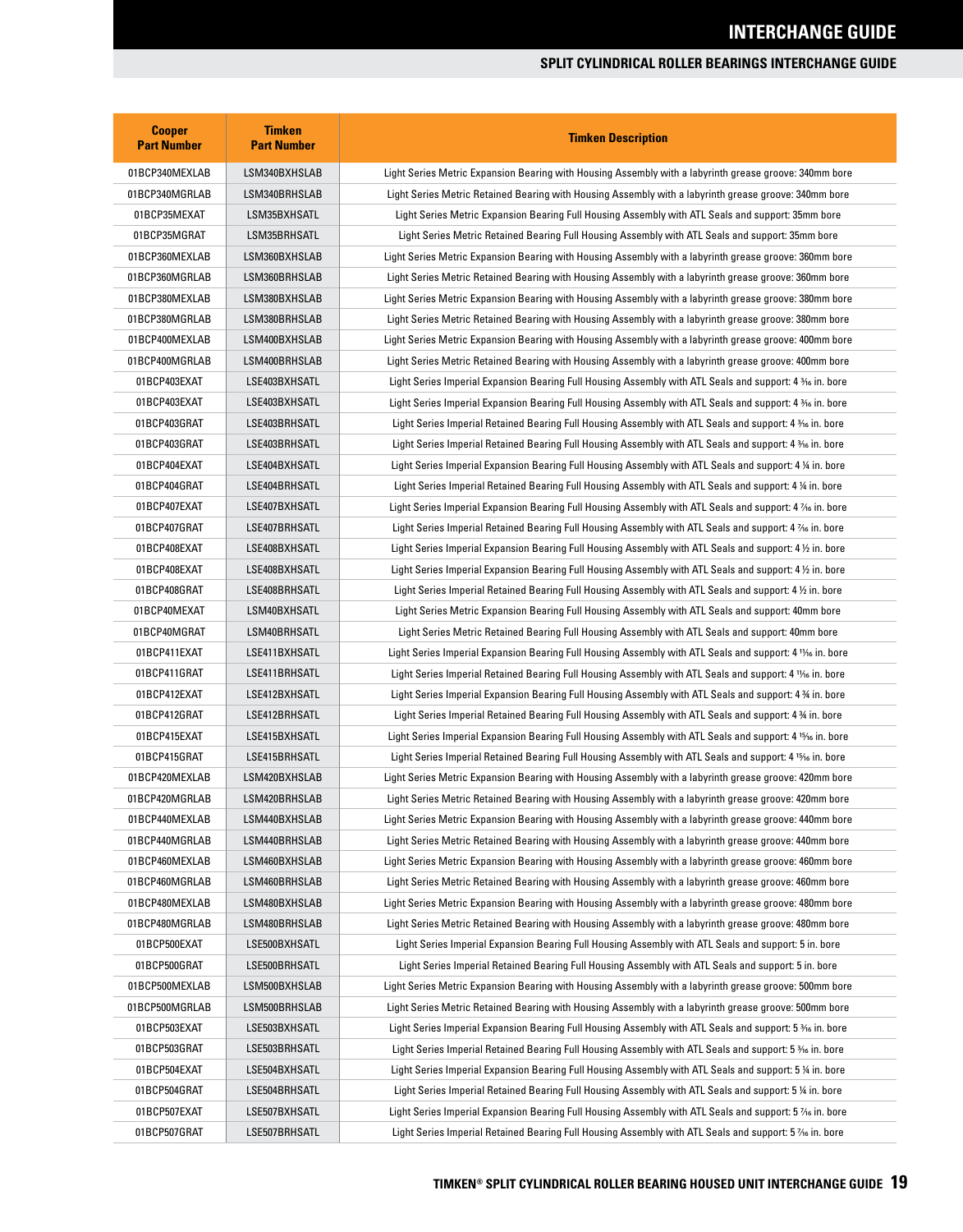## SPLIT CYLINDRICAL ROLLER BEARINGS INTERCHANGE GUIDE

| Cooper Part Number | Timken Part Number | Timken Description |
|---|---|---|
| 01BCP340MEXLAB | LSM340BXHSLAB | Light Series Metric Expansion Bearing with Housing Assembly with a labyrinth grease groove: 340mm bore |
| 01BCP340MGRLAB | LSM340BRHSLAB | Light Series Metric Retained Bearing with Housing Assembly with a labyrinth grease groove: 340mm bore |
| 01BCP35MEXAT | LSM35BXHSATL | Light Series Metric Expansion Bearing Full Housing Assembly with ATL Seals and support: 35mm bore |
| 01BCP35MGRAT | LSM35BRHSATL | Light Series Metric Retained Bearing Full Housing Assembly with ATL Seals and support: 35mm bore |
| 01BCP360MEXLAB | LSM360BXHSLAB | Light Series Metric Expansion Bearing with Housing Assembly with a labyrinth grease groove: 360mm bore |
| 01BCP360MGRLAB | LSM360BRHSLAB | Light Series Metric Retained Bearing with Housing Assembly with a labyrinth grease groove: 360mm bore |
| 01BCP380MEXLAB | LSM380BXHSLAB | Light Series Metric Expansion Bearing with Housing Assembly with a labyrinth grease groove: 380mm bore |
| 01BCP380MGRLAB | LSM380BRHSLAB | Light Series Metric Retained Bearing with Housing Assembly with a labyrinth grease groove: 380mm bore |
| 01BCP400MEXLAB | LSM400BXHSLAB | Light Series Metric Expansion Bearing with Housing Assembly with a labyrinth grease groove: 400mm bore |
| 01BCP400MGRLAB | LSM400BRHSLAB | Light Series Metric Retained Bearing with Housing Assembly with a labyrinth grease groove: 400mm bore |
| 01BCP403EXAT | LSE403BXHSATL | Light Series Imperial Expansion Bearing Full Housing Assembly with ATL Seals and support: 4 3⁄16 in. bore |
| 01BCP403EXAT | LSE403BXHSATL | Light Series Imperial Expansion Bearing Full Housing Assembly with ATL Seals and support: 4 3⁄16 in. bore |
| 01BCP403GRAT | LSE403BRHSATL | Light Series Imperial Retained Bearing Full Housing Assembly with ATL Seals and support: 4 3⁄16 in. bore |
| 01BCP403GRAT | LSE403BRHSATL | Light Series Imperial Retained Bearing Full Housing Assembly with ATL Seals and support: 4 3⁄16 in. bore |
| 01BCP404EXAT | LSE404BXHSATL | Light Series Imperial Expansion Bearing Full Housing Assembly with ATL Seals and support: 4 ¼ in. bore |
| 01BCP404GRAT | LSE404BRHSATL | Light Series Imperial Retained Bearing Full Housing Assembly with ATL Seals and support: 4 ¼ in. bore |
| 01BCP407EXAT | LSE407BXHSATL | Light Series Imperial Expansion Bearing Full Housing Assembly with ATL Seals and support: 4 7⁄16 in. bore |
| 01BCP407GRAT | LSE407BRHSATL | Light Series Imperial Retained Bearing Full Housing Assembly with ATL Seals and support: 4 7⁄16 in. bore |
| 01BCP408EXAT | LSE408BXHSATL | Light Series Imperial Expansion Bearing Full Housing Assembly with ATL Seals and support: 4 ½ in. bore |
| 01BCP408EXAT | LSE408BXHSATL | Light Series Imperial Expansion Bearing Full Housing Assembly with ATL Seals and support: 4 ½ in. bore |
| 01BCP408GRAT | LSE408BRHSATL | Light Series Imperial Retained Bearing Full Housing Assembly with ATL Seals and support: 4 ½ in. bore |
| 01BCP40MEXAT | LSM40BXHSATL | Light Series Metric Expansion Bearing Full Housing Assembly with ATL Seals and support: 40mm bore |
| 01BCP40MGRAT | LSM40BRHSATL | Light Series Metric Retained Bearing Full Housing Assembly with ATL Seals and support: 40mm bore |
| 01BCP411EXAT | LSE411BXHSATL | Light Series Imperial Expansion Bearing Full Housing Assembly with ATL Seals and support: 4 11⁄16 in. bore |
| 01BCP411GRAT | LSE411BRHSATL | Light Series Imperial Retained Bearing Full Housing Assembly with ATL Seals and support: 4 11⁄16 in. bore |
| 01BCP412EXAT | LSE412BXHSATL | Light Series Imperial Expansion Bearing Full Housing Assembly with ATL Seals and support: 4 ¾ in. bore |
| 01BCP412GRAT | LSE412BRHSATL | Light Series Imperial Retained Bearing Full Housing Assembly with ATL Seals and support: 4 ¾ in. bore |
| 01BCP415EXAT | LSE415BXHSATL | Light Series Imperial Expansion Bearing Full Housing Assembly with ATL Seals and support: 4 15⁄16 in. bore |
| 01BCP415GRAT | LSE415BRHSATL | Light Series Imperial Retained Bearing Full Housing Assembly with ATL Seals and support: 4 15⁄16 in. bore |
| 01BCP420MEXLAB | LSM420BXHSLAB | Light Series Metric Expansion Bearing with Housing Assembly with a labyrinth grease groove: 420mm bore |
| 01BCP420MGRLAB | LSM420BRHSLAB | Light Series Metric Retained Bearing with Housing Assembly with a labyrinth grease groove: 420mm bore |
| 01BCP440MEXLAB | LSM440BXHSLAB | Light Series Metric Expansion Bearing with Housing Assembly with a labyrinth grease groove: 440mm bore |
| 01BCP440MGRLAB | LSM440BRHSLAB | Light Series Metric Retained Bearing with Housing Assembly with a labyrinth grease groove: 440mm bore |
| 01BCP460MEXLAB | LSM460BXHSLAB | Light Series Metric Expansion Bearing with Housing Assembly with a labyrinth grease groove: 460mm bore |
| 01BCP460MGRLAB | LSM460BRHSLAB | Light Series Metric Retained Bearing with Housing Assembly with a labyrinth grease groove: 460mm bore |
| 01BCP480MEXLAB | LSM480BXHSLAB | Light Series Metric Expansion Bearing with Housing Assembly with a labyrinth grease groove: 480mm bore |
| 01BCP480MGRLAB | LSM480BRHSLAB | Light Series Metric Retained Bearing with Housing Assembly with a labyrinth grease groove: 480mm bore |
| 01BCP500EXAT | LSE500BXHSATL | Light Series Imperial Expansion Bearing Full Housing Assembly with ATL Seals and support: 5 in. bore |
| 01BCP500GRAT | LSE500BRHSATL | Light Series Imperial Retained Bearing Full Housing Assembly with ATL Seals and support: 5 in. bore |
| 01BCP500MEXLAB | LSM500BXHSLAB | Light Series Metric Expansion Bearing with Housing Assembly with a labyrinth grease groove: 500mm bore |
| 01BCP500MGRLAB | LSM500BRHSLAB | Light Series Metric Retained Bearing with Housing Assembly with a labyrinth grease groove: 500mm bore |
| 01BCP503EXAT | LSE503BXHSATL | Light Series Imperial Expansion Bearing Full Housing Assembly with ATL Seals and support: 5 3⁄16 in. bore |
| 01BCP503GRAT | LSE503BRHSATL | Light Series Imperial Retained Bearing Full Housing Assembly with ATL Seals and support: 5 3⁄16 in. bore |
| 01BCP504EXAT | LSE504BXHSATL | Light Series Imperial Expansion Bearing Full Housing Assembly with ATL Seals and support: 5 ¼ in. bore |
| 01BCP504GRAT | LSE504BRHSATL | Light Series Imperial Retained Bearing Full Housing Assembly with ATL Seals and support: 5 ¼ in. bore |
| 01BCP507EXAT | LSE507BXHSATL | Light Series Imperial Expansion Bearing Full Housing Assembly with ATL Seals and support: 5 7⁄16 in. bore |
| 01BCP507GRAT | LSE507BRHSATL | Light Series Imperial Retained Bearing Full Housing Assembly with ATL Seals and support: 5 7⁄16 in. bore |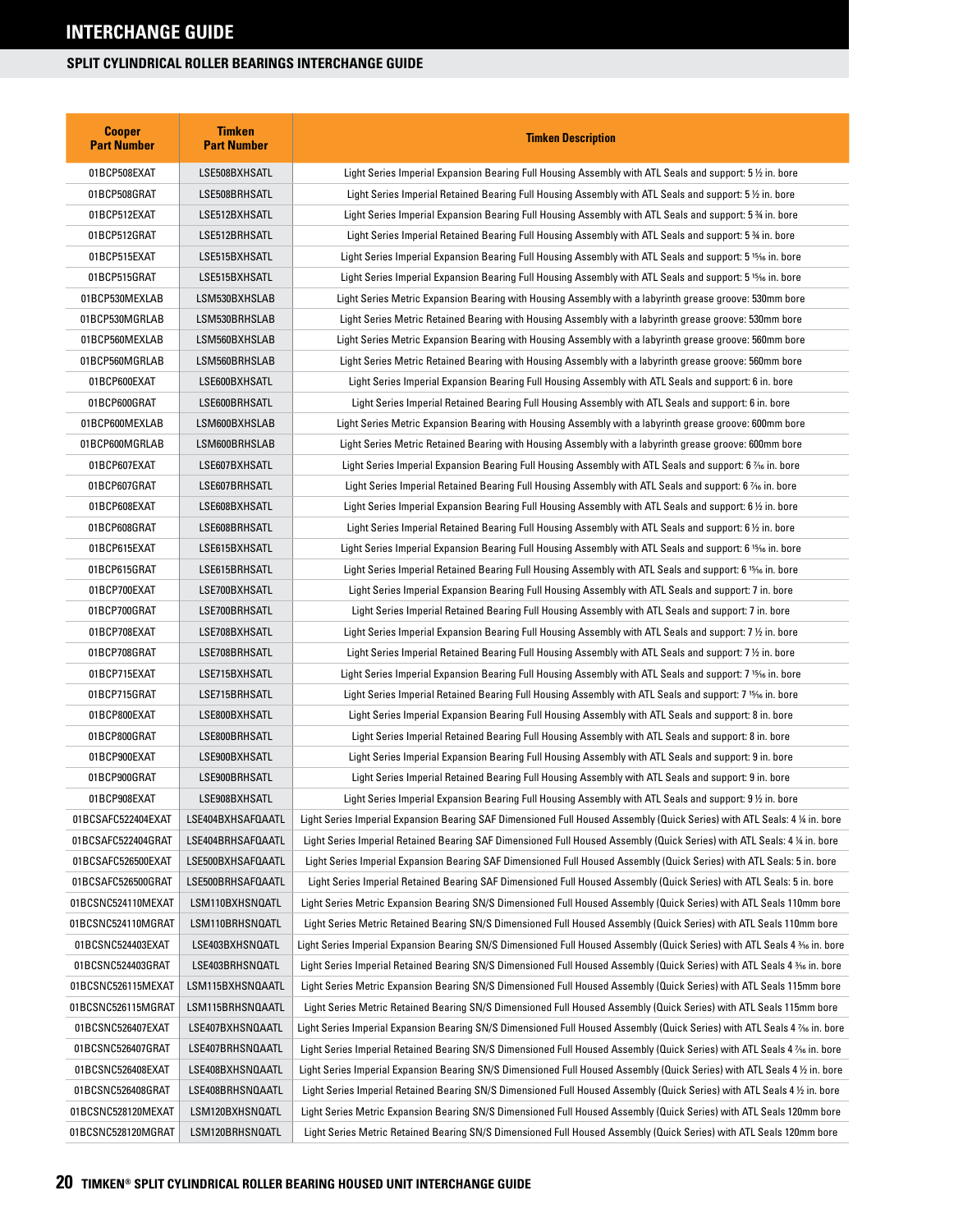# INTERCHANGE GUIDE

## SPLIT CYLINDRICAL ROLLER BEARINGS INTERCHANGE GUIDE

| Cooper Part Number | Timken Part Number | Timken Description |
|---|---|---|
| 01BCP508EXAT | LSE508BXHSATL | Light Series Imperial Expansion Bearing Full Housing Assembly with ATL Seals and support: 5 ½ in. bore |
| 01BCP508GRAT | LSE508BRHSATL | Light Series Imperial Retained Bearing Full Housing Assembly with ATL Seals and support: 5 ½ in. bore |
| 01BCP512EXAT | LSE512BXHSATL | Light Series Imperial Expansion Bearing Full Housing Assembly with ATL Seals and support: 5 ¾ in. bore |
| 01BCP512GRAT | LSE512BRHSATL | Light Series Imperial Retained Bearing Full Housing Assembly with ATL Seals and support: 5 ¾ in. bore |
| 01BCP515EXAT | LSE515BXHSATL | Light Series Imperial Expansion Bearing Full Housing Assembly with ATL Seals and support: 5 15⁄16 in. bore |
| 01BCP515GRAT | LSE515BXHSATL | Light Series Imperial Expansion Bearing Full Housing Assembly with ATL Seals and support: 5 15⁄16 in. bore |
| 01BCP530MEXLAB | LSM530BXHSLAB | Light Series Metric Expansion Bearing with Housing Assembly with a labyrinth grease groove: 530mm bore |
| 01BCP530MGRLAB | LSM530BRHSLAB | Light Series Metric Retained Bearing with Housing Assembly with a labyrinth grease groove: 530mm bore |
| 01BCP560MEXLAB | LSM560BXHSLAB | Light Series Metric Expansion Bearing with Housing Assembly with a labyrinth grease groove: 560mm bore |
| 01BCP560MGRLAB | LSM560BRHSLAB | Light Series Metric Retained Bearing with Housing Assembly with a labyrinth grease groove: 560mm bore |
| 01BCP600EXAT | LSE600BXHSATL | Light Series Imperial Expansion Bearing Full Housing Assembly with ATL Seals and support: 6 in. bore |
| 01BCP600GRAT | LSE600BRHSATL | Light Series Imperial Retained Bearing Full Housing Assembly with ATL Seals and support: 6 in. bore |
| 01BCP600MEXLAB | LSM600BXHSLAB | Light Series Metric Expansion Bearing with Housing Assembly with a labyrinth grease groove: 600mm bore |
| 01BCP600MGRLAB | LSM600BRHSLAB | Light Series Metric Retained Bearing with Housing Assembly with a labyrinth grease groove: 600mm bore |
| 01BCP607EXAT | LSE607BXHSATL | Light Series Imperial Expansion Bearing Full Housing Assembly with ATL Seals and support: 6 7⁄16 in. bore |
| 01BCP607GRAT | LSE607BRHSATL | Light Series Imperial Retained Bearing Full Housing Assembly with ATL Seals and support: 6 7⁄16 in. bore |
| 01BCP608EXAT | LSE608BXHSATL | Light Series Imperial Expansion Bearing Full Housing Assembly with ATL Seals and support: 6 ½ in. bore |
| 01BCP608GRAT | LSE608BRHSATL | Light Series Imperial Retained Bearing Full Housing Assembly with ATL Seals and support: 6 ½ in. bore |
| 01BCP615EXAT | LSE615BXHSATL | Light Series Imperial Expansion Bearing Full Housing Assembly with ATL Seals and support: 6 15⁄16 in. bore |
| 01BCP615GRAT | LSE615BRHSATL | Light Series Imperial Retained Bearing Full Housing Assembly with ATL Seals and support: 6 15⁄16 in. bore |
| 01BCP700EXAT | LSE700BXHSATL | Light Series Imperial Expansion Bearing Full Housing Assembly with ATL Seals and support: 7 in. bore |
| 01BCP700GRAT | LSE700BRHSATL | Light Series Imperial Retained Bearing Full Housing Assembly with ATL Seals and support: 7 in. bore |
| 01BCP708EXAT | LSE708BXHSATL | Light Series Imperial Expansion Bearing Full Housing Assembly with ATL Seals and support: 7 ½ in. bore |
| 01BCP708GRAT | LSE708BRHSATL | Light Series Imperial Retained Bearing Full Housing Assembly with ATL Seals and support: 7 ½ in. bore |
| 01BCP715EXAT | LSE715BXHSATL | Light Series Imperial Expansion Bearing Full Housing Assembly with ATL Seals and support: 7 15⁄16 in. bore |
| 01BCP715GRAT | LSE715BRHSATL | Light Series Imperial Retained Bearing Full Housing Assembly with ATL Seals and support: 7 15⁄16 in. bore |
| 01BCP800EXAT | LSE800BXHSATL | Light Series Imperial Expansion Bearing Full Housing Assembly with ATL Seals and support: 8 in. bore |
| 01BCP800GRAT | LSE800BRHSATL | Light Series Imperial Retained Bearing Full Housing Assembly with ATL Seals and support: 8 in. bore |
| 01BCP900EXAT | LSE900BXHSATL | Light Series Imperial Expansion Bearing Full Housing Assembly with ATL Seals and support: 9 in. bore |
| 01BCP900GRAT | LSE900BRHSATL | Light Series Imperial Retained Bearing Full Housing Assembly with ATL Seals and support: 9 in. bore |
| 01BCP908EXAT | LSE908BXHSATL | Light Series Imperial Expansion Bearing Full Housing Assembly with ATL Seals and support: 9 ½ in. bore |
| 01BCSAFC522404EXAT | LSE404BXHSAFQAATL | Light Series Imperial Expansion Bearing SAF Dimensioned Full Housed Assembly (Quick Series) with ATL Seals: 4 ¼ in. bore |
| 01BCSAFC522404GRAT | LSE404BRHSAFQAATL | Light Series Imperial Retained Bearing SAF Dimensioned Full Housed Assembly (Quick Series) with ATL Seals: 4 ¼ in. bore |
| 01BCSAFC526500EXAT | LSE500BXHSAFQAATL | Light Series Imperial Expansion Bearing SAF Dimensioned Full Housed Assembly (Quick Series) with ATL Seals: 5 in. bore |
| 01BCSAFC526500GRAT | LSE500BRHSAFQAATL | Light Series Imperial Retained Bearing SAF Dimensioned Full Housed Assembly (Quick Series) with ATL Seals: 5 in. bore |
| 01BCSNC524110MEXAT | LSM110BXHSNQATL | Light Series Metric Expansion Bearing SN/S Dimensioned Full Housed Assembly (Quick Series) with ATL Seals 110mm bore |
| 01BCSNC524110MGRAT | LSM110BRHSNQATL | Light Series Metric Retained Bearing SN/S Dimensioned Full Housed Assembly (Quick Series) with ATL Seals 110mm bore |
| 01BCSNC524403EXAT | LSE403BXHSNQATL | Light Series Imperial Expansion Bearing SN/S Dimensioned Full Housed Assembly (Quick Series) with ATL Seals 4 3⁄16 in. bore |
| 01BCSNC524403GRAT | LSE403BRHSNQATL | Light Series Imperial Retained Bearing SN/S Dimensioned Full Housed Assembly (Quick Series) with ATL Seals 4 3⁄16 in. bore |
| 01BCSNC526115MEXAT | LSM115BXHSNQAATL | Light Series Metric Expansion Bearing SN/S Dimensioned Full Housed Assembly (Quick Series) with ATL Seals 115mm bore |
| 01BCSNC526115MGRAT | LSM115BRHSNQAATL | Light Series Metric Retained Bearing SN/S Dimensioned Full Housed Assembly (Quick Series) with ATL Seals 115mm bore |
| 01BCSNC526407EXAT | LSE407BXHSNQAATL | Light Series Imperial Expansion Bearing SN/S Dimensioned Full Housed Assembly (Quick Series) with ATL Seals 4 7⁄16 in. bore |
| 01BCSNC526407GRAT | LSE407BRHSNQAATL | Light Series Imperial Retained Bearing SN/S Dimensioned Full Housed Assembly (Quick Series) with ATL Seals 4 7⁄16 in. bore |
| 01BCSNC526408EXAT | LSE408BXHSNQAATL | Light Series Imperial Expansion Bearing SN/S Dimensioned Full Housed Assembly (Quick Series) with ATL Seals 4 ½ in. bore |
| 01BCSNC526408GRAT | LSE408BRHSNQAATL | Light Series Imperial Retained Bearing SN/S Dimensioned Full Housed Assembly (Quick Series) with ATL Seals 4 ½ in. bore |
| 01BCSNC528120MEXAT | LSM120BXHSNQATL | Light Series Metric Expansion Bearing SN/S Dimensioned Full Housed Assembly (Quick Series) with ATL Seals 120mm bore |
| 01BCSNC528120MGRAT | LSM120BRHSNQATL | Light Series Metric Retained Bearing SN/S Dimensioned Full Housed Assembly (Quick Series) with ATL Seals 120mm bore |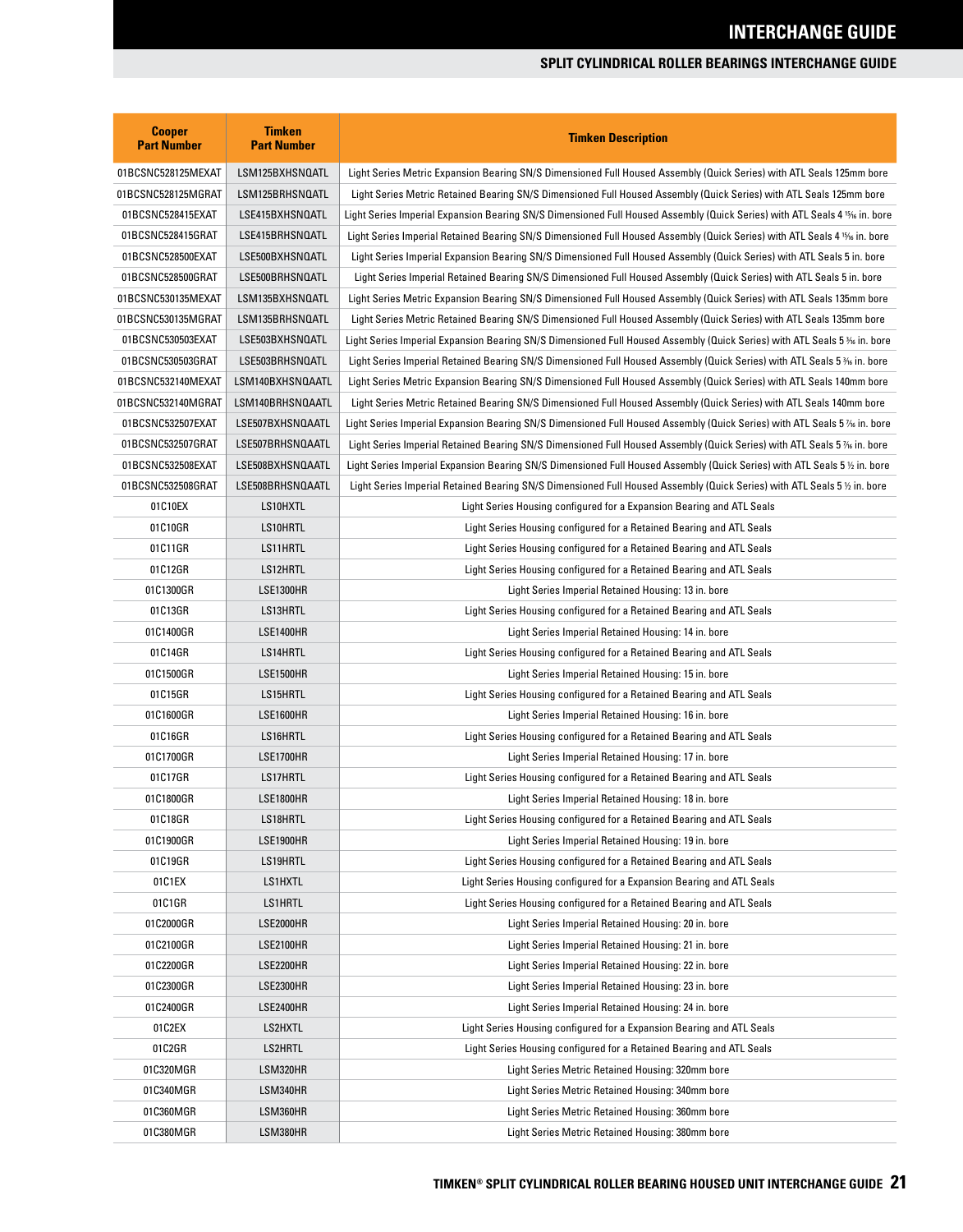## SPLIT CYLINDRICAL ROLLER BEARINGS INTERCHANGE GUIDE

| Cooper Part Number | Timken Part Number | Timken Description |
|---|---|---|
| 01BCSNC528125MEXAT | LSM125BXHSNQATL | Light Series Metric Expansion Bearing SN/S Dimensioned Full Housed Assembly (Quick Series) with ATL Seals 125mm bore |
| 01BCSNC528125MGRAT | LSM125BRHSNQATL | Light Series Metric Retained Bearing SN/S Dimensioned Full Housed Assembly (Quick Series) with ATL Seals 125mm bore |
| 01BCSNC528415EXAT | LSE415BXHSNQATL | Light Series Imperial Expansion Bearing SN/S Dimensioned Full Housed Assembly (Quick Series) with ATL Seals 4 15⁄16 in. bore |
| 01BCSNC528415GRAT | LSE415BRHSNQATL | Light Series Imperial Retained Bearing SN/S Dimensioned Full Housed Assembly (Quick Series) with ATL Seals 4 15⁄16 in. bore |
| 01BCSNC528500EXAT | LSE500BXHSNQATL | Light Series Imperial Expansion Bearing SN/S Dimensioned Full Housed Assembly (Quick Series) with ATL Seals 5 in. bore |
| 01BCSNC528500GRAT | LSE500BRHSNQATL | Light Series Imperial Retained Bearing SN/S Dimensioned Full Housed Assembly (Quick Series) with ATL Seals 5 in. bore |
| 01BCSNC530135MEXAT | LSM135BXHSNQATL | Light Series Metric Expansion Bearing SN/S Dimensioned Full Housed Assembly (Quick Series) with ATL Seals 135mm bore |
| 01BCSNC530135MGRAT | LSM135BRHSNQATL | Light Series Metric Retained Bearing SN/S Dimensioned Full Housed Assembly (Quick Series) with ATL Seals 135mm bore |
| 01BCSNC530503EXAT | LSE503BXHSNQATL | Light Series Imperial Expansion Bearing SN/S Dimensioned Full Housed Assembly (Quick Series) with ATL Seals 5 3⁄16 in. bore |
| 01BCSNC530503GRAT | LSE503BRHSNQATL | Light Series Imperial Retained Bearing SN/S Dimensioned Full Housed Assembly (Quick Series) with ATL Seals 5 3⁄16 in. bore |
| 01BCSNC532140MEXAT | LSM140BXHSNQAATL | Light Series Metric Expansion Bearing SN/S Dimensioned Full Housed Assembly (Quick Series) with ATL Seals 140mm bore |
| 01BCSNC532140MGRAT | LSM140BRHSNQAATL | Light Series Metric Retained Bearing SN/S Dimensioned Full Housed Assembly (Quick Series) with ATL Seals 140mm bore |
| 01BCSNC532507EXAT | LSE507BXHSNQAATL | Light Series Imperial Expansion Bearing SN/S Dimensioned Full Housed Assembly (Quick Series) with ATL Seals 5 7⁄16 in. bore |
| 01BCSNC532507GRAT | LSE507BRHSNQAATL | Light Series Imperial Retained Bearing SN/S Dimensioned Full Housed Assembly (Quick Series) with ATL Seals 5 7⁄16 in. bore |
| 01BCSNC532508EXAT | LSE508BXHSNQAATL | Light Series Imperial Expansion Bearing SN/S Dimensioned Full Housed Assembly (Quick Series) with ATL Seals 5 ½ in. bore |
| 01BCSNC532508GRAT | LSE508BRHSNQAATL | Light Series Imperial Retained Bearing SN/S Dimensioned Full Housed Assembly (Quick Series) with ATL Seals 5 ½ in. bore |
| 01C10EX | LS10HXTL | Light Series Housing configured for a Expansion Bearing and ATL Seals |
| 01C10GR | LS10HRTL | Light Series Housing configured for a Retained Bearing and ATL Seals |
| 01C11GR | LS11HRTL | Light Series Housing configured for a Retained Bearing and ATL Seals |
| 01C12GR | LS12HRTL | Light Series Housing configured for a Retained Bearing and ATL Seals |
| 01C1300GR | LSE1300HR | Light Series Imperial Retained Housing: 13 in. bore |
| 01C13GR | LS13HRTL | Light Series Housing configured for a Retained Bearing and ATL Seals |
| 01C1400GR | LSE1400HR | Light Series Imperial Retained Housing: 14 in. bore |
| 01C14GR | LS14HRTL | Light Series Housing configured for a Retained Bearing and ATL Seals |
| 01C1500GR | LSE1500HR | Light Series Imperial Retained Housing: 15 in. bore |
| 01C15GR | LS15HRTL | Light Series Housing configured for a Retained Bearing and ATL Seals |
| 01C1600GR | LSE1600HR | Light Series Imperial Retained Housing: 16 in. bore |
| 01C16GR | LS16HRTL | Light Series Housing configured for a Retained Bearing and ATL Seals |
| 01C1700GR | LSE1700HR | Light Series Imperial Retained Housing: 17 in. bore |
| 01C17GR | LS17HRTL | Light Series Housing configured for a Retained Bearing and ATL Seals |
| 01C1800GR | LSE1800HR | Light Series Imperial Retained Housing: 18 in. bore |
| 01C18GR | LS18HRTL | Light Series Housing configured for a Retained Bearing and ATL Seals |
| 01C1900GR | LSE1900HR | Light Series Imperial Retained Housing: 19 in. bore |
| 01C19GR | LS19HRTL | Light Series Housing configured for a Retained Bearing and ATL Seals |
| 01C1EX | LS1HXTL | Light Series Housing configured for a Expansion Bearing and ATL Seals |
| 01C1GR | LS1HRTL | Light Series Housing configured for a Retained Bearing and ATL Seals |
| 01C2000GR | LSE2000HR | Light Series Imperial Retained Housing: 20 in. bore |
| 01C2100GR | LSE2100HR | Light Series Imperial Retained Housing: 21 in. bore |
| 01C2200GR | LSE2200HR | Light Series Imperial Retained Housing: 22 in. bore |
| 01C2300GR | LSE2300HR | Light Series Imperial Retained Housing: 23 in. bore |
| 01C2400GR | LSE2400HR | Light Series Imperial Retained Housing: 24 in. bore |
| 01C2EX | LS2HXTL | Light Series Housing configured for a Expansion Bearing and ATL Seals |
| 01C2GR | LS2HRTL | Light Series Housing configured for a Retained Bearing and ATL Seals |
| 01C320MGR | LSM320HR | Light Series Metric Retained Housing: 320mm bore |
| 01C340MGR | LSM340HR | Light Series Metric Retained Housing: 340mm bore |
| 01C360MGR | LSM360HR | Light Series Metric Retained Housing: 360mm bore |
| 01C380MGR | LSM380HR | Light Series Metric Retained Housing: 380mm bore |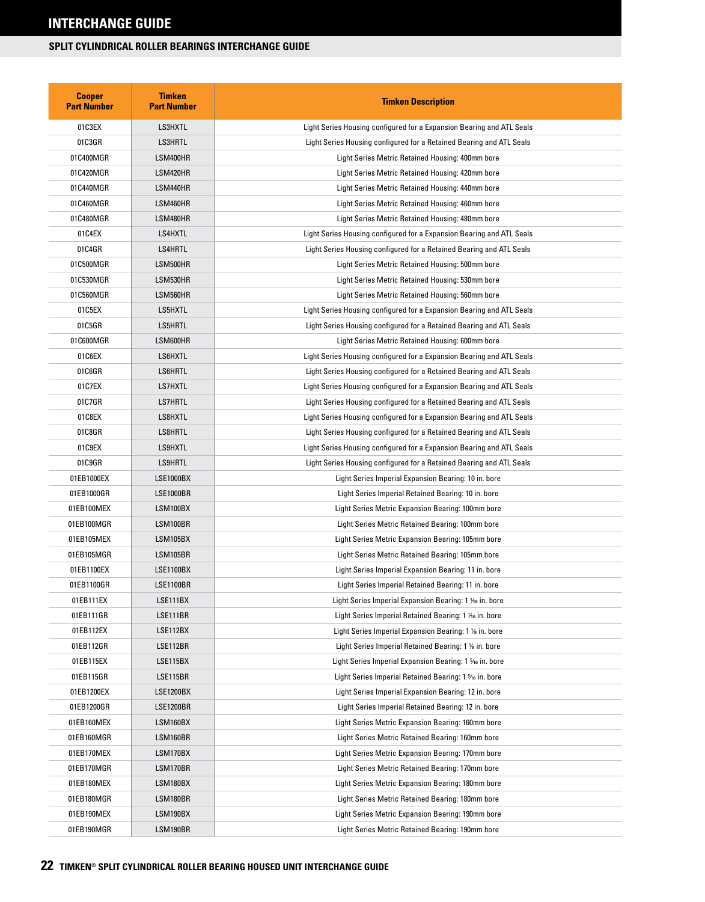# INTERCHANGE GUIDE

## SPLIT CYLINDRICAL ROLLER BEARINGS INTERCHANGE GUIDE

| Cooper Part Number | Timken Part Number | Timken Description |
|---|---|---|
| 01C3EX | LS3HXTL | Light Series Housing configured for a Expansion Bearing and ATL Seals |
| 01C3GR | LS3HRTL | Light Series Housing configured for a Retained Bearing and ATL Seals |
| 01C400MGR | LSM400HR | Light Series Metric Retained Housing: 400mm bore |
| 01C420MGR | LSM420HR | Light Series Metric Retained Housing: 420mm bore |
| 01C440MGR | LSM440HR | Light Series Metric Retained Housing: 440mm bore |
| 01C460MGR | LSM460HR | Light Series Metric Retained Housing: 460mm bore |
| 01C480MGR | LSM480HR | Light Series Metric Retained Housing: 480mm bore |
| 01C4EX | LS4HXTL | Light Series Housing configured for a Expansion Bearing and ATL Seals |
| 01C4GR | LS4HRTL | Light Series Housing configured for a Retained Bearing and ATL Seals |
| 01C500MGR | LSM500HR | Light Series Metric Retained Housing: 500mm bore |
| 01C530MGR | LSM530HR | Light Series Metric Retained Housing: 530mm bore |
| 01C560MGR | LSM560HR | Light Series Metric Retained Housing: 560mm bore |
| 01C5EX | LS5HXTL | Light Series Housing configured for a Expansion Bearing and ATL Seals |
| 01C5GR | LS5HRTL | Light Series Housing configured for a Retained Bearing and ATL Seals |
| 01C600MGR | LSM600HR | Light Series Metric Retained Housing: 600mm bore |
| 01C6EX | LS6HXTL | Light Series Housing configured for a Expansion Bearing and ATL Seals |
| 01C6GR | LS6HRTL | Light Series Housing configured for a Retained Bearing and ATL Seals |
| 01C7EX | LS7HXTL | Light Series Housing configured for a Expansion Bearing and ATL Seals |
| 01C7GR | LS7HRTL | Light Series Housing configured for a Retained Bearing and ATL Seals |
| 01C8EX | LS8HXTL | Light Series Housing configured for a Expansion Bearing and ATL Seals |
| 01C8GR | LS8HRTL | Light Series Housing configured for a Retained Bearing and ATL Seals |
| 01C9EX | LS9HXTL | Light Series Housing configured for a Expansion Bearing and ATL Seals |
| 01C9GR | LS9HRTL | Light Series Housing configured for a Retained Bearing and ATL Seals |
| 01EB1000EX | LSE1000BX | Light Series Imperial Expansion Bearing: 10 in. bore |
| 01EB1000GR | LSE1000BR | Light Series Imperial Retained Bearing: 10 in. bore |
| 01EB100MEX | LSM100BX | Light Series Metric Expansion Bearing: 100mm bore |
| 01EB100MGR | LSM100BR | Light Series Metric Retained Bearing: 100mm bore |
| 01EB105MEX | LSM105BX | Light Series Metric Expansion Bearing: 105mm bore |
| 01EB105MGR | LSM105BR | Light Series Metric Retained Bearing: 105mm bore |
| 01EB1100EX | LSE1100BX | Light Series Imperial Expansion Bearing: 11 in. bore |
| 01EB1100GR | LSE1100BR | Light Series Imperial Retained Bearing: 11 in. bore |
| 01EB111EX | LSE111BX | Light Series Imperial Expansion Bearing: 1 ¹⁄₁₆ in. bore |
| 01EB111GR | LSE111BR | Light Series Imperial Retained Bearing: 1 ¹⁄₁₆ in. bore |
| 01EB112EX | LSE112BX | Light Series Imperial Expansion Bearing: 1 ⅛ in. bore |
| 01EB112GR | LSE112BR | Light Series Imperial Retained Bearing: 1 ⅛ in. bore |
| 01EB115EX | LSE115BX | Light Series Imperial Expansion Bearing: 1 ⁵⁄₁₆ in. bore |
| 01EB115GR | LSE115BR | Light Series Imperial Retained Bearing: 1 ⁵⁄₁₆ in. bore |
| 01EB1200EX | LSE1200BX | Light Series Imperial Expansion Bearing: 12 in. bore |
| 01EB1200GR | LSE1200BR | Light Series Imperial Retained Bearing: 12 in. bore |
| 01EB160MEX | LSM160BX | Light Series Metric Expansion Bearing: 160mm bore |
| 01EB160MGR | LSM160BR | Light Series Metric Retained Bearing: 160mm bore |
| 01EB170MEX | LSM170BX | Light Series Metric Expansion Bearing: 170mm bore |
| 01EB170MGR | LSM170BR | Light Series Metric Retained Bearing: 170mm bore |
| 01EB180MEX | LSM180BX | Light Series Metric Expansion Bearing: 180mm bore |
| 01EB180MGR | LSM180BR | Light Series Metric Retained Bearing: 180mm bore |
| 01EB190MEX | LSM190BX | Light Series Metric Expansion Bearing: 190mm bore |
| 01EB190MGR | LSM190BR | Light Series Metric Retained Bearing: 190mm bore |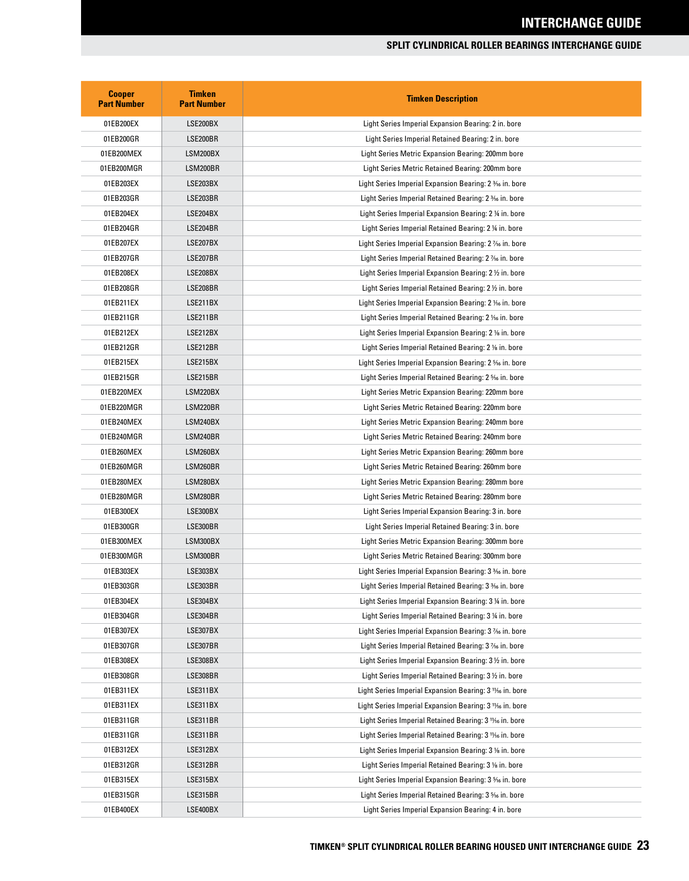# INTERCHANGE GUIDE

## SPLIT CYLINDRICAL ROLLER BEARINGS INTERCHANGE GUIDE

| Cooper Part Number | Timken Part Number | Timken Description |
|---|---|---|
| 01EB200EX | LSE200BX | Light Series Imperial Expansion Bearing: 2 in. bore |
| 01EB200GR | LSE200BR | Light Series Imperial Retained Bearing: 2 in. bore |
| 01EB200MEX | LSM200BX | Light Series Metric Expansion Bearing: 200mm bore |
| 01EB200MGR | LSM200BR | Light Series Metric Retained Bearing: 200mm bore |
| 01EB203EX | LSE203BX | Light Series Imperial Expansion Bearing: 2 3⁄16 in. bore |
| 01EB203GR | LSE203BR | Light Series Imperial Retained Bearing: 2 3⁄16 in. bore |
| 01EB204EX | LSE204BX | Light Series Imperial Expansion Bearing: 2 1⁄4 in. bore |
| 01EB204GR | LSE204BR | Light Series Imperial Retained Bearing: 2 1⁄4 in. bore |
| 01EB207EX | LSE207BX | Light Series Imperial Expansion Bearing: 2 7⁄16 in. bore |
| 01EB207GR | LSE207BR | Light Series Imperial Retained Bearing: 2 7⁄16 in. bore |
| 01EB208EX | LSE208BX | Light Series Imperial Expansion Bearing: 2 1⁄2 in. bore |
| 01EB208GR | LSE208BR | Light Series Imperial Retained Bearing: 2 1⁄2 in. bore |
| 01EB211EX | LSE211BX | Light Series Imperial Expansion Bearing: 2 11⁄16 in. bore |
| 01EB211GR | LSE211BR | Light Series Imperial Retained Bearing: 2 11⁄16 in. bore |
| 01EB212EX | LSE212BX | Light Series Imperial Expansion Bearing: 2 3⁄4 in. bore |
| 01EB212GR | LSE212BR | Light Series Imperial Retained Bearing: 2 3⁄4 in. bore |
| 01EB215EX | LSE215BX | Light Series Imperial Expansion Bearing: 2 15⁄16 in. bore |
| 01EB215GR | LSE215BR | Light Series Imperial Retained Bearing: 2 15⁄16 in. bore |
| 01EB220MEX | LSM220BX | Light Series Metric Expansion Bearing: 220mm bore |
| 01EB220MGR | LSM220BR | Light Series Metric Retained Bearing: 220mm bore |
| 01EB240MEX | LSM240BX | Light Series Metric Expansion Bearing: 240mm bore |
| 01EB240MGR | LSM240BR | Light Series Metric Retained Bearing: 240mm bore |
| 01EB260MEX | LSM260BX | Light Series Metric Expansion Bearing: 260mm bore |
| 01EB260MGR | LSM260BR | Light Series Metric Retained Bearing: 260mm bore |
| 01EB280MEX | LSM280BX | Light Series Metric Expansion Bearing: 280mm bore |
| 01EB280MGR | LSM280BR | Light Series Metric Retained Bearing: 280mm bore |
| 01EB300EX | LSE300BX | Light Series Imperial Expansion Bearing: 3 in. bore |
| 01EB300GR | LSE300BR | Light Series Imperial Retained Bearing: 3 in. bore |
| 01EB300MEX | LSM300BX | Light Series Metric Expansion Bearing: 300mm bore |
| 01EB300MGR | LSM300BR | Light Series Metric Retained Bearing: 300mm bore |
| 01EB303EX | LSE303BX | Light Series Imperial Expansion Bearing: 3 3⁄16 in. bore |
| 01EB303GR | LSE303BR | Light Series Imperial Retained Bearing: 3 3⁄16 in. bore |
| 01EB304EX | LSE304BX | Light Series Imperial Expansion Bearing: 3 1⁄4 in. bore |
| 01EB304GR | LSE304BR | Light Series Imperial Retained Bearing: 3 1⁄4 in. bore |
| 01EB307EX | LSE307BX | Light Series Imperial Expansion Bearing: 3 7⁄16 in. bore |
| 01EB307GR | LSE307BR | Light Series Imperial Retained Bearing: 3 7⁄16 in. bore |
| 01EB308EX | LSE308BX | Light Series Imperial Expansion Bearing: 3 1⁄2 in. bore |
| 01EB308GR | LSE308BR | Light Series Imperial Retained Bearing: 3 1⁄2 in. bore |
| 01EB311EX | LSE311BX | Light Series Imperial Expansion Bearing: 3 11⁄16 in. bore |
| 01EB311EX | LSE311BX | Light Series Imperial Expansion Bearing: 3 11⁄16 in. bore |
| 01EB311GR | LSE311BR | Light Series Imperial Retained Bearing: 3 11⁄16 in. bore |
| 01EB311GR | LSE311BR | Light Series Imperial Retained Bearing: 3 11⁄16 in. bore |
| 01EB312EX | LSE312BX | Light Series Imperial Expansion Bearing: 3 3⁄4 in. bore |
| 01EB312GR | LSE312BR | Light Series Imperial Retained Bearing: 3 3⁄4 in. bore |
| 01EB315EX | LSE315BX | Light Series Imperial Expansion Bearing: 3 15⁄16 in. bore |
| 01EB315GR | LSE315BR | Light Series Imperial Retained Bearing: 3 15⁄16 in. bore |
| 01EB400EX | LSE400BX | Light Series Imperial Expansion Bearing: 4 in. bore |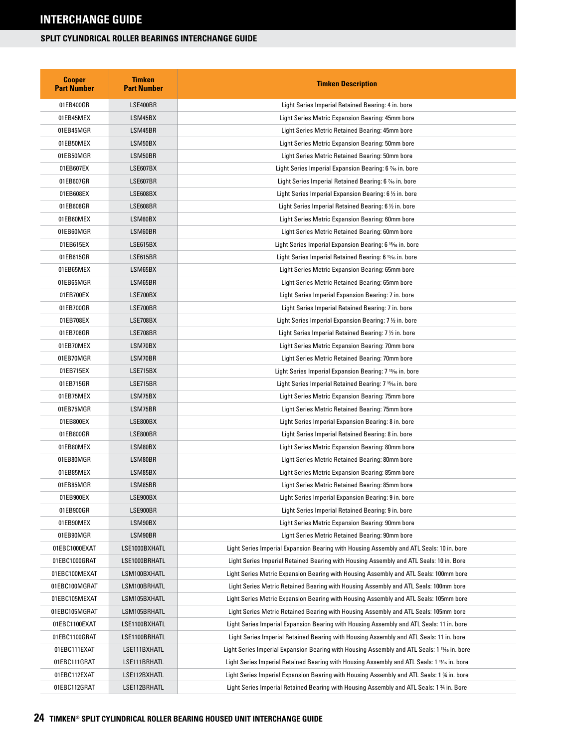# INTERCHANGE GUIDE

## SPLIT CYLINDRICAL ROLLER BEARINGS INTERCHANGE GUIDE

| Cooper Part Number | Timken Part Number | Timken Description |
|---|---|---|
| 01EB400GR | LSE400BR | Light Series Imperial Retained Bearing: 4 in. bore |
| 01EB45MEX | LSM45BX | Light Series Metric Expansion Bearing: 45mm bore |
| 01EB45MGR | LSM45BR | Light Series Metric Retained Bearing: 45mm bore |
| 01EB50MEX | LSM50BX | Light Series Metric Expansion Bearing: 50mm bore |
| 01EB50MGR | LSM50BR | Light Series Metric Retained Bearing: 50mm bore |
| 01EB607EX | LSE607BX | Light Series Imperial Expansion Bearing: 6 7⁄16 in. bore |
| 01EB607GR | LSE607BR | Light Series Imperial Retained Bearing: 6 7⁄16 in. bore |
| 01EB608EX | LSE608BX | Light Series Imperial Expansion Bearing: 6 ½ in. bore |
| 01EB608GR | LSE608BR | Light Series Imperial Retained Bearing: 6 ½ in. bore |
| 01EB60MEX | LSM60BX | Light Series Metric Expansion Bearing: 60mm bore |
| 01EB60MGR | LSM60BR | Light Series Metric Retained Bearing: 60mm bore |
| 01EB615EX | LSE615BX | Light Series Imperial Expansion Bearing: 6 15⁄16 in. bore |
| 01EB615GR | LSE615BR | Light Series Imperial Retained Bearing: 6 15⁄16 in. bore |
| 01EB65MEX | LSM65BX | Light Series Metric Expansion Bearing: 65mm bore |
| 01EB65MGR | LSM65BR | Light Series Metric Retained Bearing: 65mm bore |
| 01EB700EX | LSE700BX | Light Series Imperial Expansion Bearing: 7 in. bore |
| 01EB700GR | LSE700BR | Light Series Imperial Retained Bearing: 7 in. bore |
| 01EB708EX | LSE708BX | Light Series Imperial Expansion Bearing: 7 ½ in. bore |
| 01EB708GR | LSE708BR | Light Series Imperial Retained Bearing: 7 ½ in. bore |
| 01EB70MEX | LSM70BX | Light Series Metric Expansion Bearing: 70mm bore |
| 01EB70MGR | LSM70BR | Light Series Metric Retained Bearing: 70mm bore |
| 01EB715EX | LSE715BX | Light Series Imperial Expansion Bearing: 7 15⁄16 in. bore |
| 01EB715GR | LSE715BR | Light Series Imperial Retained Bearing: 7 15⁄16 in. bore |
| 01EB75MEX | LSM75BX | Light Series Metric Expansion Bearing: 75mm bore |
| 01EB75MGR | LSM75BR | Light Series Metric Retained Bearing: 75mm bore |
| 01EB800EX | LSE800BX | Light Series Imperial Expansion Bearing: 8 in. bore |
| 01EB800GR | LSE800BR | Light Series Imperial Retained Bearing: 8 in. bore |
| 01EB80MEX | LSM80BX | Light Series Metric Expansion Bearing: 80mm bore |
| 01EB80MGR | LSM80BR | Light Series Metric Retained Bearing: 80mm bore |
| 01EB85MEX | LSM85BX | Light Series Metric Expansion Bearing: 85mm bore |
| 01EB85MGR | LSM85BR | Light Series Metric Retained Bearing: 85mm bore |
| 01EB900EX | LSE900BX | Light Series Imperial Expansion Bearing: 9 in. bore |
| 01EB900GR | LSE900BR | Light Series Imperial Retained Bearing: 9 in. bore |
| 01EB90MEX | LSM90BX | Light Series Metric Expansion Bearing: 90mm bore |
| 01EB90MGR | LSM90BR | Light Series Metric Retained Bearing: 90mm bore |
| 01EBC1000EXAT | LSE1000BXHATL | Light Series Imperial Expansion Bearing with Housing Assembly and ATL Seals: 10 in. bore |
| 01EBC1000GRAT | LSE1000BRHATL | Light Series Imperial Retained Bearing with Housing Assembly and ATL Seals: 10 in. Bore |
| 01EBC100MEXAT | LSM100BXHATL | Light Series Metric Expansion Bearing with Housing Assembly and ATL Seals: 100mm bore |
| 01EBC100MGRAT | LSM100BRHATL | Light Series Metric Retained Bearing with Housing Assembly and ATL Seals: 100mm bore |
| 01EBC105MEXAT | LSM105BXHATL | Light Series Metric Expansion Bearing with Housing Assembly and ATL Seals: 105mm bore |
| 01EBC105MGRAT | LSM105BRHATL | Light Series Metric Retained Bearing with Housing Assembly and ATL Seals: 105mm bore |
| 01EBC1100EXAT | LSE1100BXHATL | Light Series Imperial Expansion Bearing with Housing Assembly and ATL Seals: 11 in. bore |
| 01EBC1100GRAT | LSE1100BRHATL | Light Series Imperial Retained Bearing with Housing Assembly and ATL Seals: 11 in. bore |
| 01EBC111EXAT | LSE111BXHATL | Light Series Imperial Expansion Bearing with Housing Assembly and ATL Seals: 1 11⁄16 in. bore |
| 01EBC111GRAT | LSE111BRHATL | Light Series Imperial Retained Bearing with Housing Assembly and ATL Seals: 1 11⁄16 in. bore |
| 01EBC112EXAT | LSE112BXHATL | Light Series Imperial Expansion Bearing with Housing Assembly and ATL Seals: 1 ¾ in. bore |
| 01EBC112GRAT | LSE112BRHATL | Light Series Imperial Retained Bearing with Housing Assembly and ATL Seals: 1 ¾ in. Bore |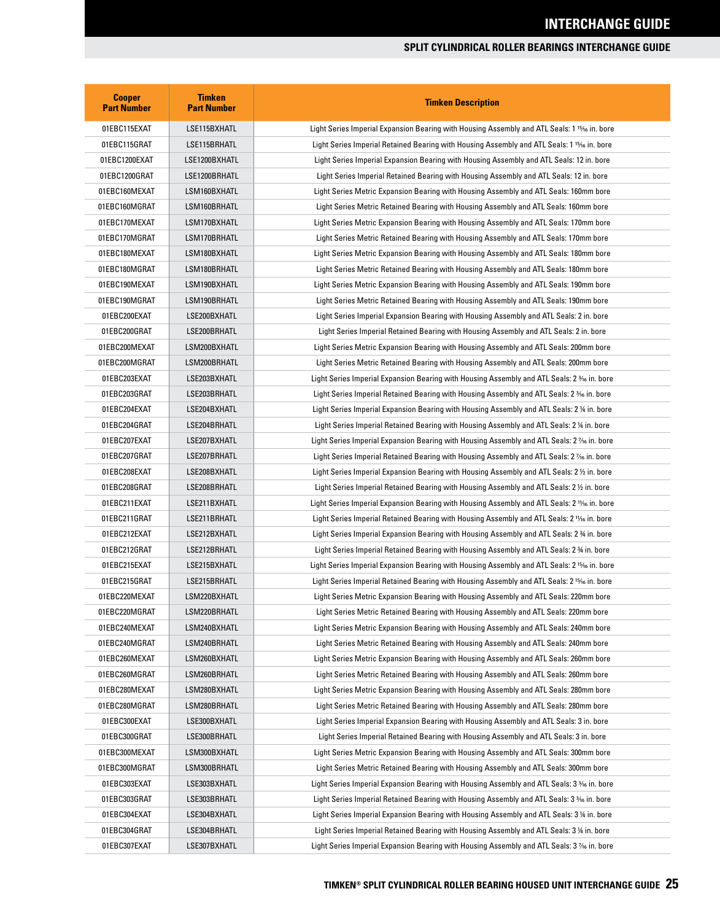# INTERCHANGE GUIDE

## SPLIT CYLINDRICAL ROLLER BEARINGS INTERCHANGE GUIDE

| Cooper Part Number | Timken Part Number | Timken Description |
|---|---|---|
| 01EBC115EXAT | LSE115BXHATL | Light Series Imperial Expansion Bearing with Housing Assembly and ATL Seals: 1 15⁄16 in. bore |
| 01EBC115GRAT | LSE115BRHATL | Light Series Imperial Retained Bearing with Housing Assembly and ATL Seals: 1 15⁄16 in. bore |
| 01EBC1200EXAT | LSE1200BXHATL | Light Series Imperial Expansion Bearing with Housing Assembly and ATL Seals: 12 in. bore |
| 01EBC1200GRAT | LSE1200BRHATL | Light Series Imperial Retained Bearing with Housing Assembly and ATL Seals: 12 in. bore |
| 01EBC160MEXAT | LSM160BXHATL | Light Series Metric Expansion Bearing with Housing Assembly and ATL Seals: 160mm bore |
| 01EBC160MGRAT | LSM160BRHATL | Light Series Metric Retained Bearing with Housing Assembly and ATL Seals: 160mm bore |
| 01EBC170MEXAT | LSM170BXHATL | Light Series Metric Expansion Bearing with Housing Assembly and ATL Seals: 170mm bore |
| 01EBC170MGRAT | LSM170BRHATL | Light Series Metric Retained Bearing with Housing Assembly and ATL Seals: 170mm bore |
| 01EBC180MEXAT | LSM180BXHATL | Light Series Metric Expansion Bearing with Housing Assembly and ATL Seals: 180mm bore |
| 01EBC180MGRAT | LSM180BRHATL | Light Series Metric Retained Bearing with Housing Assembly and ATL Seals: 180mm bore |
| 01EBC190MEXAT | LSM190BXHATL | Light Series Metric Expansion Bearing with Housing Assembly and ATL Seals: 190mm bore |
| 01EBC190MGRAT | LSM190BRHATL | Light Series Metric Retained Bearing with Housing Assembly and ATL Seals: 190mm bore |
| 01EBC200EXAT | LSE200BXHATL | Light Series Imperial Expansion Bearing with Housing Assembly and ATL Seals: 2 in. bore |
| 01EBC200GRAT | LSE200BRHATL | Light Series Imperial Retained Bearing with Housing Assembly and ATL Seals: 2 in. bore |
| 01EBC200MEXAT | LSM200BXHATL | Light Series Metric Expansion Bearing with Housing Assembly and ATL Seals: 200mm bore |
| 01EBC200MGRAT | LSM200BRHATL | Light Series Metric Retained Bearing with Housing Assembly and ATL Seals: 200mm bore |
| 01EBC203EXAT | LSE203BXHATL | Light Series Imperial Expansion Bearing with Housing Assembly and ATL Seals: 2 3⁄16 in. bore |
| 01EBC203GRAT | LSE203BRHATL | Light Series Imperial Retained Bearing with Housing Assembly and ATL Seals: 2 3⁄16 in. bore |
| 01EBC204EXAT | LSE204BXHATL | Light Series Imperial Expansion Bearing with Housing Assembly and ATL Seals: 2 ¼ in. bore |
| 01EBC204GRAT | LSE204BRHATL | Light Series Imperial Retained Bearing with Housing Assembly and ATL Seals: 2 ¼ in. bore |
| 01EBC207EXAT | LSE207BXHATL | Light Series Imperial Expansion Bearing with Housing Assembly and ATL Seals: 2 7⁄16 in. bore |
| 01EBC207GRAT | LSE207BRHATL | Light Series Imperial Retained Bearing with Housing Assembly and ATL Seals: 2 7⁄16 in. bore |
| 01EBC208EXAT | LSE208BXHATL | Light Series Imperial Expansion Bearing with Housing Assembly and ATL Seals: 2 ½ in. bore |
| 01EBC208GRAT | LSE208BRHATL | Light Series Imperial Retained Bearing with Housing Assembly and ATL Seals: 2 ½ in. bore |
| 01EBC211EXAT | LSE211BXHATL | Light Series Imperial Expansion Bearing with Housing Assembly and ATL Seals: 2 11⁄16 in. bore |
| 01EBC211GRAT | LSE211BRHATL | Light Series Imperial Retained Bearing with Housing Assembly and ATL Seals: 2 11⁄16 in. bore |
| 01EBC212EXAT | LSE212BXHATL | Light Series Imperial Expansion Bearing with Housing Assembly and ATL Seals: 2 ¾ in. bore |
| 01EBC212GRAT | LSE212BRHATL | Light Series Imperial Retained Bearing with Housing Assembly and ATL Seals: 2 ¾ in. bore |
| 01EBC215EXAT | LSE215BXHATL | Light Series Imperial Expansion Bearing with Housing Assembly and ATL Seals: 2 15⁄16 in. bore |
| 01EBC215GRAT | LSE215BRHATL | Light Series Imperial Retained Bearing with Housing Assembly and ATL Seals: 2 15⁄16 in. bore |
| 01EBC220MEXAT | LSM220BXHATL | Light Series Metric Expansion Bearing with Housing Assembly and ATL Seals: 220mm bore |
| 01EBC220MGRAT | LSM220BRHATL | Light Series Metric Retained Bearing with Housing Assembly and ATL Seals: 220mm bore |
| 01EBC240MEXAT | LSM240BXHATL | Light Series Metric Expansion Bearing with Housing Assembly and ATL Seals: 240mm bore |
| 01EBC240MGRAT | LSM240BRHATL | Light Series Metric Retained Bearing with Housing Assembly and ATL Seals: 240mm bore |
| 01EBC260MEXAT | LSM260BXHATL | Light Series Metric Expansion Bearing with Housing Assembly and ATL Seals: 260mm bore |
| 01EBC260MGRAT | LSM260BRHATL | Light Series Metric Retained Bearing with Housing Assembly and ATL Seals: 260mm bore |
| 01EBC280MEXAT | LSM280BXHATL | Light Series Metric Expansion Bearing with Housing Assembly and ATL Seals: 280mm bore |
| 01EBC280MGRAT | LSM280BRHATL | Light Series Metric Retained Bearing with Housing Assembly and ATL Seals: 280mm bore |
| 01EBC300EXAT | LSE300BXHATL | Light Series Imperial Expansion Bearing with Housing Assembly and ATL Seals: 3 in. bore |
| 01EBC300GRAT | LSE300BRHATL | Light Series Imperial Retained Bearing with Housing Assembly and ATL Seals: 3 in. bore |
| 01EBC300MEXAT | LSM300BXHATL | Light Series Metric Expansion Bearing with Housing Assembly and ATL Seals: 300mm bore |
| 01EBC300MGRAT | LSM300BRHATL | Light Series Metric Retained Bearing with Housing Assembly and ATL Seals: 300mm bore |
| 01EBC303EXAT | LSE303BXHATL | Light Series Imperial Expansion Bearing with Housing Assembly and ATL Seals: 3 3⁄16 in. bore |
| 01EBC303GRAT | LSE303BRHATL | Light Series Imperial Retained Bearing with Housing Assembly and ATL Seals: 3 3⁄16 in. bore |
| 01EBC304EXAT | LSE304BXHATL | Light Series Imperial Expansion Bearing with Housing Assembly and ATL Seals: 3 ¼ in. bore |
| 01EBC304GRAT | LSE304BRHATL | Light Series Imperial Retained Bearing with Housing Assembly and ATL Seals: 3 ¼ in. bore |
| 01EBC307EXAT | LSE307BXHATL | Light Series Imperial Expansion Bearing with Housing Assembly and ATL Seals: 3 7⁄16 in. bore |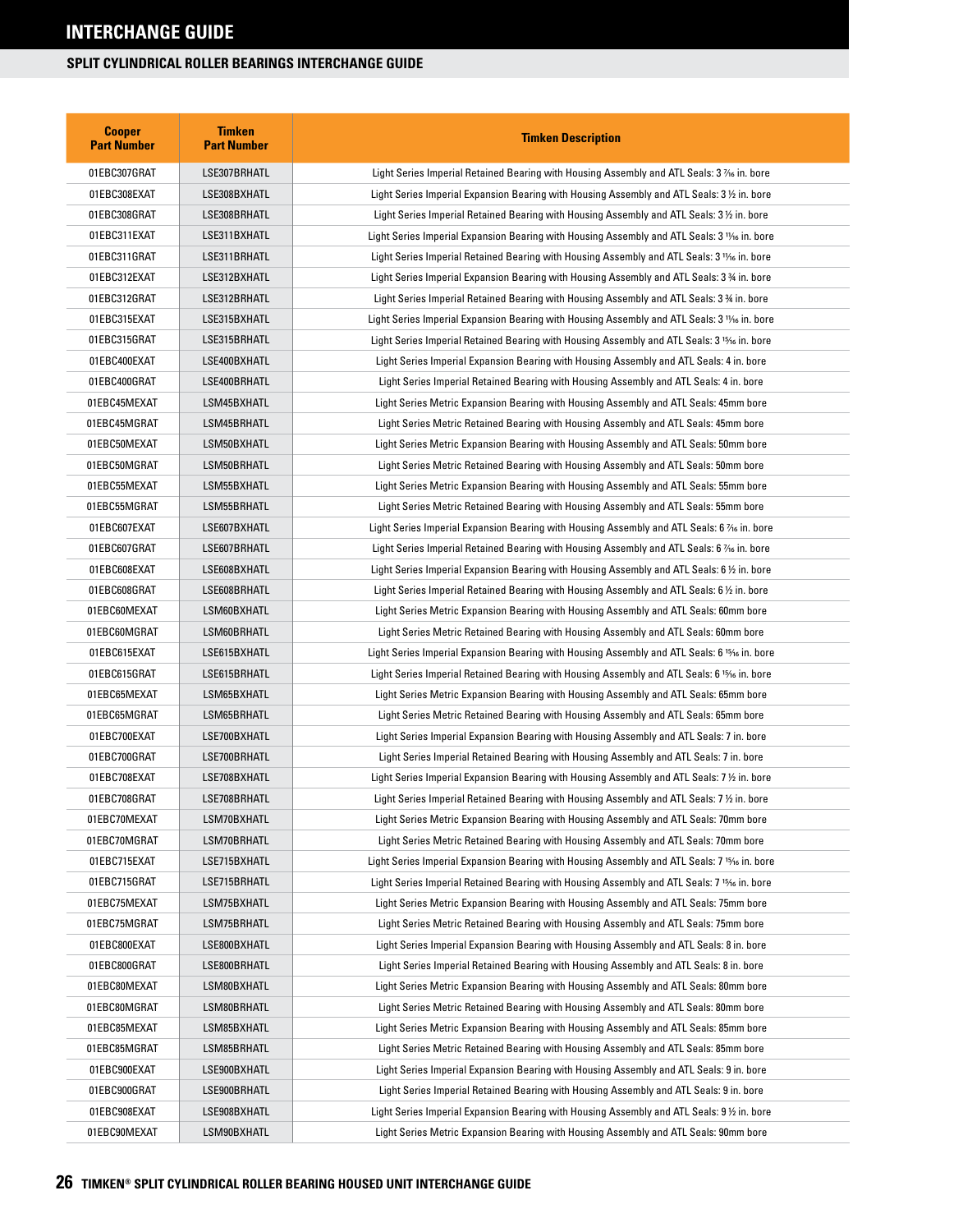# INTERCHANGE GUIDE

## SPLIT CYLINDRICAL ROLLER BEARINGS INTERCHANGE GUIDE

| Cooper Part Number | Timken Part Number | Timken Description |
|---|---|---|
| 01EBC307GRAT | LSE307BRHATL | Light Series Imperial Retained Bearing with Housing Assembly and ATL Seals: 3 7⁄16 in. bore |
| 01EBC308EXAT | LSE308BXHATL | Light Series Imperial Expansion Bearing with Housing Assembly and ATL Seals: 3 ½ in. bore |
| 01EBC308GRAT | LSE308BRHATL | Light Series Imperial Retained Bearing with Housing Assembly and ATL Seals: 3 ½ in. bore |
| 01EBC311EXAT | LSE311BXHATL | Light Series Imperial Expansion Bearing with Housing Assembly and ATL Seals: 3 11⁄16 in. bore |
| 01EBC311GRAT | LSE311BRHATL | Light Series Imperial Retained Bearing with Housing Assembly and ATL Seals: 3 11⁄16 in. bore |
| 01EBC312EXAT | LSE312BXHATL | Light Series Imperial Expansion Bearing with Housing Assembly and ATL Seals: 3 ¾ in. bore |
| 01EBC312GRAT | LSE312BRHATL | Light Series Imperial Retained Bearing with Housing Assembly and ATL Seals: 3 ¾ in. bore |
| 01EBC315EXAT | LSE315BXHATL | Light Series Imperial Expansion Bearing with Housing Assembly and ATL Seals: 3 15⁄16 in. bore |
| 01EBC315GRAT | LSE315BRHATL | Light Series Imperial Retained Bearing with Housing Assembly and ATL Seals: 3 15⁄16 in. bore |
| 01EBC400EXAT | LSE400BXHATL | Light Series Imperial Expansion Bearing with Housing Assembly and ATL Seals: 4 in. bore |
| 01EBC400GRAT | LSE400BRHATL | Light Series Imperial Retained Bearing with Housing Assembly and ATL Seals: 4 in. bore |
| 01EBC45MEXAT | LSM45BXHATL | Light Series Metric Expansion Bearing with Housing Assembly and ATL Seals: 45mm bore |
| 01EBC45MGRAT | LSM45BRHATL | Light Series Metric Retained Bearing with Housing Assembly and ATL Seals: 45mm bore |
| 01EBC50MEXAT | LSM50BXHATL | Light Series Metric Expansion Bearing with Housing Assembly and ATL Seals: 50mm bore |
| 01EBC50MGRAT | LSM50BRHATL | Light Series Metric Retained Bearing with Housing Assembly and ATL Seals: 50mm bore |
| 01EBC55MEXAT | LSM55BXHATL | Light Series Metric Expansion Bearing with Housing Assembly and ATL Seals: 55mm bore |
| 01EBC55MGRAT | LSM55BRHATL | Light Series Metric Retained Bearing with Housing Assembly and ATL Seals: 55mm bore |
| 01EBC607EXAT | LSE607BXHATL | Light Series Imperial Expansion Bearing with Housing Assembly and ATL Seals: 6 7⁄16 in. bore |
| 01EBC607GRAT | LSE607BRHATL | Light Series Imperial Retained Bearing with Housing Assembly and ATL Seals: 6 7⁄16 in. bore |
| 01EBC608EXAT | LSE608BXHATL | Light Series Imperial Expansion Bearing with Housing Assembly and ATL Seals: 6 ½ in. bore |
| 01EBC608GRAT | LSE608BRHATL | Light Series Imperial Retained Bearing with Housing Assembly and ATL Seals: 6 ½ in. bore |
| 01EBC60MEXAT | LSM60BXHATL | Light Series Metric Expansion Bearing with Housing Assembly and ATL Seals: 60mm bore |
| 01EBC60MGRAT | LSM60BRHATL | Light Series Metric Retained Bearing with Housing Assembly and ATL Seals: 60mm bore |
| 01EBC615EXAT | LSE615BXHATL | Light Series Imperial Expansion Bearing with Housing Assembly and ATL Seals: 6 15⁄16 in. bore |
| 01EBC615GRAT | LSE615BRHATL | Light Series Imperial Retained Bearing with Housing Assembly and ATL Seals: 6 15⁄16 in. bore |
| 01EBC65MEXAT | LSM65BXHATL | Light Series Metric Expansion Bearing with Housing Assembly and ATL Seals: 65mm bore |
| 01EBC65MGRAT | LSM65BRHATL | Light Series Metric Retained Bearing with Housing Assembly and ATL Seals: 65mm bore |
| 01EBC700EXAT | LSE700BXHATL | Light Series Imperial Expansion Bearing with Housing Assembly and ATL Seals: 7 in. bore |
| 01EBC700GRAT | LSE700BRHATL | Light Series Imperial Retained Bearing with Housing Assembly and ATL Seals: 7 in. bore |
| 01EBC708EXAT | LSE708BXHATL | Light Series Imperial Expansion Bearing with Housing Assembly and ATL Seals: 7 ½ in. bore |
| 01EBC708GRAT | LSE708BRHATL | Light Series Imperial Retained Bearing with Housing Assembly and ATL Seals: 7 ½ in. bore |
| 01EBC70MEXAT | LSM70BXHATL | Light Series Metric Expansion Bearing with Housing Assembly and ATL Seals: 70mm bore |
| 01EBC70MGRAT | LSM70BRHATL | Light Series Metric Retained Bearing with Housing Assembly and ATL Seals: 70mm bore |
| 01EBC715EXAT | LSE715BXHATL | Light Series Imperial Expansion Bearing with Housing Assembly and ATL Seals: 7 15⁄16 in. bore |
| 01EBC715GRAT | LSE715BRHATL | Light Series Imperial Retained Bearing with Housing Assembly and ATL Seals: 7 15⁄16 in. bore |
| 01EBC75MEXAT | LSM75BXHATL | Light Series Metric Expansion Bearing with Housing Assembly and ATL Seals: 75mm bore |
| 01EBC75MGRAT | LSM75BRHATL | Light Series Metric Retained Bearing with Housing Assembly and ATL Seals: 75mm bore |
| 01EBC800EXAT | LSE800BXHATL | Light Series Imperial Expansion Bearing with Housing Assembly and ATL Seals: 8 in. bore |
| 01EBC800GRAT | LSE800BRHATL | Light Series Imperial Retained Bearing with Housing Assembly and ATL Seals: 8 in. bore |
| 01EBC80MEXAT | LSM80BXHATL | Light Series Metric Expansion Bearing with Housing Assembly and ATL Seals: 80mm bore |
| 01EBC80MGRAT | LSM80BRHATL | Light Series Metric Retained Bearing with Housing Assembly and ATL Seals: 80mm bore |
| 01EBC85MEXAT | LSM85BXHATL | Light Series Metric Expansion Bearing with Housing Assembly and ATL Seals: 85mm bore |
| 01EBC85MGRAT | LSM85BRHATL | Light Series Metric Retained Bearing with Housing Assembly and ATL Seals: 85mm bore |
| 01EBC900EXAT | LSE900BXHATL | Light Series Imperial Expansion Bearing with Housing Assembly and ATL Seals: 9 in. bore |
| 01EBC900GRAT | LSE900BRHATL | Light Series Imperial Retained Bearing with Housing Assembly and ATL Seals: 9 in. bore |
| 01EBC908EXAT | LSE908BXHATL | Light Series Imperial Expansion Bearing with Housing Assembly and ATL Seals: 9 ½ in. bore |
| 01EBC90MEXAT | LSM90BXHATL | Light Series Metric Expansion Bearing with Housing Assembly and ATL Seals: 90mm bore |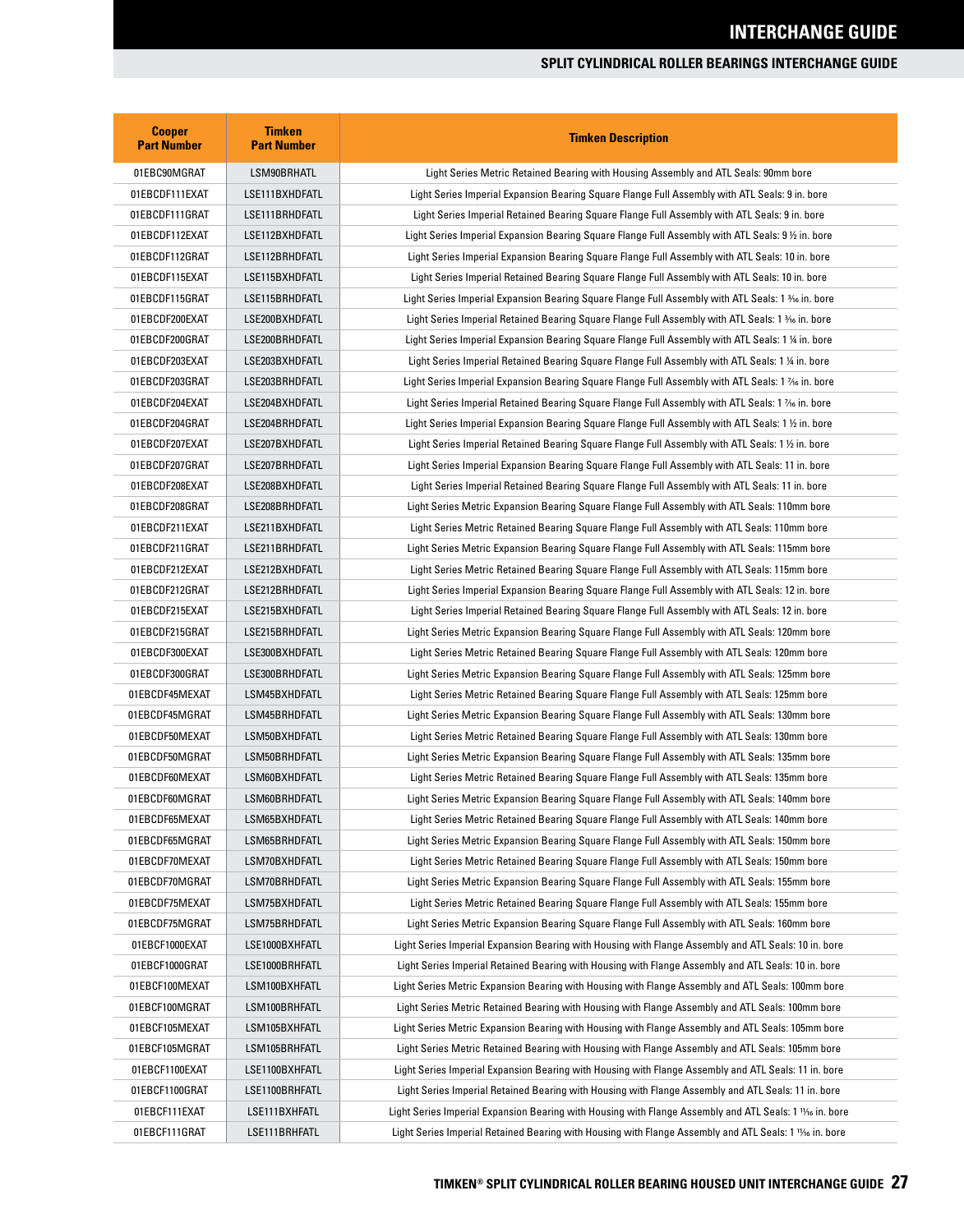# INTERCHANGE GUIDE

## SPLIT CYLINDRICAL ROLLER BEARINGS INTERCHANGE GUIDE

| Cooper Part Number | Timken Part Number | Timken Description |
|---|---|---|
| 01EBC90MGRAT | LSM90BRHATL | Light Series Metric Retained Bearing with Housing Assembly and ATL Seals: 90mm bore |
| 01EBCDF111EXAT | LSE111BXHDFATL | Light Series Imperial Expansion Bearing Square Flange Full Assembly with ATL Seals: 9 in. bore |
| 01EBCDF111GRAT | LSE111BRHDFATL | Light Series Imperial Retained Bearing Square Flange Full Assembly with ATL Seals: 9 in. bore |
| 01EBCDF112EXAT | LSE112BXHDFATL | Light Series Imperial Expansion Bearing Square Flange Full Assembly with ATL Seals: 9 ½ in. bore |
| 01EBCDF112GRAT | LSE112BRHDFATL | Light Series Imperial Expansion Bearing Square Flange Full Assembly with ATL Seals: 10 in. bore |
| 01EBCDF115EXAT | LSE115BXHDFATL | Light Series Imperial Retained Bearing Square Flange Full Assembly with ATL Seals: 10 in. bore |
| 01EBCDF115GRAT | LSE115BRHDFATL | Light Series Imperial Expansion Bearing Square Flange Full Assembly with ATL Seals: 1 3⁄16 in. bore |
| 01EBCDF200EXAT | LSE200BXHDFATL | Light Series Imperial Retained Bearing Square Flange Full Assembly with ATL Seals: 1 3⁄16 in. bore |
| 01EBCDF200GRAT | LSE200BRHDFATL | Light Series Imperial Expansion Bearing Square Flange Full Assembly with ATL Seals: 1 ¼ in. bore |
| 01EBCDF203EXAT | LSE203BXHDFATL | Light Series Imperial Retained Bearing Square Flange Full Assembly with ATL Seals: 1 ¼ in. bore |
| 01EBCDF203GRAT | LSE203BRHDFATL | Light Series Imperial Expansion Bearing Square Flange Full Assembly with ATL Seals: 1 7⁄16 in. bore |
| 01EBCDF204EXAT | LSE204BXHDFATL | Light Series Imperial Retained Bearing Square Flange Full Assembly with ATL Seals: 1 7⁄16 in. bore |
| 01EBCDF204GRAT | LSE204BRHDFATL | Light Series Imperial Expansion Bearing Square Flange Full Assembly with ATL Seals: 1 ½ in. bore |
| 01EBCDF207EXAT | LSE207BXHDFATL | Light Series Imperial Retained Bearing Square Flange Full Assembly with ATL Seals: 1 ½ in. bore |
| 01EBCDF207GRAT | LSE207BRHDFATL | Light Series Imperial Expansion Bearing Square Flange Full Assembly with ATL Seals: 11 in. bore |
| 01EBCDF208EXAT | LSE208BXHDFATL | Light Series Imperial Retained Bearing Square Flange Full Assembly with ATL Seals: 11 in. bore |
| 01EBCDF208GRAT | LSE208BRHDFATL | Light Series Metric Expansion Bearing Square Flange Full Assembly with ATL Seals: 110mm bore |
| 01EBCDF211EXAT | LSE211BXHDFATL | Light Series Metric Retained Bearing Square Flange Full Assembly with ATL Seals: 110mm bore |
| 01EBCDF211GRAT | LSE211BRHDFATL | Light Series Metric Expansion Bearing Square Flange Full Assembly with ATL Seals: 115mm bore |
| 01EBCDF212EXAT | LSE212BXHDFATL | Light Series Metric Retained Bearing Square Flange Full Assembly with ATL Seals: 115mm bore |
| 01EBCDF212GRAT | LSE212BRHDFATL | Light Series Imperial Expansion Bearing Square Flange Full Assembly with ATL Seals: 12 in. bore |
| 01EBCDF215EXAT | LSE215BXHDFATL | Light Series Imperial Retained Bearing Square Flange Full Assembly with ATL Seals: 12 in. bore |
| 01EBCDF215GRAT | LSE215BRHDFATL | Light Series Metric Expansion Bearing Square Flange Full Assembly with ATL Seals: 120mm bore |
| 01EBCDF300EXAT | LSE300BXHDFATL | Light Series Metric Retained Bearing Square Flange Full Assembly with ATL Seals: 120mm bore |
| 01EBCDF300GRAT | LSE300BRHDFATL | Light Series Metric Expansion Bearing Square Flange Full Assembly with ATL Seals: 125mm bore |
| 01EBCDF45MEXAT | LSM45BXHDFATL | Light Series Metric Retained Bearing Square Flange Full Assembly with ATL Seals: 125mm bore |
| 01EBCDF45MGRAT | LSM45BRHDFATL | Light Series Metric Expansion Bearing Square Flange Full Assembly with ATL Seals: 130mm bore |
| 01EBCDF50MEXAT | LSM50BXHDFATL | Light Series Metric Retained Bearing Square Flange Full Assembly with ATL Seals: 130mm bore |
| 01EBCDF50MGRAT | LSM50BRHDFATL | Light Series Metric Expansion Bearing Square Flange Full Assembly with ATL Seals: 135mm bore |
| 01EBCDF60MEXAT | LSM60BXHDFATL | Light Series Metric Retained Bearing Square Flange Full Assembly with ATL Seals: 135mm bore |
| 01EBCDF60MGRAT | LSM60BRHDFATL | Light Series Metric Expansion Bearing Square Flange Full Assembly with ATL Seals: 140mm bore |
| 01EBCDF65MEXAT | LSM65BXHDFATL | Light Series Metric Retained Bearing Square Flange Full Assembly with ATL Seals: 140mm bore |
| 01EBCDF65MGRAT | LSM65BRHDFATL | Light Series Metric Expansion Bearing Square Flange Full Assembly with ATL Seals: 150mm bore |
| 01EBCDF70MEXAT | LSM70BXHDFATL | Light Series Metric Retained Bearing Square Flange Full Assembly with ATL Seals: 150mm bore |
| 01EBCDF70MGRAT | LSM70BRHDFATL | Light Series Metric Expansion Bearing Square Flange Full Assembly with ATL Seals: 155mm bore |
| 01EBCDF75MEXAT | LSM75BXHDFATL | Light Series Metric Retained Bearing Square Flange Full Assembly with ATL Seals: 155mm bore |
| 01EBCDF75MGRAT | LSM75BRHDFATL | Light Series Metric Expansion Bearing Square Flange Full Assembly with ATL Seals: 160mm bore |
| 01EBCF1000EXAT | LSE1000BXHFATL | Light Series Imperial Expansion Bearing with Housing with Flange Assembly and ATL Seals: 10 in. bore |
| 01EBCF1000GRAT | LSE1000BRHFATL | Light Series Imperial Retained Bearing with Housing with Flange Assembly and ATL Seals: 10 in. bore |
| 01EBCF100MEXAT | LSM100BXHFATL | Light Series Metric Expansion Bearing with Housing with Flange Assembly and ATL Seals: 100mm bore |
| 01EBCF100MGRAT | LSM100BRHFATL | Light Series Metric Retained Bearing with Housing with Flange Assembly and ATL Seals: 100mm bore |
| 01EBCF105MEXAT | LSM105BXHFATL | Light Series Metric Expansion Bearing with Housing with Flange Assembly and ATL Seals: 105mm bore |
| 01EBCF105MGRAT | LSM105BRHFATL | Light Series Metric Retained Bearing with Housing with Flange Assembly and ATL Seals: 105mm bore |
| 01EBCF1100EXAT | LSE1100BXHFATL | Light Series Imperial Expansion Bearing with Housing with Flange Assembly and ATL Seals: 11 in. bore |
| 01EBCF1100GRAT | LSE1100BRHFATL | Light Series Imperial Retained Bearing with Housing with Flange Assembly and ATL Seals: 11 in. bore |
| 01EBCF111EXAT | LSE111BXHFATL | Light Series Imperial Expansion Bearing with Housing with Flange Assembly and ATL Seals: 1 11⁄16 in. bore |
| 01EBCF111GRAT | LSE111BRHFATL | Light Series Imperial Retained Bearing with Housing with Flange Assembly and ATL Seals: 1 11⁄16 in. bore |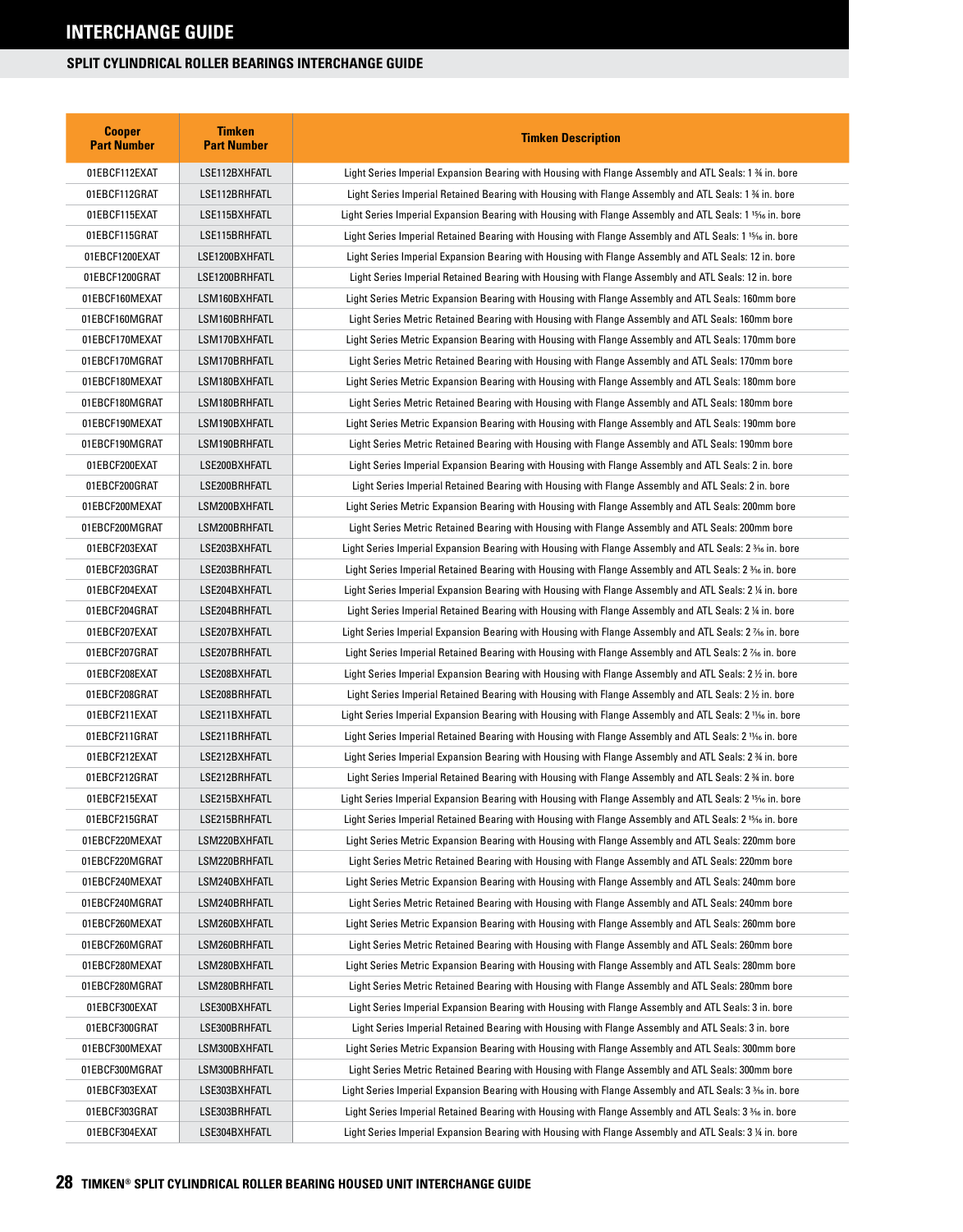# INTERCHANGE GUIDE

## SPLIT CYLINDRICAL ROLLER BEARINGS INTERCHANGE GUIDE

| Cooper Part Number | Timken Part Number | Timken Description |
|---|---|---|
| 01EBCF112EXAT | LSE112BXHFATL | Light Series Imperial Expansion Bearing with Housing with Flange Assembly and ATL Seals: 1 ¾ in. bore |
| 01EBCF112GRAT | LSE112BRHFATL | Light Series Imperial Retained Bearing with Housing with Flange Assembly and ATL Seals: 1 ¾ in. bore |
| 01EBCF115EXAT | LSE115BXHFATL | Light Series Imperial Expansion Bearing with Housing with Flange Assembly and ATL Seals: 1 15⁄16 in. bore |
| 01EBCF115GRAT | LSE115BRHFATL | Light Series Imperial Retained Bearing with Housing with Flange Assembly and ATL Seals: 1 15⁄16 in. bore |
| 01EBCF1200EXAT | LSE1200BXHFATL | Light Series Imperial Expansion Bearing with Housing with Flange Assembly and ATL Seals: 12 in. bore |
| 01EBCF1200GRAT | LSE1200BRHFATL | Light Series Imperial Retained Bearing with Housing with Flange Assembly and ATL Seals: 12 in. bore |
| 01EBCF160MEXAT | LSM160BXHFATL | Light Series Metric Expansion Bearing with Housing with Flange Assembly and ATL Seals: 160mm bore |
| 01EBCF160MGRAT | LSM160BRHFATL | Light Series Metric Retained Bearing with Housing with Flange Assembly and ATL Seals: 160mm bore |
| 01EBCF170MEXAT | LSM170BXHFATL | Light Series Metric Expansion Bearing with Housing with Flange Assembly and ATL Seals: 170mm bore |
| 01EBCF170MGRAT | LSM170BRHFATL | Light Series Metric Retained Bearing with Housing with Flange Assembly and ATL Seals: 170mm bore |
| 01EBCF180MEXAT | LSM180BXHFATL | Light Series Metric Expansion Bearing with Housing with Flange Assembly and ATL Seals: 180mm bore |
| 01EBCF180MGRAT | LSM180BRHFATL | Light Series Metric Retained Bearing with Housing with Flange Assembly and ATL Seals: 180mm bore |
| 01EBCF190MEXAT | LSM190BXHFATL | Light Series Metric Expansion Bearing with Housing with Flange Assembly and ATL Seals: 190mm bore |
| 01EBCF190MGRAT | LSM190BRHFATL | Light Series Metric Retained Bearing with Housing with Flange Assembly and ATL Seals: 190mm bore |
| 01EBCF200EXAT | LSE200BXHFATL | Light Series Imperial Expansion Bearing with Housing with Flange Assembly and ATL Seals: 2 in. bore |
| 01EBCF200GRAT | LSE200BRHFATL | Light Series Imperial Retained Bearing with Housing with Flange Assembly and ATL Seals: 2 in. bore |
| 01EBCF200MEXAT | LSM200BXHFATL | Light Series Metric Expansion Bearing with Housing with Flange Assembly and ATL Seals: 200mm bore |
| 01EBCF200MGRAT | LSM200BRHFATL | Light Series Metric Retained Bearing with Housing with Flange Assembly and ATL Seals: 200mm bore |
| 01EBCF203EXAT | LSE203BXHFATL | Light Series Imperial Expansion Bearing with Housing with Flange Assembly and ATL Seals: 2 3⁄16 in. bore |
| 01EBCF203GRAT | LSE203BRHFATL | Light Series Imperial Retained Bearing with Housing with Flange Assembly and ATL Seals: 2 3⁄16 in. bore |
| 01EBCF204EXAT | LSE204BXHFATL | Light Series Imperial Expansion Bearing with Housing with Flange Assembly and ATL Seals: 2 ¼ in. bore |
| 01EBCF204GRAT | LSE204BRHFATL | Light Series Imperial Retained Bearing with Housing with Flange Assembly and ATL Seals: 2 ¼ in. bore |
| 01EBCF207EXAT | LSE207BXHFATL | Light Series Imperial Expansion Bearing with Housing with Flange Assembly and ATL Seals: 2 7⁄16 in. bore |
| 01EBCF207GRAT | LSE207BRHFATL | Light Series Imperial Retained Bearing with Housing with Flange Assembly and ATL Seals: 2 7⁄16 in. bore |
| 01EBCF208EXAT | LSE208BXHFATL | Light Series Imperial Expansion Bearing with Housing with Flange Assembly and ATL Seals: 2 ½ in. bore |
| 01EBCF208GRAT | LSE208BRHFATL | Light Series Imperial Retained Bearing with Housing with Flange Assembly and ATL Seals: 2 ½ in. bore |
| 01EBCF211EXAT | LSE211BXHFATL | Light Series Imperial Expansion Bearing with Housing with Flange Assembly and ATL Seals: 2 11⁄16 in. bore |
| 01EBCF211GRAT | LSE211BRHFATL | Light Series Imperial Retained Bearing with Housing with Flange Assembly and ATL Seals: 2 11⁄16 in. bore |
| 01EBCF212EXAT | LSE212BXHFATL | Light Series Imperial Expansion Bearing with Housing with Flange Assembly and ATL Seals: 2 ¾ in. bore |
| 01EBCF212GRAT | LSE212BRHFATL | Light Series Imperial Retained Bearing with Housing with Flange Assembly and ATL Seals: 2 ¾ in. bore |
| 01EBCF215EXAT | LSE215BXHFATL | Light Series Imperial Expansion Bearing with Housing with Flange Assembly and ATL Seals: 2 15⁄16 in. bore |
| 01EBCF215GRAT | LSE215BRHFATL | Light Series Imperial Retained Bearing with Housing with Flange Assembly and ATL Seals: 2 15⁄16 in. bore |
| 01EBCF220MEXAT | LSM220BXHFATL | Light Series Metric Expansion Bearing with Housing with Flange Assembly and ATL Seals: 220mm bore |
| 01EBCF220MGRAT | LSM220BRHFATL | Light Series Metric Retained Bearing with Housing with Flange Assembly and ATL Seals: 220mm bore |
| 01EBCF240MEXAT | LSM240BXHFATL | Light Series Metric Expansion Bearing with Housing with Flange Assembly and ATL Seals: 240mm bore |
| 01EBCF240MGRAT | LSM240BRHFATL | Light Series Metric Retained Bearing with Housing with Flange Assembly and ATL Seals: 240mm bore |
| 01EBCF260MEXAT | LSM260BXHFATL | Light Series Metric Expansion Bearing with Housing with Flange Assembly and ATL Seals: 260mm bore |
| 01EBCF260MGRAT | LSM260BRHFATL | Light Series Metric Retained Bearing with Housing with Flange Assembly and ATL Seals: 260mm bore |
| 01EBCF280MEXAT | LSM280BXHFATL | Light Series Metric Expansion Bearing with Housing with Flange Assembly and ATL Seals: 280mm bore |
| 01EBCF280MGRAT | LSM280BRHFATL | Light Series Metric Retained Bearing with Housing with Flange Assembly and ATL Seals: 280mm bore |
| 01EBCF300EXAT | LSE300BXHFATL | Light Series Imperial Expansion Bearing with Housing with Flange Assembly and ATL Seals: 3 in. bore |
| 01EBCF300GRAT | LSE300BRHFATL | Light Series Imperial Retained Bearing with Housing with Flange Assembly and ATL Seals: 3 in. bore |
| 01EBCF300MEXAT | LSM300BXHFATL | Light Series Metric Expansion Bearing with Housing with Flange Assembly and ATL Seals: 300mm bore |
| 01EBCF300MGRAT | LSM300BRHFATL | Light Series Metric Retained Bearing with Housing with Flange Assembly and ATL Seals: 300mm bore |
| 01EBCF303EXAT | LSE303BXHFATL | Light Series Imperial Expansion Bearing with Housing with Flange Assembly and ATL Seals: 3 3⁄16 in. bore |
| 01EBCF303GRAT | LSE303BRHFATL | Light Series Imperial Retained Bearing with Housing with Flange Assembly and ATL Seals: 3 3⁄16 in. bore |
| 01EBCF304EXAT | LSE304BXHFATL | Light Series Imperial Expansion Bearing with Housing with Flange Assembly and ATL Seals: 3 ¼ in. bore |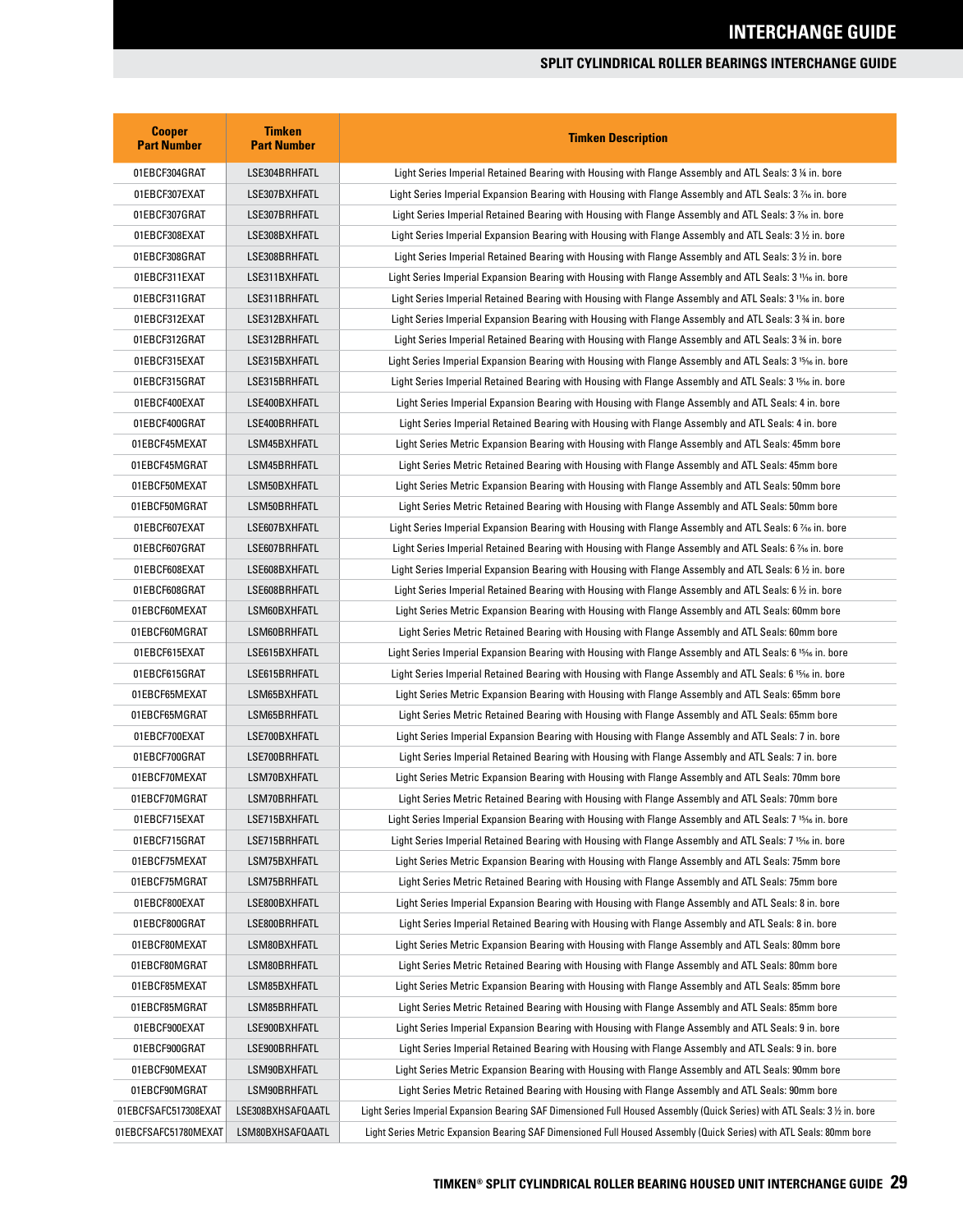# INTERCHANGE GUIDE

## SPLIT CYLINDRICAL ROLLER BEARINGS INTERCHANGE GUIDE

| Cooper Part Number | Timken Part Number | Timken Description |
|---|---|---|
| 01EBCF304GRAT | LSE304BRHFATL | Light Series Imperial Retained Bearing with Housing with Flange Assembly and ATL Seals: 3 ¼ in. bore |
| 01EBCF307EXAT | LSE307BXHFATL | Light Series Imperial Expansion Bearing with Housing with Flange Assembly and ATL Seals: 3 7⁄16 in. bore |
| 01EBCF307GRAT | LSE307BRHFATL | Light Series Imperial Retained Bearing with Housing with Flange Assembly and ATL Seals: 3 7⁄16 in. bore |
| 01EBCF308EXAT | LSE308BXHFATL | Light Series Imperial Expansion Bearing with Housing with Flange Assembly and ATL Seals: 3 ½ in. bore |
| 01EBCF308GRAT | LSE308BRHFATL | Light Series Imperial Retained Bearing with Housing with Flange Assembly and ATL Seals: 3 ½ in. bore |
| 01EBCF311EXAT | LSE311BXHFATL | Light Series Imperial Expansion Bearing with Housing with Flange Assembly and ATL Seals: 3 11⁄16 in. bore |
| 01EBCF311GRAT | LSE311BRHFATL | Light Series Imperial Retained Bearing with Housing with Flange Assembly and ATL Seals: 3 11⁄16 in. bore |
| 01EBCF312EXAT | LSE312BXHFATL | Light Series Imperial Expansion Bearing with Housing with Flange Assembly and ATL Seals: 3 ¾ in. bore |
| 01EBCF312GRAT | LSE312BRHFATL | Light Series Imperial Retained Bearing with Housing with Flange Assembly and ATL Seals: 3 ¾ in. bore |
| 01EBCF315EXAT | LSE315BXHFATL | Light Series Imperial Expansion Bearing with Housing with Flange Assembly and ATL Seals: 3 15⁄16 in. bore |
| 01EBCF315GRAT | LSE315BRHFATL | Light Series Imperial Retained Bearing with Housing with Flange Assembly and ATL Seals: 3 15⁄16 in. bore |
| 01EBCF400EXAT | LSE400BXHFATL | Light Series Imperial Expansion Bearing with Housing with Flange Assembly and ATL Seals: 4 in. bore |
| 01EBCF400GRAT | LSE400BRHFATL | Light Series Imperial Retained Bearing with Housing with Flange Assembly and ATL Seals: 4 in. bore |
| 01EBCF45MEXAT | LSM45BXHFATL | Light Series Metric Expansion Bearing with Housing with Flange Assembly and ATL Seals: 45mm bore |
| 01EBCF45MGRAT | LSM45BRHFATL | Light Series Metric Retained Bearing with Housing with Flange Assembly and ATL Seals: 45mm bore |
| 01EBCF50MEXAT | LSM50BXHFATL | Light Series Metric Expansion Bearing with Housing with Flange Assembly and ATL Seals: 50mm bore |
| 01EBCF50MGRAT | LSM50BRHFATL | Light Series Metric Retained Bearing with Housing with Flange Assembly and ATL Seals: 50mm bore |
| 01EBCF607EXAT | LSE607BXHFATL | Light Series Imperial Expansion Bearing with Housing with Flange Assembly and ATL Seals: 6 7⁄16 in. bore |
| 01EBCF607GRAT | LSE607BRHFATL | Light Series Imperial Retained Bearing with Housing with Flange Assembly and ATL Seals: 6 7⁄16 in. bore |
| 01EBCF608EXAT | LSE608BXHFATL | Light Series Imperial Expansion Bearing with Housing with Flange Assembly and ATL Seals: 6 ½ in. bore |
| 01EBCF608GRAT | LSE608BRHFATL | Light Series Imperial Retained Bearing with Housing with Flange Assembly and ATL Seals: 6 ½ in. bore |
| 01EBCF60MEXAT | LSM60BXHFATL | Light Series Metric Expansion Bearing with Housing with Flange Assembly and ATL Seals: 60mm bore |
| 01EBCF60MGRAT | LSM60BRHFATL | Light Series Metric Retained Bearing with Housing with Flange Assembly and ATL Seals: 60mm bore |
| 01EBCF615EXAT | LSE615BXHFATL | Light Series Imperial Expansion Bearing with Housing with Flange Assembly and ATL Seals: 6 15⁄16 in. bore |
| 01EBCF615GRAT | LSE615BRHFATL | Light Series Imperial Retained Bearing with Housing with Flange Assembly and ATL Seals: 6 15⁄16 in. bore |
| 01EBCF65MEXAT | LSM65BXHFATL | Light Series Metric Expansion Bearing with Housing with Flange Assembly and ATL Seals: 65mm bore |
| 01EBCF65MGRAT | LSM65BRHFATL | Light Series Metric Retained Bearing with Housing with Flange Assembly and ATL Seals: 65mm bore |
| 01EBCF700EXAT | LSE700BXHFATL | Light Series Imperial Expansion Bearing with Housing with Flange Assembly and ATL Seals: 7 in. bore |
| 01EBCF700GRAT | LSE700BRHFATL | Light Series Imperial Retained Bearing with Housing with Flange Assembly and ATL Seals: 7 in. bore |
| 01EBCF70MEXAT | LSM70BXHFATL | Light Series Metric Expansion Bearing with Housing with Flange Assembly and ATL Seals: 70mm bore |
| 01EBCF70MGRAT | LSM70BRHFATL | Light Series Metric Retained Bearing with Housing with Flange Assembly and ATL Seals: 70mm bore |
| 01EBCF715EXAT | LSE715BXHFATL | Light Series Imperial Expansion Bearing with Housing with Flange Assembly and ATL Seals: 7 15⁄16 in. bore |
| 01EBCF715GRAT | LSE715BRHFATL | Light Series Imperial Retained Bearing with Housing with Flange Assembly and ATL Seals: 7 15⁄16 in. bore |
| 01EBCF75MEXAT | LSM75BXHFATL | Light Series Metric Expansion Bearing with Housing with Flange Assembly and ATL Seals: 75mm bore |
| 01EBCF75MGRAT | LSM75BRHFATL | Light Series Metric Retained Bearing with Housing with Flange Assembly and ATL Seals: 75mm bore |
| 01EBCF800EXAT | LSE800BXHFATL | Light Series Imperial Expansion Bearing with Housing with Flange Assembly and ATL Seals: 8 in. bore |
| 01EBCF800GRAT | LSE800BRHFATL | Light Series Imperial Retained Bearing with Housing with Flange Assembly and ATL Seals: 8 in. bore |
| 01EBCF80MEXAT | LSM80BXHFATL | Light Series Metric Expansion Bearing with Housing with Flange Assembly and ATL Seals: 80mm bore |
| 01EBCF80MGRAT | LSM80BRHFATL | Light Series Metric Retained Bearing with Housing with Flange Assembly and ATL Seals: 80mm bore |
| 01EBCF85MEXAT | LSM85BXHFATL | Light Series Metric Expansion Bearing with Housing with Flange Assembly and ATL Seals: 85mm bore |
| 01EBCF85MGRAT | LSM85BRHFATL | Light Series Metric Retained Bearing with Housing with Flange Assembly and ATL Seals: 85mm bore |
| 01EBCF900EXAT | LSE900BXHFATL | Light Series Imperial Expansion Bearing with Housing with Flange Assembly and ATL Seals: 9 in. bore |
| 01EBCF900GRAT | LSE900BRHFATL | Light Series Imperial Retained Bearing with Housing with Flange Assembly and ATL Seals: 9 in. bore |
| 01EBCF90MEXAT | LSM90BXHFATL | Light Series Metric Expansion Bearing with Housing with Flange Assembly and ATL Seals: 90mm bore |
| 01EBCF90MGRAT | LSM90BRHFATL | Light Series Metric Retained Bearing with Housing with Flange Assembly and ATL Seals: 90mm bore |
| 01EBCFSAFC517308EXAT | LSE308BXHSAFQAATL | Light Series Imperial Expansion Bearing SAF Dimensioned Full Housed Assembly (Quick Series) with ATL Seals: 3 ½ in. bore |
| 01EBCFSAFC51780MEXAT | LSM80BXHSAFQAATL | Light Series Metric Expansion Bearing SAF Dimensioned Full Housed Assembly (Quick Series) with ATL Seals: 80mm bore |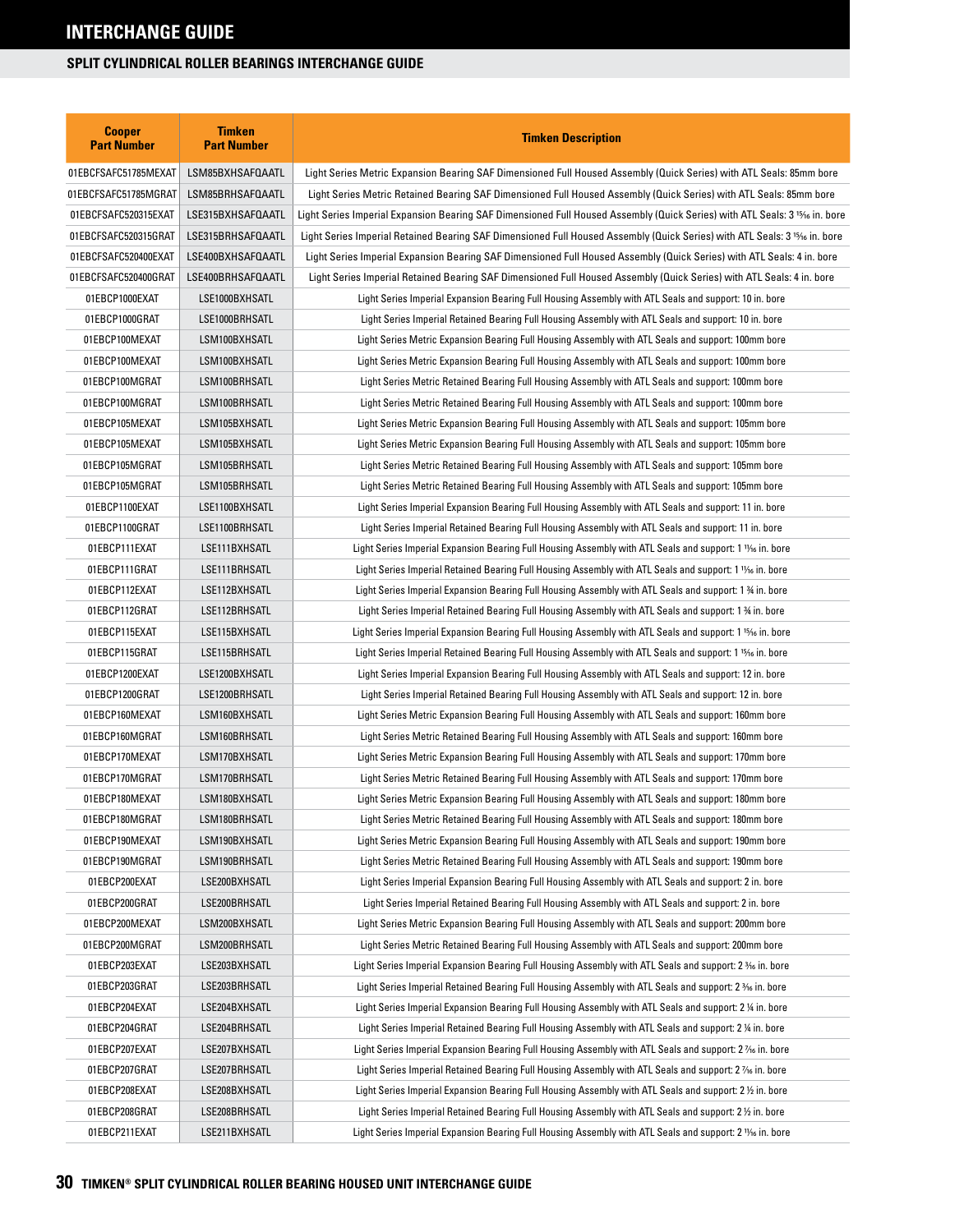# INTERCHANGE GUIDE

## SPLIT CYLINDRICAL ROLLER BEARINGS INTERCHANGE GUIDE

| Cooper Part Number | Timken Part Number | Timken Description |
|---|---|---|
| 01EBCFSAFC51785MEXAT | LSM85BXHSAFQAATL | Light Series Metric Expansion Bearing SAF Dimensioned Full Housed Assembly (Quick Series) with ATL Seals: 85mm bore |
| 01EBCFSAFC51785MGRAT | LSM85BRHSAFQAATL | Light Series Metric Retained Bearing SAF Dimensioned Full Housed Assembly (Quick Series) with ATL Seals: 85mm bore |
| 01EBCFSAFC520315EXAT | LSE315BXHSAFQAATL | Light Series Imperial Expansion Bearing SAF Dimensioned Full Housed Assembly (Quick Series) with ATL Seals: 3 15⁄16 in. bore |
| 01EBCFSAFC520315GRAT | LSE315BRHSAFQAATL | Light Series Imperial Retained Bearing SAF Dimensioned Full Housed Assembly (Quick Series) with ATL Seals: 3 15⁄16 in. bore |
| 01EBCFSAFC520400EXAT | LSE400BXHSAFQAATL | Light Series Imperial Expansion Bearing SAF Dimensioned Full Housed Assembly (Quick Series) with ATL Seals: 4 in. bore |
| 01EBCFSAFC520400GRAT | LSE400BRHSAFQAATL | Light Series Imperial Retained Bearing SAF Dimensioned Full Housed Assembly (Quick Series) with ATL Seals: 4 in. bore |
| 01EBCP1000EXAT | LSE1000BXHSATL | Light Series Imperial Expansion Bearing Full Housing Assembly with ATL Seals and support: 10 in. bore |
| 01EBCP1000GRAT | LSE1000BRHSATL | Light Series Imperial Retained Bearing Full Housing Assembly with ATL Seals and support: 10 in. bore |
| 01EBCP100MEXAT | LSM100BXHSATL | Light Series Metric Expansion Bearing Full Housing Assembly with ATL Seals and support: 100mm bore |
| 01EBCP100MEXAT | LSM100BXHSATL | Light Series Metric Expansion Bearing Full Housing Assembly with ATL Seals and support: 100mm bore |
| 01EBCP100MGRAT | LSM100BRHSATL | Light Series Metric Retained Bearing Full Housing Assembly with ATL Seals and support: 100mm bore |
| 01EBCP100MGRAT | LSM100BRHSATL | Light Series Metric Retained Bearing Full Housing Assembly with ATL Seals and support: 100mm bore |
| 01EBCP105MEXAT | LSM105BXHSATL | Light Series Metric Expansion Bearing Full Housing Assembly with ATL Seals and support: 105mm bore |
| 01EBCP105MEXAT | LSM105BXHSATL | Light Series Metric Expansion Bearing Full Housing Assembly with ATL Seals and support: 105mm bore |
| 01EBCP105MGRAT | LSM105BRHSATL | Light Series Metric Retained Bearing Full Housing Assembly with ATL Seals and support: 105mm bore |
| 01EBCP105MGRAT | LSM105BRHSATL | Light Series Metric Retained Bearing Full Housing Assembly with ATL Seals and support: 105mm bore |
| 01EBCP1100EXAT | LSE1100BXHSATL | Light Series Imperial Expansion Bearing Full Housing Assembly with ATL Seals and support: 11 in. bore |
| 01EBCP1100GRAT | LSE1100BRHSATL | Light Series Imperial Retained Bearing Full Housing Assembly with ATL Seals and support: 11 in. bore |
| 01EBCP111EXAT | LSE111BXHSATL | Light Series Imperial Expansion Bearing Full Housing Assembly with ATL Seals and support: 1 11⁄16 in. bore |
| 01EBCP111GRAT | LSE111BRHSATL | Light Series Imperial Retained Bearing Full Housing Assembly with ATL Seals and support: 1 11⁄16 in. bore |
| 01EBCP112EXAT | LSE112BXHSATL | Light Series Imperial Expansion Bearing Full Housing Assembly with ATL Seals and support: 1 ¾ in. bore |
| 01EBCP112GRAT | LSE112BRHSATL | Light Series Imperial Retained Bearing Full Housing Assembly with ATL Seals and support: 1 ¾ in. bore |
| 01EBCP115EXAT | LSE115BXHSATL | Light Series Imperial Expansion Bearing Full Housing Assembly with ATL Seals and support: 1 15⁄16 in. bore |
| 01EBCP115GRAT | LSE115BRHSATL | Light Series Imperial Retained Bearing Full Housing Assembly with ATL Seals and support: 1 15⁄16 in. bore |
| 01EBCP1200EXAT | LSE1200BXHSATL | Light Series Imperial Expansion Bearing Full Housing Assembly with ATL Seals and support: 12 in. bore |
| 01EBCP1200GRAT | LSE1200BRHSATL | Light Series Imperial Retained Bearing Full Housing Assembly with ATL Seals and support: 12 in. bore |
| 01EBCP160MEXAT | LSM160BXHSATL | Light Series Metric Expansion Bearing Full Housing Assembly with ATL Seals and support: 160mm bore |
| 01EBCP160MGRAT | LSM160BRHSATL | Light Series Metric Retained Bearing Full Housing Assembly with ATL Seals and support: 160mm bore |
| 01EBCP170MEXAT | LSM170BXHSATL | Light Series Metric Expansion Bearing Full Housing Assembly with ATL Seals and support: 170mm bore |
| 01EBCP170MGRAT | LSM170BRHSATL | Light Series Metric Retained Bearing Full Housing Assembly with ATL Seals and support: 170mm bore |
| 01EBCP180MEXAT | LSM180BXHSATL | Light Series Metric Expansion Bearing Full Housing Assembly with ATL Seals and support: 180mm bore |
| 01EBCP180MGRAT | LSM180BRHSATL | Light Series Metric Retained Bearing Full Housing Assembly with ATL Seals and support: 180mm bore |
| 01EBCP190MEXAT | LSM190BXHSATL | Light Series Metric Expansion Bearing Full Housing Assembly with ATL Seals and support: 190mm bore |
| 01EBCP190MGRAT | LSM190BRHSATL | Light Series Metric Retained Bearing Full Housing Assembly with ATL Seals and support: 190mm bore |
| 01EBCP200EXAT | LSE200BXHSATL | Light Series Imperial Expansion Bearing Full Housing Assembly with ATL Seals and support: 2 in. bore |
| 01EBCP200GRAT | LSE200BRHSATL | Light Series Imperial Retained Bearing Full Housing Assembly with ATL Seals and support: 2 in. bore |
| 01EBCP200MEXAT | LSM200BXHSATL | Light Series Metric Expansion Bearing Full Housing Assembly with ATL Seals and support: 200mm bore |
| 01EBCP200MGRAT | LSM200BRHSATL | Light Series Metric Retained Bearing Full Housing Assembly with ATL Seals and support: 200mm bore |
| 01EBCP203EXAT | LSE203BXHSATL | Light Series Imperial Expansion Bearing Full Housing Assembly with ATL Seals and support: 2 3⁄16 in. bore |
| 01EBCP203GRAT | LSE203BRHSATL | Light Series Imperial Retained Bearing Full Housing Assembly with ATL Seals and support: 2 3⁄16 in. bore |
| 01EBCP204EXAT | LSE204BXHSATL | Light Series Imperial Expansion Bearing Full Housing Assembly with ATL Seals and support: 2 ¼ in. bore |
| 01EBCP204GRAT | LSE204BRHSATL | Light Series Imperial Retained Bearing Full Housing Assembly with ATL Seals and support: 2 ¼ in. bore |
| 01EBCP207EXAT | LSE207BXHSATL | Light Series Imperial Expansion Bearing Full Housing Assembly with ATL Seals and support: 2 7⁄16 in. bore |
| 01EBCP207GRAT | LSE207BRHSATL | Light Series Imperial Retained Bearing Full Housing Assembly with ATL Seals and support: 2 7⁄16 in. bore |
| 01EBCP208EXAT | LSE208BXHSATL | Light Series Imperial Expansion Bearing Full Housing Assembly with ATL Seals and support: 2 ½ in. bore |
| 01EBCP208GRAT | LSE208BRHSATL | Light Series Imperial Retained Bearing Full Housing Assembly with ATL Seals and support: 2 ½ in. bore |
| 01EBCP211EXAT | LSE211BXHSATL | Light Series Imperial Expansion Bearing Full Housing Assembly with ATL Seals and support: 2 11⁄16 in. bore |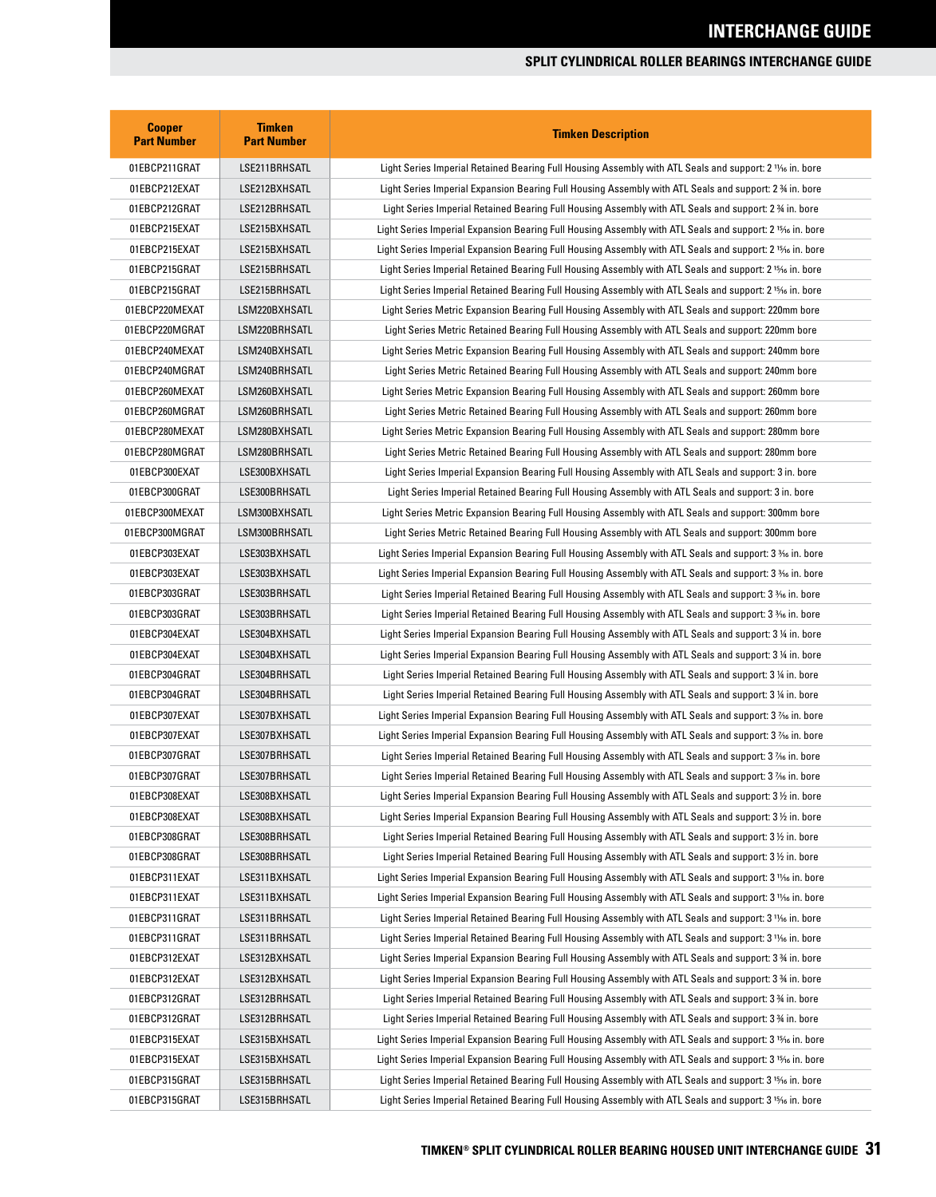# INTERCHANGE GUIDE

## SPLIT CYLINDRICAL ROLLER BEARINGS INTERCHANGE GUIDE

| Cooper Part Number | Timken Part Number | Timken Description |
|---|---|---|
| 01EBCP211GRAT | LSE211BRHSATL | Light Series Imperial Retained Bearing Full Housing Assembly with ATL Seals and support: 2 11⁄16 in. bore |
| 01EBCP212EXAT | LSE212BXHSATL | Light Series Imperial Expansion Bearing Full Housing Assembly with ATL Seals and support: 2 3⁄4 in. bore |
| 01EBCP212GRAT | LSE212BRHSATL | Light Series Imperial Retained Bearing Full Housing Assembly with ATL Seals and support: 2 3⁄4 in. bore |
| 01EBCP215EXAT | LSE215BXHSATL | Light Series Imperial Expansion Bearing Full Housing Assembly with ATL Seals and support: 2 15⁄16 in. bore |
| 01EBCP215EXAT | LSE215BXHSATL | Light Series Imperial Expansion Bearing Full Housing Assembly with ATL Seals and support: 2 15⁄16 in. bore |
| 01EBCP215GRAT | LSE215BRHSATL | Light Series Imperial Retained Bearing Full Housing Assembly with ATL Seals and support: 2 15⁄16 in. bore |
| 01EBCP215GRAT | LSE215BRHSATL | Light Series Imperial Retained Bearing Full Housing Assembly with ATL Seals and support: 2 15⁄16 in. bore |
| 01EBCP220MEXAT | LSM220BXHSATL | Light Series Metric Expansion Bearing Full Housing Assembly with ATL Seals and support: 220mm bore |
| 01EBCP220MGRAT | LSM220BRHSATL | Light Series Metric Retained Bearing Full Housing Assembly with ATL Seals and support: 220mm bore |
| 01EBCP240MEXAT | LSM240BXHSATL | Light Series Metric Expansion Bearing Full Housing Assembly with ATL Seals and support: 240mm bore |
| 01EBCP240MGRAT | LSM240BRHSATL | Light Series Metric Retained Bearing Full Housing Assembly with ATL Seals and support: 240mm bore |
| 01EBCP260MEXAT | LSM260BXHSATL | Light Series Metric Expansion Bearing Full Housing Assembly with ATL Seals and support: 260mm bore |
| 01EBCP260MGRAT | LSM260BRHSATL | Light Series Metric Retained Bearing Full Housing Assembly with ATL Seals and support: 260mm bore |
| 01EBCP280MEXAT | LSM280BXHSATL | Light Series Metric Expansion Bearing Full Housing Assembly with ATL Seals and support: 280mm bore |
| 01EBCP280MGRAT | LSM280BRHSATL | Light Series Metric Retained Bearing Full Housing Assembly with ATL Seals and support: 280mm bore |
| 01EBCP300EXAT | LSE300BXHSATL | Light Series Imperial Expansion Bearing Full Housing Assembly with ATL Seals and support: 3 in. bore |
| 01EBCP300GRAT | LSE300BRHSATL | Light Series Imperial Retained Bearing Full Housing Assembly with ATL Seals and support: 3 in. bore |
| 01EBCP300MEXAT | LSM300BXHSATL | Light Series Metric Expansion Bearing Full Housing Assembly with ATL Seals and support: 300mm bore |
| 01EBCP300MGRAT | LSM300BRHSATL | Light Series Metric Retained Bearing Full Housing Assembly with ATL Seals and support: 300mm bore |
| 01EBCP303EXAT | LSE303BXHSATL | Light Series Imperial Expansion Bearing Full Housing Assembly with ATL Seals and support: 3 3⁄16 in. bore |
| 01EBCP303EXAT | LSE303BXHSATL | Light Series Imperial Expansion Bearing Full Housing Assembly with ATL Seals and support: 3 3⁄16 in. bore |
| 01EBCP303GRAT | LSE303BRHSATL | Light Series Imperial Retained Bearing Full Housing Assembly with ATL Seals and support: 3 3⁄16 in. bore |
| 01EBCP303GRAT | LSE303BRHSATL | Light Series Imperial Retained Bearing Full Housing Assembly with ATL Seals and support: 3 3⁄16 in. bore |
| 01EBCP304EXAT | LSE304BXHSATL | Light Series Imperial Expansion Bearing Full Housing Assembly with ATL Seals and support: 3 1⁄4 in. bore |
| 01EBCP304EXAT | LSE304BXHSATL | Light Series Imperial Expansion Bearing Full Housing Assembly with ATL Seals and support: 3 1⁄4 in. bore |
| 01EBCP304GRAT | LSE304BRHSATL | Light Series Imperial Retained Bearing Full Housing Assembly with ATL Seals and support: 3 1⁄4 in. bore |
| 01EBCP304GRAT | LSE304BRHSATL | Light Series Imperial Retained Bearing Full Housing Assembly with ATL Seals and support: 3 1⁄4 in. bore |
| 01EBCP307EXAT | LSE307BXHSATL | Light Series Imperial Expansion Bearing Full Housing Assembly with ATL Seals and support: 3 7⁄16 in. bore |
| 01EBCP307EXAT | LSE307BXHSATL | Light Series Imperial Expansion Bearing Full Housing Assembly with ATL Seals and support: 3 7⁄16 in. bore |
| 01EBCP307GRAT | LSE307BRHSATL | Light Series Imperial Retained Bearing Full Housing Assembly with ATL Seals and support: 3 7⁄16 in. bore |
| 01EBCP307GRAT | LSE307BRHSATL | Light Series Imperial Retained Bearing Full Housing Assembly with ATL Seals and support: 3 7⁄16 in. bore |
| 01EBCP308EXAT | LSE308BXHSATL | Light Series Imperial Expansion Bearing Full Housing Assembly with ATL Seals and support: 3 1⁄2 in. bore |
| 01EBCP308EXAT | LSE308BXHSATL | Light Series Imperial Expansion Bearing Full Housing Assembly with ATL Seals and support: 3 1⁄2 in. bore |
| 01EBCP308GRAT | LSE308BRHSATL | Light Series Imperial Retained Bearing Full Housing Assembly with ATL Seals and support: 3 1⁄2 in. bore |
| 01EBCP308GRAT | LSE308BRHSATL | Light Series Imperial Retained Bearing Full Housing Assembly with ATL Seals and support: 3 1⁄2 in. bore |
| 01EBCP311EXAT | LSE311BXHSATL | Light Series Imperial Expansion Bearing Full Housing Assembly with ATL Seals and support: 3 11⁄16 in. bore |
| 01EBCP311EXAT | LSE311BXHSATL | Light Series Imperial Expansion Bearing Full Housing Assembly with ATL Seals and support: 3 11⁄16 in. bore |
| 01EBCP311GRAT | LSE311BRHSATL | Light Series Imperial Retained Bearing Full Housing Assembly with ATL Seals and support: 3 11⁄16 in. bore |
| 01EBCP311GRAT | LSE311BRHSATL | Light Series Imperial Retained Bearing Full Housing Assembly with ATL Seals and support: 3 11⁄16 in. bore |
| 01EBCP312EXAT | LSE312BXHSATL | Light Series Imperial Expansion Bearing Full Housing Assembly with ATL Seals and support: 3 3⁄4 in. bore |
| 01EBCP312EXAT | LSE312BXHSATL | Light Series Imperial Expansion Bearing Full Housing Assembly with ATL Seals and support: 3 3⁄4 in. bore |
| 01EBCP312GRAT | LSE312BRHSATL | Light Series Imperial Retained Bearing Full Housing Assembly with ATL Seals and support: 3 3⁄4 in. bore |
| 01EBCP312GRAT | LSE312BRHSATL | Light Series Imperial Retained Bearing Full Housing Assembly with ATL Seals and support: 3 3⁄4 in. bore |
| 01EBCP315EXAT | LSE315BXHSATL | Light Series Imperial Expansion Bearing Full Housing Assembly with ATL Seals and support: 3 15⁄16 in. bore |
| 01EBCP315EXAT | LSE315BXHSATL | Light Series Imperial Expansion Bearing Full Housing Assembly with ATL Seals and support: 3 15⁄16 in. bore |
| 01EBCP315GRAT | LSE315BRHSATL | Light Series Imperial Retained Bearing Full Housing Assembly with ATL Seals and support: 3 15⁄16 in. bore |
| 01EBCP315GRAT | LSE315BRHSATL | Light Series Imperial Retained Bearing Full Housing Assembly with ATL Seals and support: 3 15⁄16 in. bore |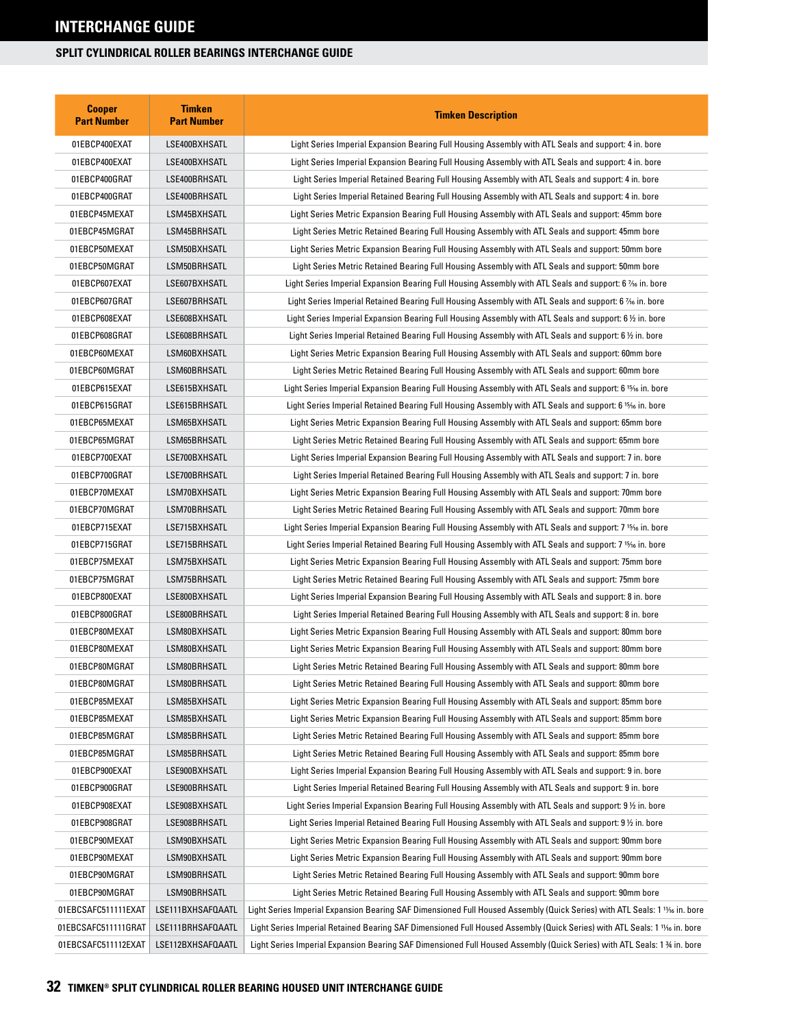# INTERCHANGE GUIDE

## SPLIT CYLINDRICAL ROLLER BEARINGS INTERCHANGE GUIDE

| Cooper Part Number | Timken Part Number | Timken Description |
|---|---|---|
| 01EBCP400EXAT | LSE400BXHSATL | Light Series Imperial Expansion Bearing Full Housing Assembly with ATL Seals and support: 4 in. bore |
| 01EBCP400EXAT | LSE400BXHSATL | Light Series Imperial Expansion Bearing Full Housing Assembly with ATL Seals and support: 4 in. bore |
| 01EBCP400GRAT | LSE400BRHSATL | Light Series Imperial Retained Bearing Full Housing Assembly with ATL Seals and support: 4 in. bore |
| 01EBCP400GRAT | LSE400BRHSATL | Light Series Imperial Retained Bearing Full Housing Assembly with ATL Seals and support: 4 in. bore |
| 01EBCP45MEXAT | LSM45BXHSATL | Light Series Metric Expansion Bearing Full Housing Assembly with ATL Seals and support: 45mm bore |
| 01EBCP45MGRAT | LSM45BRHSATL | Light Series Metric Retained Bearing Full Housing Assembly with ATL Seals and support: 45mm bore |
| 01EBCP50MEXAT | LSM50BXHSATL | Light Series Metric Expansion Bearing Full Housing Assembly with ATL Seals and support: 50mm bore |
| 01EBCP50MGRAT | LSM50BRHSATL | Light Series Metric Retained Bearing Full Housing Assembly with ATL Seals and support: 50mm bore |
| 01EBCP607EXAT | LSE607BXHSATL | Light Series Imperial Expansion Bearing Full Housing Assembly with ATL Seals and support: 6 7⁄16 in. bore |
| 01EBCP607GRAT | LSE607BRHSATL | Light Series Imperial Retained Bearing Full Housing Assembly with ATL Seals and support: 6 7⁄16 in. bore |
| 01EBCP608EXAT | LSE608BXHSATL | Light Series Imperial Expansion Bearing Full Housing Assembly with ATL Seals and support: 6 ½ in. bore |
| 01EBCP608GRAT | LSE608BRHSATL | Light Series Imperial Retained Bearing Full Housing Assembly with ATL Seals and support: 6 ½ in. bore |
| 01EBCP60MEXAT | LSM60BXHSATL | Light Series Metric Expansion Bearing Full Housing Assembly with ATL Seals and support: 60mm bore |
| 01EBCP60MGRAT | LSM60BRHSATL | Light Series Metric Retained Bearing Full Housing Assembly with ATL Seals and support: 60mm bore |
| 01EBCP615EXAT | LSE615BXHSATL | Light Series Imperial Expansion Bearing Full Housing Assembly with ATL Seals and support: 6 15⁄16 in. bore |
| 01EBCP615GRAT | LSE615BRHSATL | Light Series Imperial Retained Bearing Full Housing Assembly with ATL Seals and support: 6 15⁄16 in. bore |
| 01EBCP65MEXAT | LSM65BXHSATL | Light Series Metric Expansion Bearing Full Housing Assembly with ATL Seals and support: 65mm bore |
| 01EBCP65MGRAT | LSM65BRHSATL | Light Series Metric Retained Bearing Full Housing Assembly with ATL Seals and support: 65mm bore |
| 01EBCP700EXAT | LSE700BXHSATL | Light Series Imperial Expansion Bearing Full Housing Assembly with ATL Seals and support: 7 in. bore |
| 01EBCP700GRAT | LSE700BRHSATL | Light Series Imperial Retained Bearing Full Housing Assembly with ATL Seals and support: 7 in. bore |
| 01EBCP70MEXAT | LSM70BXHSATL | Light Series Metric Expansion Bearing Full Housing Assembly with ATL Seals and support: 70mm bore |
| 01EBCP70MGRAT | LSM70BRHSATL | Light Series Metric Retained Bearing Full Housing Assembly with ATL Seals and support: 70mm bore |
| 01EBCP715EXAT | LSE715BXHSATL | Light Series Imperial Expansion Bearing Full Housing Assembly with ATL Seals and support: 7 15⁄16 in. bore |
| 01EBCP715GRAT | LSE715BRHSATL | Light Series Imperial Retained Bearing Full Housing Assembly with ATL Seals and support: 7 15⁄16 in. bore |
| 01EBCP75MEXAT | LSM75BXHSATL | Light Series Metric Expansion Bearing Full Housing Assembly with ATL Seals and support: 75mm bore |
| 01EBCP75MGRAT | LSM75BRHSATL | Light Series Metric Retained Bearing Full Housing Assembly with ATL Seals and support: 75mm bore |
| 01EBCP800EXAT | LSE800BXHSATL | Light Series Imperial Expansion Bearing Full Housing Assembly with ATL Seals and support: 8 in. bore |
| 01EBCP800GRAT | LSE800BRHSATL | Light Series Imperial Retained Bearing Full Housing Assembly with ATL Seals and support: 8 in. bore |
| 01EBCP80MEXAT | LSM80BXHSATL | Light Series Metric Expansion Bearing Full Housing Assembly with ATL Seals and support: 80mm bore |
| 01EBCP80MEXAT | LSM80BXHSATL | Light Series Metric Expansion Bearing Full Housing Assembly with ATL Seals and support: 80mm bore |
| 01EBCP80MGRAT | LSM80BRHSATL | Light Series Metric Retained Bearing Full Housing Assembly with ATL Seals and support: 80mm bore |
| 01EBCP80MGRAT | LSM80BRHSATL | Light Series Metric Retained Bearing Full Housing Assembly with ATL Seals and support: 80mm bore |
| 01EBCP85MEXAT | LSM85BXHSATL | Light Series Metric Expansion Bearing Full Housing Assembly with ATL Seals and support: 85mm bore |
| 01EBCP85MEXAT | LSM85BXHSATL | Light Series Metric Expansion Bearing Full Housing Assembly with ATL Seals and support: 85mm bore |
| 01EBCP85MGRAT | LSM85BRHSATL | Light Series Metric Retained Bearing Full Housing Assembly with ATL Seals and support: 85mm bore |
| 01EBCP85MGRAT | LSM85BRHSATL | Light Series Metric Retained Bearing Full Housing Assembly with ATL Seals and support: 85mm bore |
| 01EBCP900EXAT | LSE900BXHSATL | Light Series Imperial Expansion Bearing Full Housing Assembly with ATL Seals and support: 9 in. bore |
| 01EBCP900GRAT | LSE900BRHSATL | Light Series Imperial Retained Bearing Full Housing Assembly with ATL Seals and support: 9 in. bore |
| 01EBCP908EXAT | LSE908BXHSATL | Light Series Imperial Expansion Bearing Full Housing Assembly with ATL Seals and support: 9 ½ in. bore |
| 01EBCP908GRAT | LSE908BRHSATL | Light Series Imperial Retained Bearing Full Housing Assembly with ATL Seals and support: 9 ½ in. bore |
| 01EBCP90MEXAT | LSM90BXHSATL | Light Series Metric Expansion Bearing Full Housing Assembly with ATL Seals and support: 90mm bore |
| 01EBCP90MEXAT | LSM90BXHSATL | Light Series Metric Expansion Bearing Full Housing Assembly with ATL Seals and support: 90mm bore |
| 01EBCP90MGRAT | LSM90BRHSATL | Light Series Metric Retained Bearing Full Housing Assembly with ATL Seals and support: 90mm bore |
| 01EBCP90MGRAT | LSM90BRHSATL | Light Series Metric Retained Bearing Full Housing Assembly with ATL Seals and support: 90mm bore |
| 01EBCSAFC511111EXAT | LSE111BXHSAFQAATL | Light Series Imperial Expansion Bearing SAF Dimensioned Full Housed Assembly (Quick Series) with ATL Seals: 1 11⁄16 in. bore |
| 01EBCSAFC511111GRAT | LSE111BRHSAFQAATL | Light Series Imperial Retained Bearing SAF Dimensioned Full Housed Assembly (Quick Series) with ATL Seals: 1 11⁄16 in. bore |
| 01EBCSAFC511112EXAT | LSE112BXHSAFQAATL | Light Series Imperial Expansion Bearing SAF Dimensioned Full Housed Assembly (Quick Series) with ATL Seals: 1 ¾ in. bore |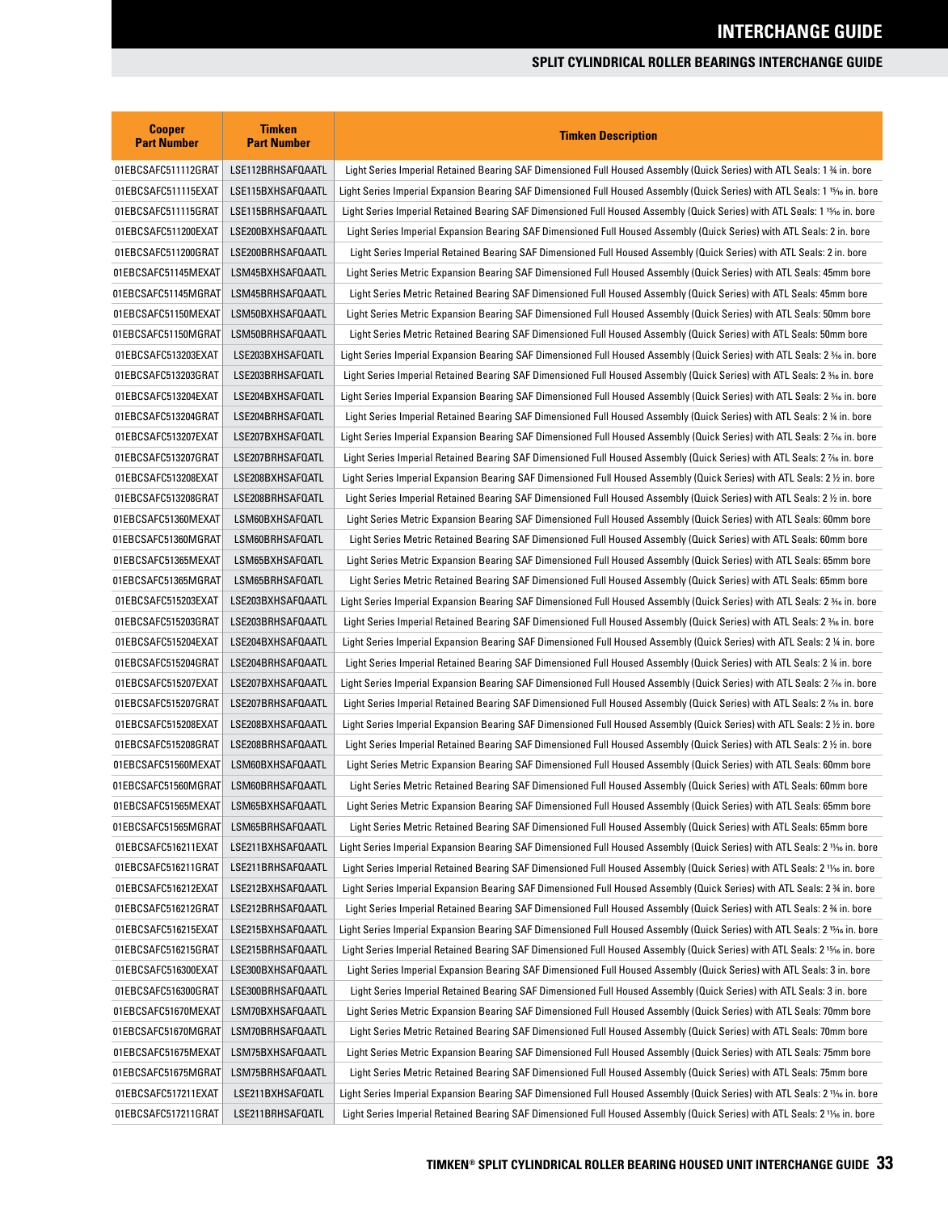# INTERCHANGE GUIDE

## SPLIT CYLINDRICAL ROLLER BEARINGS INTERCHANGE GUIDE

| Cooper Part Number | Timken Part Number | Timken Description |
|---|---|---|
| 01EBCSAFC511112GRAT | LSE112BRHSAFQAATL | Light Series Imperial Retained Bearing SAF Dimensioned Full Housed Assembly (Quick Series) with ATL Seals: 1 ¾ in. bore |
| 01EBCSAFC511115EXAT | LSE115BXHSAFQAATL | Light Series Imperial Expansion Bearing SAF Dimensioned Full Housed Assembly (Quick Series) with ATL Seals: 1 15⁄16 in. bore |
| 01EBCSAFC511115GRAT | LSE115BRHSAFQAATL | Light Series Imperial Retained Bearing SAF Dimensioned Full Housed Assembly (Quick Series) with ATL Seals: 1 15⁄16 in. bore |
| 01EBCSAFC511200EXAT | LSE200BXHSAFQAATL | Light Series Imperial Expansion Bearing SAF Dimensioned Full Housed Assembly (Quick Series) with ATL Seals: 2 in. bore |
| 01EBCSAFC511200GRAT | LSE200BRHSAFQAATL | Light Series Imperial Retained Bearing SAF Dimensioned Full Housed Assembly (Quick Series) with ATL Seals: 2 in. bore |
| 01EBCSAFC51145MEXAT | LSM45BXHSAFQAATL | Light Series Metric Expansion Bearing SAF Dimensioned Full Housed Assembly (Quick Series) with ATL Seals: 45mm bore |
| 01EBCSAFC51145MGRAT | LSM45BRHSAFQAATL | Light Series Metric Retained Bearing SAF Dimensioned Full Housed Assembly (Quick Series) with ATL Seals: 45mm bore |
| 01EBCSAFC51150MEXAT | LSM50BXHSAFQAATL | Light Series Metric Expansion Bearing SAF Dimensioned Full Housed Assembly (Quick Series) with ATL Seals: 50mm bore |
| 01EBCSAFC51150MGRAT | LSM50BRHSAFQAATL | Light Series Metric Retained Bearing SAF Dimensioned Full Housed Assembly (Quick Series) with ATL Seals: 50mm bore |
| 01EBCSAFC513203EXAT | LSE203BXHSAFQATL | Light Series Imperial Expansion Bearing SAF Dimensioned Full Housed Assembly (Quick Series) with ATL Seals: 2 3⁄16 in. bore |
| 01EBCSAFC513203GRAT | LSE203BRHSAFQATL | Light Series Imperial Retained Bearing SAF Dimensioned Full Housed Assembly (Quick Series) with ATL Seals: 2 3⁄16 in. bore |
| 01EBCSAFC513204EXAT | LSE204BXHSAFQATL | Light Series Imperial Expansion Bearing SAF Dimensioned Full Housed Assembly (Quick Series) with ATL Seals: 2 3⁄16 in. bore |
| 01EBCSAFC513204GRAT | LSE204BRHSAFQATL | Light Series Imperial Retained Bearing SAF Dimensioned Full Housed Assembly (Quick Series) with ATL Seals: 2 ¼ in. bore |
| 01EBCSAFC513207EXAT | LSE207BXHSAFQATL | Light Series Imperial Expansion Bearing SAF Dimensioned Full Housed Assembly (Quick Series) with ATL Seals: 2 7⁄16 in. bore |
| 01EBCSAFC513207GRAT | LSE207BRHSAFQATL | Light Series Imperial Retained Bearing SAF Dimensioned Full Housed Assembly (Quick Series) with ATL Seals: 2 7⁄16 in. bore |
| 01EBCSAFC513208EXAT | LSE208BXHSAFQATL | Light Series Imperial Expansion Bearing SAF Dimensioned Full Housed Assembly (Quick Series) with ATL Seals: 2 ½ in. bore |
| 01EBCSAFC513208GRAT | LSE208BRHSAFQATL | Light Series Imperial Retained Bearing SAF Dimensioned Full Housed Assembly (Quick Series) with ATL Seals: 2 ½ in. bore |
| 01EBCSAFC51360MEXAT | LSM60BXHSAFQATL | Light Series Metric Expansion Bearing SAF Dimensioned Full Housed Assembly (Quick Series) with ATL Seals: 60mm bore |
| 01EBCSAFC51360MGRAT | LSM60BRHSAFQATL | Light Series Metric Retained Bearing SAF Dimensioned Full Housed Assembly (Quick Series) with ATL Seals: 60mm bore |
| 01EBCSAFC51365MEXAT | LSM65BXHSAFQATL | Light Series Metric Expansion Bearing SAF Dimensioned Full Housed Assembly (Quick Series) with ATL Seals: 65mm bore |
| 01EBCSAFC51365MGRAT | LSM65BRHSAFQATL | Light Series Metric Retained Bearing SAF Dimensioned Full Housed Assembly (Quick Series) with ATL Seals: 65mm bore |
| 01EBCSAFC515203EXAT | LSE203BXHSAFQAATL | Light Series Imperial Expansion Bearing SAF Dimensioned Full Housed Assembly (Quick Series) with ATL Seals: 2 3⁄16 in. bore |
| 01EBCSAFC515203GRAT | LSE203BRHSAFQAATL | Light Series Imperial Retained Bearing SAF Dimensioned Full Housed Assembly (Quick Series) with ATL Seals: 2 3⁄16 in. bore |
| 01EBCSAFC515204EXAT | LSE204BXHSAFQAATL | Light Series Imperial Expansion Bearing SAF Dimensioned Full Housed Assembly (Quick Series) with ATL Seals: 2 ¼ in. bore |
| 01EBCSAFC515204GRAT | LSE204BRHSAFQAATL | Light Series Imperial Retained Bearing SAF Dimensioned Full Housed Assembly (Quick Series) with ATL Seals: 2 ¼ in. bore |
| 01EBCSAFC515207EXAT | LSE207BXHSAFQAATL | Light Series Imperial Expansion Bearing SAF Dimensioned Full Housed Assembly (Quick Series) with ATL Seals: 2 7⁄16 in. bore |
| 01EBCSAFC515207GRAT | LSE207BRHSAFQAATL | Light Series Imperial Retained Bearing SAF Dimensioned Full Housed Assembly (Quick Series) with ATL Seals: 2 7⁄16 in. bore |
| 01EBCSAFC515208EXAT | LSE208BXHSAFQAATL | Light Series Imperial Expansion Bearing SAF Dimensioned Full Housed Assembly (Quick Series) with ATL Seals: 2 ½ in. bore |
| 01EBCSAFC515208GRAT | LSE208BRHSAFQAATL | Light Series Imperial Retained Bearing SAF Dimensioned Full Housed Assembly (Quick Series) with ATL Seals: 2 ½ in. bore |
| 01EBCSAFC51560MEXAT | LSM60BXHSAFQAATL | Light Series Metric Expansion Bearing SAF Dimensioned Full Housed Assembly (Quick Series) with ATL Seals: 60mm bore |
| 01EBCSAFC51560MGRAT | LSM60BRHSAFQAATL | Light Series Metric Retained Bearing SAF Dimensioned Full Housed Assembly (Quick Series) with ATL Seals: 60mm bore |
| 01EBCSAFC51565MEXAT | LSM65BXHSAFQAATL | Light Series Metric Expansion Bearing SAF Dimensioned Full Housed Assembly (Quick Series) with ATL Seals: 65mm bore |
| 01EBCSAFC51565MGRAT | LSM65BRHSAFQAATL | Light Series Metric Retained Bearing SAF Dimensioned Full Housed Assembly (Quick Series) with ATL Seals: 65mm bore |
| 01EBCSAFC516211EXAT | LSE211BXHSAFQAATL | Light Series Imperial Expansion Bearing SAF Dimensioned Full Housed Assembly (Quick Series) with ATL Seals: 2 11⁄16 in. bore |
| 01EBCSAFC516211GRAT | LSE211BRHSAFQAATL | Light Series Imperial Retained Bearing SAF Dimensioned Full Housed Assembly (Quick Series) with ATL Seals: 2 11⁄16 in. bore |
| 01EBCSAFC516212EXAT | LSE212BXHSAFQAATL | Light Series Imperial Expansion Bearing SAF Dimensioned Full Housed Assembly (Quick Series) with ATL Seals: 2 ¾ in. bore |
| 01EBCSAFC516212GRAT | LSE212BRHSAFQAATL | Light Series Imperial Retained Bearing SAF Dimensioned Full Housed Assembly (Quick Series) with ATL Seals: 2 ¾ in. bore |
| 01EBCSAFC516215EXAT | LSE215BXHSAFQAATL | Light Series Imperial Expansion Bearing SAF Dimensioned Full Housed Assembly (Quick Series) with ATL Seals: 2 15⁄16 in. bore |
| 01EBCSAFC516215GRAT | LSE215BRHSAFQAATL | Light Series Imperial Retained Bearing SAF Dimensioned Full Housed Assembly (Quick Series) with ATL Seals: 2 15⁄16 in. bore |
| 01EBCSAFC516300EXAT | LSE300BXHSAFQAATL | Light Series Imperial Expansion Bearing SAF Dimensioned Full Housed Assembly (Quick Series) with ATL Seals: 3 in. bore |
| 01EBCSAFC516300GRAT | LSE300BRHSAFQAATL | Light Series Imperial Retained Bearing SAF Dimensioned Full Housed Assembly (Quick Series) with ATL Seals: 3 in. bore |
| 01EBCSAFC51670MEXAT | LSM70BXHSAFQAATL | Light Series Metric Expansion Bearing SAF Dimensioned Full Housed Assembly (Quick Series) with ATL Seals: 70mm bore |
| 01EBCSAFC51670MGRAT | LSM70BRHSAFQAATL | Light Series Metric Retained Bearing SAF Dimensioned Full Housed Assembly (Quick Series) with ATL Seals: 70mm bore |
| 01EBCSAFC51675MEXAT | LSM75BXHSAFQAATL | Light Series Metric Expansion Bearing SAF Dimensioned Full Housed Assembly (Quick Series) with ATL Seals: 75mm bore |
| 01EBCSAFC51675MGRAT | LSM75BRHSAFQAATL | Light Series Metric Retained Bearing SAF Dimensioned Full Housed Assembly (Quick Series) with ATL Seals: 75mm bore |
| 01EBCSAFC517211EXAT | LSE211BXHSAFQATL | Light Series Imperial Expansion Bearing SAF Dimensioned Full Housed Assembly (Quick Series) with ATL Seals: 2 11⁄16 in. bore |
| 01EBCSAFC517211GRAT | LSE211BRHSAFQATL | Light Series Imperial Retained Bearing SAF Dimensioned Full Housed Assembly (Quick Series) with ATL Seals: 2 11⁄16 in. bore |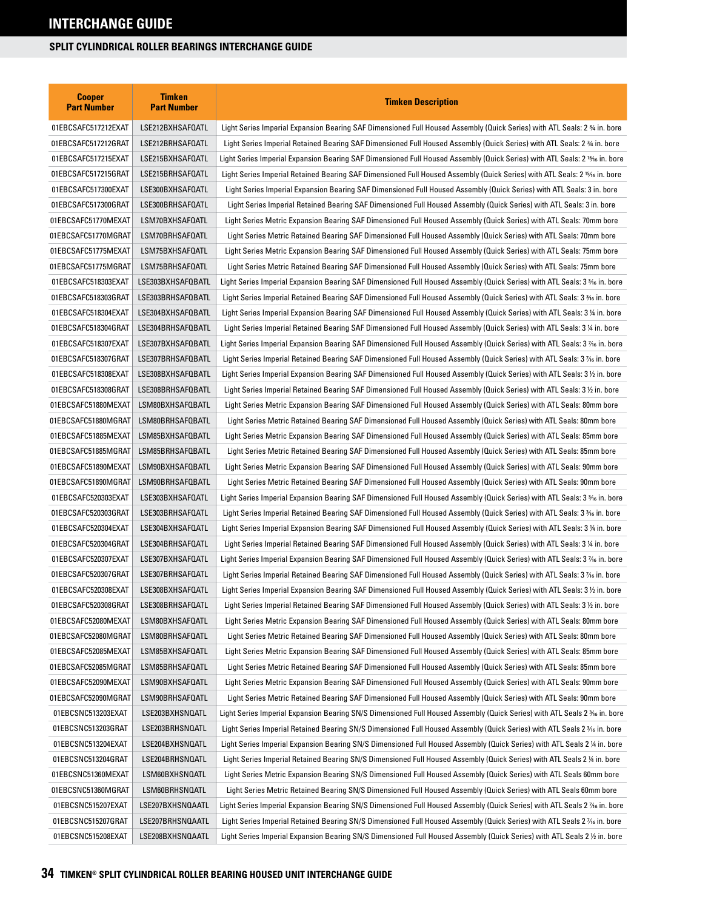# INTERCHANGE GUIDE

## SPLIT CYLINDRICAL ROLLER BEARINGS INTERCHANGE GUIDE

| Cooper Part Number | Timken Part Number | Timken Description |
|---|---|---|
| 01EBCSAFC517212EXAT | LSE212BXHSAFQATL | Light Series Imperial Expansion Bearing SAF Dimensioned Full Housed Assembly (Quick Series) with ATL Seals: 2 ¾ in. bore |
| 01EBCSAFC517212GRAT | LSE212BRHSAFQATL | Light Series Imperial Retained Bearing SAF Dimensioned Full Housed Assembly (Quick Series) with ATL Seals: 2 ¾ in. bore |
| 01EBCSAFC517215EXAT | LSE215BXHSAFQATL | Light Series Imperial Expansion Bearing SAF Dimensioned Full Housed Assembly (Quick Series) with ATL Seals: 2 15⁄16 in. bore |
| 01EBCSAFC517215GRAT | LSE215BRHSAFQATL | Light Series Imperial Retained Bearing SAF Dimensioned Full Housed Assembly (Quick Series) with ATL Seals: 2 15⁄16 in. bore |
| 01EBCSAFC517300EXAT | LSE300BXHSAFQATL | Light Series Imperial Expansion Bearing SAF Dimensioned Full Housed Assembly (Quick Series) with ATL Seals: 3 in. bore |
| 01EBCSAFC517300GRAT | LSE300BRHSAFQATL | Light Series Imperial Retained Bearing SAF Dimensioned Full Housed Assembly (Quick Series) with ATL Seals: 3 in. bore |
| 01EBCSAFC51770MEXAT | LSM70BXHSAFQATL | Light Series Metric Expansion Bearing SAF Dimensioned Full Housed Assembly (Quick Series) with ATL Seals: 70mm bore |
| 01EBCSAFC51770MGRAT | LSM70BRHSAFQATL | Light Series Metric Retained Bearing SAF Dimensioned Full Housed Assembly (Quick Series) with ATL Seals: 70mm bore |
| 01EBCSAFC51775MEXAT | LSM75BXHSAFQATL | Light Series Metric Expansion Bearing SAF Dimensioned Full Housed Assembly (Quick Series) with ATL Seals: 75mm bore |
| 01EBCSAFC51775MGRAT | LSM75BRHSAFQATL | Light Series Metric Retained Bearing SAF Dimensioned Full Housed Assembly (Quick Series) with ATL Seals: 75mm bore |
| 01EBCSAFC518303EXAT | LSE303BXHSAFQBATL | Light Series Imperial Expansion Bearing SAF Dimensioned Full Housed Assembly (Quick Series) with ATL Seals: 3 3⁄16 in. bore |
| 01EBCSAFC518303GRAT | LSE303BRHSAFQBATL | Light Series Imperial Retained Bearing SAF Dimensioned Full Housed Assembly (Quick Series) with ATL Seals: 3 3⁄16 in. bore |
| 01EBCSAFC518304EXAT | LSE304BXHSAFQBATL | Light Series Imperial Expansion Bearing SAF Dimensioned Full Housed Assembly (Quick Series) with ATL Seals: 3 ¼ in. bore |
| 01EBCSAFC518304GRAT | LSE304BRHSAFQBATL | Light Series Imperial Retained Bearing SAF Dimensioned Full Housed Assembly (Quick Series) with ATL Seals: 3 ¼ in. bore |
| 01EBCSAFC518307EXAT | LSE307BXHSAFQBATL | Light Series Imperial Expansion Bearing SAF Dimensioned Full Housed Assembly (Quick Series) with ATL Seals: 3 7⁄16 in. bore |
| 01EBCSAFC518307GRAT | LSE307BRHSAFQBATL | Light Series Imperial Retained Bearing SAF Dimensioned Full Housed Assembly (Quick Series) with ATL Seals: 3 7⁄16 in. bore |
| 01EBCSAFC518308EXAT | LSE308BXHSAFQBATL | Light Series Imperial Expansion Bearing SAF Dimensioned Full Housed Assembly (Quick Series) with ATL Seals: 3 ½ in. bore |
| 01EBCSAFC518308GRAT | LSE308BRHSAFQBATL | Light Series Imperial Retained Bearing SAF Dimensioned Full Housed Assembly (Quick Series) with ATL Seals: 3 ½ in. bore |
| 01EBCSAFC51880MEXAT | LSM80BXHSAFQBATL | Light Series Metric Expansion Bearing SAF Dimensioned Full Housed Assembly (Quick Series) with ATL Seals: 80mm bore |
| 01EBCSAFC51880MGRAT | LSM80BRHSAFQBATL | Light Series Metric Retained Bearing SAF Dimensioned Full Housed Assembly (Quick Series) with ATL Seals: 80mm bore |
| 01EBCSAFC51885MEXAT | LSM85BXHSAFQBATL | Light Series Metric Expansion Bearing SAF Dimensioned Full Housed Assembly (Quick Series) with ATL Seals: 85mm bore |
| 01EBCSAFC51885MGRAT | LSM85BRHSAFQBATL | Light Series Metric Retained Bearing SAF Dimensioned Full Housed Assembly (Quick Series) with ATL Seals: 85mm bore |
| 01EBCSAFC51890MEXAT | LSM90BXHSAFQBATL | Light Series Metric Expansion Bearing SAF Dimensioned Full Housed Assembly (Quick Series) with ATL Seals: 90mm bore |
| 01EBCSAFC51890MGRAT | LSM90BRHSAFQBATL | Light Series Metric Retained Bearing SAF Dimensioned Full Housed Assembly (Quick Series) with ATL Seals: 90mm bore |
| 01EBCSAFC520303EXAT | LSE303BXHSAFQATL | Light Series Imperial Expansion Bearing SAF Dimensioned Full Housed Assembly (Quick Series) with ATL Seals: 3 3⁄16 in. bore |
| 01EBCSAFC520303GRAT | LSE303BRHSAFQATL | Light Series Imperial Retained Bearing SAF Dimensioned Full Housed Assembly (Quick Series) with ATL Seals: 3 3⁄16 in. bore |
| 01EBCSAFC520304EXAT | LSE304BXHSAFQATL | Light Series Imperial Expansion Bearing SAF Dimensioned Full Housed Assembly (Quick Series) with ATL Seals: 3 ¼ in. bore |
| 01EBCSAFC520304GRAT | LSE304BRHSAFQATL | Light Series Imperial Retained Bearing SAF Dimensioned Full Housed Assembly (Quick Series) with ATL Seals: 3 ¼ in. bore |
| 01EBCSAFC520307EXAT | LSE307BXHSAFQATL | Light Series Imperial Expansion Bearing SAF Dimensioned Full Housed Assembly (Quick Series) with ATL Seals: 3 7⁄16 in. bore |
| 01EBCSAFC520307GRAT | LSE307BRHSAFQATL | Light Series Imperial Retained Bearing SAF Dimensioned Full Housed Assembly (Quick Series) with ATL Seals: 3 7⁄16 in. bore |
| 01EBCSAFC520308EXAT | LSE308BXHSAFQATL | Light Series Imperial Expansion Bearing SAF Dimensioned Full Housed Assembly (Quick Series) with ATL Seals: 3 ½ in. bore |
| 01EBCSAFC520308GRAT | LSE308BRHSAFQATL | Light Series Imperial Retained Bearing SAF Dimensioned Full Housed Assembly (Quick Series) with ATL Seals: 3 ½ in. bore |
| 01EBCSAFC52080MEXAT | LSM80BXHSAFQATL | Light Series Metric Expansion Bearing SAF Dimensioned Full Housed Assembly (Quick Series) with ATL Seals: 80mm bore |
| 01EBCSAFC52080MGRAT | LSM80BRHSAFQATL | Light Series Metric Retained Bearing SAF Dimensioned Full Housed Assembly (Quick Series) with ATL Seals: 80mm bore |
| 01EBCSAFC52085MEXAT | LSM85BXHSAFQATL | Light Series Metric Expansion Bearing SAF Dimensioned Full Housed Assembly (Quick Series) with ATL Seals: 85mm bore |
| 01EBCSAFC52085MGRAT | LSM85BRHSAFQATL | Light Series Metric Retained Bearing SAF Dimensioned Full Housed Assembly (Quick Series) with ATL Seals: 85mm bore |
| 01EBCSAFC52090MEXAT | LSM90BXHSAFQATL | Light Series Metric Expansion Bearing SAF Dimensioned Full Housed Assembly (Quick Series) with ATL Seals: 90mm bore |
| 01EBCSAFC52090MGRAT | LSM90BRHSAFQATL | Light Series Metric Retained Bearing SAF Dimensioned Full Housed Assembly (Quick Series) with ATL Seals: 90mm bore |
| 01EBCSNC513203EXAT | LSE203BXHSNQATL | Light Series Imperial Expansion Bearing SN/S Dimensioned Full Housed Assembly (Quick Series) with ATL Seals 2 3⁄16 in. bore |
| 01EBCSNC513203GRAT | LSE203BRHSNQATL | Light Series Imperial Retained Bearing SN/S Dimensioned Full Housed Assembly (Quick Series) with ATL Seals 2 3⁄16 in. bore |
| 01EBCSNC513204EXAT | LSE204BXHSNQATL | Light Series Imperial Expansion Bearing SN/S Dimensioned Full Housed Assembly (Quick Series) with ATL Seals 2 ¼ in. bore |
| 01EBCSNC513204GRAT | LSE204BRHSNQATL | Light Series Imperial Retained Bearing SN/S Dimensioned Full Housed Assembly (Quick Series) with ATL Seals 2 ¼ in. bore |
| 01EBCSNC51360MEXAT | LSM60BXHSNQATL | Light Series Metric Expansion Bearing SN/S Dimensioned Full Housed Assembly (Quick Series) with ATL Seals 60mm bore |
| 01EBCSNC51360MGRAT | LSM60BRHSNQATL | Light Series Metric Retained Bearing SN/S Dimensioned Full Housed Assembly (Quick Series) with ATL Seals 60mm bore |
| 01EBCSNC515207EXAT | LSE207BXHSNQAATL | Light Series Imperial Expansion Bearing SN/S Dimensioned Full Housed Assembly (Quick Series) with ATL Seals 2 7⁄16 in. bore |
| 01EBCSNC515207GRAT | LSE207BRHSNQAATL | Light Series Imperial Retained Bearing SN/S Dimensioned Full Housed Assembly (Quick Series) with ATL Seals 2 7⁄16 in. bore |
| 01EBCSNC515208EXAT | LSE208BXHSNQAATL | Light Series Imperial Expansion Bearing SN/S Dimensioned Full Housed Assembly (Quick Series) with ATL Seals 2 ½ in. bore |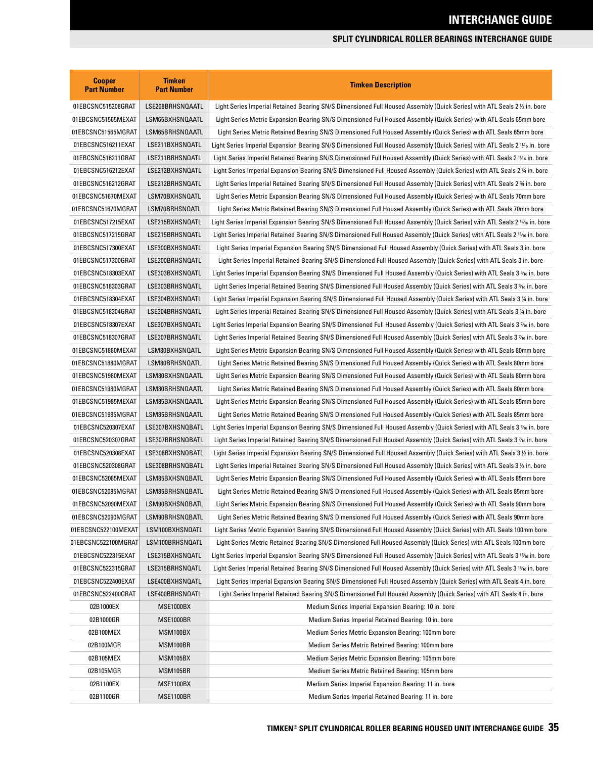# INTERCHANGE GUIDE

## SPLIT CYLINDRICAL ROLLER BEARINGS INTERCHANGE GUIDE

| Cooper Part Number | Timken Part Number | Timken Description |
|---|---|---|
| 01EBCSNC515208GRAT | LSE208BRHSNQAATL | Light Series Imperial Retained Bearing SN/S Dimensioned Full Housed Assembly (Quick Series) with ATL Seals 2 ½ in. bore |
| 01EBCSNC51565MEXAT | LSM65BXHSNQAATL | Light Series Metric Expansion Bearing SN/S Dimensioned Full Housed Assembly (Quick Series) with ATL Seals 65mm bore |
| 01EBCSNC51565MGRAT | LSM65BRHSNQAATL | Light Series Metric Retained Bearing SN/S Dimensioned Full Housed Assembly (Quick Series) with ATL Seals 65mm bore |
| 01EBCSNC516211EXAT | LSE211BXHSNQATL | Light Series Imperial Expansion Bearing SN/S Dimensioned Full Housed Assembly (Quick Series) with ATL Seals 2 ¹¹⁄₁₆ in. bore |
| 01EBCSNC516211GRAT | LSE211BRHSNQATL | Light Series Imperial Retained Bearing SN/S Dimensioned Full Housed Assembly (Quick Series) with ATL Seals 2 ¹¹⁄₁₆ in. bore |
| 01EBCSNC516212EXAT | LSE212BXHSNQATL | Light Series Imperial Expansion Bearing SN/S Dimensioned Full Housed Assembly (Quick Series) with ATL Seals 2 ¾ in. bore |
| 01EBCSNC516212GRAT | LSE212BRHSNQATL | Light Series Imperial Retained Bearing SN/S Dimensioned Full Housed Assembly (Quick Series) with ATL Seals 2 ¾ in. bore |
| 01EBCSNC51670MEXAT | LSM70BXHSNQATL | Light Series Metric Expansion Bearing SN/S Dimensioned Full Housed Assembly (Quick Series) with ATL Seals 70mm bore |
| 01EBCSNC51670MGRAT | LSM70BRHSNQATL | Light Series Metric Retained Bearing SN/S Dimensioned Full Housed Assembly (Quick Series) with ATL Seals 70mm bore |
| 01EBCSNC517215EXAT | LSE215BXHSNQATL | Light Series Imperial Expansion Bearing SN/S Dimensioned Full Housed Assembly (Quick Series) with ATL Seals 2 ¹⁵⁄₁₆ in. bore |
| 01EBCSNC517215GRAT | LSE215BRHSNQATL | Light Series Imperial Retained Bearing SN/S Dimensioned Full Housed Assembly (Quick Series) with ATL Seals 2 ¹⁵⁄₁₆ in. bore |
| 01EBCSNC517300EXAT | LSE300BXHSNQATL | Light Series Imperial Expansion Bearing SN/S Dimensioned Full Housed Assembly (Quick Series) with ATL Seals 3 in. bore |
| 01EBCSNC517300GRAT | LSE300BRHSNQATL | Light Series Imperial Retained Bearing SN/S Dimensioned Full Housed Assembly (Quick Series) with ATL Seals 3 in. bore |
| 01EBCSNC518303EXAT | LSE303BXHSNQATL | Light Series Imperial Expansion Bearing SN/S Dimensioned Full Housed Assembly (Quick Series) with ATL Seals 3 ³⁄₁₆ in. bore |
| 01EBCSNC518303GRAT | LSE303BRHSNQATL | Light Series Imperial Retained Bearing SN/S Dimensioned Full Housed Assembly (Quick Series) with ATL Seals 3 ³⁄₁₆ in. bore |
| 01EBCSNC518304EXAT | LSE304BXHSNQATL | Light Series Imperial Expansion Bearing SN/S Dimensioned Full Housed Assembly (Quick Series) with ATL Seals 3 ¼ in. bore |
| 01EBCSNC518304GRAT | LSE304BRHSNQATL | Light Series Imperial Retained Bearing SN/S Dimensioned Full Housed Assembly (Quick Series) with ATL Seals 3 ¼ in. bore |
| 01EBCSNC518307EXAT | LSE307BXHSNQATL | Light Series Imperial Expansion Bearing SN/S Dimensioned Full Housed Assembly (Quick Series) with ATL Seals 3 ⁷⁄₁₆ in. bore |
| 01EBCSNC518307GRAT | LSE307BRHSNQATL | Light Series Imperial Retained Bearing SN/S Dimensioned Full Housed Assembly (Quick Series) with ATL Seals 3 ⁷⁄₁₆ in. bore |
| 01EBCSNC51880MEXAT | LSM80BXHSNQATL | Light Series Metric Expansion Bearing SN/S Dimensioned Full Housed Assembly (Quick Series) with ATL Seals 80mm bore |
| 01EBCSNC51880MGRAT | LSM80BRHSNQATL | Light Series Metric Retained Bearing SN/S Dimensioned Full Housed Assembly (Quick Series) with ATL Seals 80mm bore |
| 01EBCSNC51980MEXAT | LSM80BXHSNQAATL | Light Series Metric Expansion Bearing SN/S Dimensioned Full Housed Assembly (Quick Series) with ATL Seals 80mm bore |
| 01EBCSNC51980MGRAT | LSM80BRHSNQAATL | Light Series Metric Retained Bearing SN/S Dimensioned Full Housed Assembly (Quick Series) with ATL Seals 80mm bore |
| 01EBCSNC51985MEXAT | LSM85BXHSNQAATL | Light Series Metric Expansion Bearing SN/S Dimensioned Full Housed Assembly (Quick Series) with ATL Seals 85mm bore |
| 01EBCSNC51985MGRAT | LSM85BRHSNQAATL | Light Series Metric Retained Bearing SN/S Dimensioned Full Housed Assembly (Quick Series) with ATL Seals 85mm bore |
| 01EBCSNC520307EXAT | LSE307BXHSNQBATL | Light Series Imperial Expansion Bearing SN/S Dimensioned Full Housed Assembly (Quick Series) with ATL Seals 3 ⁷⁄₁₆ in. bore |
| 01EBCSNC520307GRAT | LSE307BRHSNQBATL | Light Series Imperial Retained Bearing SN/S Dimensioned Full Housed Assembly (Quick Series) with ATL Seals 3 ⁷⁄₁₆ in. bore |
| 01EBCSNC520308EXAT | LSE308BXHSNQBATL | Light Series Imperial Expansion Bearing SN/S Dimensioned Full Housed Assembly (Quick Series) with ATL Seals 3 ½ in. bore |
| 01EBCSNC520308GRAT | LSE308BRHSNQBATL | Light Series Imperial Retained Bearing SN/S Dimensioned Full Housed Assembly (Quick Series) with ATL Seals 3 ½ in. bore |
| 01EBCSNC52085MEXAT | LSM85BXHSNQBATL | Light Series Metric Expansion Bearing SN/S Dimensioned Full Housed Assembly (Quick Series) with ATL Seals 85mm bore |
| 01EBCSNC52085MGRAT | LSM85BRHSNQBATL | Light Series Metric Retained Bearing SN/S Dimensioned Full Housed Assembly (Quick Series) with ATL Seals 85mm bore |
| 01EBCSNC52090MEXAT | LSM90BXHSNQBATL | Light Series Metric Expansion Bearing SN/S Dimensioned Full Housed Assembly (Quick Series) with ATL Seals 90mm bore |
| 01EBCSNC52090MGRAT | LSM90BRHSNQBATL | Light Series Metric Retained Bearing SN/S Dimensioned Full Housed Assembly (Quick Series) with ATL Seals 90mm bore |
| 01EBCSNC522100MEXAT | LSM100BXHSNQATL | Light Series Metric Expansion Bearing SN/S Dimensioned Full Housed Assembly (Quick Series) with ATL Seals 100mm bore |
| 01EBCSNC522100MGRAT | LSM100BRHSNQATL | Light Series Metric Retained Bearing SN/S Dimensioned Full Housed Assembly (Quick Series) with ATL Seals 100mm bore |
| 01EBCSNC522315EXAT | LSE315BXHSNQATL | Light Series Imperial Expansion Bearing SN/S Dimensioned Full Housed Assembly (Quick Series) with ATL Seals 3 ¹⁵⁄₁₆ in. bore |
| 01EBCSNC522315GRAT | LSE315BRHSNQATL | Light Series Imperial Retained Bearing SN/S Dimensioned Full Housed Assembly (Quick Series) with ATL Seals 3 ¹⁵⁄₁₆ in. bore |
| 01EBCSNC522400EXAT | LSE400BXHSNQATL | Light Series Imperial Expansion Bearing SN/S Dimensioned Full Housed Assembly (Quick Series) with ATL Seals 4 in. bore |
| 01EBCSNC522400GRAT | LSE400BRHSNQATL | Light Series Imperial Retained Bearing SN/S Dimensioned Full Housed Assembly (Quick Series) with ATL Seals 4 in. bore |
| 02B1000EX | MSE1000BX | Medium Series Imperial Expansion Bearing: 10 in. bore |
| 02B1000GR | MSE1000BR | Medium Series Imperial Retained Bearing: 10 in. bore |
| 02B100MEX | MSM100BX | Medium Series Metric Expansion Bearing: 100mm bore |
| 02B100MGR | MSM100BR | Medium Series Metric Retained Bearing: 100mm bore |
| 02B105MEX | MSM105BX | Medium Series Metric Expansion Bearing: 105mm bore |
| 02B105MGR | MSM105BR | Medium Series Metric Retained Bearing: 105mm bore |
| 02B1100EX | MSE1100BX | Medium Series Imperial Expansion Bearing: 11 in. bore |
| 02B1100GR | MSE1100BR | Medium Series Imperial Retained Bearing: 11 in. bore |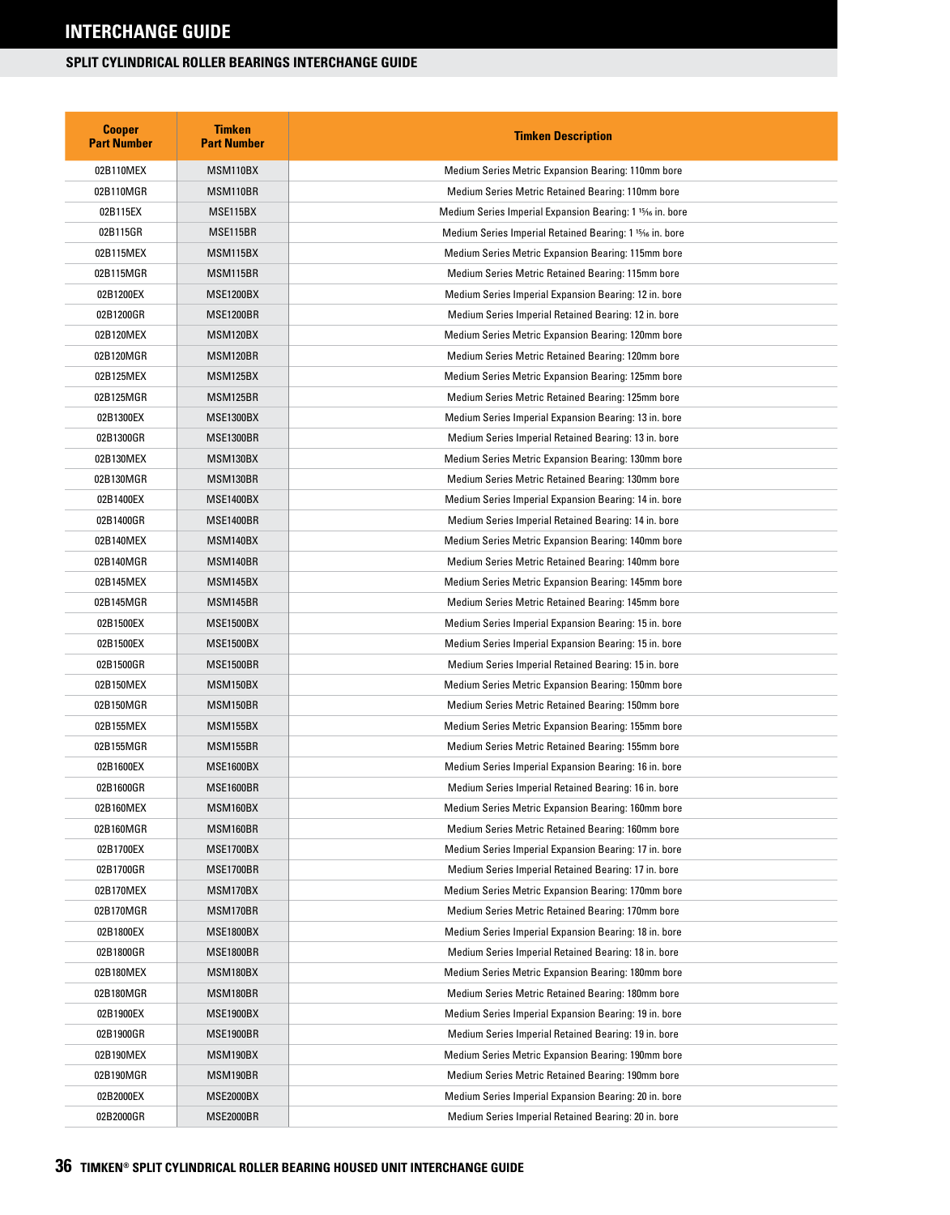# INTERCHANGE GUIDE

## SPLIT CYLINDRICAL ROLLER BEARINGS INTERCHANGE GUIDE

| Cooper Part Number | Timken Part Number | Timken Description |
|---|---|---|
| 02B110MEX | MSM110BX | Medium Series Metric Expansion Bearing: 110mm bore |
| 02B110MGR | MSM110BR | Medium Series Metric Retained Bearing: 110mm bore |
| 02B115EX | MSE115BX | Medium Series Imperial Expansion Bearing: 1 15⁄16 in. bore |
| 02B115GR | MSE115BR | Medium Series Imperial Retained Bearing: 1 15⁄16 in. bore |
| 02B115MEX | MSM115BX | Medium Series Metric Expansion Bearing: 115mm bore |
| 02B115MGR | MSM115BR | Medium Series Metric Retained Bearing: 115mm bore |
| 02B1200EX | MSE1200BX | Medium Series Imperial Expansion Bearing: 12 in. bore |
| 02B1200GR | MSE1200BR | Medium Series Imperial Retained Bearing: 12 in. bore |
| 02B120MEX | MSM120BX | Medium Series Metric Expansion Bearing: 120mm bore |
| 02B120MGR | MSM120BR | Medium Series Metric Retained Bearing: 120mm bore |
| 02B125MEX | MSM125BX | Medium Series Metric Expansion Bearing: 125mm bore |
| 02B125MGR | MSM125BR | Medium Series Metric Retained Bearing: 125mm bore |
| 02B1300EX | MSE1300BX | Medium Series Imperial Expansion Bearing: 13 in. bore |
| 02B1300GR | MSE1300BR | Medium Series Imperial Retained Bearing: 13 in. bore |
| 02B130MEX | MSM130BX | Medium Series Metric Expansion Bearing: 130mm bore |
| 02B130MGR | MSM130BR | Medium Series Metric Retained Bearing: 130mm bore |
| 02B1400EX | MSE1400BX | Medium Series Imperial Expansion Bearing: 14 in. bore |
| 02B1400GR | MSE1400BR | Medium Series Imperial Retained Bearing: 14 in. bore |
| 02B140MEX | MSM140BX | Medium Series Metric Expansion Bearing: 140mm bore |
| 02B140MGR | MSM140BR | Medium Series Metric Retained Bearing: 140mm bore |
| 02B145MEX | MSM145BX | Medium Series Metric Expansion Bearing: 145mm bore |
| 02B145MGR | MSM145BR | Medium Series Metric Retained Bearing: 145mm bore |
| 02B1500EX | MSE1500BX | Medium Series Imperial Expansion Bearing: 15 in. bore |
| 02B1500EX | MSE1500BX | Medium Series Imperial Expansion Bearing: 15 in. bore |
| 02B1500GR | MSE1500BR | Medium Series Imperial Retained Bearing: 15 in. bore |
| 02B150MEX | MSM150BX | Medium Series Metric Expansion Bearing: 150mm bore |
| 02B150MGR | MSM150BR | Medium Series Metric Retained Bearing: 150mm bore |
| 02B155MEX | MSM155BX | Medium Series Metric Expansion Bearing: 155mm bore |
| 02B155MGR | MSM155BR | Medium Series Metric Retained Bearing: 155mm bore |
| 02B1600EX | MSE1600BX | Medium Series Imperial Expansion Bearing: 16 in. bore |
| 02B1600GR | MSE1600BR | Medium Series Imperial Retained Bearing: 16 in. bore |
| 02B160MEX | MSM160BX | Medium Series Metric Expansion Bearing: 160mm bore |
| 02B160MGR | MSM160BR | Medium Series Metric Retained Bearing: 160mm bore |
| 02B1700EX | MSE1700BX | Medium Series Imperial Expansion Bearing: 17 in. bore |
| 02B1700GR | MSE1700BR | Medium Series Imperial Retained Bearing: 17 in. bore |
| 02B170MEX | MSM170BX | Medium Series Metric Expansion Bearing: 170mm bore |
| 02B170MGR | MSM170BR | Medium Series Metric Retained Bearing: 170mm bore |
| 02B1800EX | MSE1800BX | Medium Series Imperial Expansion Bearing: 18 in. bore |
| 02B1800GR | MSE1800BR | Medium Series Imperial Retained Bearing: 18 in. bore |
| 02B180MEX | MSM180BX | Medium Series Metric Expansion Bearing: 180mm bore |
| 02B180MGR | MSM180BR | Medium Series Metric Retained Bearing: 180mm bore |
| 02B1900EX | MSE1900BX | Medium Series Imperial Expansion Bearing: 19 in. bore |
| 02B1900GR | MSE1900BR | Medium Series Imperial Retained Bearing: 19 in. bore |
| 02B190MEX | MSM190BX | Medium Series Metric Expansion Bearing: 190mm bore |
| 02B190MGR | MSM190BR | Medium Series Metric Retained Bearing: 190mm bore |
| 02B2000EX | MSE2000BX | Medium Series Imperial Expansion Bearing: 20 in. bore |
| 02B2000GR | MSE2000BR | Medium Series Imperial Retained Bearing: 20 in. bore |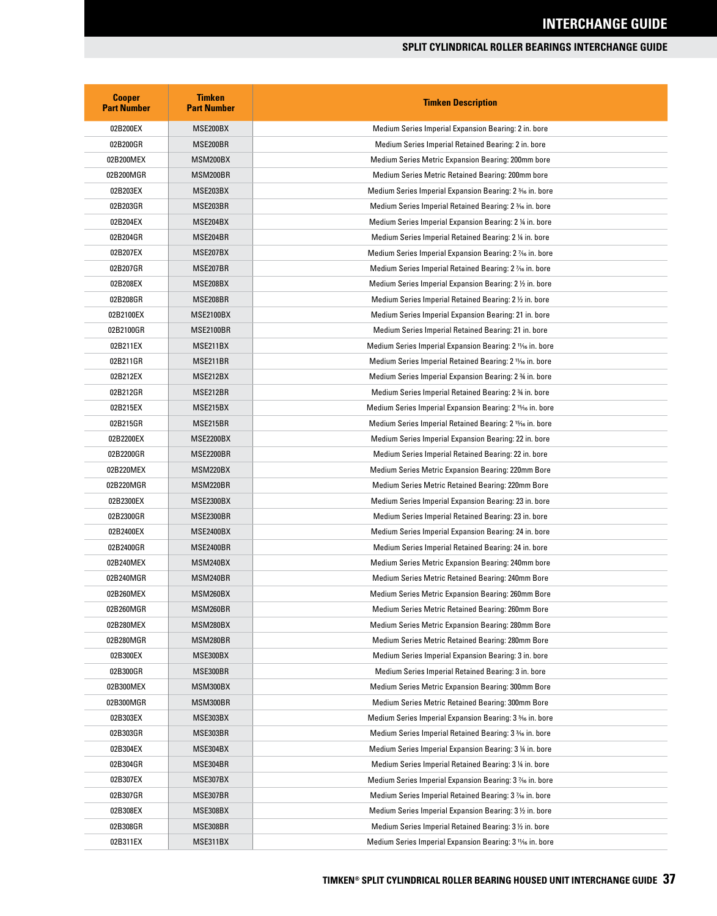# INTERCHANGE GUIDE

## SPLIT CYLINDRICAL ROLLER BEARINGS INTERCHANGE GUIDE

| Cooper Part Number | Timken Part Number | Timken Description |
|---|---|---|
| 02B200EX | MSE200BX | Medium Series Imperial Expansion Bearing: 2 in. bore |
| 02B200GR | MSE200BR | Medium Series Imperial Retained Bearing: 2 in. bore |
| 02B200MEX | MSM200BX | Medium Series Metric Expansion Bearing: 200mm bore |
| 02B200MGR | MSM200BR | Medium Series Metric Retained Bearing: 200mm bore |
| 02B203EX | MSE203BX | Medium Series Imperial Expansion Bearing: 2 3⁄16 in. bore |
| 02B203GR | MSE203BR | Medium Series Imperial Retained Bearing: 2 3⁄16 in. bore |
| 02B204EX | MSE204BX | Medium Series Imperial Expansion Bearing: 2 ¼ in. bore |
| 02B204GR | MSE204BR | Medium Series Imperial Retained Bearing: 2 ¼ in. bore |
| 02B207EX | MSE207BX | Medium Series Imperial Expansion Bearing: 2 7⁄16 in. bore |
| 02B207GR | MSE207BR | Medium Series Imperial Retained Bearing: 2 7⁄16 in. bore |
| 02B208EX | MSE208BX | Medium Series Imperial Expansion Bearing: 2 ½ in. bore |
| 02B208GR | MSE208BR | Medium Series Imperial Retained Bearing: 2 ½ in. bore |
| 02B2100EX | MSE2100BX | Medium Series Imperial Expansion Bearing: 21 in. bore |
| 02B2100GR | MSE2100BR | Medium Series Imperial Retained Bearing: 21 in. bore |
| 02B211EX | MSE211BX | Medium Series Imperial Expansion Bearing: 2 11⁄16 in. bore |
| 02B211GR | MSE211BR | Medium Series Imperial Retained Bearing: 2 11⁄16 in. bore |
| 02B212EX | MSE212BX | Medium Series Imperial Expansion Bearing: 2 ¾ in. bore |
| 02B212GR | MSE212BR | Medium Series Imperial Retained Bearing: 2 ¾ in. bore |
| 02B215EX | MSE215BX | Medium Series Imperial Expansion Bearing: 2 15⁄16 in. bore |
| 02B215GR | MSE215BR | Medium Series Imperial Retained Bearing: 2 15⁄16 in. bore |
| 02B2200EX | MSE2200BX | Medium Series Imperial Expansion Bearing: 22 in. bore |
| 02B2200GR | MSE2200BR | Medium Series Imperial Retained Bearing: 22 in. bore |
| 02B220MEX | MSM220BX | Medium Series Metric Expansion Bearing: 220mm Bore |
| 02B220MGR | MSM220BR | Medium Series Metric Retained Bearing: 220mm Bore |
| 02B2300EX | MSE2300BX | Medium Series Imperial Expansion Bearing: 23 in. bore |
| 02B2300GR | MSE2300BR | Medium Series Imperial Retained Bearing: 23 in. bore |
| 02B2400EX | MSE2400BX | Medium Series Imperial Expansion Bearing: 24 in. bore |
| 02B2400GR | MSE2400BR | Medium Series Imperial Retained Bearing: 24 in. bore |
| 02B240MEX | MSM240BX | Medium Series Metric Expansion Bearing: 240mm bore |
| 02B240MGR | MSM240BR | Medium Series Metric Retained Bearing: 240mm Bore |
| 02B260MEX | MSM260BX | Medium Series Metric Expansion Bearing: 260mm Bore |
| 02B260MGR | MSM260BR | Medium Series Metric Retained Bearing: 260mm Bore |
| 02B280MEX | MSM280BX | Medium Series Metric Expansion Bearing: 280mm Bore |
| 02B280MGR | MSM280BR | Medium Series Metric Retained Bearing: 280mm Bore |
| 02B300EX | MSE300BX | Medium Series Imperial Expansion Bearing: 3 in. bore |
| 02B300GR | MSE300BR | Medium Series Imperial Retained Bearing: 3 in. bore |
| 02B300MEX | MSM300BX | Medium Series Metric Expansion Bearing: 300mm Bore |
| 02B300MGR | MSM300BR | Medium Series Metric Retained Bearing: 300mm Bore |
| 02B303EX | MSE303BX | Medium Series Imperial Expansion Bearing: 3 3⁄16 in. bore |
| 02B303GR | MSE303BR | Medium Series Imperial Retained Bearing: 3 3⁄16 in. bore |
| 02B304EX | MSE304BX | Medium Series Imperial Expansion Bearing: 3 ¼ in. bore |
| 02B304GR | MSE304BR | Medium Series Imperial Retained Bearing: 3 ¼ in. bore |
| 02B307EX | MSE307BX | Medium Series Imperial Expansion Bearing: 3 7⁄16 in. bore |
| 02B307GR | MSE307BR | Medium Series Imperial Retained Bearing: 3 7⁄16 in. bore |
| 02B308EX | MSE308BX | Medium Series Imperial Expansion Bearing: 3 ½ in. bore |
| 02B308GR | MSE308BR | Medium Series Imperial Retained Bearing: 3 ½ in. bore |
| 02B311EX | MSE311BX | Medium Series Imperial Expansion Bearing: 3 11⁄16 in. bore |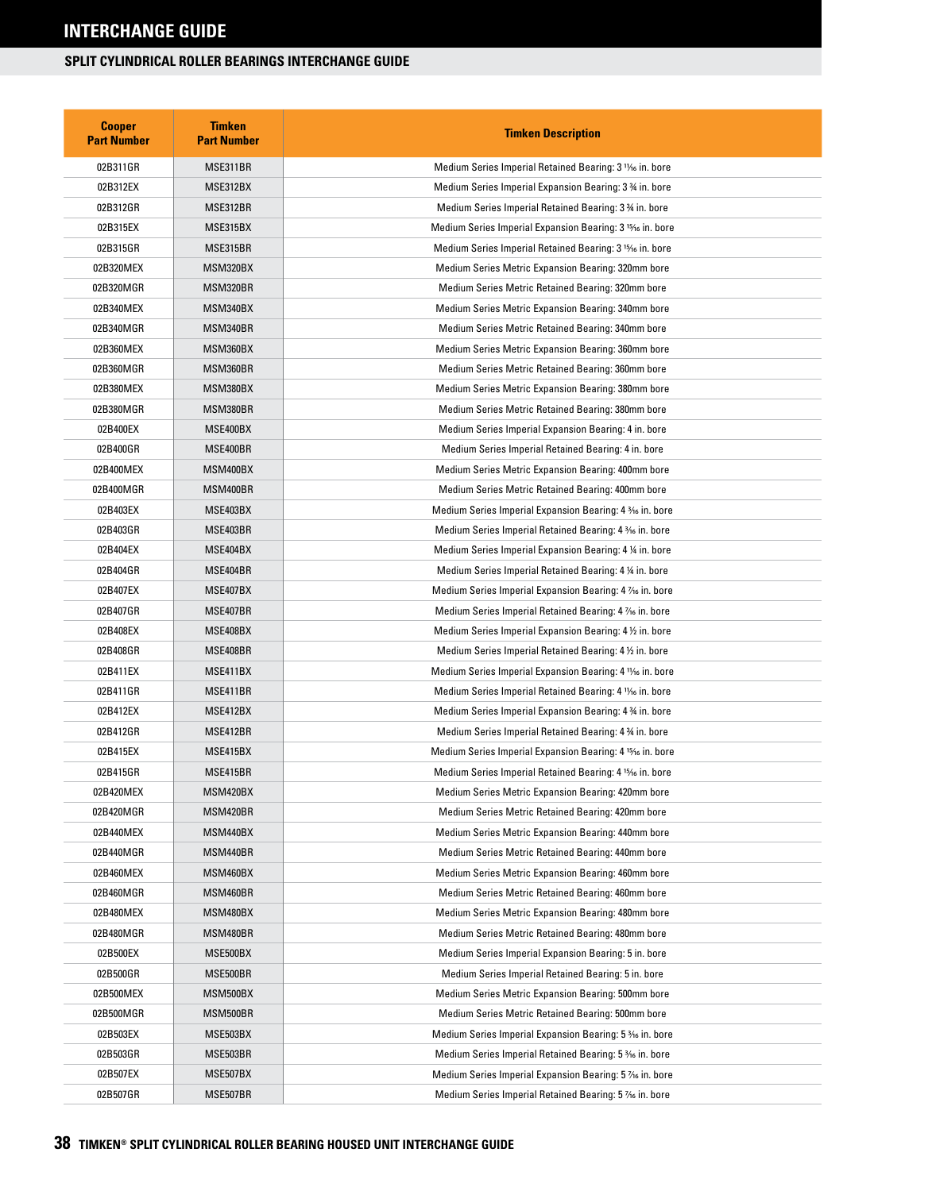# INTERCHANGE GUIDE

## SPLIT CYLINDRICAL ROLLER BEARINGS INTERCHANGE GUIDE

| Cooper Part Number | Timken Part Number | Timken Description |
|---|---|---|
| 02B311GR | MSE311BR | Medium Series Imperial Retained Bearing: 3 ¹¹⁄₁₆ in. bore |
| 02B312EX | MSE312BX | Medium Series Imperial Expansion Bearing: 3 ¾ in. bore |
| 02B312GR | MSE312BR | Medium Series Imperial Retained Bearing: 3 ¾ in. bore |
| 02B315EX | MSE315BX | Medium Series Imperial Expansion Bearing: 3 ¹⁵⁄₁₆ in. bore |
| 02B315GR | MSE315BR | Medium Series Imperial Retained Bearing: 3 ¹⁵⁄₁₆ in. bore |
| 02B320MEX | MSM320BX | Medium Series Metric Expansion Bearing: 320mm bore |
| 02B320MGR | MSM320BR | Medium Series Metric Retained Bearing: 320mm bore |
| 02B340MEX | MSM340BX | Medium Series Metric Expansion Bearing: 340mm bore |
| 02B340MGR | MSM340BR | Medium Series Metric Retained Bearing: 340mm bore |
| 02B360MEX | MSM360BX | Medium Series Metric Expansion Bearing: 360mm bore |
| 02B360MGR | MSM360BR | Medium Series Metric Retained Bearing: 360mm bore |
| 02B380MEX | MSM380BX | Medium Series Metric Expansion Bearing: 380mm bore |
| 02B380MGR | MSM380BR | Medium Series Metric Retained Bearing: 380mm bore |
| 02B400EX | MSE400BX | Medium Series Imperial Expansion Bearing: 4 in. bore |
| 02B400GR | MSE400BR | Medium Series Imperial Retained Bearing: 4 in. bore |
| 02B400MEX | MSM400BX | Medium Series Metric Expansion Bearing: 400mm bore |
| 02B400MGR | MSM400BR | Medium Series Metric Retained Bearing: 400mm bore |
| 02B403EX | MSE403BX | Medium Series Imperial Expansion Bearing: 4 ³⁄₁₆ in. bore |
| 02B403GR | MSE403BR | Medium Series Imperial Retained Bearing: 4 ³⁄₁₆ in. bore |
| 02B404EX | MSE404BX | Medium Series Imperial Expansion Bearing: 4 ¼ in. bore |
| 02B404GR | MSE404BR | Medium Series Imperial Retained Bearing: 4 ¼ in. bore |
| 02B407EX | MSE407BX | Medium Series Imperial Expansion Bearing: 4 ⁷⁄₁₆ in. bore |
| 02B407GR | MSE407BR | Medium Series Imperial Retained Bearing: 4 ⁷⁄₁₆ in. bore |
| 02B408EX | MSE408BX | Medium Series Imperial Expansion Bearing: 4 ½ in. bore |
| 02B408GR | MSE408BR | Medium Series Imperial Retained Bearing: 4 ½ in. bore |
| 02B411EX | MSE411BX | Medium Series Imperial Expansion Bearing: 4 ¹¹⁄₁₆ in. bore |
| 02B411GR | MSE411BR | Medium Series Imperial Retained Bearing: 4 ¹¹⁄₁₆ in. bore |
| 02B412EX | MSE412BX | Medium Series Imperial Expansion Bearing: 4 ¾ in. bore |
| 02B412GR | MSE412BR | Medium Series Imperial Retained Bearing: 4 ¾ in. bore |
| 02B415EX | MSE415BX | Medium Series Imperial Expansion Bearing: 4 ¹⁵⁄₁₆ in. bore |
| 02B415GR | MSE415BR | Medium Series Imperial Retained Bearing: 4 ¹⁵⁄₁₆ in. bore |
| 02B420MEX | MSM420BX | Medium Series Metric Expansion Bearing: 420mm bore |
| 02B420MGR | MSM420BR | Medium Series Metric Retained Bearing: 420mm bore |
| 02B440MEX | MSM440BX | Medium Series Metric Expansion Bearing: 440mm bore |
| 02B440MGR | MSM440BR | Medium Series Metric Retained Bearing: 440mm bore |
| 02B460MEX | MSM460BX | Medium Series Metric Expansion Bearing: 460mm bore |
| 02B460MGR | MSM460BR | Medium Series Metric Retained Bearing: 460mm bore |
| 02B480MEX | MSM480BX | Medium Series Metric Expansion Bearing: 480mm bore |
| 02B480MGR | MSM480BR | Medium Series Metric Retained Bearing: 480mm bore |
| 02B500EX | MSE500BX | Medium Series Imperial Expansion Bearing: 5 in. bore |
| 02B500GR | MSE500BR | Medium Series Imperial Retained Bearing: 5 in. bore |
| 02B500MEX | MSM500BX | Medium Series Metric Expansion Bearing: 500mm bore |
| 02B500MGR | MSM500BR | Medium Series Metric Retained Bearing: 500mm bore |
| 02B503EX | MSE503BX | Medium Series Imperial Expansion Bearing: 5 ³⁄₁₆ in. bore |
| 02B503GR | MSE503BR | Medium Series Imperial Retained Bearing: 5 ³⁄₁₆ in. bore |
| 02B507EX | MSE507BX | Medium Series Imperial Expansion Bearing: 5 ⁷⁄₁₆ in. bore |
| 02B507GR | MSE507BR | Medium Series Imperial Retained Bearing: 5 ⁷⁄₁₆ in. bore |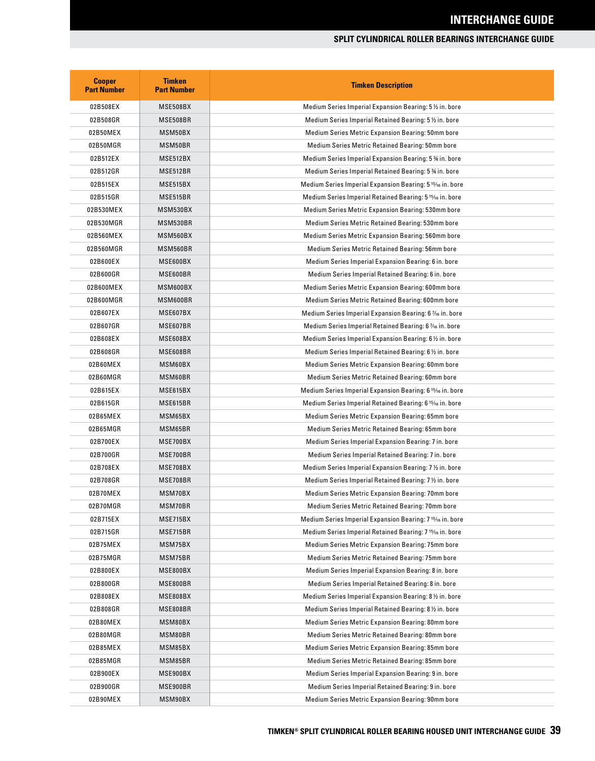## SPLIT CYLINDRICAL ROLLER BEARINGS INTERCHANGE GUIDE

| Cooper Part Number | Timken Part Number | Timken Description |
|---|---|---|
| 02B508EX | MSE508BX | Medium Series Imperial Expansion Bearing: 5 ½ in. bore |
| 02B508GR | MSE508BR | Medium Series Imperial Retained Bearing: 5 ½ in. bore |
| 02B50MEX | MSM50BX | Medium Series Metric Expansion Bearing: 50mm bore |
| 02B50MGR | MSM50BR | Medium Series Metric Retained Bearing: 50mm bore |
| 02B512EX | MSE512BX | Medium Series Imperial Expansion Bearing: 5 ¾ in. bore |
| 02B512GR | MSE512BR | Medium Series Imperial Retained Bearing: 5 ¾ in. bore |
| 02B515EX | MSE515BX | Medium Series Imperial Expansion Bearing: 5 15⁄16 in. bore |
| 02B515GR | MSE515BR | Medium Series Imperial Retained Bearing: 5 15⁄16 in. bore |
| 02B530MEX | MSM530BX | Medium Series Metric Expansion Bearing: 530mm bore |
| 02B530MGR | MSM530BR | Medium Series Metric Retained Bearing: 530mm bore |
| 02B560MEX | MSM560BX | Medium Series Metric Expansion Bearing: 560mm bore |
| 02B560MGR | MSM560BR | Medium Series Metric Retained Bearing: 56mm bore |
| 02B600EX | MSE600BX | Medium Series Imperial Expansion Bearing: 6 in. bore |
| 02B600GR | MSE600BR | Medium Series Imperial Retained Bearing: 6 in. bore |
| 02B600MEX | MSM600BX | Medium Series Metric Expansion Bearing: 600mm bore |
| 02B600MGR | MSM600BR | Medium Series Metric Retained Bearing: 600mm bore |
| 02B607EX | MSE607BX | Medium Series Imperial Expansion Bearing: 6 7⁄16 in. bore |
| 02B607GR | MSE607BR | Medium Series Imperial Retained Bearing: 6 7⁄16 in. bore |
| 02B608EX | MSE608BX | Medium Series Imperial Expansion Bearing: 6 ½ in. bore |
| 02B608GR | MSE608BR | Medium Series Imperial Retained Bearing: 6 ½ in. bore |
| 02B60MEX | MSM60BX | Medium Series Metric Expansion Bearing: 60mm bore |
| 02B60MGR | MSM60BR | Medium Series Metric Retained Bearing: 60mm bore |
| 02B615EX | MSE615BX | Medium Series Imperial Expansion Bearing: 6 15⁄16 in. bore |
| 02B615GR | MSE615BR | Medium Series Imperial Retained Bearing: 6 15⁄16 in. bore |
| 02B65MEX | MSM65BX | Medium Series Metric Expansion Bearing: 65mm bore |
| 02B65MGR | MSM65BR | Medium Series Metric Retained Bearing: 65mm bore |
| 02B700EX | MSE700BX | Medium Series Imperial Expansion Bearing: 7 in. bore |
| 02B700GR | MSE700BR | Medium Series Imperial Retained Bearing: 7 in. bore |
| 02B708EX | MSE708BX | Medium Series Imperial Expansion Bearing: 7 ½ in. bore |
| 02B708GR | MSE708BR | Medium Series Imperial Retained Bearing: 7 ½ in. bore |
| 02B70MEX | MSM70BX | Medium Series Metric Expansion Bearing: 70mm bore |
| 02B70MGR | MSM70BR | Medium Series Metric Retained Bearing: 70mm bore |
| 02B715EX | MSE715BX | Medium Series Imperial Expansion Bearing: 7 15⁄16 in. bore |
| 02B715GR | MSE715BR | Medium Series Imperial Retained Bearing: 7 15⁄16 in. bore |
| 02B75MEX | MSM75BX | Medium Series Metric Expansion Bearing: 75mm bore |
| 02B75MGR | MSM75BR | Medium Series Metric Retained Bearing: 75mm bore |
| 02B800EX | MSE800BX | Medium Series Imperial Expansion Bearing: 8 in. bore |
| 02B800GR | MSE800BR | Medium Series Imperial Retained Bearing: 8 in. bore |
| 02B808EX | MSE808BX | Medium Series Imperial Expansion Bearing: 8 ½ in. bore |
| 02B808GR | MSE808BR | Medium Series Imperial Retained Bearing: 8 ½ in. bore |
| 02B80MEX | MSM80BX | Medium Series Metric Expansion Bearing: 80mm bore |
| 02B80MGR | MSM80BR | Medium Series Metric Retained Bearing: 80mm bore |
| 02B85MEX | MSM85BX | Medium Series Metric Expansion Bearing: 85mm bore |
| 02B85MGR | MSM85BR | Medium Series Metric Retained Bearing: 85mm bore |
| 02B900EX | MSE900BX | Medium Series Imperial Expansion Bearing: 9 in. bore |
| 02B900GR | MSE900BR | Medium Series Imperial Retained Bearing: 9 in. bore |
| 02B90MEX | MSM90BX | Medium Series Metric Expansion Bearing: 90mm bore |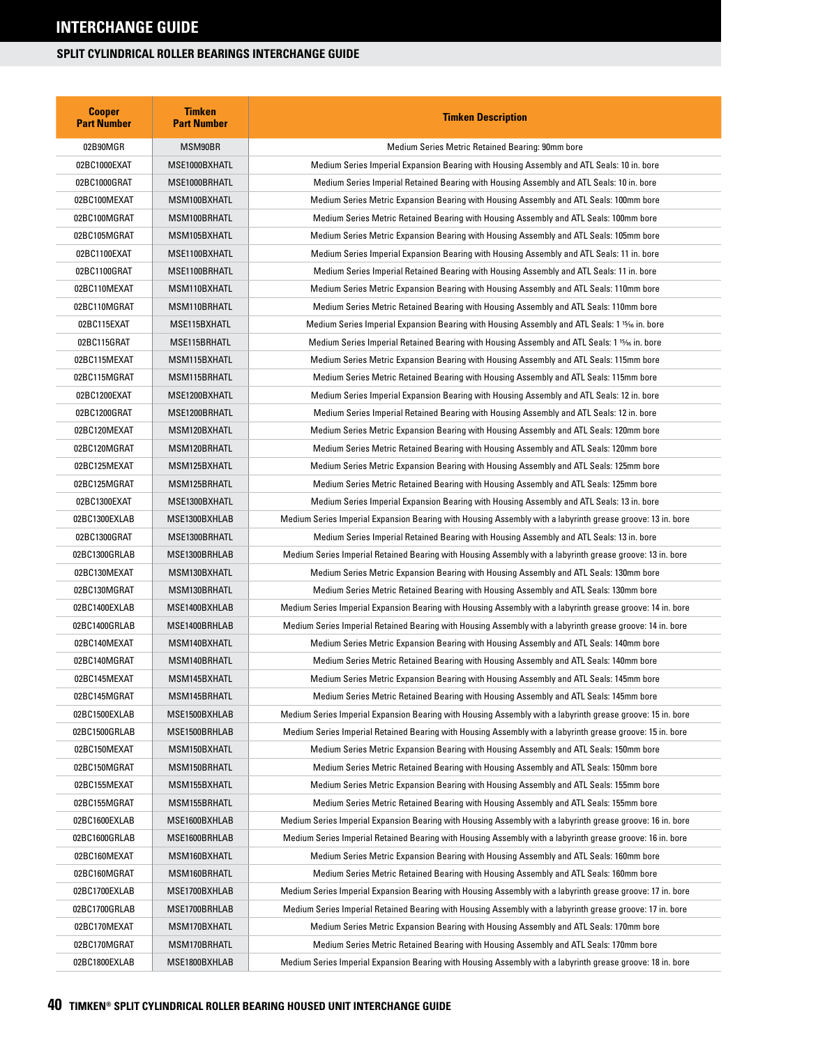# INTERCHANGE GUIDE

## SPLIT CYLINDRICAL ROLLER BEARINGS INTERCHANGE GUIDE

| Cooper Part Number | Timken Part Number | Timken Description |
|---|---|---|
| 02B90MGR | MSM90BR | Medium Series Metric Retained Bearing: 90mm bore |
| 02BC1000EXAT | MSE1000BXHATL | Medium Series Imperial Expansion Bearing with Housing Assembly and ATL Seals: 10 in. bore |
| 02BC1000GRAT | MSE1000BRHATL | Medium Series Imperial Retained Bearing with Housing Assembly and ATL Seals: 10 in. bore |
| 02BC100MEXAT | MSM100BXHATL | Medium Series Metric Expansion Bearing with Housing Assembly and ATL Seals: 100mm bore |
| 02BC100MGRAT | MSM100BRHATL | Medium Series Metric Retained Bearing with Housing Assembly and ATL Seals: 100mm bore |
| 02BC105MGRAT | MSM105BXHATL | Medium Series Metric Expansion Bearing with Housing Assembly and ATL Seals: 105mm bore |
| 02BC1100EXAT | MSE1100BXHATL | Medium Series Imperial Expansion Bearing with Housing Assembly and ATL Seals: 11 in. bore |
| 02BC1100GRAT | MSE1100BRHATL | Medium Series Imperial Retained Bearing with Housing Assembly and ATL Seals: 11 in. bore |
| 02BC110MEXAT | MSM110BXHATL | Medium Series Metric Expansion Bearing with Housing Assembly and ATL Seals: 110mm bore |
| 02BC110MGRAT | MSM110BRHATL | Medium Series Metric Retained Bearing with Housing Assembly and ATL Seals: 110mm bore |
| 02BC115EXAT | MSE115BXHATL | Medium Series Imperial Expansion Bearing with Housing Assembly and ATL Seals: 1 15⁄16 in. bore |
| 02BC115GRAT | MSE115BRHATL | Medium Series Imperial Retained Bearing with Housing Assembly and ATL Seals: 1 15⁄16 in. bore |
| 02BC115MEXAT | MSM115BXHATL | Medium Series Metric Expansion Bearing with Housing Assembly and ATL Seals: 115mm bore |
| 02BC115MGRAT | MSM115BRHATL | Medium Series Metric Retained Bearing with Housing Assembly and ATL Seals: 115mm bore |
| 02BC1200EXAT | MSE1200BXHATL | Medium Series Imperial Expansion Bearing with Housing Assembly and ATL Seals: 12 in. bore |
| 02BC1200GRAT | MSE1200BRHATL | Medium Series Imperial Retained Bearing with Housing Assembly and ATL Seals: 12 in. bore |
| 02BC120MEXAT | MSM120BXHATL | Medium Series Metric Expansion Bearing with Housing Assembly and ATL Seals: 120mm bore |
| 02BC120MGRAT | MSM120BRHATL | Medium Series Metric Retained Bearing with Housing Assembly and ATL Seals: 120mm bore |
| 02BC125MEXAT | MSM125BXHATL | Medium Series Metric Expansion Bearing with Housing Assembly and ATL Seals: 125mm bore |
| 02BC125MGRAT | MSM125BRHATL | Medium Series Metric Retained Bearing with Housing Assembly and ATL Seals: 125mm bore |
| 02BC1300EXAT | MSE1300BXHATL | Medium Series Imperial Expansion Bearing with Housing Assembly and ATL Seals: 13 in. bore |
| 02BC1300EXLAB | MSE1300BXHLAB | Medium Series Imperial Expansion Bearing with Housing Assembly with a labyrinth grease groove: 13 in. bore |
| 02BC1300GRAT | MSE1300BRHATL | Medium Series Imperial Retained Bearing with Housing Assembly and ATL Seals: 13 in. bore |
| 02BC1300GRLAB | MSE1300BRHLAB | Medium Series Imperial Retained Bearing with Housing Assembly with a labyrinth grease groove: 13 in. bore |
| 02BC130MEXAT | MSM130BXHATL | Medium Series Metric Expansion Bearing with Housing Assembly and ATL Seals: 130mm bore |
| 02BC130MGRAT | MSM130BRHATL | Medium Series Metric Retained Bearing with Housing Assembly and ATL Seals: 130mm bore |
| 02BC1400EXLAB | MSE1400BXHLAB | Medium Series Imperial Expansion Bearing with Housing Assembly with a labyrinth grease groove: 14 in. bore |
| 02BC1400GRLAB | MSE1400BRHLAB | Medium Series Imperial Retained Bearing with Housing Assembly with a labyrinth grease groove: 14 in. bore |
| 02BC140MEXAT | MSM140BXHATL | Medium Series Metric Expansion Bearing with Housing Assembly and ATL Seals: 140mm bore |
| 02BC140MGRAT | MSM140BRHATL | Medium Series Metric Retained Bearing with Housing Assembly and ATL Seals: 140mm bore |
| 02BC145MEXAT | MSM145BXHATL | Medium Series Metric Expansion Bearing with Housing Assembly and ATL Seals: 145mm bore |
| 02BC145MGRAT | MSM145BRHATL | Medium Series Metric Retained Bearing with Housing Assembly and ATL Seals: 145mm bore |
| 02BC1500EXLAB | MSE1500BXHLAB | Medium Series Imperial Expansion Bearing with Housing Assembly with a labyrinth grease groove: 15 in. bore |
| 02BC1500GRLAB | MSE1500BRHLAB | Medium Series Imperial Retained Bearing with Housing Assembly with a labyrinth grease groove: 15 in. bore |
| 02BC150MEXAT | MSM150BXHATL | Medium Series Metric Expansion Bearing with Housing Assembly and ATL Seals: 150mm bore |
| 02BC150MGRAT | MSM150BRHATL | Medium Series Metric Retained Bearing with Housing Assembly and ATL Seals: 150mm bore |
| 02BC155MEXAT | MSM155BXHATL | Medium Series Metric Expansion Bearing with Housing Assembly and ATL Seals: 155mm bore |
| 02BC155MGRAT | MSM155BRHATL | Medium Series Metric Retained Bearing with Housing Assembly and ATL Seals: 155mm bore |
| 02BC1600EXLAB | MSE1600BXHLAB | Medium Series Imperial Expansion Bearing with Housing Assembly with a labyrinth grease groove: 16 in. bore |
| 02BC1600GRLAB | MSE1600BRHLAB | Medium Series Imperial Retained Bearing with Housing Assembly with a labyrinth grease groove: 16 in. bore |
| 02BC160MEXAT | MSM160BXHATL | Medium Series Metric Expansion Bearing with Housing Assembly and ATL Seals: 160mm bore |
| 02BC160MGRAT | MSM160BRHATL | Medium Series Metric Retained Bearing with Housing Assembly and ATL Seals: 160mm bore |
| 02BC1700EXLAB | MSE1700BXHLAB | Medium Series Imperial Expansion Bearing with Housing Assembly with a labyrinth grease groove: 17 in. bore |
| 02BC1700GRLAB | MSE1700BRHLAB | Medium Series Imperial Retained Bearing with Housing Assembly with a labyrinth grease groove: 17 in. bore |
| 02BC170MEXAT | MSM170BXHATL | Medium Series Metric Expansion Bearing with Housing Assembly and ATL Seals: 170mm bore |
| 02BC170MGRAT | MSM170BRHATL | Medium Series Metric Retained Bearing with Housing Assembly and ATL Seals: 170mm bore |
| 02BC1800EXLAB | MSE1800BXHLAB | Medium Series Imperial Expansion Bearing with Housing Assembly with a labyrinth grease groove: 18 in. bore |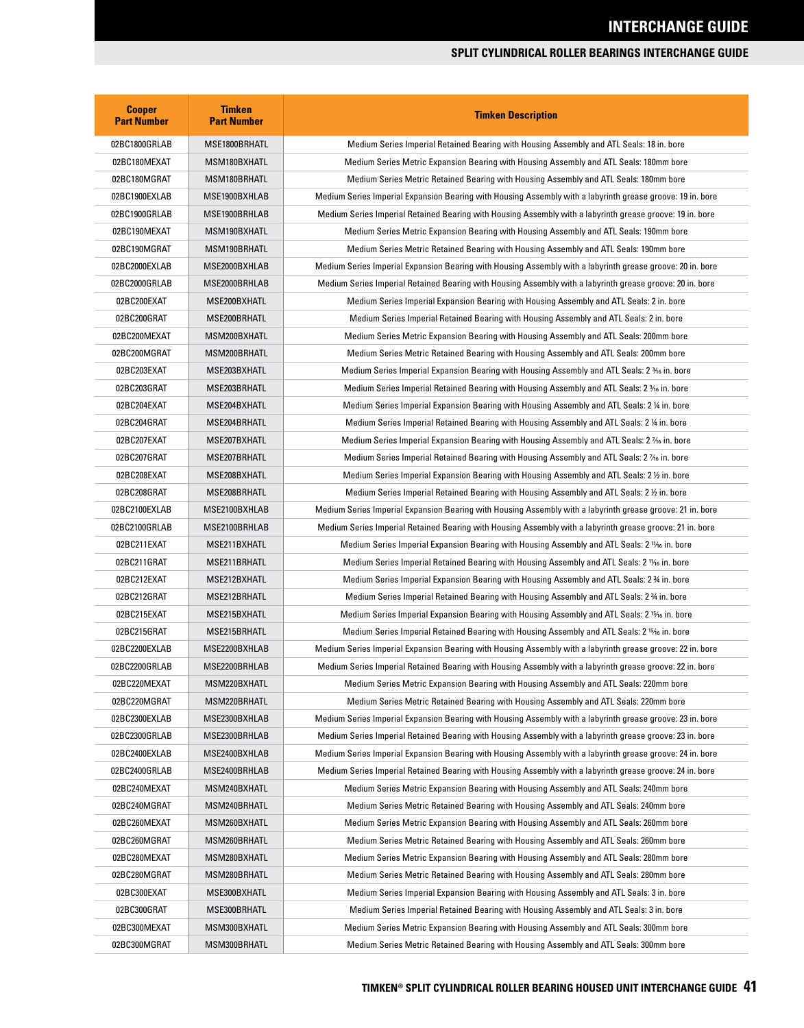## INTERCHANGE GUIDE

### SPLIT CYLINDRICAL ROLLER BEARINGS INTERCHANGE GUIDE

| Cooper Part Number | Timken Part Number | Timken Description |
|---|---|---|
| 02BC1800GRLAB | MSE1800BRHATL | Medium Series Imperial Retained Bearing with Housing Assembly and ATL Seals: 18 in. bore |
| 02BC180MEXAT | MSM180BXHATL | Medium Series Metric Expansion Bearing with Housing Assembly and ATL Seals: 180mm bore |
| 02BC180MGRAT | MSM180BRHATL | Medium Series Metric Retained Bearing with Housing Assembly and ATL Seals: 180mm bore |
| 02BC1900EXLAB | MSE1900BXHLAB | Medium Series Imperial Expansion Bearing with Housing Assembly with a labyrinth grease groove: 19 in. bore |
| 02BC1900GRLAB | MSE1900BRHLAB | Medium Series Imperial Retained Bearing with Housing Assembly with a labyrinth grease groove: 19 in. bore |
| 02BC190MEXAT | MSM190BXHATL | Medium Series Metric Expansion Bearing with Housing Assembly and ATL Seals: 190mm bore |
| 02BC190MGRAT | MSM190BRHATL | Medium Series Metric Retained Bearing with Housing Assembly and ATL Seals: 190mm bore |
| 02BC2000EXLAB | MSE2000BXHLAB | Medium Series Imperial Expansion Bearing with Housing Assembly with a labyrinth grease groove: 20 in. bore |
| 02BC2000GRLAB | MSE2000BRHLAB | Medium Series Imperial Retained Bearing with Housing Assembly with a labyrinth grease groove: 20 in. bore |
| 02BC200EXAT | MSE200BXHATL | Medium Series Imperial Expansion Bearing with Housing Assembly and ATL Seals: 2 in. bore |
| 02BC200GRAT | MSE200BRHATL | Medium Series Imperial Retained Bearing with Housing Assembly and ATL Seals: 2 in. bore |
| 02BC200MEXAT | MSM200BXHATL | Medium Series Metric Expansion Bearing with Housing Assembly and ATL Seals: 200mm bore |
| 02BC200MGRAT | MSM200BRHATL | Medium Series Metric Retained Bearing with Housing Assembly and ATL Seals: 200mm bore |
| 02BC203EXAT | MSE203BXHATL | Medium Series Imperial Expansion Bearing with Housing Assembly and ATL Seals: 2 3⁄16 in. bore |
| 02BC203GRAT | MSE203BRHATL | Medium Series Imperial Retained Bearing with Housing Assembly and ATL Seals: 2 3⁄16 in. bore |
| 02BC204EXAT | MSE204BXHATL | Medium Series Imperial Expansion Bearing with Housing Assembly and ATL Seals: 2 1⁄4 in. bore |
| 02BC204GRAT | MSE204BRHATL | Medium Series Imperial Retained Bearing with Housing Assembly and ATL Seals: 2 1⁄4 in. bore |
| 02BC207EXAT | MSE207BXHATL | Medium Series Imperial Expansion Bearing with Housing Assembly and ATL Seals: 2 7⁄16 in. bore |
| 02BC207GRAT | MSE207BRHATL | Medium Series Imperial Retained Bearing with Housing Assembly and ATL Seals: 2 7⁄16 in. bore |
| 02BC208EXAT | MSE208BXHATL | Medium Series Imperial Expansion Bearing with Housing Assembly and ATL Seals: 2 1⁄2 in. bore |
| 02BC208GRAT | MSE208BRHATL | Medium Series Imperial Retained Bearing with Housing Assembly and ATL Seals: 2 1⁄2 in. bore |
| 02BC2100EXLAB | MSE2100BXHLAB | Medium Series Imperial Expansion Bearing with Housing Assembly with a labyrinth grease groove: 21 in. bore |
| 02BC2100GRLAB | MSE2100BRHLAB | Medium Series Imperial Retained Bearing with Housing Assembly with a labyrinth grease groove: 21 in. bore |
| 02BC211EXAT | MSE211BXHATL | Medium Series Imperial Expansion Bearing with Housing Assembly and ATL Seals: 2 11⁄16 in. bore |
| 02BC211GRAT | MSE211BRHATL | Medium Series Imperial Retained Bearing with Housing Assembly and ATL Seals: 2 11⁄16 in. bore |
| 02BC212EXAT | MSE212BXHATL | Medium Series Imperial Expansion Bearing with Housing Assembly and ATL Seals: 2 3⁄4 in. bore |
| 02BC212GRAT | MSE212BRHATL | Medium Series Imperial Retained Bearing with Housing Assembly and ATL Seals: 2 3⁄4 in. bore |
| 02BC215EXAT | MSE215BXHATL | Medium Series Imperial Expansion Bearing with Housing Assembly and ATL Seals: 2 15⁄16 in. bore |
| 02BC215GRAT | MSE215BRHATL | Medium Series Imperial Retained Bearing with Housing Assembly and ATL Seals: 2 15⁄16 in. bore |
| 02BC2200EXLAB | MSE2200BXHLAB | Medium Series Imperial Expansion Bearing with Housing Assembly with a labyrinth grease groove: 22 in. bore |
| 02BC2200GRLAB | MSE2200BRHLAB | Medium Series Imperial Retained Bearing with Housing Assembly with a labyrinth grease groove: 22 in. bore |
| 02BC220MEXAT | MSM220BXHATL | Medium Series Metric Expansion Bearing with Housing Assembly and ATL Seals: 220mm bore |
| 02BC220MGRAT | MSM220BRHATL | Medium Series Metric Retained Bearing with Housing Assembly and ATL Seals: 220mm bore |
| 02BC2300EXLAB | MSE2300BXHLAB | Medium Series Imperial Expansion Bearing with Housing Assembly with a labyrinth grease groove: 23 in. bore |
| 02BC2300GRLAB | MSE2300BRHLAB | Medium Series Imperial Retained Bearing with Housing Assembly with a labyrinth grease groove: 23 in. bore |
| 02BC2400EXLAB | MSE2400BXHLAB | Medium Series Imperial Expansion Bearing with Housing Assembly with a labyrinth grease groove: 24 in. bore |
| 02BC2400GRLAB | MSE2400BRHLAB | Medium Series Imperial Retained Bearing with Housing Assembly with a labyrinth grease groove: 24 in. bore |
| 02BC240MEXAT | MSM240BXHATL | Medium Series Metric Expansion Bearing with Housing Assembly and ATL Seals: 240mm bore |
| 02BC240MGRAT | MSM240BRHATL | Medium Series Metric Retained Bearing with Housing Assembly and ATL Seals: 240mm bore |
| 02BC260MEXAT | MSM260BXHATL | Medium Series Metric Expansion Bearing with Housing Assembly and ATL Seals: 260mm bore |
| 02BC260MGRAT | MSM260BRHATL | Medium Series Metric Retained Bearing with Housing Assembly and ATL Seals: 260mm bore |
| 02BC280MEXAT | MSM280BXHATL | Medium Series Metric Expansion Bearing with Housing Assembly and ATL Seals: 280mm bore |
| 02BC280MGRAT | MSM280BRHATL | Medium Series Metric Retained Bearing with Housing Assembly and ATL Seals: 280mm bore |
| 02BC300EXAT | MSE300BXHATL | Medium Series Imperial Expansion Bearing with Housing Assembly and ATL Seals: 3 in. bore |
| 02BC300GRAT | MSE300BRHATL | Medium Series Imperial Retained Bearing with Housing Assembly and ATL Seals: 3 in. bore |
| 02BC300MEXAT | MSM300BXHATL | Medium Series Metric Expansion Bearing with Housing Assembly and ATL Seals: 300mm bore |
| 02BC300MGRAT | MSM300BRHATL | Medium Series Metric Retained Bearing with Housing Assembly and ATL Seals: 300mm bore |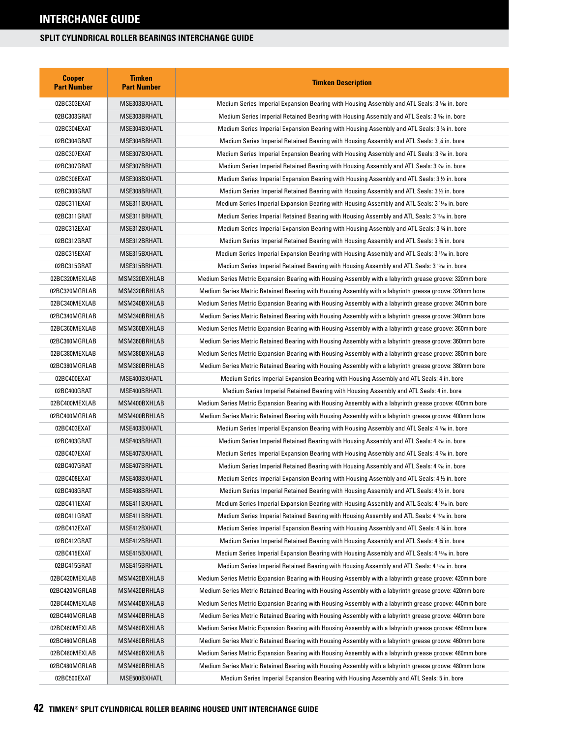# INTERCHANGE GUIDE

## SPLIT CYLINDRICAL ROLLER BEARINGS INTERCHANGE GUIDE

| Cooper Part Number | Timken Part Number | Timken Description |
|---|---|---|
| 02BC303EXAT | MSE303BXHATL | Medium Series Imperial Expansion Bearing with Housing Assembly and ATL Seals: 3 3⁄16 in. bore |
| 02BC303GRAT | MSE303BRHATL | Medium Series Imperial Retained Bearing with Housing Assembly and ATL Seals: 3 3⁄16 in. bore |
| 02BC304EXAT | MSE304BXHATL | Medium Series Imperial Expansion Bearing with Housing Assembly and ATL Seals: 3 ¼ in. bore |
| 02BC304GRAT | MSE304BRHATL | Medium Series Imperial Retained Bearing with Housing Assembly and ATL Seals: 3 ¼ in. bore |
| 02BC307EXAT | MSE307BXHATL | Medium Series Imperial Expansion Bearing with Housing Assembly and ATL Seals: 3 7⁄16 in. bore |
| 02BC307GRAT | MSE307BRHATL | Medium Series Imperial Retained Bearing with Housing Assembly and ATL Seals: 3 7⁄16 in. bore |
| 02BC308EXAT | MSE308BXHATL | Medium Series Imperial Expansion Bearing with Housing Assembly and ATL Seals: 3 ½ in. bore |
| 02BC308GRAT | MSE308BRHATL | Medium Series Imperial Retained Bearing with Housing Assembly and ATL Seals: 3 ½ in. bore |
| 02BC311EXAT | MSE311BXHATL | Medium Series Imperial Expansion Bearing with Housing Assembly and ATL Seals: 3 11⁄16 in. bore |
| 02BC311GRAT | MSE311BRHATL | Medium Series Imperial Retained Bearing with Housing Assembly and ATL Seals: 3 11⁄16 in. bore |
| 02BC312EXAT | MSE312BXHATL | Medium Series Imperial Expansion Bearing with Housing Assembly and ATL Seals: 3 ¾ in. bore |
| 02BC312GRAT | MSE312BRHATL | Medium Series Imperial Retained Bearing with Housing Assembly and ATL Seals: 3 ¾ in. bore |
| 02BC315EXAT | MSE315BXHATL | Medium Series Imperial Expansion Bearing with Housing Assembly and ATL Seals: 3 15⁄16 in. bore |
| 02BC315GRAT | MSE315BRHATL | Medium Series Imperial Retained Bearing with Housing Assembly and ATL Seals: 3 15⁄16 in. bore |
| 02BC320MEXLAB | MSM320BXHLAB | Medium Series Metric Expansion Bearing with Housing Assembly with a labyrinth grease groove: 320mm bore |
| 02BC320MGRLAB | MSM320BRHLAB | Medium Series Metric Retained Bearing with Housing Assembly with a labyrinth grease groove: 320mm bore |
| 02BC340MEXLAB | MSM340BXHLAB | Medium Series Metric Expansion Bearing with Housing Assembly with a labyrinth grease groove: 340mm bore |
| 02BC340MGRLAB | MSM340BRHLAB | Medium Series Metric Retained Bearing with Housing Assembly with a labyrinth grease groove: 340mm bore |
| 02BC360MEXLAB | MSM360BXHLAB | Medium Series Metric Expansion Bearing with Housing Assembly with a labyrinth grease groove: 360mm bore |
| 02BC360MGRLAB | MSM360BRHLAB | Medium Series Metric Retained Bearing with Housing Assembly with a labyrinth grease groove: 360mm bore |
| 02BC380MEXLAB | MSM380BXHLAB | Medium Series Metric Expansion Bearing with Housing Assembly with a labyrinth grease groove: 380mm bore |
| 02BC380MGRLAB | MSM380BRHLAB | Medium Series Metric Retained Bearing with Housing Assembly with a labyrinth grease groove: 380mm bore |
| 02BC400EXAT | MSE400BXHATL | Medium Series Imperial Expansion Bearing with Housing Assembly and ATL Seals: 4 in. bore |
| 02BC400GRAT | MSE400BRHATL | Medium Series Imperial Retained Bearing with Housing Assembly and ATL Seals: 4 in. bore |
| 02BC400MEXLAB | MSM400BXHLAB | Medium Series Metric Expansion Bearing with Housing Assembly with a labyrinth grease groove: 400mm bore |
| 02BC400MGRLAB | MSM400BRHLAB | Medium Series Metric Retained Bearing with Housing Assembly with a labyrinth grease groove: 400mm bore |
| 02BC403EXAT | MSE403BXHATL | Medium Series Imperial Expansion Bearing with Housing Assembly and ATL Seals: 4 3⁄16 in. bore |
| 02BC403GRAT | MSE403BRHATL | Medium Series Imperial Retained Bearing with Housing Assembly and ATL Seals: 4 3⁄16 in. bore |
| 02BC407EXAT | MSE407BXHATL | Medium Series Imperial Expansion Bearing with Housing Assembly and ATL Seals: 4 7⁄16 in. bore |
| 02BC407GRAT | MSE407BRHATL | Medium Series Imperial Retained Bearing with Housing Assembly and ATL Seals: 4 7⁄16 in. bore |
| 02BC408EXAT | MSE408BXHATL | Medium Series Imperial Expansion Bearing with Housing Assembly and ATL Seals: 4 ½ in. bore |
| 02BC408GRAT | MSE408BRHATL | Medium Series Imperial Retained Bearing with Housing Assembly and ATL Seals: 4 ½ in. bore |
| 02BC411EXAT | MSE411BXHATL | Medium Series Imperial Expansion Bearing with Housing Assembly and ATL Seals: 4 11⁄16 in. bore |
| 02BC411GRAT | MSE411BRHATL | Medium Series Imperial Retained Bearing with Housing Assembly and ATL Seals: 4 11⁄16 in. bore |
| 02BC412EXAT | MSE412BXHATL | Medium Series Imperial Expansion Bearing with Housing Assembly and ATL Seals: 4 ¾ in. bore |
| 02BC412GRAT | MSE412BRHATL | Medium Series Imperial Retained Bearing with Housing Assembly and ATL Seals: 4 ¾ in. bore |
| 02BC415EXAT | MSE415BXHATL | Medium Series Imperial Expansion Bearing with Housing Assembly and ATL Seals: 4 15⁄16 in. bore |
| 02BC415GRAT | MSE415BRHATL | Medium Series Imperial Retained Bearing with Housing Assembly and ATL Seals: 4 15⁄16 in. bore |
| 02BC420MEXLAB | MSM420BXHLAB | Medium Series Metric Expansion Bearing with Housing Assembly with a labyrinth grease groove: 420mm bore |
| 02BC420MGRLAB | MSM420BRHLAB | Medium Series Metric Retained Bearing with Housing Assembly with a labyrinth grease groove: 420mm bore |
| 02BC440MEXLAB | MSM440BXHLAB | Medium Series Metric Expansion Bearing with Housing Assembly with a labyrinth grease groove: 440mm bore |
| 02BC440MGRLAB | MSM440BRHLAB | Medium Series Metric Retained Bearing with Housing Assembly with a labyrinth grease groove: 440mm bore |
| 02BC460MEXLAB | MSM460BXHLAB | Medium Series Metric Expansion Bearing with Housing Assembly with a labyrinth grease groove: 460mm bore |
| 02BC460MGRLAB | MSM460BRHLAB | Medium Series Metric Retained Bearing with Housing Assembly with a labyrinth grease groove: 460mm bore |
| 02BC480MEXLAB | MSM480BXHLAB | Medium Series Metric Expansion Bearing with Housing Assembly with a labyrinth grease groove: 480mm bore |
| 02BC480MGRLAB | MSM480BRHLAB | Medium Series Metric Retained Bearing with Housing Assembly with a labyrinth grease groove: 480mm bore |
| 02BC500EXAT | MSE500BXHATL | Medium Series Imperial Expansion Bearing with Housing Assembly and ATL Seals: 5 in. bore |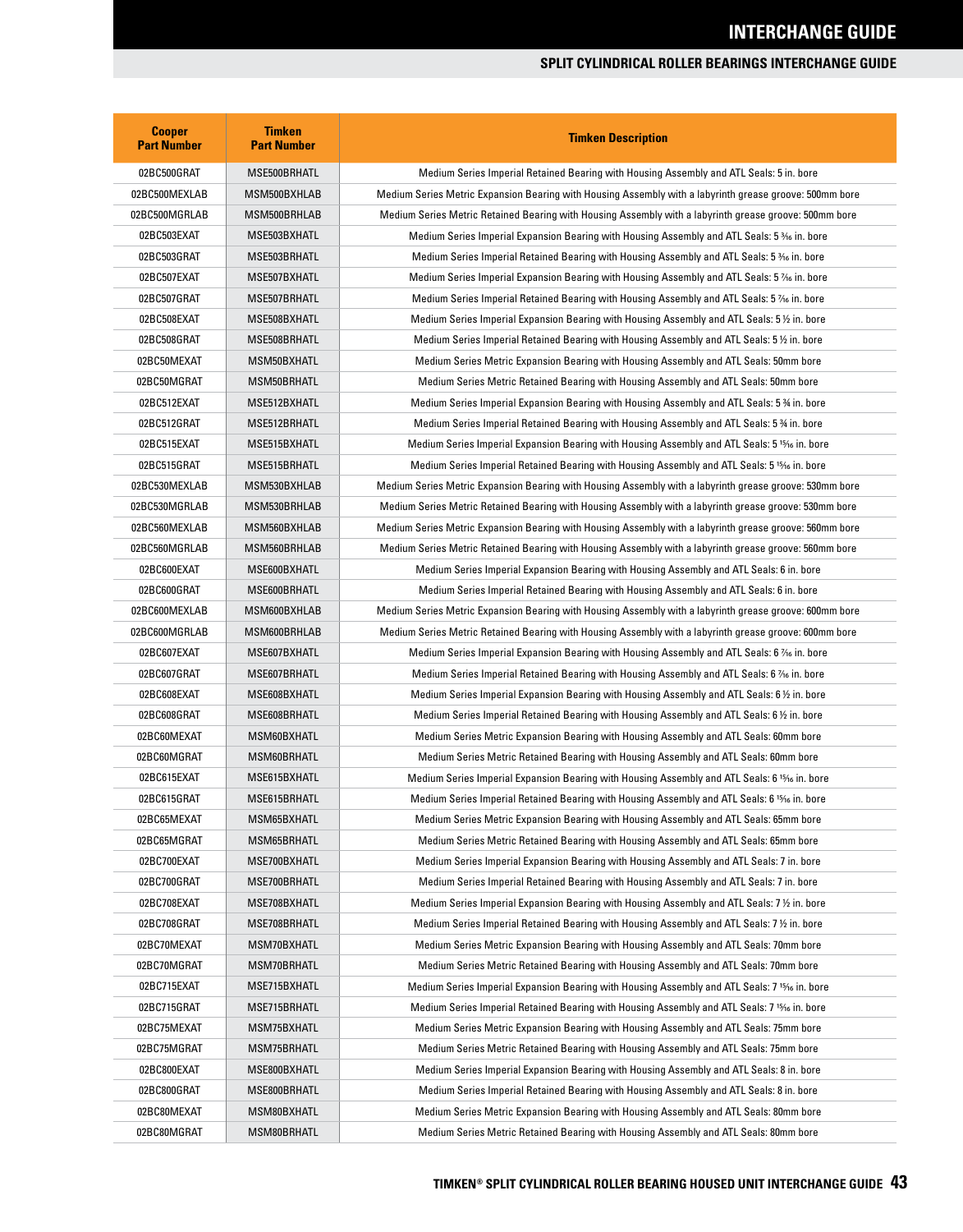# INTERCHANGE GUIDE

## SPLIT CYLINDRICAL ROLLER BEARINGS INTERCHANGE GUIDE

| Cooper Part Number | Timken Part Number | Timken Description |
|---|---|---|
| 02BC500GRAT | MSE500BRHATL | Medium Series Imperial Retained Bearing with Housing Assembly and ATL Seals: 5 in. bore |
| 02BC500MEXLAB | MSM500BXHLAB | Medium Series Metric Expansion Bearing with Housing Assembly with a labyrinth grease groove: 500mm bore |
| 02BC500MGRLAB | MSM500BRHLAB | Medium Series Metric Retained Bearing with Housing Assembly with a labyrinth grease groove: 500mm bore |
| 02BC503EXAT | MSE503BXHATL | Medium Series Imperial Expansion Bearing with Housing Assembly and ATL Seals: 5 3⁄16 in. bore |
| 02BC503GRAT | MSE503BRHATL | Medium Series Imperial Retained Bearing with Housing Assembly and ATL Seals: 5 3⁄16 in. bore |
| 02BC507EXAT | MSE507BXHATL | Medium Series Imperial Expansion Bearing with Housing Assembly and ATL Seals: 5 7⁄16 in. bore |
| 02BC507GRAT | MSE507BRHATL | Medium Series Imperial Retained Bearing with Housing Assembly and ATL Seals: 5 7⁄16 in. bore |
| 02BC508EXAT | MSE508BXHATL | Medium Series Imperial Expansion Bearing with Housing Assembly and ATL Seals: 5 ½ in. bore |
| 02BC508GRAT | MSE508BRHATL | Medium Series Imperial Retained Bearing with Housing Assembly and ATL Seals: 5 ½ in. bore |
| 02BC50MEXAT | MSM50BXHATL | Medium Series Metric Expansion Bearing with Housing Assembly and ATL Seals: 50mm bore |
| 02BC50MGRAT | MSM50BRHATL | Medium Series Metric Retained Bearing with Housing Assembly and ATL Seals: 50mm bore |
| 02BC512EXAT | MSE512BXHATL | Medium Series Imperial Expansion Bearing with Housing Assembly and ATL Seals: 5 ¾ in. bore |
| 02BC512GRAT | MSE512BRHATL | Medium Series Imperial Retained Bearing with Housing Assembly and ATL Seals: 5 ¾ in. bore |
| 02BC515EXAT | MSE515BXHATL | Medium Series Imperial Expansion Bearing with Housing Assembly and ATL Seals: 5 15⁄16 in. bore |
| 02BC515GRAT | MSE515BRHATL | Medium Series Imperial Retained Bearing with Housing Assembly and ATL Seals: 5 15⁄16 in. bore |
| 02BC530MEXLAB | MSM530BXHLAB | Medium Series Metric Expansion Bearing with Housing Assembly with a labyrinth grease groove: 530mm bore |
| 02BC530MGRLAB | MSM530BRHLAB | Medium Series Metric Retained Bearing with Housing Assembly with a labyrinth grease groove: 530mm bore |
| 02BC560MEXLAB | MSM560BXHLAB | Medium Series Metric Expansion Bearing with Housing Assembly with a labyrinth grease groove: 560mm bore |
| 02BC560MGRLAB | MSM560BRHLAB | Medium Series Metric Retained Bearing with Housing Assembly with a labyrinth grease groove: 560mm bore |
| 02BC600EXAT | MSE600BXHATL | Medium Series Imperial Expansion Bearing with Housing Assembly and ATL Seals: 6 in. bore |
| 02BC600GRAT | MSE600BRHATL | Medium Series Imperial Retained Bearing with Housing Assembly and ATL Seals: 6 in. bore |
| 02BC600MEXLAB | MSM600BXHLAB | Medium Series Metric Expansion Bearing with Housing Assembly with a labyrinth grease groove: 600mm bore |
| 02BC600MGRLAB | MSM600BRHLAB | Medium Series Metric Retained Bearing with Housing Assembly with a labyrinth grease groove: 600mm bore |
| 02BC607EXAT | MSE607BXHATL | Medium Series Imperial Expansion Bearing with Housing Assembly and ATL Seals: 6 7⁄16 in. bore |
| 02BC607GRAT | MSE607BRHATL | Medium Series Imperial Retained Bearing with Housing Assembly and ATL Seals: 6 7⁄16 in. bore |
| 02BC608EXAT | MSE608BXHATL | Medium Series Imperial Expansion Bearing with Housing Assembly and ATL Seals: 6 ½ in. bore |
| 02BC608GRAT | MSE608BRHATL | Medium Series Imperial Retained Bearing with Housing Assembly and ATL Seals: 6 ½ in. bore |
| 02BC60MEXAT | MSM60BXHATL | Medium Series Metric Expansion Bearing with Housing Assembly and ATL Seals: 60mm bore |
| 02BC60MGRAT | MSM60BRHATL | Medium Series Metric Retained Bearing with Housing Assembly and ATL Seals: 60mm bore |
| 02BC615EXAT | MSE615BXHATL | Medium Series Imperial Expansion Bearing with Housing Assembly and ATL Seals: 6 15⁄16 in. bore |
| 02BC615GRAT | MSE615BRHATL | Medium Series Imperial Retained Bearing with Housing Assembly and ATL Seals: 6 15⁄16 in. bore |
| 02BC65MEXAT | MSM65BXHATL | Medium Series Metric Expansion Bearing with Housing Assembly and ATL Seals: 65mm bore |
| 02BC65MGRAT | MSM65BRHATL | Medium Series Metric Retained Bearing with Housing Assembly and ATL Seals: 65mm bore |
| 02BC700EXAT | MSE700BXHATL | Medium Series Imperial Expansion Bearing with Housing Assembly and ATL Seals: 7 in. bore |
| 02BC700GRAT | MSE700BRHATL | Medium Series Imperial Retained Bearing with Housing Assembly and ATL Seals: 7 in. bore |
| 02BC708EXAT | MSE708BXHATL | Medium Series Imperial Expansion Bearing with Housing Assembly and ATL Seals: 7 ½ in. bore |
| 02BC708GRAT | MSE708BRHATL | Medium Series Imperial Retained Bearing with Housing Assembly and ATL Seals: 7 ½ in. bore |
| 02BC70MEXAT | MSM70BXHATL | Medium Series Metric Expansion Bearing with Housing Assembly and ATL Seals: 70mm bore |
| 02BC70MGRAT | MSM70BRHATL | Medium Series Metric Retained Bearing with Housing Assembly and ATL Seals: 70mm bore |
| 02BC715EXAT | MSE715BXHATL | Medium Series Imperial Expansion Bearing with Housing Assembly and ATL Seals: 7 15⁄16 in. bore |
| 02BC715GRAT | MSE715BRHATL | Medium Series Imperial Retained Bearing with Housing Assembly and ATL Seals: 7 15⁄16 in. bore |
| 02BC75MEXAT | MSM75BXHATL | Medium Series Metric Expansion Bearing with Housing Assembly and ATL Seals: 75mm bore |
| 02BC75MGRAT | MSM75BRHATL | Medium Series Metric Retained Bearing with Housing Assembly and ATL Seals: 75mm bore |
| 02BC800EXAT | MSE800BXHATL | Medium Series Imperial Expansion Bearing with Housing Assembly and ATL Seals: 8 in. bore |
| 02BC800GRAT | MSE800BRHATL | Medium Series Imperial Retained Bearing with Housing Assembly and ATL Seals: 8 in. bore |
| 02BC80MEXAT | MSM80BXHATL | Medium Series Metric Expansion Bearing with Housing Assembly and ATL Seals: 80mm bore |
| 02BC80MGRAT | MSM80BRHATL | Medium Series Metric Retained Bearing with Housing Assembly and ATL Seals: 80mm bore |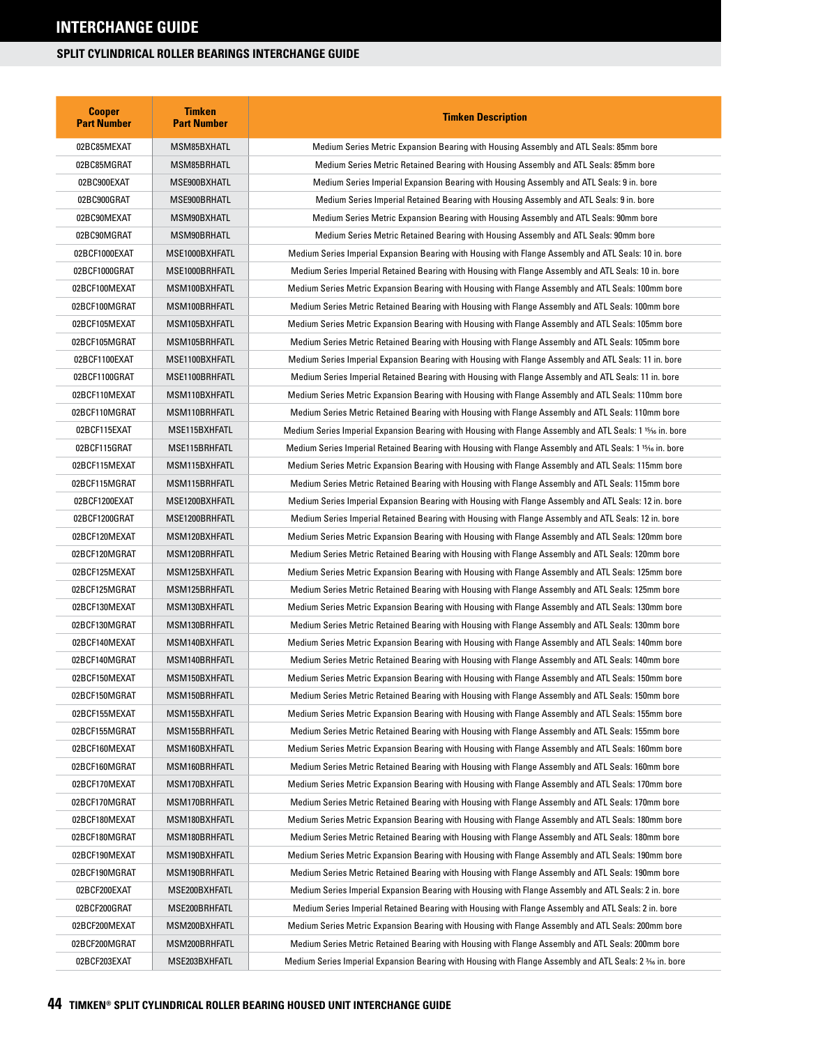# INTERCHANGE GUIDE

## SPLIT CYLINDRICAL ROLLER BEARINGS INTERCHANGE GUIDE

| Cooper Part Number | Timken Part Number | Timken Description |
|---|---|---|
| 02BC85MEXAT | MSM85BXHATL | Medium Series Metric Expansion Bearing with Housing Assembly and ATL Seals: 85mm bore |
| 02BC85MGRAT | MSM85BRHATL | Medium Series Metric Retained Bearing with Housing Assembly and ATL Seals: 85mm bore |
| 02BC900EXAT | MSE900BXHATL | Medium Series Imperial Expansion Bearing with Housing Assembly and ATL Seals: 9 in. bore |
| 02BC900GRAT | MSE900BRHATL | Medium Series Imperial Retained Bearing with Housing Assembly and ATL Seals: 9 in. bore |
| 02BC90MEXAT | MSM90BXHATL | Medium Series Metric Expansion Bearing with Housing Assembly and ATL Seals: 90mm bore |
| 02BC90MGRAT | MSM90BRHATL | Medium Series Metric Retained Bearing with Housing Assembly and ATL Seals: 90mm bore |
| 02BCF1000EXAT | MSE1000BXHFATL | Medium Series Imperial Expansion Bearing with Housing with Flange Assembly and ATL Seals: 10 in. bore |
| 02BCF1000GRAT | MSE1000BRHFATL | Medium Series Imperial Retained Bearing with Housing with Flange Assembly and ATL Seals: 10 in. bore |
| 02BCF100MEXAT | MSM100BXHFATL | Medium Series Metric Expansion Bearing with Housing with Flange Assembly and ATL Seals: 100mm bore |
| 02BCF100MGRAT | MSM100BRHFATL | Medium Series Metric Retained Bearing with Housing with Flange Assembly and ATL Seals: 100mm bore |
| 02BCF105MEXAT | MSM105BXHFATL | Medium Series Metric Expansion Bearing with Housing with Flange Assembly and ATL Seals: 105mm bore |
| 02BCF105MGRAT | MSM105BRHFATL | Medium Series Metric Retained Bearing with Housing with Flange Assembly and ATL Seals: 105mm bore |
| 02BCF1100EXAT | MSE1100BXHFATL | Medium Series Imperial Expansion Bearing with Housing with Flange Assembly and ATL Seals: 11 in. bore |
| 02BCF1100GRAT | MSE1100BRHFATL | Medium Series Imperial Retained Bearing with Housing with Flange Assembly and ATL Seals: 11 in. bore |
| 02BCF110MEXAT | MSM110BXHFATL | Medium Series Metric Expansion Bearing with Housing with Flange Assembly and ATL Seals: 110mm bore |
| 02BCF110MGRAT | MSM110BRHFATL | Medium Series Metric Retained Bearing with Housing with Flange Assembly and ATL Seals: 110mm bore |
| 02BCF115EXAT | MSE115BXHFATL | Medium Series Imperial Expansion Bearing with Housing with Flange Assembly and ATL Seals: 1 15/16 in. bore |
| 02BCF115GRAT | MSE115BRHFATL | Medium Series Imperial Retained Bearing with Housing with Flange Assembly and ATL Seals: 1 15/16 in. bore |
| 02BCF115MEXAT | MSM115BXHFATL | Medium Series Metric Expansion Bearing with Housing with Flange Assembly and ATL Seals: 115mm bore |
| 02BCF115MGRAT | MSM115BRHFATL | Medium Series Metric Retained Bearing with Housing with Flange Assembly and ATL Seals: 115mm bore |
| 02BCF1200EXAT | MSE1200BXHFATL | Medium Series Imperial Expansion Bearing with Housing with Flange Assembly and ATL Seals: 12 in. bore |
| 02BCF1200GRAT | MSE1200BRHFATL | Medium Series Imperial Retained Bearing with Housing with Flange Assembly and ATL Seals: 12 in. bore |
| 02BCF120MEXAT | MSM120BXHFATL | Medium Series Metric Expansion Bearing with Housing with Flange Assembly and ATL Seals: 120mm bore |
| 02BCF120MGRAT | MSM120BRHFATL | Medium Series Metric Retained Bearing with Housing with Flange Assembly and ATL Seals: 120mm bore |
| 02BCF125MEXAT | MSM125BXHFATL | Medium Series Metric Expansion Bearing with Housing with Flange Assembly and ATL Seals: 125mm bore |
| 02BCF125MGRAT | MSM125BRHFATL | Medium Series Metric Retained Bearing with Housing with Flange Assembly and ATL Seals: 125mm bore |
| 02BCF130MEXAT | MSM130BXHFATL | Medium Series Metric Expansion Bearing with Housing with Flange Assembly and ATL Seals: 130mm bore |
| 02BCF130MGRAT | MSM130BRHFATL | Medium Series Metric Retained Bearing with Housing with Flange Assembly and ATL Seals: 130mm bore |
| 02BCF140MEXAT | MSM140BXHFATL | Medium Series Metric Expansion Bearing with Housing with Flange Assembly and ATL Seals: 140mm bore |
| 02BCF140MGRAT | MSM140BRHFATL | Medium Series Metric Retained Bearing with Housing with Flange Assembly and ATL Seals: 140mm bore |
| 02BCF150MEXAT | MSM150BXHFATL | Medium Series Metric Expansion Bearing with Housing with Flange Assembly and ATL Seals: 150mm bore |
| 02BCF150MGRAT | MSM150BRHFATL | Medium Series Metric Retained Bearing with Housing with Flange Assembly and ATL Seals: 150mm bore |
| 02BCF155MEXAT | MSM155BXHFATL | Medium Series Metric Expansion Bearing with Housing with Flange Assembly and ATL Seals: 155mm bore |
| 02BCF155MGRAT | MSM155BRHFATL | Medium Series Metric Retained Bearing with Housing with Flange Assembly and ATL Seals: 155mm bore |
| 02BCF160MEXAT | MSM160BXHFATL | Medium Series Metric Expansion Bearing with Housing with Flange Assembly and ATL Seals: 160mm bore |
| 02BCF160MGRAT | MSM160BRHFATL | Medium Series Metric Retained Bearing with Housing with Flange Assembly and ATL Seals: 160mm bore |
| 02BCF170MEXAT | MSM170BXHFATL | Medium Series Metric Expansion Bearing with Housing with Flange Assembly and ATL Seals: 170mm bore |
| 02BCF170MGRAT | MSM170BRHFATL | Medium Series Metric Retained Bearing with Housing with Flange Assembly and ATL Seals: 170mm bore |
| 02BCF180MEXAT | MSM180BXHFATL | Medium Series Metric Expansion Bearing with Housing with Flange Assembly and ATL Seals: 180mm bore |
| 02BCF180MGRAT | MSM180BRHFATL | Medium Series Metric Retained Bearing with Housing with Flange Assembly and ATL Seals: 180mm bore |
| 02BCF190MEXAT | MSM190BXHFATL | Medium Series Metric Expansion Bearing with Housing with Flange Assembly and ATL Seals: 190mm bore |
| 02BCF190MGRAT | MSM190BRHFATL | Medium Series Metric Retained Bearing with Housing with Flange Assembly and ATL Seals: 190mm bore |
| 02BCF200EXAT | MSE200BXHFATL | Medium Series Imperial Expansion Bearing with Housing with Flange Assembly and ATL Seals: 2 in. bore |
| 02BCF200GRAT | MSE200BRHFATL | Medium Series Imperial Retained Bearing with Housing with Flange Assembly and ATL Seals: 2 in. bore |
| 02BCF200MEXAT | MSM200BXHFATL | Medium Series Metric Expansion Bearing with Housing with Flange Assembly and ATL Seals: 200mm bore |
| 02BCF200MGRAT | MSM200BRHFATL | Medium Series Metric Retained Bearing with Housing with Flange Assembly and ATL Seals: 200mm bore |
| 02BCF203EXAT | MSE203BXHFATL | Medium Series Imperial Expansion Bearing with Housing with Flange Assembly and ATL Seals: 2 3/16 in. bore |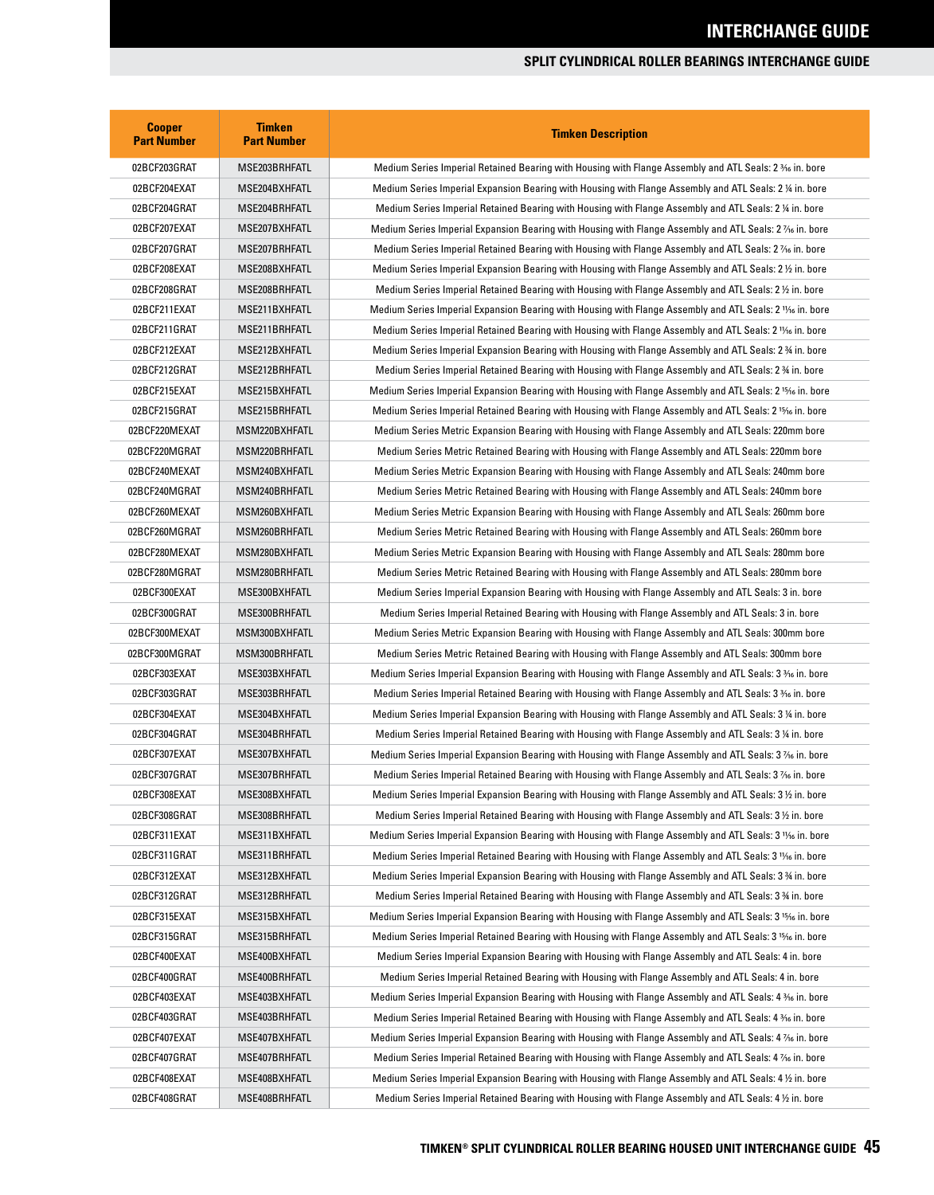# INTERCHANGE GUIDE

## SPLIT CYLINDRICAL ROLLER BEARINGS INTERCHANGE GUIDE

| Cooper Part Number | Timken Part Number | Timken Description |
|---|---|---|
| 02BCF203GRAT | MSE203BRHFATL | Medium Series Imperial Retained Bearing with Housing with Flange Assembly and ATL Seals: 2 3⁄16 in. bore |
| 02BCF204EXAT | MSE204BXHFATL | Medium Series Imperial Expansion Bearing with Housing with Flange Assembly and ATL Seals: 2 1⁄4 in. bore |
| 02BCF204GRAT | MSE204BRHFATL | Medium Series Imperial Retained Bearing with Housing with Flange Assembly and ATL Seals: 2 1⁄4 in. bore |
| 02BCF207EXAT | MSE207BXHFATL | Medium Series Imperial Expansion Bearing with Housing with Flange Assembly and ATL Seals: 2 7⁄16 in. bore |
| 02BCF207GRAT | MSE207BRHFATL | Medium Series Imperial Retained Bearing with Housing with Flange Assembly and ATL Seals: 2 7⁄16 in. bore |
| 02BCF208EXAT | MSE208BXHFATL | Medium Series Imperial Expansion Bearing with Housing with Flange Assembly and ATL Seals: 2 1⁄2 in. bore |
| 02BCF208GRAT | MSE208BRHFATL | Medium Series Imperial Retained Bearing with Housing with Flange Assembly and ATL Seals: 2 1⁄2 in. bore |
| 02BCF211EXAT | MSE211BXHFATL | Medium Series Imperial Expansion Bearing with Housing with Flange Assembly and ATL Seals: 2 11⁄16 in. bore |
| 02BCF211GRAT | MSE211BRHFATL | Medium Series Imperial Retained Bearing with Housing with Flange Assembly and ATL Seals: 2 11⁄16 in. bore |
| 02BCF212EXAT | MSE212BXHFATL | Medium Series Imperial Expansion Bearing with Housing with Flange Assembly and ATL Seals: 2 3⁄4 in. bore |
| 02BCF212GRAT | MSE212BRHFATL | Medium Series Imperial Retained Bearing with Housing with Flange Assembly and ATL Seals: 2 3⁄4 in. bore |
| 02BCF215EXAT | MSE215BXHFATL | Medium Series Imperial Expansion Bearing with Housing with Flange Assembly and ATL Seals: 2 15⁄16 in. bore |
| 02BCF215GRAT | MSE215BRHFATL | Medium Series Imperial Retained Bearing with Housing with Flange Assembly and ATL Seals: 2 15⁄16 in. bore |
| 02BCF220MEXAT | MSM220BXHFATL | Medium Series Metric Expansion Bearing with Housing with Flange Assembly and ATL Seals: 220mm bore |
| 02BCF220MGRAT | MSM220BRHFATL | Medium Series Metric Retained Bearing with Housing with Flange Assembly and ATL Seals: 220mm bore |
| 02BCF240MEXAT | MSM240BXHFATL | Medium Series Metric Expansion Bearing with Housing with Flange Assembly and ATL Seals: 240mm bore |
| 02BCF240MGRAT | MSM240BRHFATL | Medium Series Metric Retained Bearing with Housing with Flange Assembly and ATL Seals: 240mm bore |
| 02BCF260MEXAT | MSM260BXHFATL | Medium Series Metric Expansion Bearing with Housing with Flange Assembly and ATL Seals: 260mm bore |
| 02BCF260MGRAT | MSM260BRHFATL | Medium Series Metric Retained Bearing with Housing with Flange Assembly and ATL Seals: 260mm bore |
| 02BCF280MEXAT | MSM280BXHFATL | Medium Series Metric Expansion Bearing with Housing with Flange Assembly and ATL Seals: 280mm bore |
| 02BCF280MGRAT | MSM280BRHFATL | Medium Series Metric Retained Bearing with Housing with Flange Assembly and ATL Seals: 280mm bore |
| 02BCF300EXAT | MSE300BXHFATL | Medium Series Imperial Expansion Bearing with Housing with Flange Assembly and ATL Seals: 3 in. bore |
| 02BCF300GRAT | MSE300BRHFATL | Medium Series Imperial Retained Bearing with Housing with Flange Assembly and ATL Seals: 3 in. bore |
| 02BCF300MEXAT | MSM300BXHFATL | Medium Series Metric Expansion Bearing with Housing with Flange Assembly and ATL Seals: 300mm bore |
| 02BCF300MGRAT | MSM300BRHFATL | Medium Series Metric Retained Bearing with Housing with Flange Assembly and ATL Seals: 300mm bore |
| 02BCF303EXAT | MSE303BXHFATL | Medium Series Imperial Expansion Bearing with Housing with Flange Assembly and ATL Seals: 3 3⁄16 in. bore |
| 02BCF303GRAT | MSE303BRHFATL | Medium Series Imperial Retained Bearing with Housing with Flange Assembly and ATL Seals: 3 3⁄16 in. bore |
| 02BCF304EXAT | MSE304BXHFATL | Medium Series Imperial Expansion Bearing with Housing with Flange Assembly and ATL Seals: 3 1⁄4 in. bore |
| 02BCF304GRAT | MSE304BRHFATL | Medium Series Imperial Retained Bearing with Housing with Flange Assembly and ATL Seals: 3 1⁄4 in. bore |
| 02BCF307EXAT | MSE307BXHFATL | Medium Series Imperial Expansion Bearing with Housing with Flange Assembly and ATL Seals: 3 7⁄16 in. bore |
| 02BCF307GRAT | MSE307BRHFATL | Medium Series Imperial Retained Bearing with Housing with Flange Assembly and ATL Seals: 3 7⁄16 in. bore |
| 02BCF308EXAT | MSE308BXHFATL | Medium Series Imperial Expansion Bearing with Housing with Flange Assembly and ATL Seals: 3 1⁄2 in. bore |
| 02BCF308GRAT | MSE308BRHFATL | Medium Series Imperial Retained Bearing with Housing with Flange Assembly and ATL Seals: 3 1⁄2 in. bore |
| 02BCF311EXAT | MSE311BXHFATL | Medium Series Imperial Expansion Bearing with Housing with Flange Assembly and ATL Seals: 3 11⁄16 in. bore |
| 02BCF311GRAT | MSE311BRHFATL | Medium Series Imperial Retained Bearing with Housing with Flange Assembly and ATL Seals: 3 11⁄16 in. bore |
| 02BCF312EXAT | MSE312BXHFATL | Medium Series Imperial Expansion Bearing with Housing with Flange Assembly and ATL Seals: 3 3⁄4 in. bore |
| 02BCF312GRAT | MSE312BRHFATL | Medium Series Imperial Retained Bearing with Housing with Flange Assembly and ATL Seals: 3 3⁄4 in. bore |
| 02BCF315EXAT | MSE315BXHFATL | Medium Series Imperial Expansion Bearing with Housing with Flange Assembly and ATL Seals: 3 15⁄16 in. bore |
| 02BCF315GRAT | MSE315BRHFATL | Medium Series Imperial Retained Bearing with Housing with Flange Assembly and ATL Seals: 3 15⁄16 in. bore |
| 02BCF400EXAT | MSE400BXHFATL | Medium Series Imperial Expansion Bearing with Housing with Flange Assembly and ATL Seals: 4 in. bore |
| 02BCF400GRAT | MSE400BRHFATL | Medium Series Imperial Retained Bearing with Housing with Flange Assembly and ATL Seals: 4 in. bore |
| 02BCF403EXAT | MSE403BXHFATL | Medium Series Imperial Expansion Bearing with Housing with Flange Assembly and ATL Seals: 4 3⁄16 in. bore |
| 02BCF403GRAT | MSE403BRHFATL | Medium Series Imperial Retained Bearing with Housing with Flange Assembly and ATL Seals: 4 3⁄16 in. bore |
| 02BCF407EXAT | MSE407BXHFATL | Medium Series Imperial Expansion Bearing with Housing with Flange Assembly and ATL Seals: 4 7⁄16 in. bore |
| 02BCF407GRAT | MSE407BRHFATL | Medium Series Imperial Retained Bearing with Housing with Flange Assembly and ATL Seals: 4 7⁄16 in. bore |
| 02BCF408EXAT | MSE408BXHFATL | Medium Series Imperial Expansion Bearing with Housing with Flange Assembly and ATL Seals: 4 1⁄2 in. bore |
| 02BCF408GRAT | MSE408BRHFATL | Medium Series Imperial Retained Bearing with Housing with Flange Assembly and ATL Seals: 4 1⁄2 in. bore |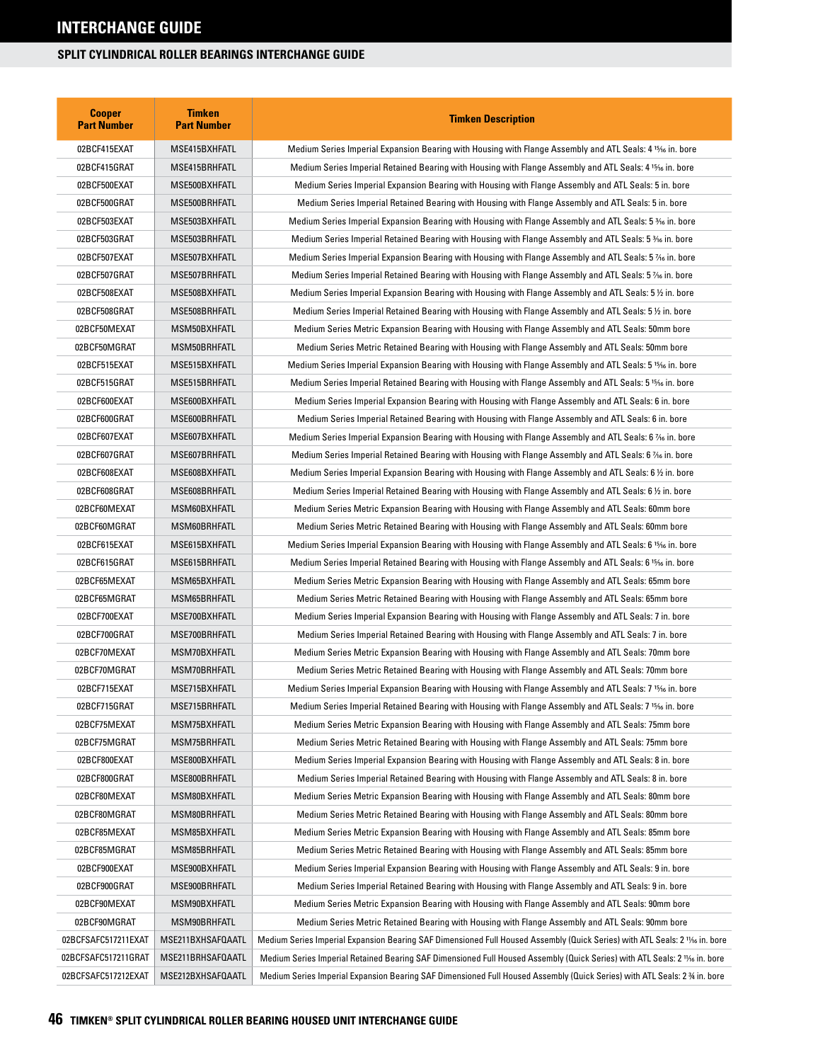# INTERCHANGE GUIDE

## SPLIT CYLINDRICAL ROLLER BEARINGS INTERCHANGE GUIDE

| Cooper Part Number | Timken Part Number | Timken Description |
|---|---|---|
| 02BCF415EXAT | MSE415BXHFATL | Medium Series Imperial Expansion Bearing with Housing with Flange Assembly and ATL Seals: 4 15⁄16 in. bore |
| 02BCF415GRAT | MSE415BRHFATL | Medium Series Imperial Retained Bearing with Housing with Flange Assembly and ATL Seals: 4 15⁄16 in. bore |
| 02BCF500EXAT | MSE500BXHFATL | Medium Series Imperial Expansion Bearing with Housing with Flange Assembly and ATL Seals: 5 in. bore |
| 02BCF500GRAT | MSE500BRHFATL | Medium Series Imperial Retained Bearing with Housing with Flange Assembly and ATL Seals: 5 in. bore |
| 02BCF503EXAT | MSE503BXHFATL | Medium Series Imperial Expansion Bearing with Housing with Flange Assembly and ATL Seals: 5 3⁄16 in. bore |
| 02BCF503GRAT | MSE503BRHFATL | Medium Series Imperial Retained Bearing with Housing with Flange Assembly and ATL Seals: 5 3⁄16 in. bore |
| 02BCF507EXAT | MSE507BXHFATL | Medium Series Imperial Expansion Bearing with Housing with Flange Assembly and ATL Seals: 5 7⁄16 in. bore |
| 02BCF507GRAT | MSE507BRHFATL | Medium Series Imperial Retained Bearing with Housing with Flange Assembly and ATL Seals: 5 7⁄16 in. bore |
| 02BCF508EXAT | MSE508BXHFATL | Medium Series Imperial Expansion Bearing with Housing with Flange Assembly and ATL Seals: 5 ½ in. bore |
| 02BCF508GRAT | MSE508BRHFATL | Medium Series Imperial Retained Bearing with Housing with Flange Assembly and ATL Seals: 5 ½ in. bore |
| 02BCF50MEXAT | MSM50BXHFATL | Medium Series Metric Expansion Bearing with Housing with Flange Assembly and ATL Seals: 50mm bore |
| 02BCF50MGRAT | MSM50BRHFATL | Medium Series Metric Retained Bearing with Housing with Flange Assembly and ATL Seals: 50mm bore |
| 02BCF515EXAT | MSE515BXHFATL | Medium Series Imperial Expansion Bearing with Housing with Flange Assembly and ATL Seals: 5 15⁄16 in. bore |
| 02BCF515GRAT | MSE515BRHFATL | Medium Series Imperial Retained Bearing with Housing with Flange Assembly and ATL Seals: 5 15⁄16 in. bore |
| 02BCF600EXAT | MSE600BXHFATL | Medium Series Imperial Expansion Bearing with Housing with Flange Assembly and ATL Seals: 6 in. bore |
| 02BCF600GRAT | MSE600BRHFATL | Medium Series Imperial Retained Bearing with Housing with Flange Assembly and ATL Seals: 6 in. bore |
| 02BCF607EXAT | MSE607BXHFATL | Medium Series Imperial Expansion Bearing with Housing with Flange Assembly and ATL Seals: 6 7⁄16 in. bore |
| 02BCF607GRAT | MSE607BRHFATL | Medium Series Imperial Retained Bearing with Housing with Flange Assembly and ATL Seals: 6 7⁄16 in. bore |
| 02BCF608EXAT | MSE608BXHFATL | Medium Series Imperial Expansion Bearing with Housing with Flange Assembly and ATL Seals: 6 ½ in. bore |
| 02BCF608GRAT | MSE608BRHFATL | Medium Series Imperial Retained Bearing with Housing with Flange Assembly and ATL Seals: 6 ½ in. bore |
| 02BCF60MEXAT | MSM60BXHFATL | Medium Series Metric Expansion Bearing with Housing with Flange Assembly and ATL Seals: 60mm bore |
| 02BCF60MGRAT | MSM60BRHFATL | Medium Series Metric Retained Bearing with Housing with Flange Assembly and ATL Seals: 60mm bore |
| 02BCF615EXAT | MSE615BXHFATL | Medium Series Imperial Expansion Bearing with Housing with Flange Assembly and ATL Seals: 6 15⁄16 in. bore |
| 02BCF615GRAT | MSE615BRHFATL | Medium Series Imperial Retained Bearing with Housing with Flange Assembly and ATL Seals: 6 15⁄16 in. bore |
| 02BCF65MEXAT | MSM65BXHFATL | Medium Series Metric Expansion Bearing with Housing with Flange Assembly and ATL Seals: 65mm bore |
| 02BCF65MGRAT | MSM65BRHFATL | Medium Series Metric Retained Bearing with Housing with Flange Assembly and ATL Seals: 65mm bore |
| 02BCF700EXAT | MSE700BXHFATL | Medium Series Imperial Expansion Bearing with Housing with Flange Assembly and ATL Seals: 7 in. bore |
| 02BCF700GRAT | MSE700BRHFATL | Medium Series Imperial Retained Bearing with Housing with Flange Assembly and ATL Seals: 7 in. bore |
| 02BCF70MEXAT | MSM70BXHFATL | Medium Series Metric Expansion Bearing with Housing with Flange Assembly and ATL Seals: 70mm bore |
| 02BCF70MGRAT | MSM70BRHFATL | Medium Series Metric Retained Bearing with Housing with Flange Assembly and ATL Seals: 70mm bore |
| 02BCF715EXAT | MSE715BXHFATL | Medium Series Imperial Expansion Bearing with Housing with Flange Assembly and ATL Seals: 7 15⁄16 in. bore |
| 02BCF715GRAT | MSE715BRHFATL | Medium Series Imperial Retained Bearing with Housing with Flange Assembly and ATL Seals: 7 15⁄16 in. bore |
| 02BCF75MEXAT | MSM75BXHFATL | Medium Series Metric Expansion Bearing with Housing with Flange Assembly and ATL Seals: 75mm bore |
| 02BCF75MGRAT | MSM75BRHFATL | Medium Series Metric Retained Bearing with Housing with Flange Assembly and ATL Seals: 75mm bore |
| 02BCF800EXAT | MSE800BXHFATL | Medium Series Imperial Expansion Bearing with Housing with Flange Assembly and ATL Seals: 8 in. bore |
| 02BCF800GRAT | MSE800BRHFATL | Medium Series Imperial Retained Bearing with Housing with Flange Assembly and ATL Seals: 8 in. bore |
| 02BCF80MEXAT | MSM80BXHFATL | Medium Series Metric Expansion Bearing with Housing with Flange Assembly and ATL Seals: 80mm bore |
| 02BCF80MGRAT | MSM80BRHFATL | Medium Series Metric Retained Bearing with Housing with Flange Assembly and ATL Seals: 80mm bore |
| 02BCF85MEXAT | MSM85BXHFATL | Medium Series Metric Expansion Bearing with Housing with Flange Assembly and ATL Seals: 85mm bore |
| 02BCF85MGRAT | MSM85BRHFATL | Medium Series Metric Retained Bearing with Housing with Flange Assembly and ATL Seals: 85mm bore |
| 02BCF900EXAT | MSE900BXHFATL | Medium Series Imperial Expansion Bearing with Housing with Flange Assembly and ATL Seals: 9 in. bore |
| 02BCF900GRAT | MSE900BRHFATL | Medium Series Imperial Retained Bearing with Housing with Flange Assembly and ATL Seals: 9 in. bore |
| 02BCF90MEXAT | MSM90BXHFATL | Medium Series Metric Expansion Bearing with Housing with Flange Assembly and ATL Seals: 90mm bore |
| 02BCF90MGRAT | MSM90BRHFATL | Medium Series Metric Retained Bearing with Housing with Flange Assembly and ATL Seals: 90mm bore |
| 02BCFSAFC517211EXAT | MSE211BXHSAFQAATL | Medium Series Imperial Expansion Bearing SAF Dimensioned Full Housed Assembly (Quick Series) with ATL Seals: 2 11⁄16 in. bore |
| 02BCFSAFC517211GRAT | MSE211BRHSAFQAATL | Medium Series Imperial Retained Bearing SAF Dimensioned Full Housed Assembly (Quick Series) with ATL Seals: 2 11⁄16 in. bore |
| 02BCFSAFC517212EXAT | MSE212BXHSAFQAATL | Medium Series Imperial Expansion Bearing SAF Dimensioned Full Housed Assembly (Quick Series) with ATL Seals: 2 ¾ in. bore |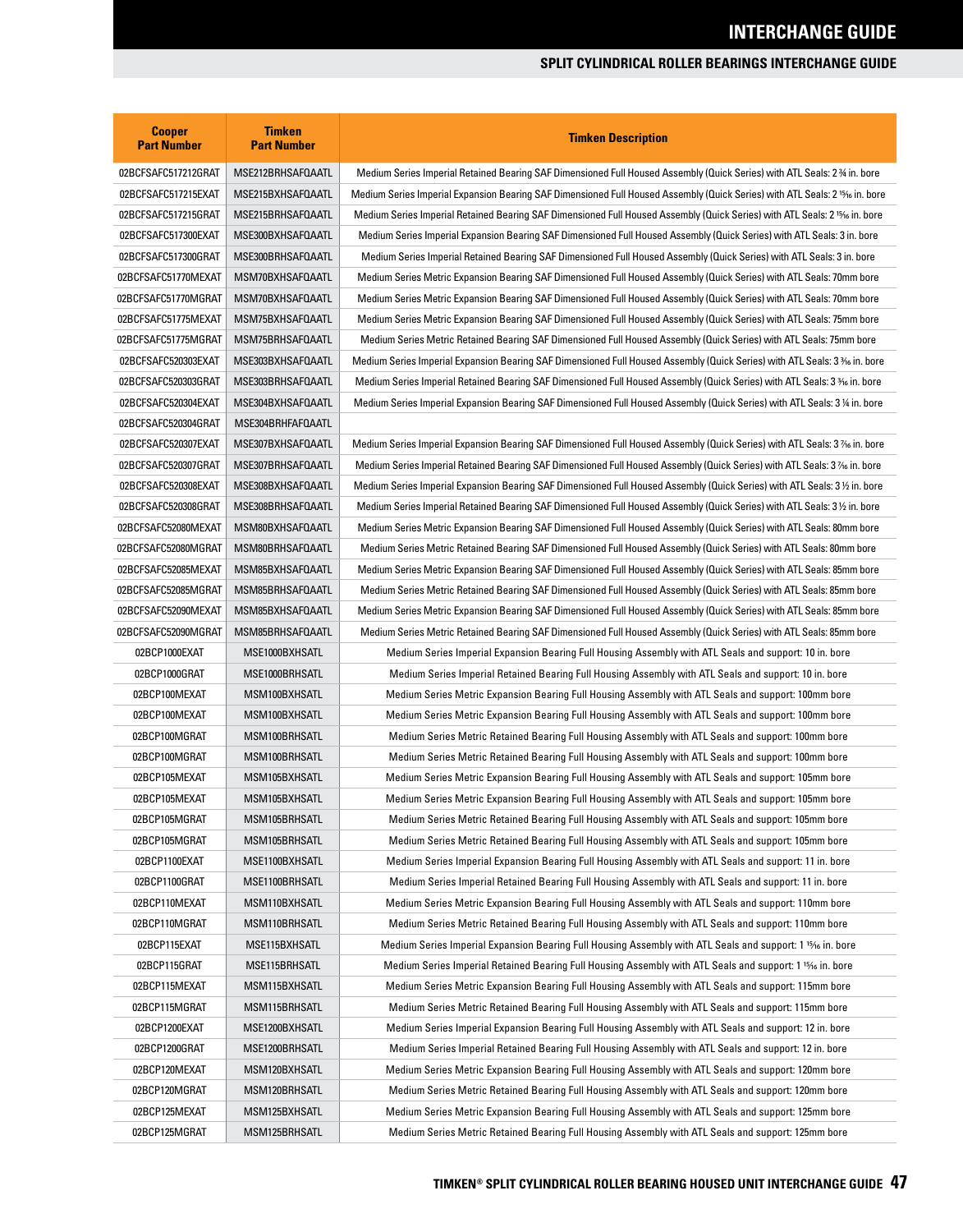# INTERCHANGE GUIDE

## SPLIT CYLINDRICAL ROLLER BEARINGS INTERCHANGE GUIDE

| Cooper Part Number | Timken Part Number | Timken Description |
|---|---|---|
| 02BCFSAFC517212GRAT | MSE212BRHSAFQAATL | Medium Series Imperial Retained Bearing SAF Dimensioned Full Housed Assembly (Quick Series) with ATL Seals: 2 ¾ in. bore |
| 02BCFSAFC517215EXAT | MSE215BXHSAFQAATL | Medium Series Imperial Expansion Bearing SAF Dimensioned Full Housed Assembly (Quick Series) with ATL Seals: 2 15⁄16 in. bore |
| 02BCFSAFC517215GRAT | MSE215BRHSAFQAATL | Medium Series Imperial Retained Bearing SAF Dimensioned Full Housed Assembly (Quick Series) with ATL Seals: 2 15⁄16 in. bore |
| 02BCFSAFC517300EXAT | MSE300BXHSAFQAATL | Medium Series Imperial Expansion Bearing SAF Dimensioned Full Housed Assembly (Quick Series) with ATL Seals: 3 in. bore |
| 02BCFSAFC517300GRAT | MSE300BRHSAFQAATL | Medium Series Imperial Retained Bearing SAF Dimensioned Full Housed Assembly (Quick Series) with ATL Seals: 3 in. bore |
| 02BCFSAFC51770MEXAT | MSM70BXHSAFQAATL | Medium Series Metric Expansion Bearing SAF Dimensioned Full Housed Assembly (Quick Series) with ATL Seals: 70mm bore |
| 02BCFSAFC51770MGRAT | MSM70BXHSAFQAATL | Medium Series Metric Expansion Bearing SAF Dimensioned Full Housed Assembly (Quick Series) with ATL Seals: 70mm bore |
| 02BCFSAFC51775MEXAT | MSM75BXHSAFQAATL | Medium Series Metric Expansion Bearing SAF Dimensioned Full Housed Assembly (Quick Series) with ATL Seals: 75mm bore |
| 02BCFSAFC51775MGRAT | MSM75BRHSAFQAATL | Medium Series Metric Retained Bearing SAF Dimensioned Full Housed Assembly (Quick Series) with ATL Seals: 75mm bore |
| 02BCFSAFC520303EXAT | MSE303BXHSAFQAATL | Medium Series Imperial Expansion Bearing SAF Dimensioned Full Housed Assembly (Quick Series) with ATL Seals: 3 3⁄16 in. bore |
| 02BCFSAFC520303GRAT | MSE303BRHSAFQAATL | Medium Series Imperial Retained Bearing SAF Dimensioned Full Housed Assembly (Quick Series) with ATL Seals: 3 3⁄16 in. bore |
| 02BCFSAFC520304EXAT | MSE304BXHSAFQAATL | Medium Series Imperial Expansion Bearing SAF Dimensioned Full Housed Assembly (Quick Series) with ATL Seals: 3 ¼ in. bore |
| 02BCFSAFC520304GRAT | MSE304BRHFAFQAATL | |
| 02BCFSAFC520307EXAT | MSE307BXHSAFQAATL | Medium Series Imperial Expansion Bearing SAF Dimensioned Full Housed Assembly (Quick Series) with ATL Seals: 3 7⁄16 in. bore |
| 02BCFSAFC520307GRAT | MSE307BRHSAFQAATL | Medium Series Imperial Retained Bearing SAF Dimensioned Full Housed Assembly (Quick Series) with ATL Seals: 3 7⁄16 in. bore |
| 02BCFSAFC520308EXAT | MSE308BXHSAFQAATL | Medium Series Imperial Expansion Bearing SAF Dimensioned Full Housed Assembly (Quick Series) with ATL Seals: 3 ½ in. bore |
| 02BCFSAFC520308GRAT | MSE308BRHSAFQAATL | Medium Series Imperial Retained Bearing SAF Dimensioned Full Housed Assembly (Quick Series) with ATL Seals: 3 ½ in. bore |
| 02BCFSAFC52080MEXAT | MSM80BXHSAFQAATL | Medium Series Metric Expansion Bearing SAF Dimensioned Full Housed Assembly (Quick Series) with ATL Seals: 80mm bore |
| 02BCFSAFC52080MGRAT | MSM80BRHSAFQAATL | Medium Series Metric Retained Bearing SAF Dimensioned Full Housed Assembly (Quick Series) with ATL Seals: 80mm bore |
| 02BCFSAFC52085MEXAT | MSM85BXHSAFQAATL | Medium Series Metric Expansion Bearing SAF Dimensioned Full Housed Assembly (Quick Series) with ATL Seals: 85mm bore |
| 02BCFSAFC52085MGRAT | MSM85BRHSAFQAATL | Medium Series Metric Retained Bearing SAF Dimensioned Full Housed Assembly (Quick Series) with ATL Seals: 85mm bore |
| 02BCFSAFC52090MEXAT | MSM85BXHSAFQAATL | Medium Series Metric Expansion Bearing SAF Dimensioned Full Housed Assembly (Quick Series) with ATL Seals: 85mm bore |
| 02BCFSAFC52090MGRAT | MSM85BRHSAFQAATL | Medium Series Metric Retained Bearing SAF Dimensioned Full Housed Assembly (Quick Series) with ATL Seals: 85mm bore |
| 02BCP1000EXAT | MSE1000BXHSATL | Medium Series Imperial Expansion Bearing Full Housing Assembly with ATL Seals and support: 10 in. bore |
| 02BCP1000GRAT | MSE1000BRHSATL | Medium Series Imperial Retained Bearing Full Housing Assembly with ATL Seals and support: 10 in. bore |
| 02BCP100MEXAT | MSM100BXHSATL | Medium Series Metric Expansion Bearing Full Housing Assembly with ATL Seals and support: 100mm bore |
| 02BCP100MEXAT | MSM100BXHSATL | Medium Series Metric Expansion Bearing Full Housing Assembly with ATL Seals and support: 100mm bore |
| 02BCP100MGRAT | MSM100BRHSATL | Medium Series Metric Retained Bearing Full Housing Assembly with ATL Seals and support: 100mm bore |
| 02BCP100MGRAT | MSM100BRHSATL | Medium Series Metric Retained Bearing Full Housing Assembly with ATL Seals and support: 100mm bore |
| 02BCP105MEXAT | MSM105BXHSATL | Medium Series Metric Expansion Bearing Full Housing Assembly with ATL Seals and support: 105mm bore |
| 02BCP105MEXAT | MSM105BXHSATL | Medium Series Metric Expansion Bearing Full Housing Assembly with ATL Seals and support: 105mm bore |
| 02BCP105MGRAT | MSM105BRHSATL | Medium Series Metric Retained Bearing Full Housing Assembly with ATL Seals and support: 105mm bore |
| 02BCP105MGRAT | MSM105BRHSATL | Medium Series Metric Retained Bearing Full Housing Assembly with ATL Seals and support: 105mm bore |
| 02BCP1100EXAT | MSE1100BXHSATL | Medium Series Imperial Expansion Bearing Full Housing Assembly with ATL Seals and support: 11 in. bore |
| 02BCP1100GRAT | MSE1100BRHSATL | Medium Series Imperial Retained Bearing Full Housing Assembly with ATL Seals and support: 11 in. bore |
| 02BCP110MEXAT | MSM110BXHSATL | Medium Series Metric Expansion Bearing Full Housing Assembly with ATL Seals and support: 110mm bore |
| 02BCP110MGRAT | MSM110BRHSATL | Medium Series Metric Retained Bearing Full Housing Assembly with ATL Seals and support: 110mm bore |
| 02BCP115EXAT | MSE115BXHSATL | Medium Series Imperial Expansion Bearing Full Housing Assembly with ATL Seals and support: 1 15⁄16 in. bore |
| 02BCP115GRAT | MSE115BRHSATL | Medium Series Imperial Retained Bearing Full Housing Assembly with ATL Seals and support: 1 15⁄16 in. bore |
| 02BCP115MEXAT | MSM115BXHSATL | Medium Series Metric Expansion Bearing Full Housing Assembly with ATL Seals and support: 115mm bore |
| 02BCP115MGRAT | MSM115BRHSATL | Medium Series Metric Retained Bearing Full Housing Assembly with ATL Seals and support: 115mm bore |
| 02BCP1200EXAT | MSE1200BXHSATL | Medium Series Imperial Expansion Bearing Full Housing Assembly with ATL Seals and support: 12 in. bore |
| 02BCP1200GRAT | MSE1200BRHSATL | Medium Series Imperial Retained Bearing Full Housing Assembly with ATL Seals and support: 12 in. bore |
| 02BCP120MEXAT | MSM120BXHSATL | Medium Series Metric Expansion Bearing Full Housing Assembly with ATL Seals and support: 120mm bore |
| 02BCP120MGRAT | MSM120BRHSATL | Medium Series Metric Retained Bearing Full Housing Assembly with ATL Seals and support: 120mm bore |
| 02BCP125MEXAT | MSM125BXHSATL | Medium Series Metric Expansion Bearing Full Housing Assembly with ATL Seals and support: 125mm bore |
| 02BCP125MGRAT | MSM125BRHSATL | Medium Series Metric Retained Bearing Full Housing Assembly with ATL Seals and support: 125mm bore |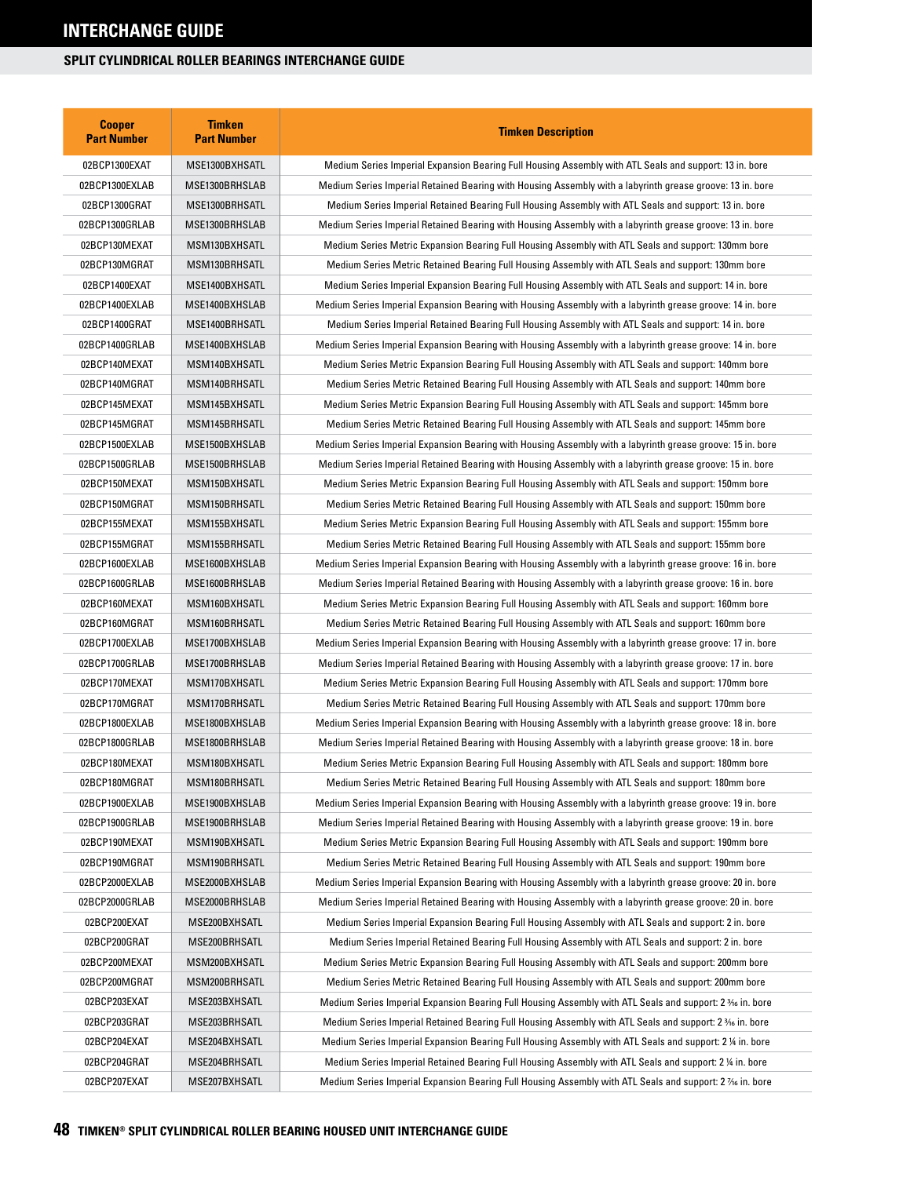# INTERCHANGE GUIDE

## SPLIT CYLINDRICAL ROLLER BEARINGS INTERCHANGE GUIDE

| Cooper Part Number | Timken Part Number | Timken Description |
|---|---|---|
| 02BCP1300EXAT | MSE1300BXHSATL | Medium Series Imperial Expansion Bearing Full Housing Assembly with ATL Seals and support: 13 in. bore |
| 02BCP1300EXLAB | MSE1300BRHSLAB | Medium Series Imperial Retained Bearing with Housing Assembly with a labyrinth grease groove: 13 in. bore |
| 02BCP1300GRAT | MSE1300BRHSATL | Medium Series Imperial Retained Bearing Full Housing Assembly with ATL Seals and support: 13 in. bore |
| 02BCP1300GRLAB | MSE1300BRHSLAB | Medium Series Imperial Retained Bearing with Housing Assembly with a labyrinth grease groove: 13 in. bore |
| 02BCP130MEXAT | MSM130BXHSATL | Medium Series Metric Expansion Bearing Full Housing Assembly with ATL Seals and support: 130mm bore |
| 02BCP130MGRAT | MSM130BRHSATL | Medium Series Metric Retained Bearing Full Housing Assembly with ATL Seals and support: 130mm bore |
| 02BCP1400EXAT | MSE1400BXHSATL | Medium Series Imperial Expansion Bearing Full Housing Assembly with ATL Seals and support: 14 in. bore |
| 02BCP1400EXLAB | MSE1400BXHSLAB | Medium Series Imperial Expansion Bearing with Housing Assembly with a labyrinth grease groove: 14 in. bore |
| 02BCP1400GRAT | MSE1400BRHSATL | Medium Series Imperial Retained Bearing Full Housing Assembly with ATL Seals and support: 14 in. bore |
| 02BCP1400GRLAB | MSE1400BXHSLAB | Medium Series Imperial Expansion Bearing with Housing Assembly with a labyrinth grease groove: 14 in. bore |
| 02BCP140MEXAT | MSM140BXHSATL | Medium Series Metric Expansion Bearing Full Housing Assembly with ATL Seals and support: 140mm bore |
| 02BCP140MGRAT | MSM140BRHSATL | Medium Series Metric Retained Bearing Full Housing Assembly with ATL Seals and support: 140mm bore |
| 02BCP145MEXAT | MSM145BXHSATL | Medium Series Metric Expansion Bearing Full Housing Assembly with ATL Seals and support: 145mm bore |
| 02BCP145MGRAT | MSM145BRHSATL | Medium Series Metric Retained Bearing Full Housing Assembly with ATL Seals and support: 145mm bore |
| 02BCP1500EXLAB | MSE1500BXHSLAB | Medium Series Imperial Expansion Bearing with Housing Assembly with a labyrinth grease groove: 15 in. bore |
| 02BCP1500GRLAB | MSE1500BRHSLAB | Medium Series Imperial Retained Bearing with Housing Assembly with a labyrinth grease groove: 15 in. bore |
| 02BCP150MEXAT | MSM150BXHSATL | Medium Series Metric Expansion Bearing Full Housing Assembly with ATL Seals and support: 150mm bore |
| 02BCP150MGRAT | MSM150BRHSATL | Medium Series Metric Retained Bearing Full Housing Assembly with ATL Seals and support: 150mm bore |
| 02BCP155MEXAT | MSM155BXHSATL | Medium Series Metric Expansion Bearing Full Housing Assembly with ATL Seals and support: 155mm bore |
| 02BCP155MGRAT | MSM155BRHSATL | Medium Series Metric Retained Bearing Full Housing Assembly with ATL Seals and support: 155mm bore |
| 02BCP1600EXLAB | MSE1600BXHSLAB | Medium Series Imperial Expansion Bearing with Housing Assembly with a labyrinth grease groove: 16 in. bore |
| 02BCP1600GRLAB | MSE1600BRHSLAB | Medium Series Imperial Retained Bearing with Housing Assembly with a labyrinth grease groove: 16 in. bore |
| 02BCP160MEXAT | MSM160BXHSATL | Medium Series Metric Expansion Bearing Full Housing Assembly with ATL Seals and support: 160mm bore |
| 02BCP160MGRAT | MSM160BRHSATL | Medium Series Metric Retained Bearing Full Housing Assembly with ATL Seals and support: 160mm bore |
| 02BCP1700EXLAB | MSE1700BXHSLAB | Medium Series Imperial Expansion Bearing with Housing Assembly with a labyrinth grease groove: 17 in. bore |
| 02BCP1700GRLAB | MSE1700BRHSLAB | Medium Series Imperial Retained Bearing with Housing Assembly with a labyrinth grease groove: 17 in. bore |
| 02BCP170MEXAT | MSM170BXHSATL | Medium Series Metric Expansion Bearing Full Housing Assembly with ATL Seals and support: 170mm bore |
| 02BCP170MGRAT | MSM170BRHSATL | Medium Series Metric Retained Bearing Full Housing Assembly with ATL Seals and support: 170mm bore |
| 02BCP1800EXLAB | MSE1800BXHSLAB | Medium Series Imperial Expansion Bearing with Housing Assembly with a labyrinth grease groove: 18 in. bore |
| 02BCP1800GRLAB | MSE1800BRHSLAB | Medium Series Imperial Retained Bearing with Housing Assembly with a labyrinth grease groove: 18 in. bore |
| 02BCP180MEXAT | MSM180BXHSATL | Medium Series Metric Expansion Bearing Full Housing Assembly with ATL Seals and support: 180mm bore |
| 02BCP180MGRAT | MSM180BRHSATL | Medium Series Metric Retained Bearing Full Housing Assembly with ATL Seals and support: 180mm bore |
| 02BCP1900EXLAB | MSE1900BXHSLAB | Medium Series Imperial Expansion Bearing with Housing Assembly with a labyrinth grease groove: 19 in. bore |
| 02BCP1900GRLAB | MSE1900BRHSLAB | Medium Series Imperial Retained Bearing with Housing Assembly with a labyrinth grease groove: 19 in. bore |
| 02BCP190MEXAT | MSM190BXHSATL | Medium Series Metric Expansion Bearing Full Housing Assembly with ATL Seals and support: 190mm bore |
| 02BCP190MGRAT | MSM190BRHSATL | Medium Series Metric Retained Bearing Full Housing Assembly with ATL Seals and support: 190mm bore |
| 02BCP2000EXLAB | MSE2000BXHSLAB | Medium Series Imperial Expansion Bearing with Housing Assembly with a labyrinth grease groove: 20 in. bore |
| 02BCP2000GRLAB | MSE2000BRHSLAB | Medium Series Imperial Retained Bearing with Housing Assembly with a labyrinth grease groove: 20 in. bore |
| 02BCP200EXAT | MSE200BXHSATL | Medium Series Imperial Expansion Bearing Full Housing Assembly with ATL Seals and support: 2 in. bore |
| 02BCP200GRAT | MSE200BRHSATL | Medium Series Imperial Retained Bearing Full Housing Assembly with ATL Seals and support: 2 in. bore |
| 02BCP200MEXAT | MSM200BXHSATL | Medium Series Metric Expansion Bearing Full Housing Assembly with ATL Seals and support: 200mm bore |
| 02BCP200MGRAT | MSM200BRHSATL | Medium Series Metric Retained Bearing Full Housing Assembly with ATL Seals and support: 200mm bore |
| 02BCP203EXAT | MSE203BXHSATL | Medium Series Imperial Expansion Bearing Full Housing Assembly with ATL Seals and support: 2 3⁄16 in. bore |
| 02BCP203GRAT | MSE203BRHSATL | Medium Series Imperial Retained Bearing Full Housing Assembly with ATL Seals and support: 2 3⁄16 in. bore |
| 02BCP204EXAT | MSE204BXHSATL | Medium Series Imperial Expansion Bearing Full Housing Assembly with ATL Seals and support: 2 1⁄4 in. bore |
| 02BCP204GRAT | MSE204BRHSATL | Medium Series Imperial Retained Bearing Full Housing Assembly with ATL Seals and support: 2 1⁄4 in. bore |
| 02BCP207EXAT | MSE207BXHSATL | Medium Series Imperial Expansion Bearing Full Housing Assembly with ATL Seals and support: 2 7⁄16 in. bore |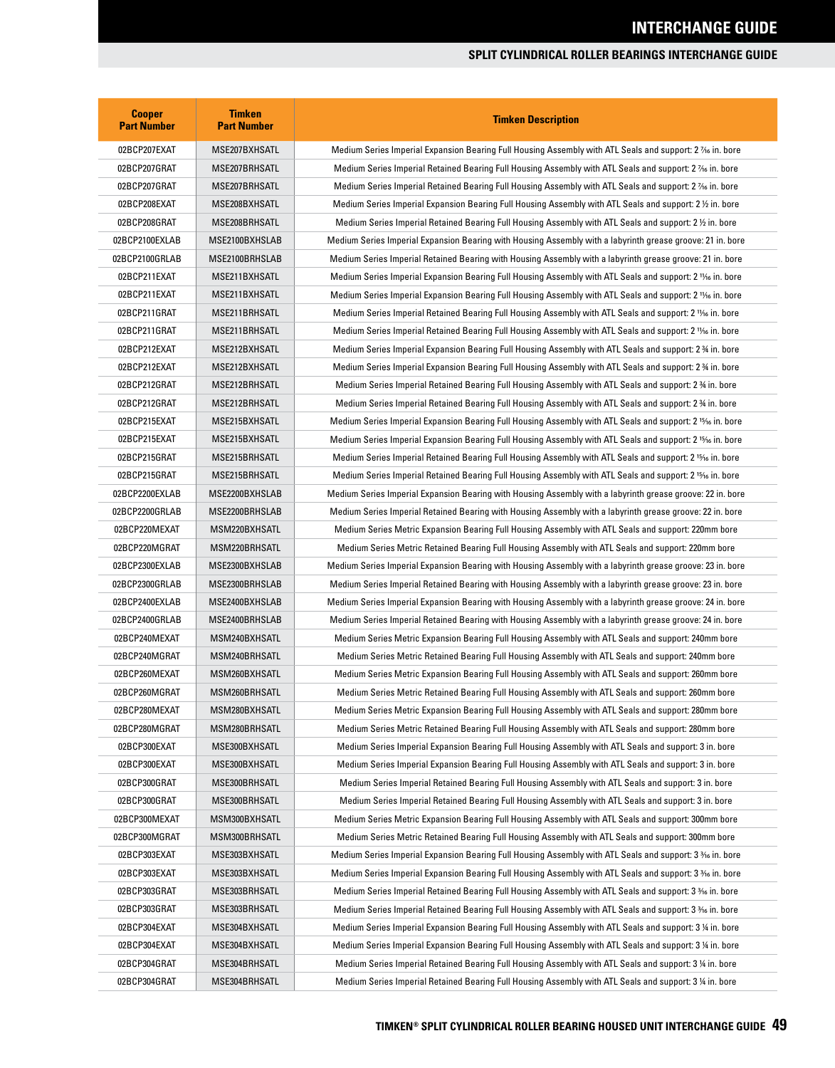# INTERCHANGE GUIDE

## SPLIT CYLINDRICAL ROLLER BEARINGS INTERCHANGE GUIDE

| Cooper Part Number | Timken Part Number | Timken Description |
|---|---|---|
| 02BCP207EXAT | MSE207BXHSATL | Medium Series Imperial Expansion Bearing Full Housing Assembly with ATL Seals and support: 2 7⁄16 in. bore |
| 02BCP207GRAT | MSE207BRHSATL | Medium Series Imperial Retained Bearing Full Housing Assembly with ATL Seals and support: 2 7⁄16 in. bore |
| 02BCP207GRAT | MSE207BRHSATL | Medium Series Imperial Retained Bearing Full Housing Assembly with ATL Seals and support: 2 7⁄16 in. bore |
| 02BCP208EXAT | MSE208BXHSATL | Medium Series Imperial Expansion Bearing Full Housing Assembly with ATL Seals and support: 2 ½ in. bore |
| 02BCP208GRAT | MSE208BRHSATL | Medium Series Imperial Retained Bearing Full Housing Assembly with ATL Seals and support: 2 ½ in. bore |
| 02BCP2100EXLAB | MSE2100BXHSLAB | Medium Series Imperial Expansion Bearing with Housing Assembly with a labyrinth grease groove: 21 in. bore |
| 02BCP2100GRLAB | MSE2100BRHSLAB | Medium Series Imperial Retained Bearing with Housing Assembly with a labyrinth grease groove: 21 in. bore |
| 02BCP211EXAT | MSE211BXHSATL | Medium Series Imperial Expansion Bearing Full Housing Assembly with ATL Seals and support: 2 11⁄16 in. bore |
| 02BCP211EXAT | MSE211BXHSATL | Medium Series Imperial Expansion Bearing Full Housing Assembly with ATL Seals and support: 2 11⁄16 in. bore |
| 02BCP211GRAT | MSE211BRHSATL | Medium Series Imperial Retained Bearing Full Housing Assembly with ATL Seals and support: 2 11⁄16 in. bore |
| 02BCP211GRAT | MSE211BRHSATL | Medium Series Imperial Retained Bearing Full Housing Assembly with ATL Seals and support: 2 11⁄16 in. bore |
| 02BCP212EXAT | MSE212BXHSATL | Medium Series Imperial Expansion Bearing Full Housing Assembly with ATL Seals and support: 2 ¾ in. bore |
| 02BCP212EXAT | MSE212BXHSATL | Medium Series Imperial Expansion Bearing Full Housing Assembly with ATL Seals and support: 2 ¾ in. bore |
| 02BCP212GRAT | MSE212BRHSATL | Medium Series Imperial Retained Bearing Full Housing Assembly with ATL Seals and support: 2 ¾ in. bore |
| 02BCP212GRAT | MSE212BRHSATL | Medium Series Imperial Retained Bearing Full Housing Assembly with ATL Seals and support: 2 ¾ in. bore |
| 02BCP215EXAT | MSE215BXHSATL | Medium Series Imperial Expansion Bearing Full Housing Assembly with ATL Seals and support: 2 15⁄16 in. bore |
| 02BCP215EXAT | MSE215BXHSATL | Medium Series Imperial Expansion Bearing Full Housing Assembly with ATL Seals and support: 2 15⁄16 in. bore |
| 02BCP215GRAT | MSE215BRHSATL | Medium Series Imperial Retained Bearing Full Housing Assembly with ATL Seals and support: 2 15⁄16 in. bore |
| 02BCP215GRAT | MSE215BRHSATL | Medium Series Imperial Retained Bearing Full Housing Assembly with ATL Seals and support: 2 15⁄16 in. bore |
| 02BCP2200EXLAB | MSE2200BXHSLAB | Medium Series Imperial Expansion Bearing with Housing Assembly with a labyrinth grease groove: 22 in. bore |
| 02BCP2200GRLAB | MSE2200BRHSLAB | Medium Series Imperial Retained Bearing with Housing Assembly with a labyrinth grease groove: 22 in. bore |
| 02BCP220MEXAT | MSM220BXHSATL | Medium Series Metric Expansion Bearing Full Housing Assembly with ATL Seals and support: 220mm bore |
| 02BCP220MGRAT | MSM220BRHSATL | Medium Series Metric Retained Bearing Full Housing Assembly with ATL Seals and support: 220mm bore |
| 02BCP2300EXLAB | MSE2300BXHSLAB | Medium Series Imperial Expansion Bearing with Housing Assembly with a labyrinth grease groove: 23 in. bore |
| 02BCP2300GRLAB | MSE2300BRHSLAB | Medium Series Imperial Retained Bearing with Housing Assembly with a labyrinth grease groove: 23 in. bore |
| 02BCP2400EXLAB | MSE2400BXHSLAB | Medium Series Imperial Expansion Bearing with Housing Assembly with a labyrinth grease groove: 24 in. bore |
| 02BCP2400GRLAB | MSE2400BRHSLAB | Medium Series Imperial Retained Bearing with Housing Assembly with a labyrinth grease groove: 24 in. bore |
| 02BCP240MEXAT | MSM240BXHSATL | Medium Series Metric Expansion Bearing Full Housing Assembly with ATL Seals and support: 240mm bore |
| 02BCP240MGRAT | MSM240BRHSATL | Medium Series Metric Retained Bearing Full Housing Assembly with ATL Seals and support: 240mm bore |
| 02BCP260MEXAT | MSM260BXHSATL | Medium Series Metric Expansion Bearing Full Housing Assembly with ATL Seals and support: 260mm bore |
| 02BCP260MGRAT | MSM260BRHSATL | Medium Series Metric Retained Bearing Full Housing Assembly with ATL Seals and support: 260mm bore |
| 02BCP280MEXAT | MSM280BXHSATL | Medium Series Metric Expansion Bearing Full Housing Assembly with ATL Seals and support: 280mm bore |
| 02BCP280MGRAT | MSM280BRHSATL | Medium Series Metric Retained Bearing Full Housing Assembly with ATL Seals and support: 280mm bore |
| 02BCP300EXAT | MSE300BXHSATL | Medium Series Imperial Expansion Bearing Full Housing Assembly with ATL Seals and support: 3 in. bore |
| 02BCP300EXAT | MSE300BXHSATL | Medium Series Imperial Expansion Bearing Full Housing Assembly with ATL Seals and support: 3 in. bore |
| 02BCP300GRAT | MSE300BRHSATL | Medium Series Imperial Retained Bearing Full Housing Assembly with ATL Seals and support: 3 in. bore |
| 02BCP300GRAT | MSE300BRHSATL | Medium Series Imperial Retained Bearing Full Housing Assembly with ATL Seals and support: 3 in. bore |
| 02BCP300MEXAT | MSM300BXHSATL | Medium Series Metric Expansion Bearing Full Housing Assembly with ATL Seals and support: 300mm bore |
| 02BCP300MGRAT | MSM300BRHSATL | Medium Series Metric Retained Bearing Full Housing Assembly with ATL Seals and support: 300mm bore |
| 02BCP303EXAT | MSE303BXHSATL | Medium Series Imperial Expansion Bearing Full Housing Assembly with ATL Seals and support: 3 3⁄16 in. bore |
| 02BCP303EXAT | MSE303BXHSATL | Medium Series Imperial Expansion Bearing Full Housing Assembly with ATL Seals and support: 3 3⁄16 in. bore |
| 02BCP303GRAT | MSE303BRHSATL | Medium Series Imperial Retained Bearing Full Housing Assembly with ATL Seals and support: 3 3⁄16 in. bore |
| 02BCP303GRAT | MSE303BRHSATL | Medium Series Imperial Retained Bearing Full Housing Assembly with ATL Seals and support: 3 3⁄16 in. bore |
| 02BCP304EXAT | MSE304BXHSATL | Medium Series Imperial Expansion Bearing Full Housing Assembly with ATL Seals and support: 3 ¼ in. bore |
| 02BCP304EXAT | MSE304BXHSATL | Medium Series Imperial Expansion Bearing Full Housing Assembly with ATL Seals and support: 3 ¼ in. bore |
| 02BCP304GRAT | MSE304BRHSATL | Medium Series Imperial Retained Bearing Full Housing Assembly with ATL Seals and support: 3 ¼ in. bore |
| 02BCP304GRAT | MSE304BRHSATL | Medium Series Imperial Retained Bearing Full Housing Assembly with ATL Seals and support: 3 ¼ in. bore |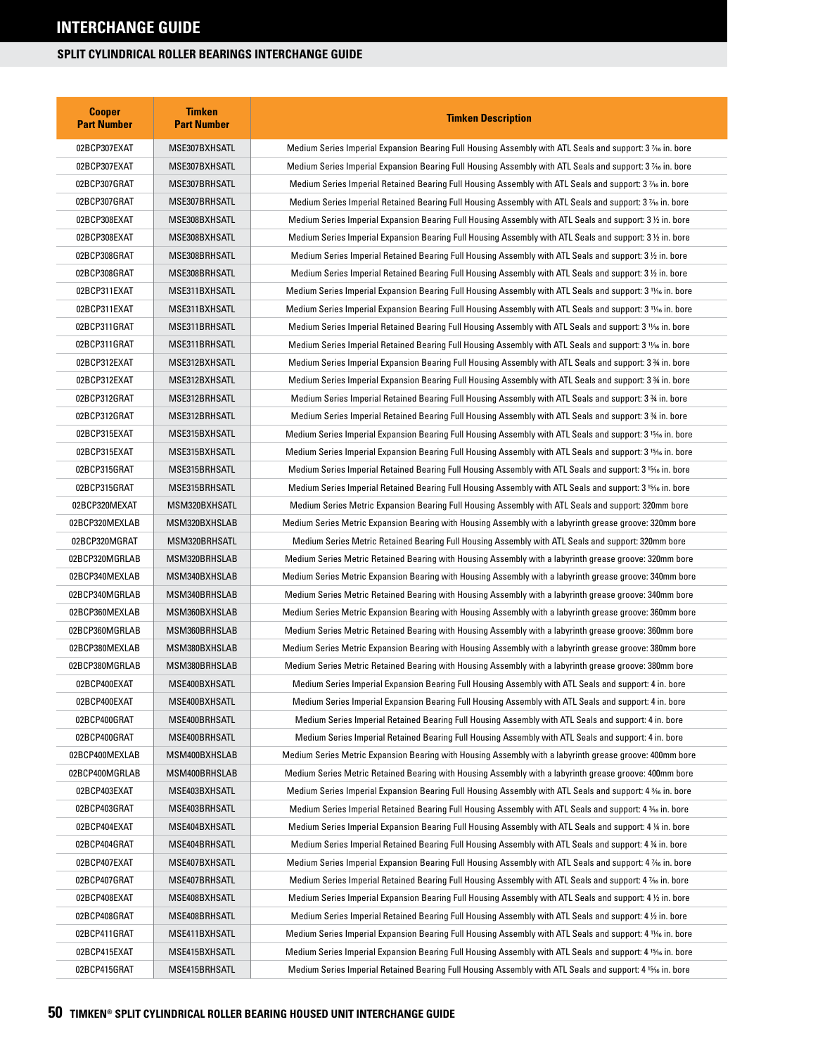# INTERCHANGE GUIDE

## SPLIT CYLINDRICAL ROLLER BEARINGS INTERCHANGE GUIDE

| Cooper Part Number | Timken Part Number | Timken Description |
|---|---|---|
| 02BCP307EXAT | MSE307BXHSATL | Medium Series Imperial Expansion Bearing Full Housing Assembly with ATL Seals and support: 3 7⁄16 in. bore |
| 02BCP307EXAT | MSE307BXHSATL | Medium Series Imperial Expansion Bearing Full Housing Assembly with ATL Seals and support: 3 7⁄16 in. bore |
| 02BCP307GRAT | MSE307BRHSATL | Medium Series Imperial Retained Bearing Full Housing Assembly with ATL Seals and support: 3 7⁄16 in. bore |
| 02BCP307GRAT | MSE307BRHSATL | Medium Series Imperial Retained Bearing Full Housing Assembly with ATL Seals and support: 3 7⁄16 in. bore |
| 02BCP308EXAT | MSE308BXHSATL | Medium Series Imperial Expansion Bearing Full Housing Assembly with ATL Seals and support: 3 ½ in. bore |
| 02BCP308EXAT | MSE308BXHSATL | Medium Series Imperial Expansion Bearing Full Housing Assembly with ATL Seals and support: 3 ½ in. bore |
| 02BCP308GRAT | MSE308BRHSATL | Medium Series Imperial Retained Bearing Full Housing Assembly with ATL Seals and support: 3 ½ in. bore |
| 02BCP308GRAT | MSE308BRHSATL | Medium Series Imperial Retained Bearing Full Housing Assembly with ATL Seals and support: 3 ½ in. bore |
| 02BCP311EXAT | MSE311BXHSATL | Medium Series Imperial Expansion Bearing Full Housing Assembly with ATL Seals and support: 3 11⁄16 in. bore |
| 02BCP311EXAT | MSE311BXHSATL | Medium Series Imperial Expansion Bearing Full Housing Assembly with ATL Seals and support: 3 11⁄16 in. bore |
| 02BCP311GRAT | MSE311BRHSATL | Medium Series Imperial Retained Bearing Full Housing Assembly with ATL Seals and support: 3 11⁄16 in. bore |
| 02BCP311GRAT | MSE311BRHSATL | Medium Series Imperial Retained Bearing Full Housing Assembly with ATL Seals and support: 3 11⁄16 in. bore |
| 02BCP312EXAT | MSE312BXHSATL | Medium Series Imperial Expansion Bearing Full Housing Assembly with ATL Seals and support: 3 ¾ in. bore |
| 02BCP312EXAT | MSE312BXHSATL | Medium Series Imperial Expansion Bearing Full Housing Assembly with ATL Seals and support: 3 ¾ in. bore |
| 02BCP312GRAT | MSE312BRHSATL | Medium Series Imperial Retained Bearing Full Housing Assembly with ATL Seals and support: 3 ¾ in. bore |
| 02BCP312GRAT | MSE312BRHSATL | Medium Series Imperial Retained Bearing Full Housing Assembly with ATL Seals and support: 3 ¾ in. bore |
| 02BCP315EXAT | MSE315BXHSATL | Medium Series Imperial Expansion Bearing Full Housing Assembly with ATL Seals and support: 3 15⁄16 in. bore |
| 02BCP315EXAT | MSE315BXHSATL | Medium Series Imperial Expansion Bearing Full Housing Assembly with ATL Seals and support: 3 15⁄16 in. bore |
| 02BCP315GRAT | MSE315BRHSATL | Medium Series Imperial Retained Bearing Full Housing Assembly with ATL Seals and support: 3 15⁄16 in. bore |
| 02BCP315GRAT | MSE315BRHSATL | Medium Series Imperial Retained Bearing Full Housing Assembly with ATL Seals and support: 3 15⁄16 in. bore |
| 02BCP320MEXAT | MSM320BXHSATL | Medium Series Metric Expansion Bearing Full Housing Assembly with ATL Seals and support: 320mm bore |
| 02BCP320MEXLAB | MSM320BXHSLAB | Medium Series Metric Expansion Bearing with Housing Assembly with a labyrinth grease groove: 320mm bore |
| 02BCP320MGRAT | MSM320BRHSATL | Medium Series Metric Retained Bearing Full Housing Assembly with ATL Seals and support: 320mm bore |
| 02BCP320MGRLAB | MSM320BRHSLAB | Medium Series Metric Retained Bearing with Housing Assembly with a labyrinth grease groove: 320mm bore |
| 02BCP340MEXLAB | MSM340BXHSLAB | Medium Series Metric Expansion Bearing with Housing Assembly with a labyrinth grease groove: 340mm bore |
| 02BCP340MGRLAB | MSM340BRHSLAB | Medium Series Metric Retained Bearing with Housing Assembly with a labyrinth grease groove: 340mm bore |
| 02BCP360MEXLAB | MSM360BXHSLAB | Medium Series Metric Expansion Bearing with Housing Assembly with a labyrinth grease groove: 360mm bore |
| 02BCP360MGRLAB | MSM360BRHSLAB | Medium Series Metric Retained Bearing with Housing Assembly with a labyrinth grease groove: 360mm bore |
| 02BCP380MEXLAB | MSM380BXHSLAB | Medium Series Metric Expansion Bearing with Housing Assembly with a labyrinth grease groove: 380mm bore |
| 02BCP380MGRLAB | MSM380BRHSLAB | Medium Series Metric Retained Bearing with Housing Assembly with a labyrinth grease groove: 380mm bore |
| 02BCP400EXAT | MSE400BXHSATL | Medium Series Imperial Expansion Bearing Full Housing Assembly with ATL Seals and support: 4 in. bore |
| 02BCP400EXAT | MSE400BXHSATL | Medium Series Imperial Expansion Bearing Full Housing Assembly with ATL Seals and support: 4 in. bore |
| 02BCP400GRAT | MSE400BRHSATL | Medium Series Imperial Retained Bearing Full Housing Assembly with ATL Seals and support: 4 in. bore |
| 02BCP400GRAT | MSE400BRHSATL | Medium Series Imperial Retained Bearing Full Housing Assembly with ATL Seals and support: 4 in. bore |
| 02BCP400MEXLAB | MSM400BXHSLAB | Medium Series Metric Expansion Bearing with Housing Assembly with a labyrinth grease groove: 400mm bore |
| 02BCP400MGRLAB | MSM400BRHSLAB | Medium Series Metric Retained Bearing with Housing Assembly with a labyrinth grease groove: 400mm bore |
| 02BCP403EXAT | MSE403BXHSATL | Medium Series Imperial Expansion Bearing Full Housing Assembly with ATL Seals and support: 4 3⁄16 in. bore |
| 02BCP403GRAT | MSE403BRHSATL | Medium Series Imperial Retained Bearing Full Housing Assembly with ATL Seals and support: 4 3⁄16 in. bore |
| 02BCP404EXAT | MSE404BXHSATL | Medium Series Imperial Expansion Bearing Full Housing Assembly with ATL Seals and support: 4 ¼ in. bore |
| 02BCP404GRAT | MSE404BRHSATL | Medium Series Imperial Retained Bearing Full Housing Assembly with ATL Seals and support: 4 ¼ in. bore |
| 02BCP407EXAT | MSE407BXHSATL | Medium Series Imperial Expansion Bearing Full Housing Assembly with ATL Seals and support: 4 7⁄16 in. bore |
| 02BCP407GRAT | MSE407BRHSATL | Medium Series Imperial Retained Bearing Full Housing Assembly with ATL Seals and support: 4 7⁄16 in. bore |
| 02BCP408EXAT | MSE408BXHSATL | Medium Series Imperial Expansion Bearing Full Housing Assembly with ATL Seals and support: 4 ½ in. bore |
| 02BCP408GRAT | MSE408BRHSATL | Medium Series Imperial Retained Bearing Full Housing Assembly with ATL Seals and support: 4 ½ in. bore |
| 02BCP411GRAT | MSE411BXHSATL | Medium Series Imperial Expansion Bearing Full Housing Assembly with ATL Seals and support: 4 11⁄16 in. bore |
| 02BCP415EXAT | MSE415BXHSATL | Medium Series Imperial Expansion Bearing Full Housing Assembly with ATL Seals and support: 4 15⁄16 in. bore |
| 02BCP415GRAT | MSE415BRHSATL | Medium Series Imperial Retained Bearing Full Housing Assembly with ATL Seals and support: 4 15⁄16 in. bore |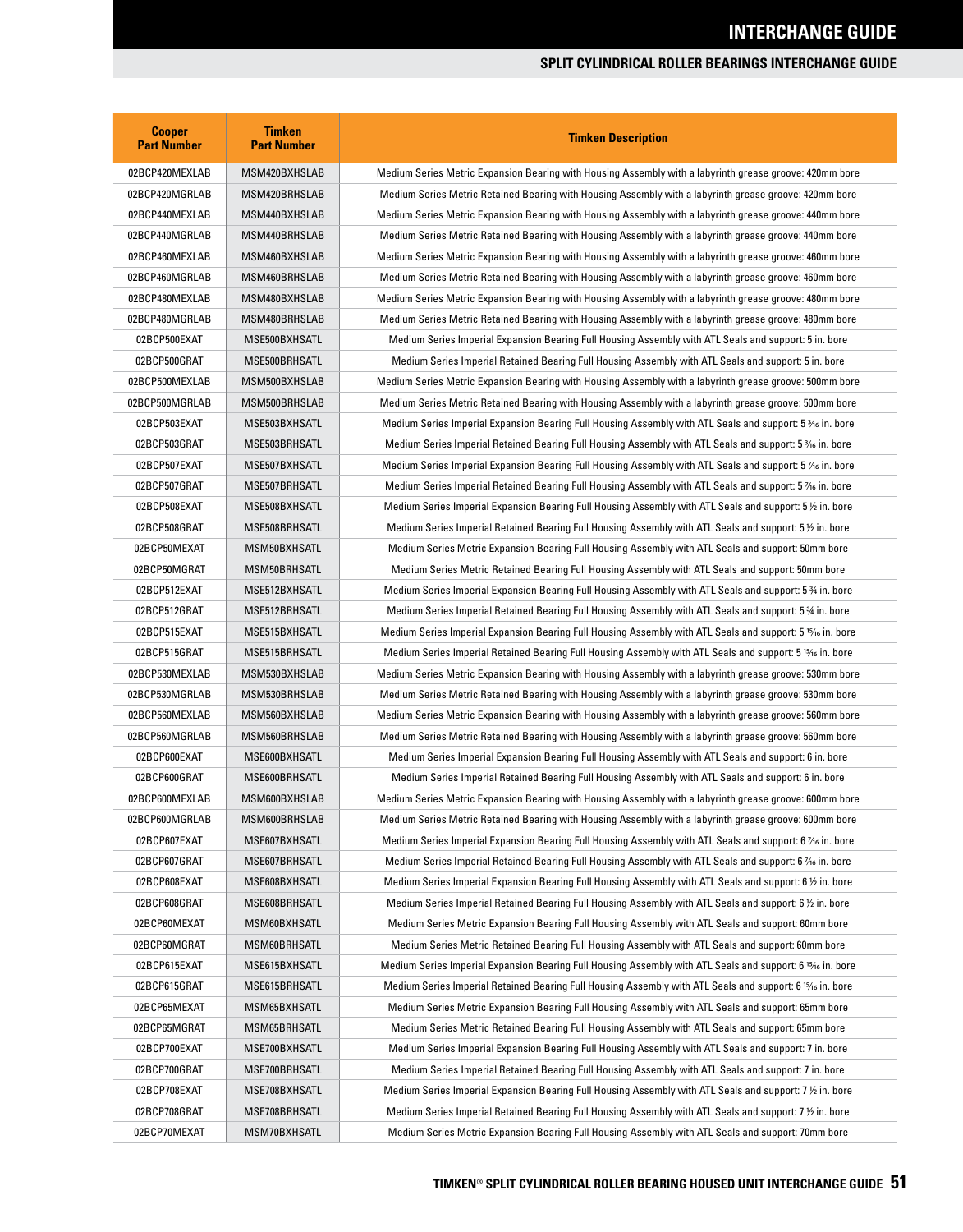## SPLIT CYLINDRICAL ROLLER BEARINGS INTERCHANGE GUIDE

| Cooper Part Number | Timken Part Number | Timken Description |
|---|---|---|
| 02BCP420MEXLAB | MSM420BXHSLAB | Medium Series Metric Expansion Bearing with Housing Assembly with a labyrinth grease groove: 420mm bore |
| 02BCP420MGRLAB | MSM420BRHSLAB | Medium Series Metric Retained Bearing with Housing Assembly with a labyrinth grease groove: 420mm bore |
| 02BCP440MEXLAB | MSM440BXHSLAB | Medium Series Metric Expansion Bearing with Housing Assembly with a labyrinth grease groove: 440mm bore |
| 02BCP440MGRLAB | MSM440BRHSLAB | Medium Series Metric Retained Bearing with Housing Assembly with a labyrinth grease groove: 440mm bore |
| 02BCP460MEXLAB | MSM460BXHSLAB | Medium Series Metric Expansion Bearing with Housing Assembly with a labyrinth grease groove: 460mm bore |
| 02BCP460MGRLAB | MSM460BRHSLAB | Medium Series Metric Retained Bearing with Housing Assembly with a labyrinth grease groove: 460mm bore |
| 02BCP480MEXLAB | MSM480BXHSLAB | Medium Series Metric Expansion Bearing with Housing Assembly with a labyrinth grease groove: 480mm bore |
| 02BCP480MGRLAB | MSM480BRHSLAB | Medium Series Metric Retained Bearing with Housing Assembly with a labyrinth grease groove: 480mm bore |
| 02BCP500EXAT | MSE500BXHSATL | Medium Series Imperial Expansion Bearing Full Housing Assembly with ATL Seals and support: 5 in. bore |
| 02BCP500GRAT | MSE500BRHSATL | Medium Series Imperial Retained Bearing Full Housing Assembly with ATL Seals and support: 5 in. bore |
| 02BCP500MEXLAB | MSM500BXHSLAB | Medium Series Metric Expansion Bearing with Housing Assembly with a labyrinth grease groove: 500mm bore |
| 02BCP500MGRLAB | MSM500BRHSLAB | Medium Series Metric Retained Bearing with Housing Assembly with a labyrinth grease groove: 500mm bore |
| 02BCP503EXAT | MSE503BXHSATL | Medium Series Imperial Expansion Bearing Full Housing Assembly with ATL Seals and support: 5 3⁄16 in. bore |
| 02BCP503GRAT | MSE503BRHSATL | Medium Series Imperial Retained Bearing Full Housing Assembly with ATL Seals and support: 5 3⁄16 in. bore |
| 02BCP507EXAT | MSE507BXHSATL | Medium Series Imperial Expansion Bearing Full Housing Assembly with ATL Seals and support: 5 7⁄16 in. bore |
| 02BCP507GRAT | MSE507BRHSATL | Medium Series Imperial Retained Bearing Full Housing Assembly with ATL Seals and support: 5 7⁄16 in. bore |
| 02BCP508EXAT | MSE508BXHSATL | Medium Series Imperial Expansion Bearing Full Housing Assembly with ATL Seals and support: 5 ½ in. bore |
| 02BCP508GRAT | MSE508BRHSATL | Medium Series Imperial Retained Bearing Full Housing Assembly with ATL Seals and support: 5 ½ in. bore |
| 02BCP50MEXAT | MSM50BXHSATL | Medium Series Metric Expansion Bearing Full Housing Assembly with ATL Seals and support: 50mm bore |
| 02BCP50MGRAT | MSM50BRHSATL | Medium Series Metric Retained Bearing Full Housing Assembly with ATL Seals and support: 50mm bore |
| 02BCP512EXAT | MSE512BXHSATL | Medium Series Imperial Expansion Bearing Full Housing Assembly with ATL Seals and support: 5 ¾ in. bore |
| 02BCP512GRAT | MSE512BRHSATL | Medium Series Imperial Retained Bearing Full Housing Assembly with ATL Seals and support: 5 ¾ in. bore |
| 02BCP515EXAT | MSE515BXHSATL | Medium Series Imperial Expansion Bearing Full Housing Assembly with ATL Seals and support: 5 15⁄16 in. bore |
| 02BCP515GRAT | MSE515BRHSATL | Medium Series Imperial Retained Bearing Full Housing Assembly with ATL Seals and support: 5 15⁄16 in. bore |
| 02BCP530MEXLAB | MSM530BXHSLAB | Medium Series Metric Expansion Bearing with Housing Assembly with a labyrinth grease groove: 530mm bore |
| 02BCP530MGRLAB | MSM530BRHSLAB | Medium Series Metric Retained Bearing with Housing Assembly with a labyrinth grease groove: 530mm bore |
| 02BCP560MEXLAB | MSM560BXHSLAB | Medium Series Metric Expansion Bearing with Housing Assembly with a labyrinth grease groove: 560mm bore |
| 02BCP560MGRLAB | MSM560BRHSLAB | Medium Series Metric Retained Bearing with Housing Assembly with a labyrinth grease groove: 560mm bore |
| 02BCP600EXAT | MSE600BXHSATL | Medium Series Imperial Expansion Bearing Full Housing Assembly with ATL Seals and support: 6 in. bore |
| 02BCP600GRAT | MSE600BRHSATL | Medium Series Imperial Retained Bearing Full Housing Assembly with ATL Seals and support: 6 in. bore |
| 02BCP600MEXLAB | MSM600BXHSLAB | Medium Series Metric Expansion Bearing with Housing Assembly with a labyrinth grease groove: 600mm bore |
| 02BCP600MGRLAB | MSM600BRHSLAB | Medium Series Metric Retained Bearing with Housing Assembly with a labyrinth grease groove: 600mm bore |
| 02BCP607EXAT | MSE607BXHSATL | Medium Series Imperial Expansion Bearing Full Housing Assembly with ATL Seals and support: 6 7⁄16 in. bore |
| 02BCP607GRAT | MSE607BRHSATL | Medium Series Imperial Retained Bearing Full Housing Assembly with ATL Seals and support: 6 7⁄16 in. bore |
| 02BCP608EXAT | MSE608BXHSATL | Medium Series Imperial Expansion Bearing Full Housing Assembly with ATL Seals and support: 6 ½ in. bore |
| 02BCP608GRAT | MSE608BRHSATL | Medium Series Imperial Retained Bearing Full Housing Assembly with ATL Seals and support: 6 ½ in. bore |
| 02BCP60MEXAT | MSM60BXHSATL | Medium Series Metric Expansion Bearing Full Housing Assembly with ATL Seals and support: 60mm bore |
| 02BCP60MGRAT | MSM60BRHSATL | Medium Series Metric Retained Bearing Full Housing Assembly with ATL Seals and support: 60mm bore |
| 02BCP615EXAT | MSE615BXHSATL | Medium Series Imperial Expansion Bearing Full Housing Assembly with ATL Seals and support: 6 15⁄16 in. bore |
| 02BCP615GRAT | MSE615BRHSATL | Medium Series Imperial Retained Bearing Full Housing Assembly with ATL Seals and support: 6 15⁄16 in. bore |
| 02BCP65MEXAT | MSM65BXHSATL | Medium Series Metric Expansion Bearing Full Housing Assembly with ATL Seals and support: 65mm bore |
| 02BCP65MGRAT | MSM65BRHSATL | Medium Series Metric Retained Bearing Full Housing Assembly with ATL Seals and support: 65mm bore |
| 02BCP700EXAT | MSE700BXHSATL | Medium Series Imperial Expansion Bearing Full Housing Assembly with ATL Seals and support: 7 in. bore |
| 02BCP700GRAT | MSE700BRHSATL | Medium Series Imperial Retained Bearing Full Housing Assembly with ATL Seals and support: 7 in. bore |
| 02BCP708EXAT | MSE708BXHSATL | Medium Series Imperial Expansion Bearing Full Housing Assembly with ATL Seals and support: 7 ½ in. bore |
| 02BCP708GRAT | MSE708BRHSATL | Medium Series Imperial Retained Bearing Full Housing Assembly with ATL Seals and support: 7 ½ in. bore |
| 02BCP70MEXAT | MSM70BXHSATL | Medium Series Metric Expansion Bearing Full Housing Assembly with ATL Seals and support: 70mm bore |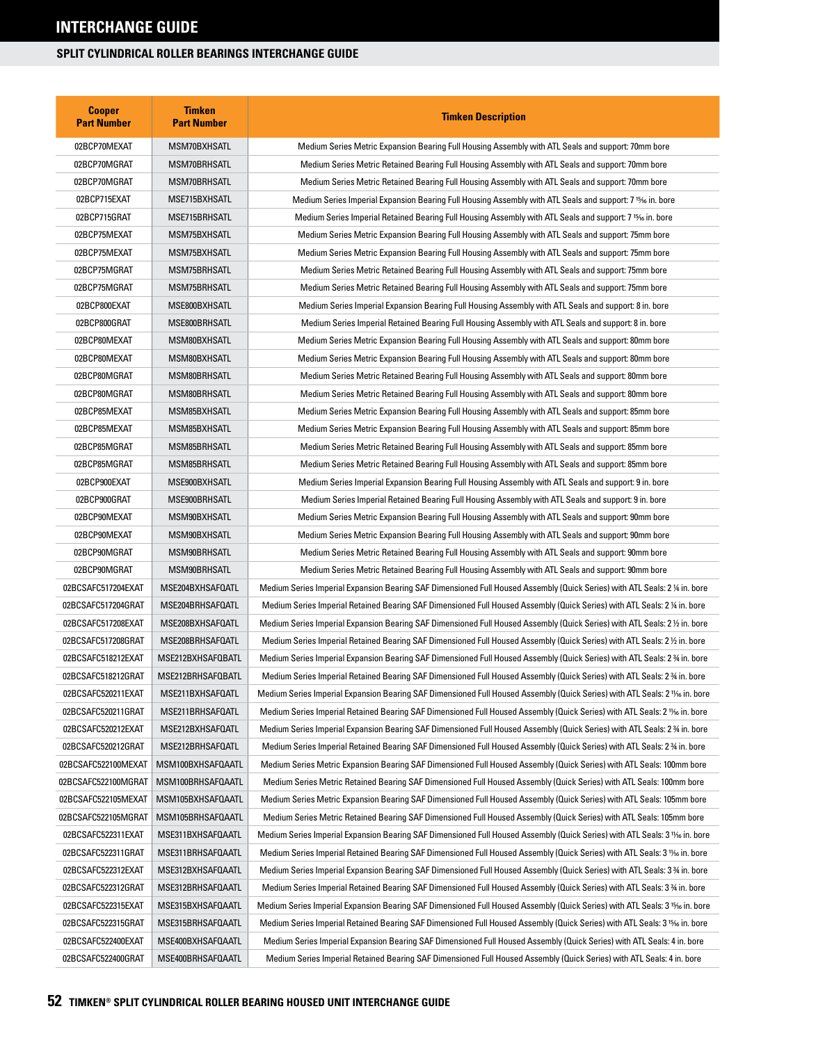# INTERCHANGE GUIDE

## SPLIT CYLINDRICAL ROLLER BEARINGS INTERCHANGE GUIDE

| Cooper Part Number | Timken Part Number | Timken Description |
|---|---|---|
| 02BCP70MEXAT | MSM70BXHSATL | Medium Series Metric Expansion Bearing Full Housing Assembly with ATL Seals and support: 70mm bore |
| 02BCP70MGRAT | MSM70BRHSATL | Medium Series Metric Retained Bearing Full Housing Assembly with ATL Seals and support: 70mm bore |
| 02BCP70MGRAT | MSM70BRHSATL | Medium Series Metric Retained Bearing Full Housing Assembly with ATL Seals and support: 70mm bore |
| 02BCP715EXAT | MSE715BXHSATL | Medium Series Imperial Expansion Bearing Full Housing Assembly with ATL Seals and support: 7 15⁄16 in. bore |
| 02BCP715GRAT | MSE715BRHSATL | Medium Series Imperial Retained Bearing Full Housing Assembly with ATL Seals and support: 7 15⁄16 in. bore |
| 02BCP75MEXAT | MSM75BXHSATL | Medium Series Metric Expansion Bearing Full Housing Assembly with ATL Seals and support: 75mm bore |
| 02BCP75MEXAT | MSM75BXHSATL | Medium Series Metric Expansion Bearing Full Housing Assembly with ATL Seals and support: 75mm bore |
| 02BCP75MGRAT | MSM75BRHSATL | Medium Series Metric Retained Bearing Full Housing Assembly with ATL Seals and support: 75mm bore |
| 02BCP75MGRAT | MSM75BRHSATL | Medium Series Metric Retained Bearing Full Housing Assembly with ATL Seals and support: 75mm bore |
| 02BCP800EXAT | MSE800BXHSATL | Medium Series Imperial Expansion Bearing Full Housing Assembly with ATL Seals and support: 8 in. bore |
| 02BCP800GRAT | MSE800BRHSATL | Medium Series Imperial Retained Bearing Full Housing Assembly with ATL Seals and support: 8 in. bore |
| 02BCP80MEXAT | MSM80BXHSATL | Medium Series Metric Expansion Bearing Full Housing Assembly with ATL Seals and support: 80mm bore |
| 02BCP80MEXAT | MSM80BXHSATL | Medium Series Metric Expansion Bearing Full Housing Assembly with ATL Seals and support: 80mm bore |
| 02BCP80MGRAT | MSM80BRHSATL | Medium Series Metric Retained Bearing Full Housing Assembly with ATL Seals and support: 80mm bore |
| 02BCP80MGRAT | MSM80BRHSATL | Medium Series Metric Retained Bearing Full Housing Assembly with ATL Seals and support: 80mm bore |
| 02BCP85MEXAT | MSM85BXHSATL | Medium Series Metric Expansion Bearing Full Housing Assembly with ATL Seals and support: 85mm bore |
| 02BCP85MEXAT | MSM85BXHSATL | Medium Series Metric Expansion Bearing Full Housing Assembly with ATL Seals and support: 85mm bore |
| 02BCP85MGRAT | MSM85BRHSATL | Medium Series Metric Retained Bearing Full Housing Assembly with ATL Seals and support: 85mm bore |
| 02BCP85MGRAT | MSM85BRHSATL | Medium Series Metric Retained Bearing Full Housing Assembly with ATL Seals and support: 85mm bore |
| 02BCP900EXAT | MSE900BXHSATL | Medium Series Imperial Expansion Bearing Full Housing Assembly with ATL Seals and support: 9 in. bore |
| 02BCP900GRAT | MSE900BRHSATL | Medium Series Imperial Retained Bearing Full Housing Assembly with ATL Seals and support: 9 in. bore |
| 02BCP90MEXAT | MSM90BXHSATL | Medium Series Metric Expansion Bearing Full Housing Assembly with ATL Seals and support: 90mm bore |
| 02BCP90MEXAT | MSM90BXHSATL | Medium Series Metric Expansion Bearing Full Housing Assembly with ATL Seals and support: 90mm bore |
| 02BCP90MGRAT | MSM90BRHSATL | Medium Series Metric Retained Bearing Full Housing Assembly with ATL Seals and support: 90mm bore |
| 02BCP90MGRAT | MSM90BRHSATL | Medium Series Metric Retained Bearing Full Housing Assembly with ATL Seals and support: 90mm bore |
| 02BCSAFC517204EXAT | MSE204BXHSAFQATL | Medium Series Imperial Expansion Bearing SAF Dimensioned Full Housed Assembly (Quick Series) with ATL Seals: 2 ¼ in. bore |
| 02BCSAFC517204GRAT | MSE204BRHSAFQATL | Medium Series Imperial Retained Bearing SAF Dimensioned Full Housed Assembly (Quick Series) with ATL Seals: 2 ¼ in. bore |
| 02BCSAFC517208EXAT | MSE208BXHSAFQATL | Medium Series Imperial Expansion Bearing SAF Dimensioned Full Housed Assembly (Quick Series) with ATL Seals: 2 ½ in. bore |
| 02BCSAFC517208GRAT | MSE208BRHSAFQATL | Medium Series Imperial Retained Bearing SAF Dimensioned Full Housed Assembly (Quick Series) with ATL Seals: 2 ½ in. bore |
| 02BCSAFC518212EXAT | MSE212BXHSAFQBATL | Medium Series Imperial Expansion Bearing SAF Dimensioned Full Housed Assembly (Quick Series) with ATL Seals: 2 ¾ in. bore |
| 02BCSAFC518212GRAT | MSE212BRHSAFQBATL | Medium Series Imperial Retained Bearing SAF Dimensioned Full Housed Assembly (Quick Series) with ATL Seals: 2 ¾ in. bore |
| 02BCSAFC520211EXAT | MSE211BXHSAFQATL | Medium Series Imperial Expansion Bearing SAF Dimensioned Full Housed Assembly (Quick Series) with ATL Seals: 2 11⁄16 in. bore |
| 02BCSAFC520211GRAT | MSE211BRHSAFQATL | Medium Series Imperial Retained Bearing SAF Dimensioned Full Housed Assembly (Quick Series) with ATL Seals: 2 11⁄16 in. bore |
| 02BCSAFC520212EXAT | MSE212BXHSAFQATL | Medium Series Imperial Expansion Bearing SAF Dimensioned Full Housed Assembly (Quick Series) with ATL Seals: 2 ¾ in. bore |
| 02BCSAFC520212GRAT | MSE212BRHSAFQATL | Medium Series Imperial Retained Bearing SAF Dimensioned Full Housed Assembly (Quick Series) with ATL Seals: 2 ¾ in. bore |
| 02BCSAFC522100MEXAT | MSM100BXHSAFQAATL | Medium Series Metric Expansion Bearing SAF Dimensioned Full Housed Assembly (Quick Series) with ATL Seals: 100mm bore |
| 02BCSAFC522100MGRAT | MSM100BRHSAFQAATL | Medium Series Metric Retained Bearing SAF Dimensioned Full Housed Assembly (Quick Series) with ATL Seals: 100mm bore |
| 02BCSAFC522105MEXAT | MSM105BXHSAFQAATL | Medium Series Metric Expansion Bearing SAF Dimensioned Full Housed Assembly (Quick Series) with ATL Seals: 105mm bore |
| 02BCSAFC522105MGRAT | MSM105BRHSAFQAATL | Medium Series Metric Retained Bearing SAF Dimensioned Full Housed Assembly (Quick Series) with ATL Seals: 105mm bore |
| 02BCSAFC522311EXAT | MSE311BXHSAFQAATL | Medium Series Imperial Expansion Bearing SAF Dimensioned Full Housed Assembly (Quick Series) with ATL Seals: 3 11⁄16 in. bore |
| 02BCSAFC522311GRAT | MSE311BRHSAFQAATL | Medium Series Imperial Retained Bearing SAF Dimensioned Full Housed Assembly (Quick Series) with ATL Seals: 3 11⁄16 in. bore |
| 02BCSAFC522312EXAT | MSE312BXHSAFQAATL | Medium Series Imperial Expansion Bearing SAF Dimensioned Full Housed Assembly (Quick Series) with ATL Seals: 3 ¾ in. bore |
| 02BCSAFC522312GRAT | MSE312BRHSAFQAATL | Medium Series Imperial Retained Bearing SAF Dimensioned Full Housed Assembly (Quick Series) with ATL Seals: 3 ¾ in. bore |
| 02BCSAFC522315EXAT | MSE315BXHSAFQAATL | Medium Series Imperial Expansion Bearing SAF Dimensioned Full Housed Assembly (Quick Series) with ATL Seals: 3 15⁄16 in. bore |
| 02BCSAFC522315GRAT | MSE315BRHSAFQAATL | Medium Series Imperial Retained Bearing SAF Dimensioned Full Housed Assembly (Quick Series) with ATL Seals: 3 15⁄16 in. bore |
| 02BCSAFC522400EXAT | MSE400BXHSAFQAATL | Medium Series Imperial Expansion Bearing SAF Dimensioned Full Housed Assembly (Quick Series) with ATL Seals: 4 in. bore |
| 02BCSAFC522400GRAT | MSE400BRHSAFQAATL | Medium Series Imperial Retained Bearing SAF Dimensioned Full Housed Assembly (Quick Series) with ATL Seals: 4 in. bore |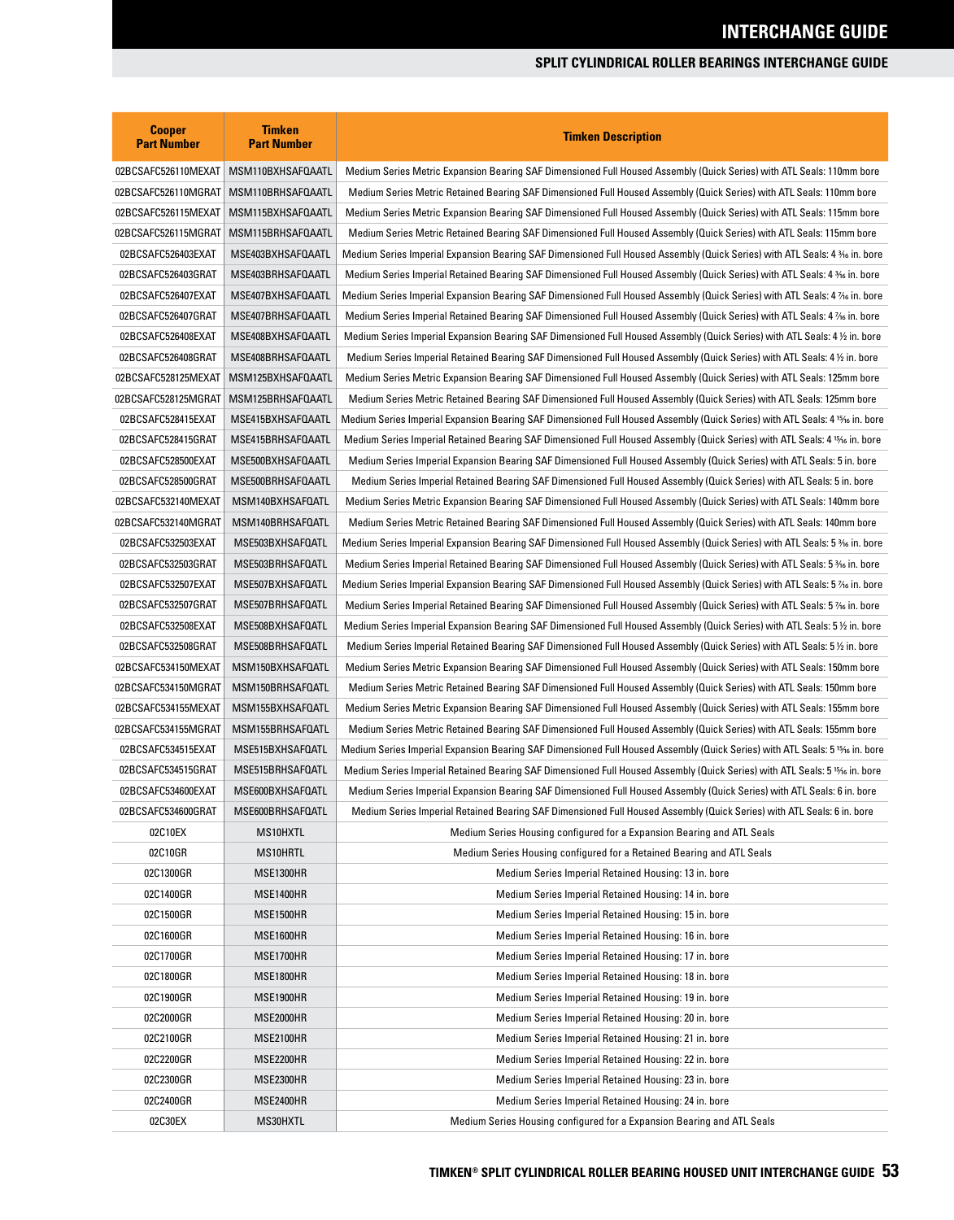# INTERCHANGE GUIDE

## SPLIT CYLINDRICAL ROLLER BEARINGS INTERCHANGE GUIDE

| Cooper Part Number | Timken Part Number | Timken Description |
|---|---|---|
| 02BCSAFC526110MEXAT | MSM110BXHSAFQAATL | Medium Series Metric Expansion Bearing SAF Dimensioned Full Housed Assembly (Quick Series) with ATL Seals: 110mm bore |
| 02BCSAFC526110MGRAT | MSM110BRHSAFQAATL | Medium Series Metric Retained Bearing SAF Dimensioned Full Housed Assembly (Quick Series) with ATL Seals: 110mm bore |
| 02BCSAFC526115MEXAT | MSM115BXHSAFQAATL | Medium Series Metric Expansion Bearing SAF Dimensioned Full Housed Assembly (Quick Series) with ATL Seals: 115mm bore |
| 02BCSAFC526115MGRAT | MSM115BRHSAFQAATL | Medium Series Metric Retained Bearing SAF Dimensioned Full Housed Assembly (Quick Series) with ATL Seals: 115mm bore |
| 02BCSAFC526403EXAT | MSE403BXHSAFQAATL | Medium Series Imperial Expansion Bearing SAF Dimensioned Full Housed Assembly (Quick Series) with ATL Seals: 4 3⁄16 in. bore |
| 02BCSAFC526403GRAT | MSE403BRHSAFQAATL | Medium Series Imperial Retained Bearing SAF Dimensioned Full Housed Assembly (Quick Series) with ATL Seals: 4 3⁄16 in. bore |
| 02BCSAFC526407EXAT | MSE407BXHSAFQAATL | Medium Series Imperial Expansion Bearing SAF Dimensioned Full Housed Assembly (Quick Series) with ATL Seals: 4 7⁄16 in. bore |
| 02BCSAFC526407GRAT | MSE407BRHSAFQAATL | Medium Series Imperial Retained Bearing SAF Dimensioned Full Housed Assembly (Quick Series) with ATL Seals: 4 7⁄16 in. bore |
| 02BCSAFC526408EXAT | MSE408BXHSAFQAATL | Medium Series Imperial Expansion Bearing SAF Dimensioned Full Housed Assembly (Quick Series) with ATL Seals: 4 ½ in. bore |
| 02BCSAFC526408GRAT | MSE408BRHSAFQAATL | Medium Series Imperial Retained Bearing SAF Dimensioned Full Housed Assembly (Quick Series) with ATL Seals: 4 ½ in. bore |
| 02BCSAFC528125MEXAT | MSM125BXHSAFQAATL | Medium Series Metric Expansion Bearing SAF Dimensioned Full Housed Assembly (Quick Series) with ATL Seals: 125mm bore |
| 02BCSAFC528125MGRAT | MSM125BRHSAFQAATL | Medium Series Metric Retained Bearing SAF Dimensioned Full Housed Assembly (Quick Series) with ATL Seals: 125mm bore |
| 02BCSAFC528415EXAT | MSE415BXHSAFQAATL | Medium Series Imperial Expansion Bearing SAF Dimensioned Full Housed Assembly (Quick Series) with ATL Seals: 4 15⁄16 in. bore |
| 02BCSAFC528415GRAT | MSE415BRHSAFQAATL | Medium Series Imperial Retained Bearing SAF Dimensioned Full Housed Assembly (Quick Series) with ATL Seals: 4 15⁄16 in. bore |
| 02BCSAFC528500EXAT | MSE500BXHSAFQAATL | Medium Series Imperial Expansion Bearing SAF Dimensioned Full Housed Assembly (Quick Series) with ATL Seals: 5 in. bore |
| 02BCSAFC528500GRAT | MSE500BRHSAFQAATL | Medium Series Imperial Retained Bearing SAF Dimensioned Full Housed Assembly (Quick Series) with ATL Seals: 5 in. bore |
| 02BCSAFC532140MEXAT | MSM140BXHSAFQATL | Medium Series Metric Expansion Bearing SAF Dimensioned Full Housed Assembly (Quick Series) with ATL Seals: 140mm bore |
| 02BCSAFC532140MGRAT | MSM140BRHSAFQATL | Medium Series Metric Retained Bearing SAF Dimensioned Full Housed Assembly (Quick Series) with ATL Seals: 140mm bore |
| 02BCSAFC532503EXAT | MSE503BXHSAFQATL | Medium Series Imperial Expansion Bearing SAF Dimensioned Full Housed Assembly (Quick Series) with ATL Seals: 5 3⁄16 in. bore |
| 02BCSAFC532503GRAT | MSE503BRHSAFQATL | Medium Series Imperial Retained Bearing SAF Dimensioned Full Housed Assembly (Quick Series) with ATL Seals: 5 3⁄16 in. bore |
| 02BCSAFC532507EXAT | MSE507BXHSAFQATL | Medium Series Imperial Expansion Bearing SAF Dimensioned Full Housed Assembly (Quick Series) with ATL Seals: 5 7⁄16 in. bore |
| 02BCSAFC532507GRAT | MSE507BRHSAFQATL | Medium Series Imperial Retained Bearing SAF Dimensioned Full Housed Assembly (Quick Series) with ATL Seals: 5 7⁄16 in. bore |
| 02BCSAFC532508EXAT | MSE508BXHSAFQATL | Medium Series Imperial Expansion Bearing SAF Dimensioned Full Housed Assembly (Quick Series) with ATL Seals: 5 ½ in. bore |
| 02BCSAFC532508GRAT | MSE508BRHSAFQATL | Medium Series Imperial Retained Bearing SAF Dimensioned Full Housed Assembly (Quick Series) with ATL Seals: 5 ½ in. bore |
| 02BCSAFC534150MEXAT | MSM150BXHSAFQATL | Medium Series Metric Expansion Bearing SAF Dimensioned Full Housed Assembly (Quick Series) with ATL Seals: 150mm bore |
| 02BCSAFC534150MGRAT | MSM150BRHSAFQATL | Medium Series Metric Retained Bearing SAF Dimensioned Full Housed Assembly (Quick Series) with ATL Seals: 150mm bore |
| 02BCSAFC534155MEXAT | MSM155BXHSAFQATL | Medium Series Metric Expansion Bearing SAF Dimensioned Full Housed Assembly (Quick Series) with ATL Seals: 155mm bore |
| 02BCSAFC534155MGRAT | MSM155BRHSAFQATL | Medium Series Metric Retained Bearing SAF Dimensioned Full Housed Assembly (Quick Series) with ATL Seals: 155mm bore |
| 02BCSAFC534515EXAT | MSE515BXHSAFQATL | Medium Series Imperial Expansion Bearing SAF Dimensioned Full Housed Assembly (Quick Series) with ATL Seals: 5 15⁄16 in. bore |
| 02BCSAFC534515GRAT | MSE515BRHSAFQATL | Medium Series Imperial Retained Bearing SAF Dimensioned Full Housed Assembly (Quick Series) with ATL Seals: 5 15⁄16 in. bore |
| 02BCSAFC534600EXAT | MSE600BXHSAFQATL | Medium Series Imperial Expansion Bearing SAF Dimensioned Full Housed Assembly (Quick Series) with ATL Seals: 6 in. bore |
| 02BCSAFC534600GRAT | MSE600BRHSAFQATL | Medium Series Imperial Retained Bearing SAF Dimensioned Full Housed Assembly (Quick Series) with ATL Seals: 6 in. bore |
| 02C10EX | MS10HXTL | Medium Series Housing configured for a Expansion Bearing and ATL Seals |
| 02C10GR | MS10HRTL | Medium Series Housing configured for a Retained Bearing and ATL Seals |
| 02C1300GR | MSE1300HR | Medium Series Imperial Retained Housing: 13 in. bore |
| 02C1400GR | MSE1400HR | Medium Series Imperial Retained Housing: 14 in. bore |
| 02C1500GR | MSE1500HR | Medium Series Imperial Retained Housing: 15 in. bore |
| 02C1600GR | MSE1600HR | Medium Series Imperial Retained Housing: 16 in. bore |
| 02C1700GR | MSE1700HR | Medium Series Imperial Retained Housing: 17 in. bore |
| 02C1800GR | MSE1800HR | Medium Series Imperial Retained Housing: 18 in. bore |
| 02C1900GR | MSE1900HR | Medium Series Imperial Retained Housing: 19 in. bore |
| 02C2000GR | MSE2000HR | Medium Series Imperial Retained Housing: 20 in. bore |
| 02C2100GR | MSE2100HR | Medium Series Imperial Retained Housing: 21 in. bore |
| 02C2200GR | MSE2200HR | Medium Series Imperial Retained Housing: 22 in. bore |
| 02C2300GR | MSE2300HR | Medium Series Imperial Retained Housing: 23 in. bore |
| 02C2400GR | MSE2400HR | Medium Series Imperial Retained Housing: 24 in. bore |
| 02C30EX | MS30HXTL | Medium Series Housing configured for a Expansion Bearing and ATL Seals |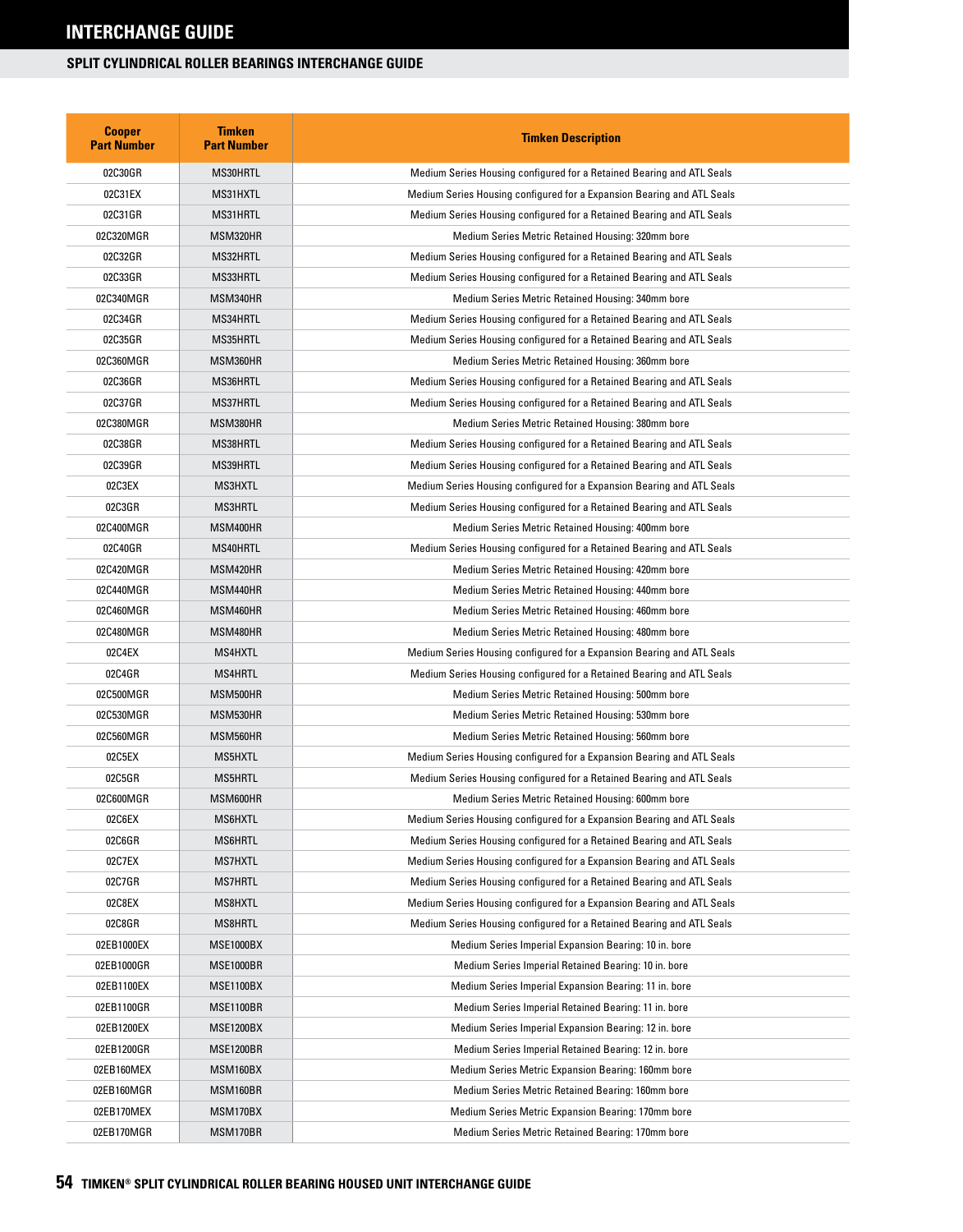# INTERCHANGE GUIDE

## SPLIT CYLINDRICAL ROLLER BEARINGS INTERCHANGE GUIDE

| Cooper Part Number | Timken Part Number | Timken Description |
|---|---|---|
| 02C30GR | MS30HRTL | Medium Series Housing configured for a Retained Bearing and ATL Seals |
| 02C31EX | MS31HXTL | Medium Series Housing configured for a Expansion Bearing and ATL Seals |
| 02C31GR | MS31HRTL | Medium Series Housing configured for a Retained Bearing and ATL Seals |
| 02C320MGR | MSM320HR | Medium Series Metric Retained Housing: 320mm bore |
| 02C32GR | MS32HRTL | Medium Series Housing configured for a Retained Bearing and ATL Seals |
| 02C33GR | MS33HRTL | Medium Series Housing configured for a Retained Bearing and ATL Seals |
| 02C340MGR | MSM340HR | Medium Series Metric Retained Housing: 340mm bore |
| 02C34GR | MS34HRTL | Medium Series Housing configured for a Retained Bearing and ATL Seals |
| 02C35GR | MS35HRTL | Medium Series Housing configured for a Retained Bearing and ATL Seals |
| 02C360MGR | MSM360HR | Medium Series Metric Retained Housing: 360mm bore |
| 02C36GR | MS36HRTL | Medium Series Housing configured for a Retained Bearing and ATL Seals |
| 02C37GR | MS37HRTL | Medium Series Housing configured for a Retained Bearing and ATL Seals |
| 02C380MGR | MSM380HR | Medium Series Metric Retained Housing: 380mm bore |
| 02C38GR | MS38HRTL | Medium Series Housing configured for a Retained Bearing and ATL Seals |
| 02C39GR | MS39HRTL | Medium Series Housing configured for a Retained Bearing and ATL Seals |
| 02C3EX | MS3HXTL | Medium Series Housing configured for a Expansion Bearing and ATL Seals |
| 02C3GR | MS3HRTL | Medium Series Housing configured for a Retained Bearing and ATL Seals |
| 02C400MGR | MSM400HR | Medium Series Metric Retained Housing: 400mm bore |
| 02C40GR | MS40HRTL | Medium Series Housing configured for a Retained Bearing and ATL Seals |
| 02C420MGR | MSM420HR | Medium Series Metric Retained Housing: 420mm bore |
| 02C440MGR | MSM440HR | Medium Series Metric Retained Housing: 440mm bore |
| 02C460MGR | MSM460HR | Medium Series Metric Retained Housing: 460mm bore |
| 02C480MGR | MSM480HR | Medium Series Metric Retained Housing: 480mm bore |
| 02C4EX | MS4HXTL | Medium Series Housing configured for a Expansion Bearing and ATL Seals |
| 02C4GR | MS4HRTL | Medium Series Housing configured for a Retained Bearing and ATL Seals |
| 02C500MGR | MSM500HR | Medium Series Metric Retained Housing: 500mm bore |
| 02C530MGR | MSM530HR | Medium Series Metric Retained Housing: 530mm bore |
| 02C560MGR | MSM560HR | Medium Series Metric Retained Housing: 560mm bore |
| 02C5EX | MS5HXTL | Medium Series Housing configured for a Expansion Bearing and ATL Seals |
| 02C5GR | MS5HRTL | Medium Series Housing configured for a Retained Bearing and ATL Seals |
| 02C600MGR | MSM600HR | Medium Series Metric Retained Housing: 600mm bore |
| 02C6EX | MS6HXTL | Medium Series Housing configured for a Expansion Bearing and ATL Seals |
| 02C6GR | MS6HRTL | Medium Series Housing configured for a Retained Bearing and ATL Seals |
| 02C7EX | MS7HXTL | Medium Series Housing configured for a Expansion Bearing and ATL Seals |
| 02C7GR | MS7HRTL | Medium Series Housing configured for a Retained Bearing and ATL Seals |
| 02C8EX | MS8HXTL | Medium Series Housing configured for a Expansion Bearing and ATL Seals |
| 02C8GR | MS8HRTL | Medium Series Housing configured for a Retained Bearing and ATL Seals |
| 02EB1000EX | MSE1000BX | Medium Series Imperial Expansion Bearing: 10 in. bore |
| 02EB1000GR | MSE1000BR | Medium Series Imperial Retained Bearing: 10 in. bore |
| 02EB1100EX | MSE1100BX | Medium Series Imperial Expansion Bearing: 11 in. bore |
| 02EB1100GR | MSE1100BR | Medium Series Imperial Retained Bearing: 11 in. bore |
| 02EB1200EX | MSE1200BX | Medium Series Imperial Expansion Bearing: 12 in. bore |
| 02EB1200GR | MSE1200BR | Medium Series Imperial Retained Bearing: 12 in. bore |
| 02EB160MEX | MSM160BX | Medium Series Metric Expansion Bearing: 160mm bore |
| 02EB160MGR | MSM160BR | Medium Series Metric Retained Bearing: 160mm bore |
| 02EB170MEX | MSM170BX | Medium Series Metric Expansion Bearing: 170mm bore |
| 02EB170MGR | MSM170BR | Medium Series Metric Retained Bearing: 170mm bore |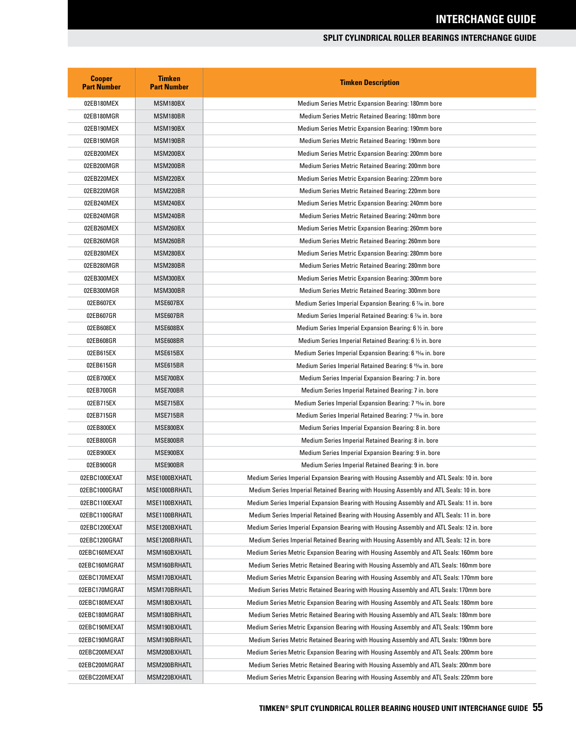# INTERCHANGE GUIDE

## SPLIT CYLINDRICAL ROLLER BEARINGS INTERCHANGE GUIDE

| Cooper Part Number | Timken Part Number | Timken Description |
|---|---|---|
| 02EB180MEX | MSM180BX | Medium Series Metric Expansion Bearing: 180mm bore |
| 02EB180MGR | MSM180BR | Medium Series Metric Retained Bearing: 180mm bore |
| 02EB190MEX | MSM190BX | Medium Series Metric Expansion Bearing: 190mm bore |
| 02EB190MGR | MSM190BR | Medium Series Metric Retained Bearing: 190mm bore |
| 02EB200MEX | MSM200BX | Medium Series Metric Expansion Bearing: 200mm bore |
| 02EB200MGR | MSM200BR | Medium Series Metric Retained Bearing: 200mm bore |
| 02EB220MEX | MSM220BX | Medium Series Metric Expansion Bearing: 220mm bore |
| 02EB220MGR | MSM220BR | Medium Series Metric Retained Bearing: 220mm bore |
| 02EB240MEX | MSM240BX | Medium Series Metric Expansion Bearing: 240mm bore |
| 02EB240MGR | MSM240BR | Medium Series Metric Retained Bearing: 240mm bore |
| 02EB260MEX | MSM260BX | Medium Series Metric Expansion Bearing: 260mm bore |
| 02EB260MGR | MSM260BR | Medium Series Metric Retained Bearing: 260mm bore |
| 02EB280MEX | MSM280BX | Medium Series Metric Expansion Bearing: 280mm bore |
| 02EB280MGR | MSM280BR | Medium Series Metric Retained Bearing: 280mm bore |
| 02EB300MEX | MSM300BX | Medium Series Metric Expansion Bearing: 300mm bore |
| 02EB300MGR | MSM300BR | Medium Series Metric Retained Bearing: 300mm bore |
| 02EB607EX | MSE607BX | Medium Series Imperial Expansion Bearing: 6 7⁄16 in. bore |
| 02EB607GR | MSE607BR | Medium Series Imperial Retained Bearing: 6 7⁄16 in. bore |
| 02EB608EX | MSE608BX | Medium Series Imperial Expansion Bearing: 6 ½ in. bore |
| 02EB608GR | MSE608BR | Medium Series Imperial Retained Bearing: 6 ½ in. bore |
| 02EB615EX | MSE615BX | Medium Series Imperial Expansion Bearing: 6 15⁄16 in. bore |
| 02EB615GR | MSE615BR | Medium Series Imperial Retained Bearing: 6 15⁄16 in. bore |
| 02EB700EX | MSE700BX | Medium Series Imperial Expansion Bearing: 7 in. bore |
| 02EB700GR | MSE700BR | Medium Series Imperial Retained Bearing: 7 in. bore |
| 02EB715EX | MSE715BX | Medium Series Imperial Expansion Bearing: 7 15⁄16 in. bore |
| 02EB715GR | MSE715BR | Medium Series Imperial Retained Bearing: 7 15⁄16 in. bore |
| 02EB800EX | MSE800BX | Medium Series Imperial Expansion Bearing: 8 in. bore |
| 02EB800GR | MSE800BR | Medium Series Imperial Retained Bearing: 8 in. bore |
| 02EB900EX | MSE900BX | Medium Series Imperial Expansion Bearing: 9 in. bore |
| 02EB900GR | MSE900BR | Medium Series Imperial Retained Bearing: 9 in. bore |
| 02EBC1000EXAT | MSE1000BXHATL | Medium Series Imperial Expansion Bearing with Housing Assembly and ATL Seals: 10 in. bore |
| 02EBC1000GRAT | MSE1000BRHATL | Medium Series Imperial Retained Bearing with Housing Assembly and ATL Seals: 10 in. bore |
| 02EBC1100EXAT | MSE1100BXHATL | Medium Series Imperial Expansion Bearing with Housing Assembly and ATL Seals: 11 in. bore |
| 02EBC1100GRAT | MSE1100BRHATL | Medium Series Imperial Retained Bearing with Housing Assembly and ATL Seals: 11 in. bore |
| 02EBC1200EXAT | MSE1200BXHATL | Medium Series Imperial Expansion Bearing with Housing Assembly and ATL Seals: 12 in. bore |
| 02EBC1200GRAT | MSE1200BRHATL | Medium Series Imperial Retained Bearing with Housing Assembly and ATL Seals: 12 in. bore |
| 02EBC160MEXAT | MSM160BXHATL | Medium Series Metric Expansion Bearing with Housing Assembly and ATL Seals: 160mm bore |
| 02EBC160MGRAT | MSM160BRHATL | Medium Series Metric Retained Bearing with Housing Assembly and ATL Seals: 160mm bore |
| 02EBC170MEXAT | MSM170BXHATL | Medium Series Metric Expansion Bearing with Housing Assembly and ATL Seals: 170mm bore |
| 02EBC170MGRAT | MSM170BRHATL | Medium Series Metric Retained Bearing with Housing Assembly and ATL Seals: 170mm bore |
| 02EBC180MEXAT | MSM180BXHATL | Medium Series Metric Expansion Bearing with Housing Assembly and ATL Seals: 180mm bore |
| 02EBC180MGRAT | MSM180BRHATL | Medium Series Metric Retained Bearing with Housing Assembly and ATL Seals: 180mm bore |
| 02EBC190MEXAT | MSM190BXHATL | Medium Series Metric Expansion Bearing with Housing Assembly and ATL Seals: 190mm bore |
| 02EBC190MGRAT | MSM190BRHATL | Medium Series Metric Retained Bearing with Housing Assembly and ATL Seals: 190mm bore |
| 02EBC200MEXAT | MSM200BXHATL | Medium Series Metric Expansion Bearing with Housing Assembly and ATL Seals: 200mm bore |
| 02EBC200MGRAT | MSM200BRHATL | Medium Series Metric Retained Bearing with Housing Assembly and ATL Seals: 200mm bore |
| 02EBC220MEXAT | MSM220BXHATL | Medium Series Metric Expansion Bearing with Housing Assembly and ATL Seals: 220mm bore |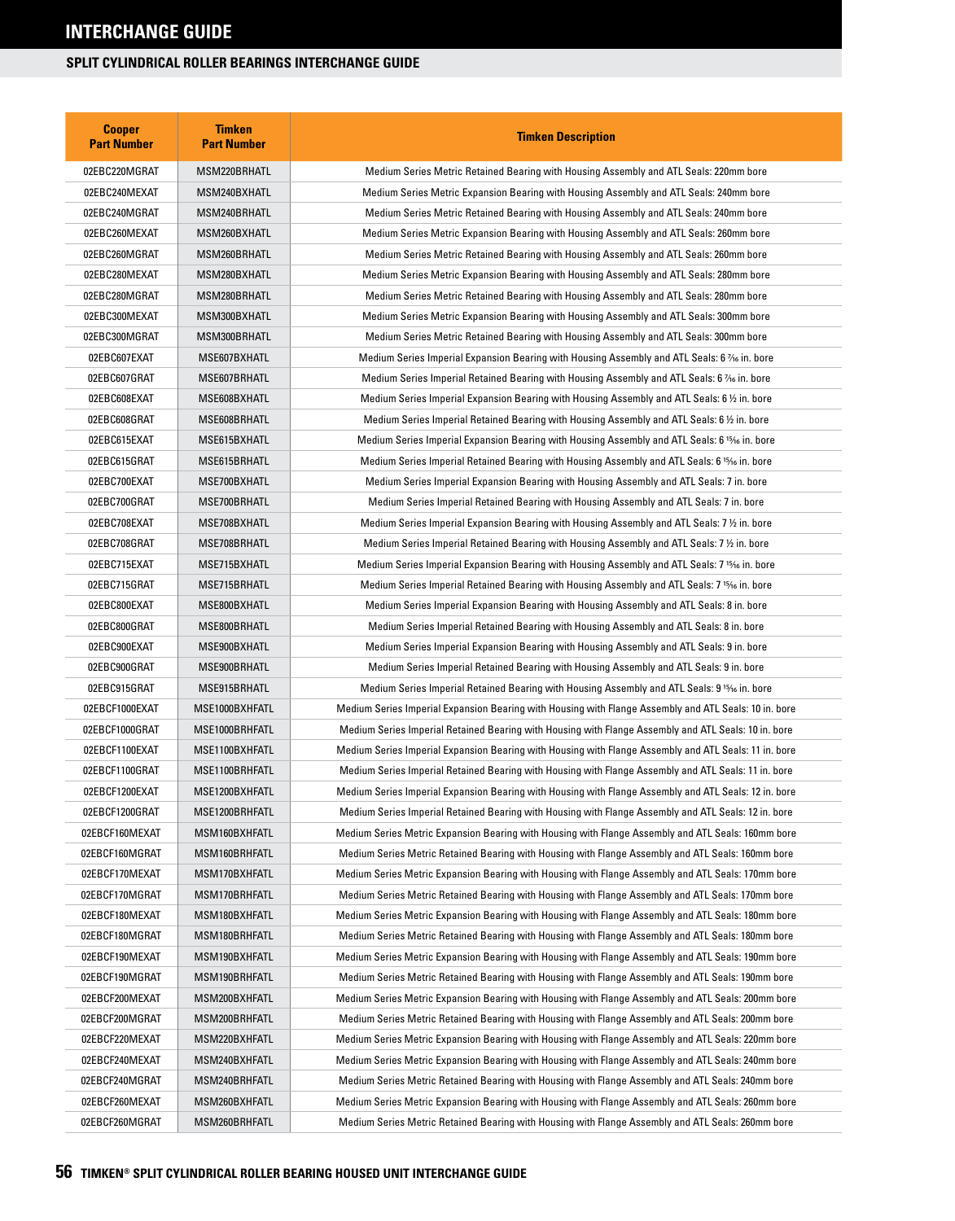# INTERCHANGE GUIDE

## SPLIT CYLINDRICAL ROLLER BEARINGS INTERCHANGE GUIDE

| Cooper Part Number | Timken Part Number | Timken Description |
|---|---|---|
| 02EBC220MGRAT | MSM220BRHATL | Medium Series Metric Retained Bearing with Housing Assembly and ATL Seals: 220mm bore |
| 02EBC240MEXAT | MSM240BXHATL | Medium Series Metric Expansion Bearing with Housing Assembly and ATL Seals: 240mm bore |
| 02EBC240MGRAT | MSM240BRHATL | Medium Series Metric Retained Bearing with Housing Assembly and ATL Seals: 240mm bore |
| 02EBC260MEXAT | MSM260BXHATL | Medium Series Metric Expansion Bearing with Housing Assembly and ATL Seals: 260mm bore |
| 02EBC260MGRAT | MSM260BRHATL | Medium Series Metric Retained Bearing with Housing Assembly and ATL Seals: 260mm bore |
| 02EBC280MEXAT | MSM280BXHATL | Medium Series Metric Expansion Bearing with Housing Assembly and ATL Seals: 280mm bore |
| 02EBC280MGRAT | MSM280BRHATL | Medium Series Metric Retained Bearing with Housing Assembly and ATL Seals: 280mm bore |
| 02EBC300MEXAT | MSM300BXHATL | Medium Series Metric Expansion Bearing with Housing Assembly and ATL Seals: 300mm bore |
| 02EBC300MGRAT | MSM300BRHATL | Medium Series Metric Retained Bearing with Housing Assembly and ATL Seals: 300mm bore |
| 02EBC607EXAT | MSE607BXHATL | Medium Series Imperial Expansion Bearing with Housing Assembly and ATL Seals: 6 7⁄16 in. bore |
| 02EBC607GRAT | MSE607BRHATL | Medium Series Imperial Retained Bearing with Housing Assembly and ATL Seals: 6 7⁄16 in. bore |
| 02EBC608EXAT | MSE608BXHATL | Medium Series Imperial Expansion Bearing with Housing Assembly and ATL Seals: 6 ½ in. bore |
| 02EBC608GRAT | MSE608BRHATL | Medium Series Imperial Retained Bearing with Housing Assembly and ATL Seals: 6 ½ in. bore |
| 02EBC615EXAT | MSE615BXHATL | Medium Series Imperial Expansion Bearing with Housing Assembly and ATL Seals: 6 15⁄16 in. bore |
| 02EBC615GRAT | MSE615BRHATL | Medium Series Imperial Retained Bearing with Housing Assembly and ATL Seals: 6 15⁄16 in. bore |
| 02EBC700EXAT | MSE700BXHATL | Medium Series Imperial Expansion Bearing with Housing Assembly and ATL Seals: 7 in. bore |
| 02EBC700GRAT | MSE700BRHATL | Medium Series Imperial Retained Bearing with Housing Assembly and ATL Seals: 7 in. bore |
| 02EBC708EXAT | MSE708BXHATL | Medium Series Imperial Expansion Bearing with Housing Assembly and ATL Seals: 7 ½ in. bore |
| 02EBC708GRAT | MSE708BRHATL | Medium Series Imperial Retained Bearing with Housing Assembly and ATL Seals: 7 ½ in. bore |
| 02EBC715EXAT | MSE715BXHATL | Medium Series Imperial Expansion Bearing with Housing Assembly and ATL Seals: 7 15⁄16 in. bore |
| 02EBC715GRAT | MSE715BRHATL | Medium Series Imperial Retained Bearing with Housing Assembly and ATL Seals: 7 15⁄16 in. bore |
| 02EBC800EXAT | MSE800BXHATL | Medium Series Imperial Expansion Bearing with Housing Assembly and ATL Seals: 8 in. bore |
| 02EBC800GRAT | MSE800BRHATL | Medium Series Imperial Retained Bearing with Housing Assembly and ATL Seals: 8 in. bore |
| 02EBC900EXAT | MSE900BXHATL | Medium Series Imperial Expansion Bearing with Housing Assembly and ATL Seals: 9 in. bore |
| 02EBC900GRAT | MSE900BRHATL | Medium Series Imperial Retained Bearing with Housing Assembly and ATL Seals: 9 in. bore |
| 02EBC915GRAT | MSE915BRHATL | Medium Series Imperial Retained Bearing with Housing Assembly and ATL Seals: 9 15⁄16 in. bore |
| 02EBCF1000EXAT | MSE1000BXHFATL | Medium Series Imperial Expansion Bearing with Housing with Flange Assembly and ATL Seals: 10 in. bore |
| 02EBCF1000GRAT | MSE1000BRHFATL | Medium Series Imperial Retained Bearing with Housing with Flange Assembly and ATL Seals: 10 in. bore |
| 02EBCF1100EXAT | MSE1100BXHFATL | Medium Series Imperial Expansion Bearing with Housing with Flange Assembly and ATL Seals: 11 in. bore |
| 02EBCF1100GRAT | MSE1100BRHFATL | Medium Series Imperial Retained Bearing with Housing with Flange Assembly and ATL Seals: 11 in. bore |
| 02EBCF1200EXAT | MSE1200BXHFATL | Medium Series Imperial Expansion Bearing with Housing with Flange Assembly and ATL Seals: 12 in. bore |
| 02EBCF1200GRAT | MSE1200BRHFATL | Medium Series Imperial Retained Bearing with Housing with Flange Assembly and ATL Seals: 12 in. bore |
| 02EBCF160MEXAT | MSM160BXHFATL | Medium Series Metric Expansion Bearing with Housing with Flange Assembly and ATL Seals: 160mm bore |
| 02EBCF160MGRAT | MSM160BRHFATL | Medium Series Metric Retained Bearing with Housing with Flange Assembly and ATL Seals: 160mm bore |
| 02EBCF170MEXAT | MSM170BXHFATL | Medium Series Metric Expansion Bearing with Housing with Flange Assembly and ATL Seals: 170mm bore |
| 02EBCF170MGRAT | MSM170BRHFATL | Medium Series Metric Retained Bearing with Housing with Flange Assembly and ATL Seals: 170mm bore |
| 02EBCF180MEXAT | MSM180BXHFATL | Medium Series Metric Expansion Bearing with Housing with Flange Assembly and ATL Seals: 180mm bore |
| 02EBCF180MGRAT | MSM180BRHFATL | Medium Series Metric Retained Bearing with Housing with Flange Assembly and ATL Seals: 180mm bore |
| 02EBCF190MEXAT | MSM190BXHFATL | Medium Series Metric Expansion Bearing with Housing with Flange Assembly and ATL Seals: 190mm bore |
| 02EBCF190MGRAT | MSM190BRHFATL | Medium Series Metric Retained Bearing with Housing with Flange Assembly and ATL Seals: 190mm bore |
| 02EBCF200MEXAT | MSM200BXHFATL | Medium Series Metric Expansion Bearing with Housing with Flange Assembly and ATL Seals: 200mm bore |
| 02EBCF200MGRAT | MSM200BRHFATL | Medium Series Metric Retained Bearing with Housing with Flange Assembly and ATL Seals: 200mm bore |
| 02EBCF220MEXAT | MSM220BXHFATL | Medium Series Metric Expansion Bearing with Housing with Flange Assembly and ATL Seals: 220mm bore |
| 02EBCF240MEXAT | MSM240BXHFATL | Medium Series Metric Expansion Bearing with Housing with Flange Assembly and ATL Seals: 240mm bore |
| 02EBCF240MGRAT | MSM240BRHFATL | Medium Series Metric Retained Bearing with Housing with Flange Assembly and ATL Seals: 240mm bore |
| 02EBCF260MEXAT | MSM260BXHFATL | Medium Series Metric Expansion Bearing with Housing with Flange Assembly and ATL Seals: 260mm bore |
| 02EBCF260MGRAT | MSM260BRHFATL | Medium Series Metric Retained Bearing with Housing with Flange Assembly and ATL Seals: 260mm bore |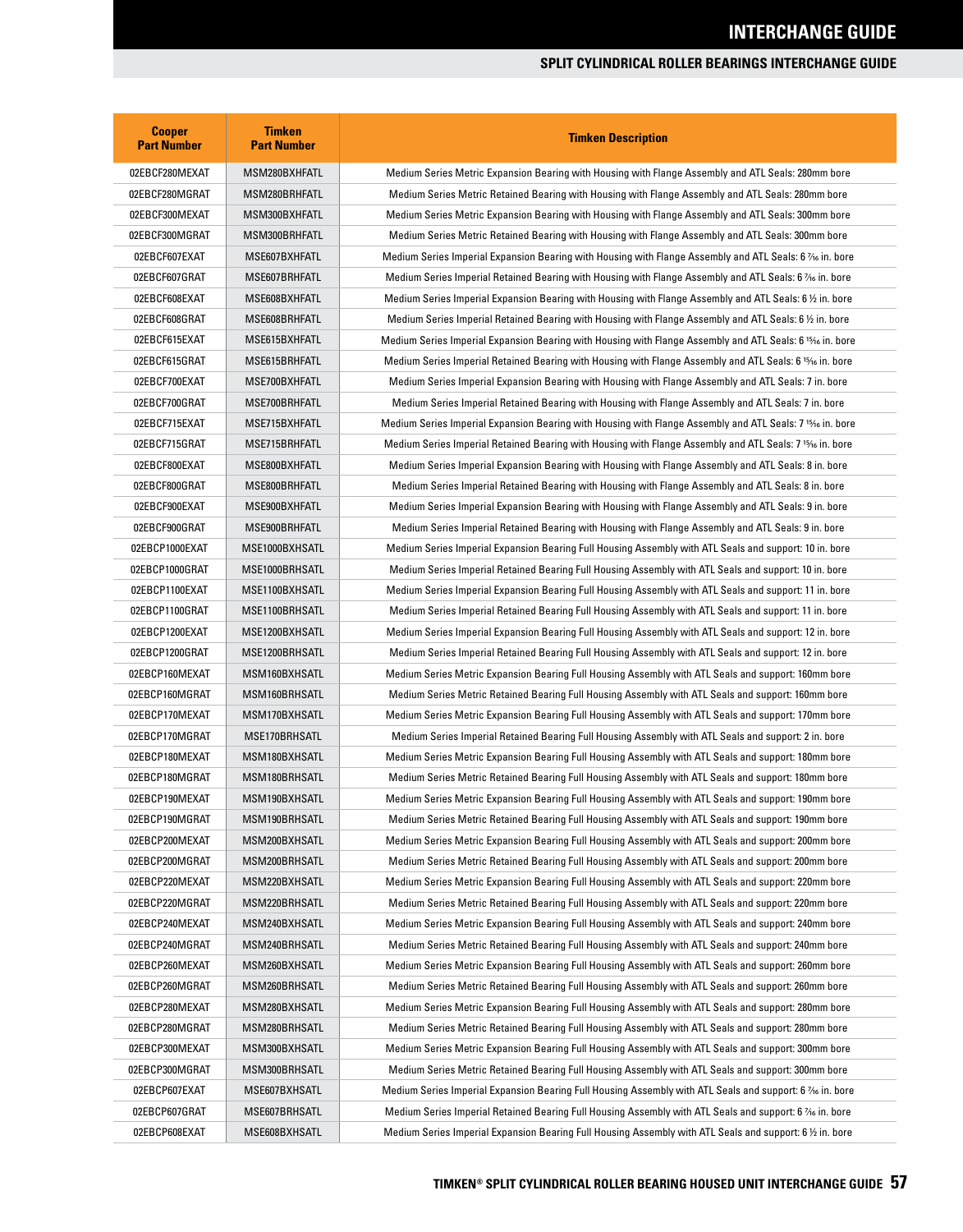## SPLIT CYLINDRICAL ROLLER BEARINGS INTERCHANGE GUIDE

| Cooper Part Number | Timken Part Number | Timken Description |
|---|---|---|
| 02EBCF280MEXAT | MSM280BXHFATL | Medium Series Metric Expansion Bearing with Housing with Flange Assembly and ATL Seals: 280mm bore |
| 02EBCF280MGRAT | MSM280BRHFATL | Medium Series Metric Retained Bearing with Housing with Flange Assembly and ATL Seals: 280mm bore |
| 02EBCF300MEXAT | MSM300BXHFATL | Medium Series Metric Expansion Bearing with Housing with Flange Assembly and ATL Seals: 300mm bore |
| 02EBCF300MGRAT | MSM300BRHFATL | Medium Series Metric Retained Bearing with Housing with Flange Assembly and ATL Seals: 300mm bore |
| 02EBCF607EXAT | MSE607BXHFATL | Medium Series Imperial Expansion Bearing with Housing with Flange Assembly and ATL Seals: 6 7/16 in. bore |
| 02EBCF607GRAT | MSE607BRHFATL | Medium Series Imperial Retained Bearing with Housing with Flange Assembly and ATL Seals: 6 7/16 in. bore |
| 02EBCF608EXAT | MSE608BXHFATL | Medium Series Imperial Expansion Bearing with Housing with Flange Assembly and ATL Seals: 6 ½ in. bore |
| 02EBCF608GRAT | MSE608BRHFATL | Medium Series Imperial Retained Bearing with Housing with Flange Assembly and ATL Seals: 6 ½ in. bore |
| 02EBCF615EXAT | MSE615BXHFATL | Medium Series Imperial Expansion Bearing with Housing with Flange Assembly and ATL Seals: 6 15/16 in. bore |
| 02EBCF615GRAT | MSE615BRHFATL | Medium Series Imperial Retained Bearing with Housing with Flange Assembly and ATL Seals: 6 15/16 in. bore |
| 02EBCF700EXAT | MSE700BXHFATL | Medium Series Imperial Expansion Bearing with Housing with Flange Assembly and ATL Seals: 7 in. bore |
| 02EBCF700GRAT | MSE700BRHFATL | Medium Series Imperial Retained Bearing with Housing with Flange Assembly and ATL Seals: 7 in. bore |
| 02EBCF715EXAT | MSE715BXHFATL | Medium Series Imperial Expansion Bearing with Housing with Flange Assembly and ATL Seals: 7 15/16 in. bore |
| 02EBCF715GRAT | MSE715BRHFATL | Medium Series Imperial Retained Bearing with Housing with Flange Assembly and ATL Seals: 7 15/16 in. bore |
| 02EBCF800EXAT | MSE800BXHFATL | Medium Series Imperial Expansion Bearing with Housing with Flange Assembly and ATL Seals: 8 in. bore |
| 02EBCF800GRAT | MSE800BRHFATL | Medium Series Imperial Retained Bearing with Housing with Flange Assembly and ATL Seals: 8 in. bore |
| 02EBCF900EXAT | MSE900BXHFATL | Medium Series Imperial Expansion Bearing with Housing with Flange Assembly and ATL Seals: 9 in. bore |
| 02EBCF900GRAT | MSE900BRHFATL | Medium Series Imperial Retained Bearing with Housing with Flange Assembly and ATL Seals: 9 in. bore |
| 02EBCP1000EXAT | MSE1000BXHSATL | Medium Series Imperial Expansion Bearing Full Housing Assembly with ATL Seals and support: 10 in. bore |
| 02EBCP1000GRAT | MSE1000BRHSATL | Medium Series Imperial Retained Bearing Full Housing Assembly with ATL Seals and support: 10 in. bore |
| 02EBCP1100EXAT | MSE1100BXHSATL | Medium Series Imperial Expansion Bearing Full Housing Assembly with ATL Seals and support: 11 in. bore |
| 02EBCP1100GRAT | MSE1100BRHSATL | Medium Series Imperial Retained Bearing Full Housing Assembly with ATL Seals and support: 11 in. bore |
| 02EBCP1200EXAT | MSE1200BXHSATL | Medium Series Imperial Expansion Bearing Full Housing Assembly with ATL Seals and support: 12 in. bore |
| 02EBCP1200GRAT | MSE1200BRHSATL | Medium Series Imperial Retained Bearing Full Housing Assembly with ATL Seals and support: 12 in. bore |
| 02EBCP160MEXAT | MSM160BXHSATL | Medium Series Metric Expansion Bearing Full Housing Assembly with ATL Seals and support: 160mm bore |
| 02EBCP160MGRAT | MSM160BRHSATL | Medium Series Metric Retained Bearing Full Housing Assembly with ATL Seals and support: 160mm bore |
| 02EBCP170MEXAT | MSM170BXHSATL | Medium Series Metric Expansion Bearing Full Housing Assembly with ATL Seals and support: 170mm bore |
| 02EBCP170MGRAT | MSE170BRHSATL | Medium Series Imperial Retained Bearing Full Housing Assembly with ATL Seals and support: 2 in. bore |
| 02EBCP180MEXAT | MSM180BXHSATL | Medium Series Metric Expansion Bearing Full Housing Assembly with ATL Seals and support: 180mm bore |
| 02EBCP180MGRAT | MSM180BRHSATL | Medium Series Metric Retained Bearing Full Housing Assembly with ATL Seals and support: 180mm bore |
| 02EBCP190MEXAT | MSM190BXHSATL | Medium Series Metric Expansion Bearing Full Housing Assembly with ATL Seals and support: 190mm bore |
| 02EBCP190MGRAT | MSM190BRHSATL | Medium Series Metric Retained Bearing Full Housing Assembly with ATL Seals and support: 190mm bore |
| 02EBCP200MEXAT | MSM200BXHSATL | Medium Series Metric Expansion Bearing Full Housing Assembly with ATL Seals and support: 200mm bore |
| 02EBCP200MGRAT | MSM200BRHSATL | Medium Series Metric Retained Bearing Full Housing Assembly with ATL Seals and support: 200mm bore |
| 02EBCP220MEXAT | MSM220BXHSATL | Medium Series Metric Expansion Bearing Full Housing Assembly with ATL Seals and support: 220mm bore |
| 02EBCP220MGRAT | MSM220BRHSATL | Medium Series Metric Retained Bearing Full Housing Assembly with ATL Seals and support: 220mm bore |
| 02EBCP240MEXAT | MSM240BXHSATL | Medium Series Metric Expansion Bearing Full Housing Assembly with ATL Seals and support: 240mm bore |
| 02EBCP240MGRAT | MSM240BRHSATL | Medium Series Metric Retained Bearing Full Housing Assembly with ATL Seals and support: 240mm bore |
| 02EBCP260MEXAT | MSM260BXHSATL | Medium Series Metric Expansion Bearing Full Housing Assembly with ATL Seals and support: 260mm bore |
| 02EBCP260MGRAT | MSM260BRHSATL | Medium Series Metric Retained Bearing Full Housing Assembly with ATL Seals and support: 260mm bore |
| 02EBCP280MEXAT | MSM280BXHSATL | Medium Series Metric Expansion Bearing Full Housing Assembly with ATL Seals and support: 280mm bore |
| 02EBCP280MGRAT | MSM280BRHSATL | Medium Series Metric Retained Bearing Full Housing Assembly with ATL Seals and support: 280mm bore |
| 02EBCP300MEXAT | MSM300BXHSATL | Medium Series Metric Expansion Bearing Full Housing Assembly with ATL Seals and support: 300mm bore |
| 02EBCP300MGRAT | MSM300BRHSATL | Medium Series Metric Retained Bearing Full Housing Assembly with ATL Seals and support: 300mm bore |
| 02EBCP607EXAT | MSE607BXHSATL | Medium Series Imperial Expansion Bearing Full Housing Assembly with ATL Seals and support: 6 7/16 in. bore |
| 02EBCP607GRAT | MSE607BRHSATL | Medium Series Imperial Retained Bearing Full Housing Assembly with ATL Seals and support: 6 7/16 in. bore |
| 02EBCP608EXAT | MSE608BXHSATL | Medium Series Imperial Expansion Bearing Full Housing Assembly with ATL Seals and support: 6 ½ in. bore |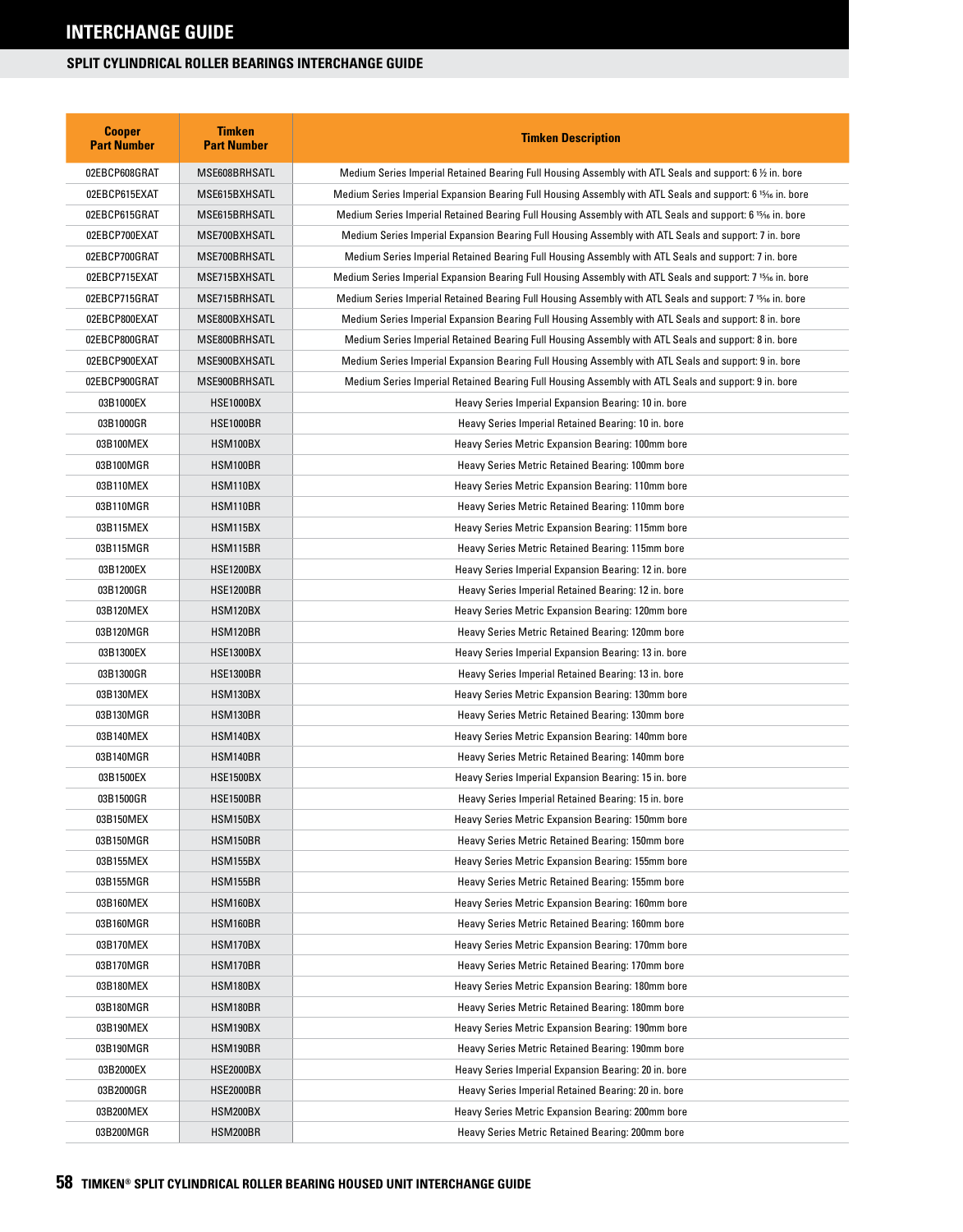# INTERCHANGE GUIDE

## SPLIT CYLINDRICAL ROLLER BEARINGS INTERCHANGE GUIDE

| Cooper Part Number | Timken Part Number | Timken Description |
|---|---|---|
| 02EBCP608GRAT | MSE608BRHSATL | Medium Series Imperial Retained Bearing Full Housing Assembly with ATL Seals and support: 6 ½ in. bore |
| 02EBCP615EXAT | MSE615BXHSATL | Medium Series Imperial Expansion Bearing Full Housing Assembly with ATL Seals and support: 6 15⁄16 in. bore |
| 02EBCP615GRAT | MSE615BRHSATL | Medium Series Imperial Retained Bearing Full Housing Assembly with ATL Seals and support: 6 15⁄16 in. bore |
| 02EBCP700EXAT | MSE700BXHSATL | Medium Series Imperial Expansion Bearing Full Housing Assembly with ATL Seals and support: 7 in. bore |
| 02EBCP700GRAT | MSE700BRHSATL | Medium Series Imperial Retained Bearing Full Housing Assembly with ATL Seals and support: 7 in. bore |
| 02EBCP715EXAT | MSE715BXHSATL | Medium Series Imperial Expansion Bearing Full Housing Assembly with ATL Seals and support: 7 15⁄16 in. bore |
| 02EBCP715GRAT | MSE715BRHSATL | Medium Series Imperial Retained Bearing Full Housing Assembly with ATL Seals and support: 7 15⁄16 in. bore |
| 02EBCP800EXAT | MSE800BXHSATL | Medium Series Imperial Expansion Bearing Full Housing Assembly with ATL Seals and support: 8 in. bore |
| 02EBCP800GRAT | MSE800BRHSATL | Medium Series Imperial Retained Bearing Full Housing Assembly with ATL Seals and support: 8 in. bore |
| 02EBCP900EXAT | MSE900BXHSATL | Medium Series Imperial Expansion Bearing Full Housing Assembly with ATL Seals and support: 9 in. bore |
| 02EBCP900GRAT | MSE900BRHSATL | Medium Series Imperial Retained Bearing Full Housing Assembly with ATL Seals and support: 9 in. bore |
| 03B1000EX | HSE1000BX | Heavy Series Imperial Expansion Bearing: 10 in. bore |
| 03B1000GR | HSE1000BR | Heavy Series Imperial Retained Bearing: 10 in. bore |
| 03B100MEX | HSM100BX | Heavy Series Metric Expansion Bearing: 100mm bore |
| 03B100MGR | HSM100BR | Heavy Series Metric Retained Bearing: 100mm bore |
| 03B110MEX | HSM110BX | Heavy Series Metric Expansion Bearing: 110mm bore |
| 03B110MGR | HSM110BR | Heavy Series Metric Retained Bearing: 110mm bore |
| 03B115MEX | HSM115BX | Heavy Series Metric Expansion Bearing: 115mm bore |
| 03B115MGR | HSM115BR | Heavy Series Metric Retained Bearing: 115mm bore |
| 03B1200EX | HSE1200BX | Heavy Series Imperial Expansion Bearing: 12 in. bore |
| 03B1200GR | HSE1200BR | Heavy Series Imperial Retained Bearing: 12 in. bore |
| 03B120MEX | HSM120BX | Heavy Series Metric Expansion Bearing: 120mm bore |
| 03B120MGR | HSM120BR | Heavy Series Metric Retained Bearing: 120mm bore |
| 03B1300EX | HSE1300BX | Heavy Series Imperial Expansion Bearing: 13 in. bore |
| 03B1300GR | HSE1300BR | Heavy Series Imperial Retained Bearing: 13 in. bore |
| 03B130MEX | HSM130BX | Heavy Series Metric Expansion Bearing: 130mm bore |
| 03B130MGR | HSM130BR | Heavy Series Metric Retained Bearing: 130mm bore |
| 03B140MEX | HSM140BX | Heavy Series Metric Expansion Bearing: 140mm bore |
| 03B140MGR | HSM140BR | Heavy Series Metric Retained Bearing: 140mm bore |
| 03B1500EX | HSE1500BX | Heavy Series Imperial Expansion Bearing: 15 in. bore |
| 03B1500GR | HSE1500BR | Heavy Series Imperial Retained Bearing: 15 in. bore |
| 03B150MEX | HSM150BX | Heavy Series Metric Expansion Bearing: 150mm bore |
| 03B150MGR | HSM150BR | Heavy Series Metric Retained Bearing: 150mm bore |
| 03B155MEX | HSM155BX | Heavy Series Metric Expansion Bearing: 155mm bore |
| 03B155MGR | HSM155BR | Heavy Series Metric Retained Bearing: 155mm bore |
| 03B160MEX | HSM160BX | Heavy Series Metric Expansion Bearing: 160mm bore |
| 03B160MGR | HSM160BR | Heavy Series Metric Retained Bearing: 160mm bore |
| 03B170MEX | HSM170BX | Heavy Series Metric Expansion Bearing: 170mm bore |
| 03B170MGR | HSM170BR | Heavy Series Metric Retained Bearing: 170mm bore |
| 03B180MEX | HSM180BX | Heavy Series Metric Expansion Bearing: 180mm bore |
| 03B180MGR | HSM180BR | Heavy Series Metric Retained Bearing: 180mm bore |
| 03B190MEX | HSM190BX | Heavy Series Metric Expansion Bearing: 190mm bore |
| 03B190MGR | HSM190BR | Heavy Series Metric Retained Bearing: 190mm bore |
| 03B2000EX | HSE2000BX | Heavy Series Imperial Expansion Bearing: 20 in. bore |
| 03B2000GR | HSE2000BR | Heavy Series Imperial Retained Bearing: 20 in. bore |
| 03B200MEX | HSM200BX | Heavy Series Metric Expansion Bearing: 200mm bore |
| 03B200MGR | HSM200BR | Heavy Series Metric Retained Bearing: 200mm bore |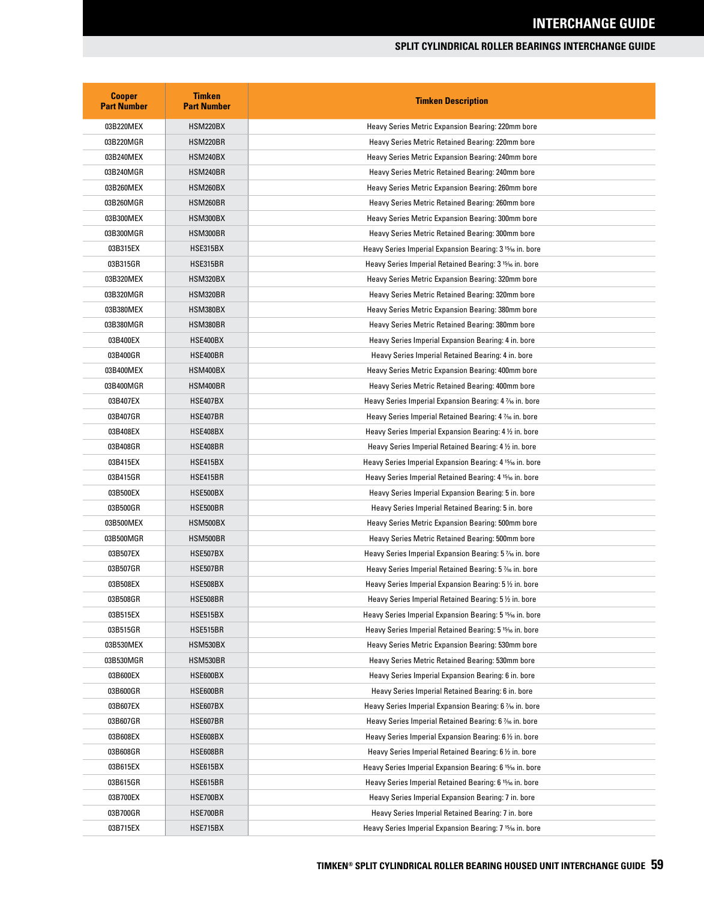# INTERCHANGE GUIDE

## SPLIT CYLINDRICAL ROLLER BEARINGS INTERCHANGE GUIDE

| Cooper Part Number | Timken Part Number | Timken Description |
|---|---|---|
| 03B220MEX | HSM220BX | Heavy Series Metric Expansion Bearing: 220mm bore |
| 03B220MGR | HSM220BR | Heavy Series Metric Retained Bearing: 220mm bore |
| 03B240MEX | HSM240BX | Heavy Series Metric Expansion Bearing: 240mm bore |
| 03B240MGR | HSM240BR | Heavy Series Metric Retained Bearing: 240mm bore |
| 03B260MEX | HSM260BX | Heavy Series Metric Expansion Bearing: 260mm bore |
| 03B260MGR | HSM260BR | Heavy Series Metric Retained Bearing: 260mm bore |
| 03B300MEX | HSM300BX | Heavy Series Metric Expansion Bearing: 300mm bore |
| 03B300MGR | HSM300BR | Heavy Series Metric Retained Bearing: 300mm bore |
| 03B315EX | HSE315BX | Heavy Series Imperial Expansion Bearing: 3 15⁄16 in. bore |
| 03B315GR | HSE315BR | Heavy Series Imperial Retained Bearing: 3 15⁄16 in. bore |
| 03B320MEX | HSM320BX | Heavy Series Metric Expansion Bearing: 320mm bore |
| 03B320MGR | HSM320BR | Heavy Series Metric Retained Bearing: 320mm bore |
| 03B380MEX | HSM380BX | Heavy Series Metric Expansion Bearing: 380mm bore |
| 03B380MGR | HSM380BR | Heavy Series Metric Retained Bearing: 380mm bore |
| 03B400EX | HSE400BX | Heavy Series Imperial Expansion Bearing: 4 in. bore |
| 03B400GR | HSE400BR | Heavy Series Imperial Retained Bearing: 4 in. bore |
| 03B400MEX | HSM400BX | Heavy Series Metric Expansion Bearing: 400mm bore |
| 03B400MGR | HSM400BR | Heavy Series Metric Retained Bearing: 400mm bore |
| 03B407EX | HSE407BX | Heavy Series Imperial Expansion Bearing: 4 7⁄16 in. bore |
| 03B407GR | HSE407BR | Heavy Series Imperial Retained Bearing: 4 7⁄16 in. bore |
| 03B408EX | HSE408BX | Heavy Series Imperial Expansion Bearing: 4 ½ in. bore |
| 03B408GR | HSE408BR | Heavy Series Imperial Retained Bearing: 4 ½ in. bore |
| 03B415EX | HSE415BX | Heavy Series Imperial Expansion Bearing: 4 15⁄16 in. bore |
| 03B415GR | HSE415BR | Heavy Series Imperial Retained Bearing: 4 15⁄16 in. bore |
| 03B500EX | HSE500BX | Heavy Series Imperial Expansion Bearing: 5 in. bore |
| 03B500GR | HSE500BR | Heavy Series Imperial Retained Bearing: 5 in. bore |
| 03B500MEX | HSM500BX | Heavy Series Metric Expansion Bearing: 500mm bore |
| 03B500MGR | HSM500BR | Heavy Series Metric Retained Bearing: 500mm bore |
| 03B507EX | HSE507BX | Heavy Series Imperial Expansion Bearing: 5 7⁄16 in. bore |
| 03B507GR | HSE507BR | Heavy Series Imperial Retained Bearing: 5 7⁄16 in. bore |
| 03B508EX | HSE508BX | Heavy Series Imperial Expansion Bearing: 5 ½ in. bore |
| 03B508GR | HSE508BR | Heavy Series Imperial Retained Bearing: 5 ½ in. bore |
| 03B515EX | HSE515BX | Heavy Series Imperial Expansion Bearing: 5 15⁄16 in. bore |
| 03B515GR | HSE515BR | Heavy Series Imperial Retained Bearing: 5 15⁄16 in. bore |
| 03B530MEX | HSM530BX | Heavy Series Metric Expansion Bearing: 530mm bore |
| 03B530MGR | HSM530BR | Heavy Series Metric Retained Bearing: 530mm bore |
| 03B600EX | HSE600BX | Heavy Series Imperial Expansion Bearing: 6 in. bore |
| 03B600GR | HSE600BR | Heavy Series Imperial Retained Bearing: 6 in. bore |
| 03B607EX | HSE607BX | Heavy Series Imperial Expansion Bearing: 6 7⁄16 in. bore |
| 03B607GR | HSE607BR | Heavy Series Imperial Retained Bearing: 6 7⁄16 in. bore |
| 03B608EX | HSE608BX | Heavy Series Imperial Expansion Bearing: 6 ½ in. bore |
| 03B608GR | HSE608BR | Heavy Series Imperial Retained Bearing: 6 ½ in. bore |
| 03B615EX | HSE615BX | Heavy Series Imperial Expansion Bearing: 6 15⁄16 in. bore |
| 03B615GR | HSE615BR | Heavy Series Imperial Retained Bearing: 6 15⁄16 in. bore |
| 03B700EX | HSE700BX | Heavy Series Imperial Expansion Bearing: 7 in. bore |
| 03B700GR | HSE700BR | Heavy Series Imperial Retained Bearing: 7 in. bore |
| 03B715EX | HSE715BX | Heavy Series Imperial Expansion Bearing: 7 15⁄16 in. bore |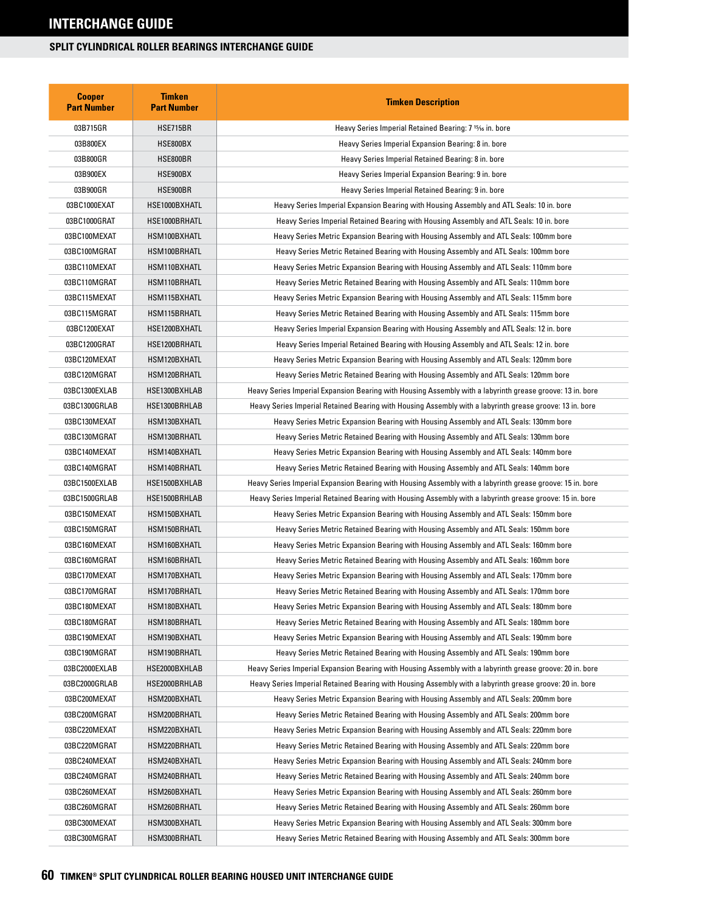# INTERCHANGE GUIDE

## SPLIT CYLINDRICAL ROLLER BEARINGS INTERCHANGE GUIDE

| Cooper Part Number | Timken Part Number | Timken Description |
|---|---|---|
| 03B715GR | HSE715BR | Heavy Series Imperial Retained Bearing: 7 15⁄16 in. bore |
| 03B800EX | HSE800BX | Heavy Series Imperial Expansion Bearing: 8 in. bore |
| 03B800GR | HSE800BR | Heavy Series Imperial Retained Bearing: 8 in. bore |
| 03B900EX | HSE900BX | Heavy Series Imperial Expansion Bearing: 9 in. bore |
| 03B900GR | HSE900BR | Heavy Series Imperial Retained Bearing: 9 in. bore |
| 03BC1000EXAT | HSE1000BXHATL | Heavy Series Imperial Expansion Bearing with Housing Assembly and ATL Seals: 10 in. bore |
| 03BC1000GRAT | HSE1000BRHATL | Heavy Series Imperial Retained Bearing with Housing Assembly and ATL Seals: 10 in. bore |
| 03BC100MEXAT | HSM100BXHATL | Heavy Series Metric Expansion Bearing with Housing Assembly and ATL Seals: 100mm bore |
| 03BC100MGRAT | HSM100BRHATL | Heavy Series Metric Retained Bearing with Housing Assembly and ATL Seals: 100mm bore |
| 03BC110MEXAT | HSM110BXHATL | Heavy Series Metric Expansion Bearing with Housing Assembly and ATL Seals: 110mm bore |
| 03BC110MGRAT | HSM110BRHATL | Heavy Series Metric Retained Bearing with Housing Assembly and ATL Seals: 110mm bore |
| 03BC115MEXAT | HSM115BXHATL | Heavy Series Metric Expansion Bearing with Housing Assembly and ATL Seals: 115mm bore |
| 03BC115MGRAT | HSM115BRHATL | Heavy Series Metric Retained Bearing with Housing Assembly and ATL Seals: 115mm bore |
| 03BC1200EXAT | HSE1200BXHATL | Heavy Series Imperial Expansion Bearing with Housing Assembly and ATL Seals: 12 in. bore |
| 03BC1200GRAT | HSE1200BRHATL | Heavy Series Imperial Retained Bearing with Housing Assembly and ATL Seals: 12 in. bore |
| 03BC120MEXAT | HSM120BXHATL | Heavy Series Metric Expansion Bearing with Housing Assembly and ATL Seals: 120mm bore |
| 03BC120MGRAT | HSM120BRHATL | Heavy Series Metric Retained Bearing with Housing Assembly and ATL Seals: 120mm bore |
| 03BC1300EXLAB | HSE1300BXHLAB | Heavy Series Imperial Expansion Bearing with Housing Assembly with a labyrinth grease groove: 13 in. bore |
| 03BC1300GRLAB | HSE1300BRHLAB | Heavy Series Imperial Retained Bearing with Housing Assembly with a labyrinth grease groove: 13 in. bore |
| 03BC130MEXAT | HSM130BXHATL | Heavy Series Metric Expansion Bearing with Housing Assembly and ATL Seals: 130mm bore |
| 03BC130MGRAT | HSM130BRHATL | Heavy Series Metric Retained Bearing with Housing Assembly and ATL Seals: 130mm bore |
| 03BC140MEXAT | HSM140BXHATL | Heavy Series Metric Expansion Bearing with Housing Assembly and ATL Seals: 140mm bore |
| 03BC140MGRAT | HSM140BRHATL | Heavy Series Metric Retained Bearing with Housing Assembly and ATL Seals: 140mm bore |
| 03BC1500EXLAB | HSE1500BXHLAB | Heavy Series Imperial Expansion Bearing with Housing Assembly with a labyrinth grease groove: 15 in. bore |
| 03BC1500GRLAB | HSE1500BRHLAB | Heavy Series Imperial Retained Bearing with Housing Assembly with a labyrinth grease groove: 15 in. bore |
| 03BC150MEXAT | HSM150BXHATL | Heavy Series Metric Expansion Bearing with Housing Assembly and ATL Seals: 150mm bore |
| 03BC150MGRAT | HSM150BRHATL | Heavy Series Metric Retained Bearing with Housing Assembly and ATL Seals: 150mm bore |
| 03BC160MEXAT | HSM160BXHATL | Heavy Series Metric Expansion Bearing with Housing Assembly and ATL Seals: 160mm bore |
| 03BC160MGRAT | HSM160BRHATL | Heavy Series Metric Retained Bearing with Housing Assembly and ATL Seals: 160mm bore |
| 03BC170MEXAT | HSM170BXHATL | Heavy Series Metric Expansion Bearing with Housing Assembly and ATL Seals: 170mm bore |
| 03BC170MGRAT | HSM170BRHATL | Heavy Series Metric Retained Bearing with Housing Assembly and ATL Seals: 170mm bore |
| 03BC180MEXAT | HSM180BXHATL | Heavy Series Metric Expansion Bearing with Housing Assembly and ATL Seals: 180mm bore |
| 03BC180MGRAT | HSM180BRHATL | Heavy Series Metric Retained Bearing with Housing Assembly and ATL Seals: 180mm bore |
| 03BC190MEXAT | HSM190BXHATL | Heavy Series Metric Expansion Bearing with Housing Assembly and ATL Seals: 190mm bore |
| 03BC190MGRAT | HSM190BRHATL | Heavy Series Metric Retained Bearing with Housing Assembly and ATL Seals: 190mm bore |
| 03BC2000EXLAB | HSE2000BXHLAB | Heavy Series Imperial Expansion Bearing with Housing Assembly with a labyrinth grease groove: 20 in. bore |
| 03BC2000GRLAB | HSE2000BRHLAB | Heavy Series Imperial Retained Bearing with Housing Assembly with a labyrinth grease groove: 20 in. bore |
| 03BC200MEXAT | HSM200BXHATL | Heavy Series Metric Expansion Bearing with Housing Assembly and ATL Seals: 200mm bore |
| 03BC200MGRAT | HSM200BRHATL | Heavy Series Metric Retained Bearing with Housing Assembly and ATL Seals: 200mm bore |
| 03BC220MEXAT | HSM220BXHATL | Heavy Series Metric Expansion Bearing with Housing Assembly and ATL Seals: 220mm bore |
| 03BC220MGRAT | HSM220BRHATL | Heavy Series Metric Retained Bearing with Housing Assembly and ATL Seals: 220mm bore |
| 03BC240MEXAT | HSM240BXHATL | Heavy Series Metric Expansion Bearing with Housing Assembly and ATL Seals: 240mm bore |
| 03BC240MGRAT | HSM240BRHATL | Heavy Series Metric Retained Bearing with Housing Assembly and ATL Seals: 240mm bore |
| 03BC260MEXAT | HSM260BXHATL | Heavy Series Metric Expansion Bearing with Housing Assembly and ATL Seals: 260mm bore |
| 03BC260MGRAT | HSM260BRHATL | Heavy Series Metric Retained Bearing with Housing Assembly and ATL Seals: 260mm bore |
| 03BC300MEXAT | HSM300BXHATL | Heavy Series Metric Expansion Bearing with Housing Assembly and ATL Seals: 300mm bore |
| 03BC300MGRAT | HSM300BRHATL | Heavy Series Metric Retained Bearing with Housing Assembly and ATL Seals: 300mm bore |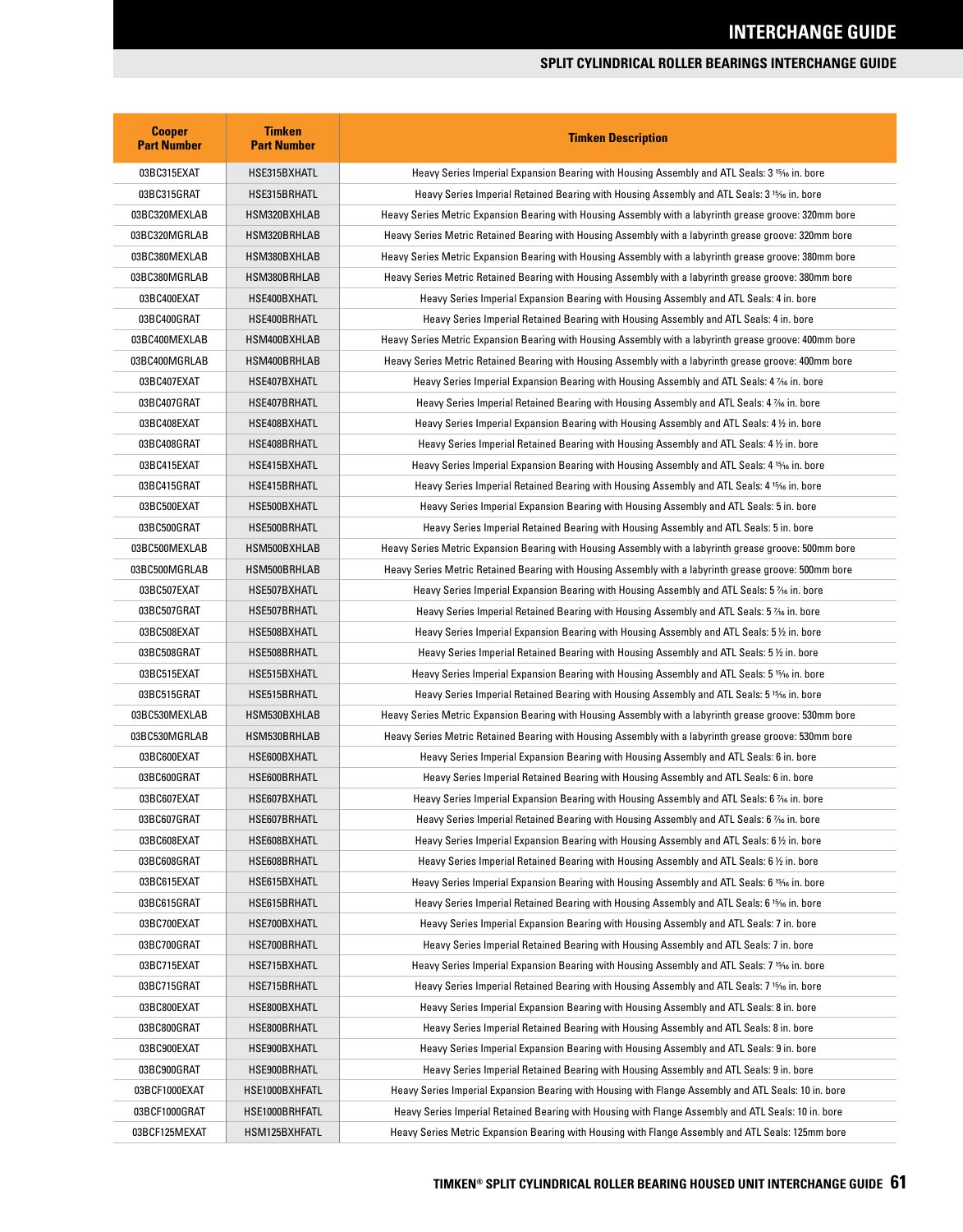# INTERCHANGE GUIDE

## SPLIT CYLINDRICAL ROLLER BEARINGS INTERCHANGE GUIDE

| Cooper Part Number | Timken Part Number | Timken Description |
|---|---|---|
| 03BC315EXAT | HSE315BXHATL | Heavy Series Imperial Expansion Bearing with Housing Assembly and ATL Seals: 3 15⁄16 in. bore |
| 03BC315GRAT | HSE315BRHATL | Heavy Series Imperial Retained Bearing with Housing Assembly and ATL Seals: 3 15⁄16 in. bore |
| 03BC320MEXLAB | HSM320BXHLAB | Heavy Series Metric Expansion Bearing with Housing Assembly with a labyrinth grease groove: 320mm bore |
| 03BC320MGRLAB | HSM320BRHLAB | Heavy Series Metric Retained Bearing with Housing Assembly with a labyrinth grease groove: 320mm bore |
| 03BC380MEXLAB | HSM380BXHLAB | Heavy Series Metric Expansion Bearing with Housing Assembly with a labyrinth grease groove: 380mm bore |
| 03BC380MGRLAB | HSM380BRHLAB | Heavy Series Metric Retained Bearing with Housing Assembly with a labyrinth grease groove: 380mm bore |
| 03BC400EXAT | HSE400BXHATL | Heavy Series Imperial Expansion Bearing with Housing Assembly and ATL Seals: 4 in. bore |
| 03BC400GRAT | HSE400BRHATL | Heavy Series Imperial Retained Bearing with Housing Assembly and ATL Seals: 4 in. bore |
| 03BC400MEXLAB | HSM400BXHLAB | Heavy Series Metric Expansion Bearing with Housing Assembly with a labyrinth grease groove: 400mm bore |
| 03BC400MGRLAB | HSM400BRHLAB | Heavy Series Metric Retained Bearing with Housing Assembly with a labyrinth grease groove: 400mm bore |
| 03BC407EXAT | HSE407BXHATL | Heavy Series Imperial Expansion Bearing with Housing Assembly and ATL Seals: 4 7⁄16 in. bore |
| 03BC407GRAT | HSE407BRHATL | Heavy Series Imperial Retained Bearing with Housing Assembly and ATL Seals: 4 7⁄16 in. bore |
| 03BC408EXAT | HSE408BXHATL | Heavy Series Imperial Expansion Bearing with Housing Assembly and ATL Seals: 4 ½ in. bore |
| 03BC408GRAT | HSE408BRHATL | Heavy Series Imperial Retained Bearing with Housing Assembly and ATL Seals: 4 ½ in. bore |
| 03BC415EXAT | HSE415BXHATL | Heavy Series Imperial Expansion Bearing with Housing Assembly and ATL Seals: 4 15⁄16 in. bore |
| 03BC415GRAT | HSE415BRHATL | Heavy Series Imperial Retained Bearing with Housing Assembly and ATL Seals: 4 15⁄16 in. bore |
| 03BC500EXAT | HSE500BXHATL | Heavy Series Imperial Expansion Bearing with Housing Assembly and ATL Seals: 5 in. bore |
| 03BC500GRAT | HSE500BRHATL | Heavy Series Imperial Retained Bearing with Housing Assembly and ATL Seals: 5 in. bore |
| 03BC500MEXLAB | HSM500BXHLAB | Heavy Series Metric Expansion Bearing with Housing Assembly with a labyrinth grease groove: 500mm bore |
| 03BC500MGRLAB | HSM500BRHLAB | Heavy Series Metric Retained Bearing with Housing Assembly with a labyrinth grease groove: 500mm bore |
| 03BC507EXAT | HSE507BXHATL | Heavy Series Imperial Expansion Bearing with Housing Assembly and ATL Seals: 5 7⁄16 in. bore |
| 03BC507GRAT | HSE507BRHATL | Heavy Series Imperial Retained Bearing with Housing Assembly and ATL Seals: 5 7⁄16 in. bore |
| 03BC508EXAT | HSE508BXHATL | Heavy Series Imperial Expansion Bearing with Housing Assembly and ATL Seals: 5 ½ in. bore |
| 03BC508GRAT | HSE508BRHATL | Heavy Series Imperial Retained Bearing with Housing Assembly and ATL Seals: 5 ½ in. bore |
| 03BC515EXAT | HSE515BXHATL | Heavy Series Imperial Expansion Bearing with Housing Assembly and ATL Seals: 5 15⁄16 in. bore |
| 03BC515GRAT | HSE515BRHATL | Heavy Series Imperial Retained Bearing with Housing Assembly and ATL Seals: 5 15⁄16 in. bore |
| 03BC530MEXLAB | HSM530BXHLAB | Heavy Series Metric Expansion Bearing with Housing Assembly with a labyrinth grease groove: 530mm bore |
| 03BC530MGRLAB | HSM530BRHLAB | Heavy Series Metric Retained Bearing with Housing Assembly with a labyrinth grease groove: 530mm bore |
| 03BC600EXAT | HSE600BXHATL | Heavy Series Imperial Expansion Bearing with Housing Assembly and ATL Seals: 6 in. bore |
| 03BC600GRAT | HSE600BRHATL | Heavy Series Imperial Retained Bearing with Housing Assembly and ATL Seals: 6 in. bore |
| 03BC607EXAT | HSE607BXHATL | Heavy Series Imperial Expansion Bearing with Housing Assembly and ATL Seals: 6 7⁄16 in. bore |
| 03BC607GRAT | HSE607BRHATL | Heavy Series Imperial Retained Bearing with Housing Assembly and ATL Seals: 6 7⁄16 in. bore |
| 03BC608EXAT | HSE608BXHATL | Heavy Series Imperial Expansion Bearing with Housing Assembly and ATL Seals: 6 ½ in. bore |
| 03BC608GRAT | HSE608BRHATL | Heavy Series Imperial Retained Bearing with Housing Assembly and ATL Seals: 6 ½ in. bore |
| 03BC615EXAT | HSE615BXHATL | Heavy Series Imperial Expansion Bearing with Housing Assembly and ATL Seals: 6 15⁄16 in. bore |
| 03BC615GRAT | HSE615BRHATL | Heavy Series Imperial Retained Bearing with Housing Assembly and ATL Seals: 6 15⁄16 in. bore |
| 03BC700EXAT | HSE700BXHATL | Heavy Series Imperial Expansion Bearing with Housing Assembly and ATL Seals: 7 in. bore |
| 03BC700GRAT | HSE700BRHATL | Heavy Series Imperial Retained Bearing with Housing Assembly and ATL Seals: 7 in. bore |
| 03BC715EXAT | HSE715BXHATL | Heavy Series Imperial Expansion Bearing with Housing Assembly and ATL Seals: 7 15⁄16 in. bore |
| 03BC715GRAT | HSE715BRHATL | Heavy Series Imperial Retained Bearing with Housing Assembly and ATL Seals: 7 15⁄16 in. bore |
| 03BC800EXAT | HSE800BXHATL | Heavy Series Imperial Expansion Bearing with Housing Assembly and ATL Seals: 8 in. bore |
| 03BC800GRAT | HSE800BRHATL | Heavy Series Imperial Retained Bearing with Housing Assembly and ATL Seals: 8 in. bore |
| 03BC900EXAT | HSE900BXHATL | Heavy Series Imperial Expansion Bearing with Housing Assembly and ATL Seals: 9 in. bore |
| 03BC900GRAT | HSE900BRHATL | Heavy Series Imperial Retained Bearing with Housing Assembly and ATL Seals: 9 in. bore |
| 03BCF1000EXAT | HSE1000BXHFATL | Heavy Series Imperial Expansion Bearing with Housing with Flange Assembly and ATL Seals: 10 in. bore |
| 03BCF1000GRAT | HSE1000BRHFATL | Heavy Series Imperial Retained Bearing with Housing with Flange Assembly and ATL Seals: 10 in. bore |
| 03BCF125MEXAT | HSM125BXHFATL | Heavy Series Metric Expansion Bearing with Housing with Flange Assembly and ATL Seals: 125mm bore |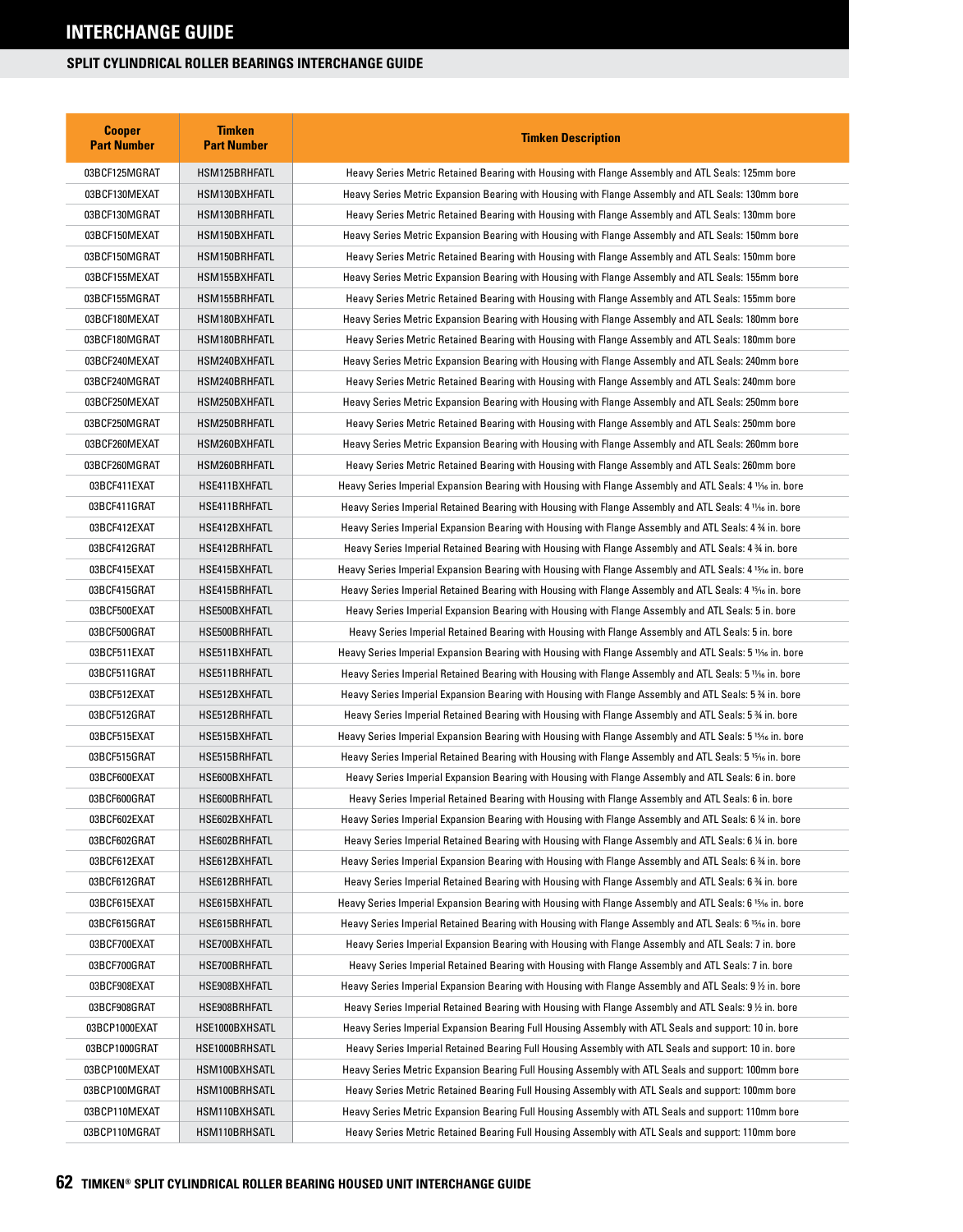# INTERCHANGE GUIDE

## SPLIT CYLINDRICAL ROLLER BEARINGS INTERCHANGE GUIDE

| Cooper Part Number | Timken Part Number | Timken Description |
|---|---|---|
| 03BCF125MGRAT | HSM125BRHFATL | Heavy Series Metric Retained Bearing with Housing with Flange Assembly and ATL Seals: 125mm bore |
| 03BCF130MEXAT | HSM130BXHFATL | Heavy Series Metric Expansion Bearing with Housing with Flange Assembly and ATL Seals: 130mm bore |
| 03BCF130MGRAT | HSM130BRHFATL | Heavy Series Metric Retained Bearing with Housing with Flange Assembly and ATL Seals: 130mm bore |
| 03BCF150MEXAT | HSM150BXHFATL | Heavy Series Metric Expansion Bearing with Housing with Flange Assembly and ATL Seals: 150mm bore |
| 03BCF150MGRAT | HSM150BRHFATL | Heavy Series Metric Retained Bearing with Housing with Flange Assembly and ATL Seals: 150mm bore |
| 03BCF155MEXAT | HSM155BXHFATL | Heavy Series Metric Expansion Bearing with Housing with Flange Assembly and ATL Seals: 155mm bore |
| 03BCF155MGRAT | HSM155BRHFATL | Heavy Series Metric Retained Bearing with Housing with Flange Assembly and ATL Seals: 155mm bore |
| 03BCF180MEXAT | HSM180BXHFATL | Heavy Series Metric Expansion Bearing with Housing with Flange Assembly and ATL Seals: 180mm bore |
| 03BCF180MGRAT | HSM180BRHFATL | Heavy Series Metric Retained Bearing with Housing with Flange Assembly and ATL Seals: 180mm bore |
| 03BCF240MEXAT | HSM240BXHFATL | Heavy Series Metric Expansion Bearing with Housing with Flange Assembly and ATL Seals: 240mm bore |
| 03BCF240MGRAT | HSM240BRHFATL | Heavy Series Metric Retained Bearing with Housing with Flange Assembly and ATL Seals: 240mm bore |
| 03BCF250MEXAT | HSM250BXHFATL | Heavy Series Metric Expansion Bearing with Housing with Flange Assembly and ATL Seals: 250mm bore |
| 03BCF250MGRAT | HSM250BRHFATL | Heavy Series Metric Retained Bearing with Housing with Flange Assembly and ATL Seals: 250mm bore |
| 03BCF260MEXAT | HSM260BXHFATL | Heavy Series Metric Expansion Bearing with Housing with Flange Assembly and ATL Seals: 260mm bore |
| 03BCF260MGRAT | HSM260BRHFATL | Heavy Series Metric Retained Bearing with Housing with Flange Assembly and ATL Seals: 260mm bore |
| 03BCF411EXAT | HSE411BXHFATL | Heavy Series Imperial Expansion Bearing with Housing with Flange Assembly and ATL Seals: 4 11⁄16 in. bore |
| 03BCF411GRAT | HSE411BRHFATL | Heavy Series Imperial Retained Bearing with Housing with Flange Assembly and ATL Seals: 4 11⁄16 in. bore |
| 03BCF412EXAT | HSE412BXHFATL | Heavy Series Imperial Expansion Bearing with Housing with Flange Assembly and ATL Seals: 4 ¾ in. bore |
| 03BCF412GRAT | HSE412BRHFATL | Heavy Series Imperial Retained Bearing with Housing with Flange Assembly and ATL Seals: 4 ¾ in. bore |
| 03BCF415EXAT | HSE415BXHFATL | Heavy Series Imperial Expansion Bearing with Housing with Flange Assembly and ATL Seals: 4 15⁄16 in. bore |
| 03BCF415GRAT | HSE415BRHFATL | Heavy Series Imperial Retained Bearing with Housing with Flange Assembly and ATL Seals: 4 15⁄16 in. bore |
| 03BCF500EXAT | HSE500BXHFATL | Heavy Series Imperial Expansion Bearing with Housing with Flange Assembly and ATL Seals: 5 in. bore |
| 03BCF500GRAT | HSE500BRHFATL | Heavy Series Imperial Retained Bearing with Housing with Flange Assembly and ATL Seals: 5 in. bore |
| 03BCF511EXAT | HSE511BXHFATL | Heavy Series Imperial Expansion Bearing with Housing with Flange Assembly and ATL Seals: 5 11⁄16 in. bore |
| 03BCF511GRAT | HSE511BRHFATL | Heavy Series Imperial Retained Bearing with Housing with Flange Assembly and ATL Seals: 5 11⁄16 in. bore |
| 03BCF512EXAT | HSE512BXHFATL | Heavy Series Imperial Expansion Bearing with Housing with Flange Assembly and ATL Seals: 5 ¾ in. bore |
| 03BCF512GRAT | HSE512BRHFATL | Heavy Series Imperial Retained Bearing with Housing with Flange Assembly and ATL Seals: 5 ¾ in. bore |
| 03BCF515EXAT | HSE515BXHFATL | Heavy Series Imperial Expansion Bearing with Housing with Flange Assembly and ATL Seals: 5 15⁄16 in. bore |
| 03BCF515GRAT | HSE515BRHFATL | Heavy Series Imperial Retained Bearing with Housing with Flange Assembly and ATL Seals: 5 15⁄16 in. bore |
| 03BCF600EXAT | HSE600BXHFATL | Heavy Series Imperial Expansion Bearing with Housing with Flange Assembly and ATL Seals: 6 in. bore |
| 03BCF600GRAT | HSE600BRHFATL | Heavy Series Imperial Retained Bearing with Housing with Flange Assembly and ATL Seals: 6 in. bore |
| 03BCF602EXAT | HSE602BXHFATL | Heavy Series Imperial Expansion Bearing with Housing with Flange Assembly and ATL Seals: 6 ¼ in. bore |
| 03BCF602GRAT | HSE602BRHFATL | Heavy Series Imperial Retained Bearing with Housing with Flange Assembly and ATL Seals: 6 ¼ in. bore |
| 03BCF612EXAT | HSE612BXHFATL | Heavy Series Imperial Expansion Bearing with Housing with Flange Assembly and ATL Seals: 6 ¾ in. bore |
| 03BCF612GRAT | HSE612BRHFATL | Heavy Series Imperial Retained Bearing with Housing with Flange Assembly and ATL Seals: 6 ¾ in. bore |
| 03BCF615EXAT | HSE615BXHFATL | Heavy Series Imperial Expansion Bearing with Housing with Flange Assembly and ATL Seals: 6 15⁄16 in. bore |
| 03BCF615GRAT | HSE615BRHFATL | Heavy Series Imperial Retained Bearing with Housing with Flange Assembly and ATL Seals: 6 15⁄16 in. bore |
| 03BCF700EXAT | HSE700BXHFATL | Heavy Series Imperial Expansion Bearing with Housing with Flange Assembly and ATL Seals: 7 in. bore |
| 03BCF700GRAT | HSE700BRHFATL | Heavy Series Imperial Retained Bearing with Housing with Flange Assembly and ATL Seals: 7 in. bore |
| 03BCF908EXAT | HSE908BXHFATL | Heavy Series Imperial Expansion Bearing with Housing with Flange Assembly and ATL Seals: 9 ½ in. bore |
| 03BCF908GRAT | HSE908BRHFATL | Heavy Series Imperial Retained Bearing with Housing with Flange Assembly and ATL Seals: 9 ½ in. bore |
| 03BCP1000EXAT | HSE1000BXHSATL | Heavy Series Imperial Expansion Bearing Full Housing Assembly with ATL Seals and support: 10 in. bore |
| 03BCP1000GRAT | HSE1000BRHSATL | Heavy Series Imperial Retained Bearing Full Housing Assembly with ATL Seals and support: 10 in. bore |
| 03BCP100MEXAT | HSM100BXHSATL | Heavy Series Metric Expansion Bearing Full Housing Assembly with ATL Seals and support: 100mm bore |
| 03BCP100MGRAT | HSM100BRHSATL | Heavy Series Metric Retained Bearing Full Housing Assembly with ATL Seals and support: 100mm bore |
| 03BCP110MEXAT | HSM110BXHSATL | Heavy Series Metric Expansion Bearing Full Housing Assembly with ATL Seals and support: 110mm bore |
| 03BCP110MGRAT | HSM110BRHSATL | Heavy Series Metric Retained Bearing Full Housing Assembly with ATL Seals and support: 110mm bore |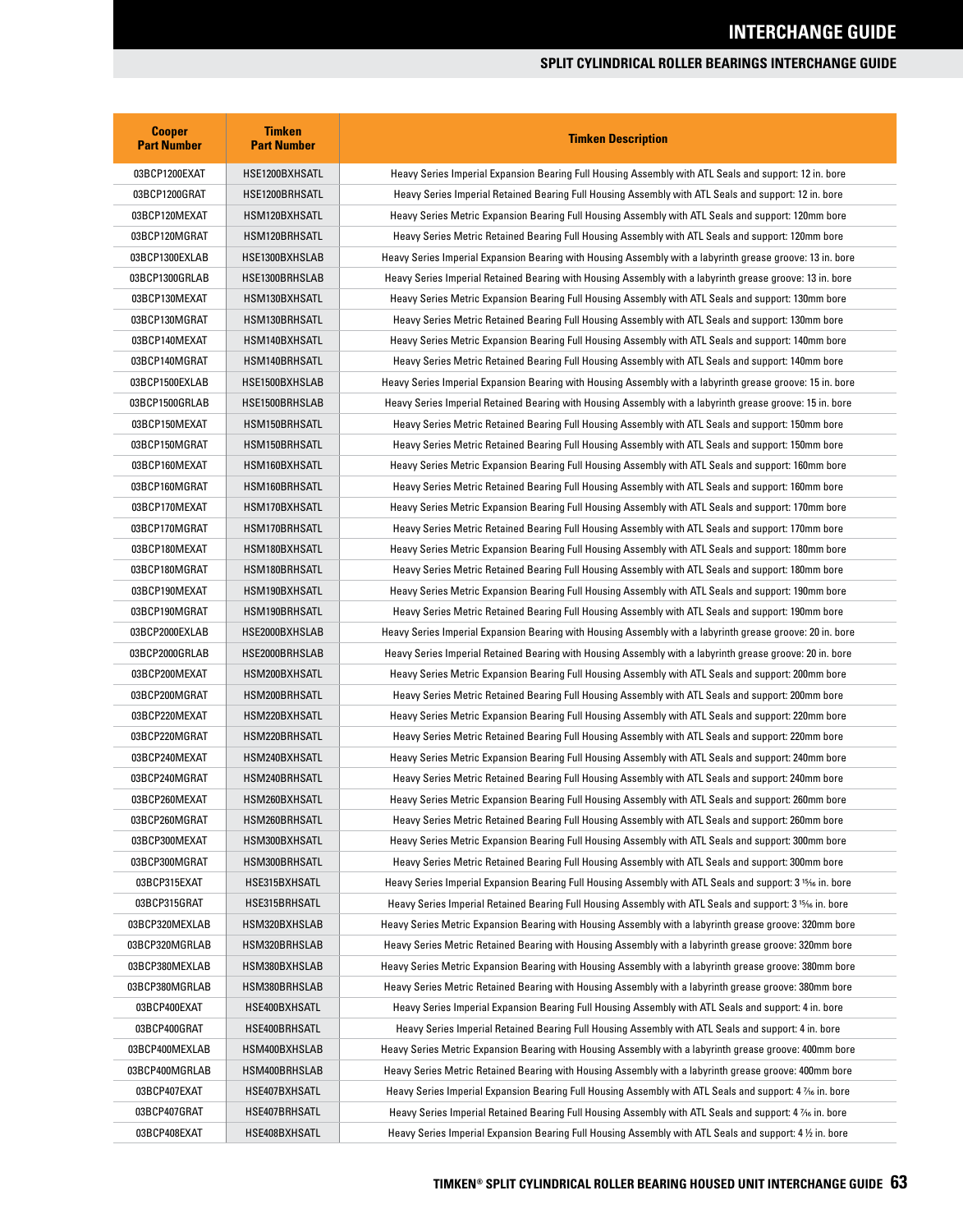# INTERCHANGE GUIDE

## SPLIT CYLINDRICAL ROLLER BEARINGS INTERCHANGE GUIDE

| Cooper Part Number | Timken Part Number | Timken Description |
|---|---|---|
| 03BCP1200EXAT | HSE1200BXHSATL | Heavy Series Imperial Expansion Bearing Full Housing Assembly with ATL Seals and support: 12 in. bore |
| 03BCP1200GRAT | HSE1200BRHSATL | Heavy Series Imperial Retained Bearing Full Housing Assembly with ATL Seals and support: 12 in. bore |
| 03BCP120MEXAT | HSM120BXHSATL | Heavy Series Metric Expansion Bearing Full Housing Assembly with ATL Seals and support: 120mm bore |
| 03BCP120MGRAT | HSM120BRHSATL | Heavy Series Metric Retained Bearing Full Housing Assembly with ATL Seals and support: 120mm bore |
| 03BCP1300EXLAB | HSE1300BXHSLAB | Heavy Series Imperial Expansion Bearing with Housing Assembly with a labyrinth grease groove: 13 in. bore |
| 03BCP1300GRLAB | HSE1300BRHSLAB | Heavy Series Imperial Retained Bearing with Housing Assembly with a labyrinth grease groove: 13 in. bore |
| 03BCP130MEXAT | HSM130BXHSATL | Heavy Series Metric Expansion Bearing Full Housing Assembly with ATL Seals and support: 130mm bore |
| 03BCP130MGRAT | HSM130BRHSATL | Heavy Series Metric Retained Bearing Full Housing Assembly with ATL Seals and support: 130mm bore |
| 03BCP140MEXAT | HSM140BXHSATL | Heavy Series Metric Expansion Bearing Full Housing Assembly with ATL Seals and support: 140mm bore |
| 03BCP140MGRAT | HSM140BRHSATL | Heavy Series Metric Retained Bearing Full Housing Assembly with ATL Seals and support: 140mm bore |
| 03BCP1500EXLAB | HSE1500BXHSLAB | Heavy Series Imperial Expansion Bearing with Housing Assembly with a labyrinth grease groove: 15 in. bore |
| 03BCP1500GRLAB | HSE1500BRHSLAB | Heavy Series Imperial Retained Bearing with Housing Assembly with a labyrinth grease groove: 15 in. bore |
| 03BCP150MEXAT | HSM150BRHSATL | Heavy Series Metric Retained Bearing Full Housing Assembly with ATL Seals and support: 150mm bore |
| 03BCP150MGRAT | HSM150BRHSATL | Heavy Series Metric Retained Bearing Full Housing Assembly with ATL Seals and support: 150mm bore |
| 03BCP160MEXAT | HSM160BXHSATL | Heavy Series Metric Expansion Bearing Full Housing Assembly with ATL Seals and support: 160mm bore |
| 03BCP160MGRAT | HSM160BRHSATL | Heavy Series Metric Retained Bearing Full Housing Assembly with ATL Seals and support: 160mm bore |
| 03BCP170MEXAT | HSM170BXHSATL | Heavy Series Metric Expansion Bearing Full Housing Assembly with ATL Seals and support: 170mm bore |
| 03BCP170MGRAT | HSM170BRHSATL | Heavy Series Metric Retained Bearing Full Housing Assembly with ATL Seals and support: 170mm bore |
| 03BCP180MEXAT | HSM180BXHSATL | Heavy Series Metric Expansion Bearing Full Housing Assembly with ATL Seals and support: 180mm bore |
| 03BCP180MGRAT | HSM180BRHSATL | Heavy Series Metric Retained Bearing Full Housing Assembly with ATL Seals and support: 180mm bore |
| 03BCP190MEXAT | HSM190BXHSATL | Heavy Series Metric Expansion Bearing Full Housing Assembly with ATL Seals and support: 190mm bore |
| 03BCP190MGRAT | HSM190BRHSATL | Heavy Series Metric Retained Bearing Full Housing Assembly with ATL Seals and support: 190mm bore |
| 03BCP2000EXLAB | HSE2000BXHSLAB | Heavy Series Imperial Expansion Bearing with Housing Assembly with a labyrinth grease groove: 20 in. bore |
| 03BCP2000GRLAB | HSE2000BRHSLAB | Heavy Series Imperial Retained Bearing with Housing Assembly with a labyrinth grease groove: 20 in. bore |
| 03BCP200MEXAT | HSM200BXHSATL | Heavy Series Metric Expansion Bearing Full Housing Assembly with ATL Seals and support: 200mm bore |
| 03BCP200MGRAT | HSM200BRHSATL | Heavy Series Metric Retained Bearing Full Housing Assembly with ATL Seals and support: 200mm bore |
| 03BCP220MEXAT | HSM220BXHSATL | Heavy Series Metric Expansion Bearing Full Housing Assembly with ATL Seals and support: 220mm bore |
| 03BCP220MGRAT | HSM220BRHSATL | Heavy Series Metric Retained Bearing Full Housing Assembly with ATL Seals and support: 220mm bore |
| 03BCP240MEXAT | HSM240BXHSATL | Heavy Series Metric Expansion Bearing Full Housing Assembly with ATL Seals and support: 240mm bore |
| 03BCP240MGRAT | HSM240BRHSATL | Heavy Series Metric Retained Bearing Full Housing Assembly with ATL Seals and support: 240mm bore |
| 03BCP260MEXAT | HSM260BXHSATL | Heavy Series Metric Expansion Bearing Full Housing Assembly with ATL Seals and support: 260mm bore |
| 03BCP260MGRAT | HSM260BRHSATL | Heavy Series Metric Retained Bearing Full Housing Assembly with ATL Seals and support: 260mm bore |
| 03BCP300MEXAT | HSM300BXHSATL | Heavy Series Metric Expansion Bearing Full Housing Assembly with ATL Seals and support: 300mm bore |
| 03BCP300MGRAT | HSM300BRHSATL | Heavy Series Metric Retained Bearing Full Housing Assembly with ATL Seals and support: 300mm bore |
| 03BCP315EXAT | HSE315BXHSATL | Heavy Series Imperial Expansion Bearing Full Housing Assembly with ATL Seals and support: 3 15/16 in. bore |
| 03BCP315GRAT | HSE315BRHSATL | Heavy Series Imperial Retained Bearing Full Housing Assembly with ATL Seals and support: 3 15/16 in. bore |
| 03BCP320MEXLAB | HSM320BXHSLAB | Heavy Series Metric Expansion Bearing with Housing Assembly with a labyrinth grease groove: 320mm bore |
| 03BCP320MGRLAB | HSM320BRHSLAB | Heavy Series Metric Retained Bearing with Housing Assembly with a labyrinth grease groove: 320mm bore |
| 03BCP380MEXLAB | HSM380BXHSLAB | Heavy Series Metric Expansion Bearing with Housing Assembly with a labyrinth grease groove: 380mm bore |
| 03BCP380MGRLAB | HSM380BRHSLAB | Heavy Series Metric Retained Bearing with Housing Assembly with a labyrinth grease groove: 380mm bore |
| 03BCP400EXAT | HSE400BXHSATL | Heavy Series Imperial Expansion Bearing Full Housing Assembly with ATL Seals and support: 4 in. bore |
| 03BCP400GRAT | HSE400BRHSATL | Heavy Series Imperial Retained Bearing Full Housing Assembly with ATL Seals and support: 4 in. bore |
| 03BCP400MEXLAB | HSM400BXHSLAB | Heavy Series Metric Expansion Bearing with Housing Assembly with a labyrinth grease groove: 400mm bore |
| 03BCP400MGRLAB | HSM400BRHSLAB | Heavy Series Metric Retained Bearing with Housing Assembly with a labyrinth grease groove: 400mm bore |
| 03BCP407EXAT | HSE407BXHSATL | Heavy Series Imperial Expansion Bearing Full Housing Assembly with ATL Seals and support: 4 7/16 in. bore |
| 03BCP407GRAT | HSE407BRHSATL | Heavy Series Imperial Retained Bearing Full Housing Assembly with ATL Seals and support: 4 7/16 in. bore |
| 03BCP408EXAT | HSE408BXHSATL | Heavy Series Imperial Expansion Bearing Full Housing Assembly with ATL Seals and support: 4 ½ in. bore |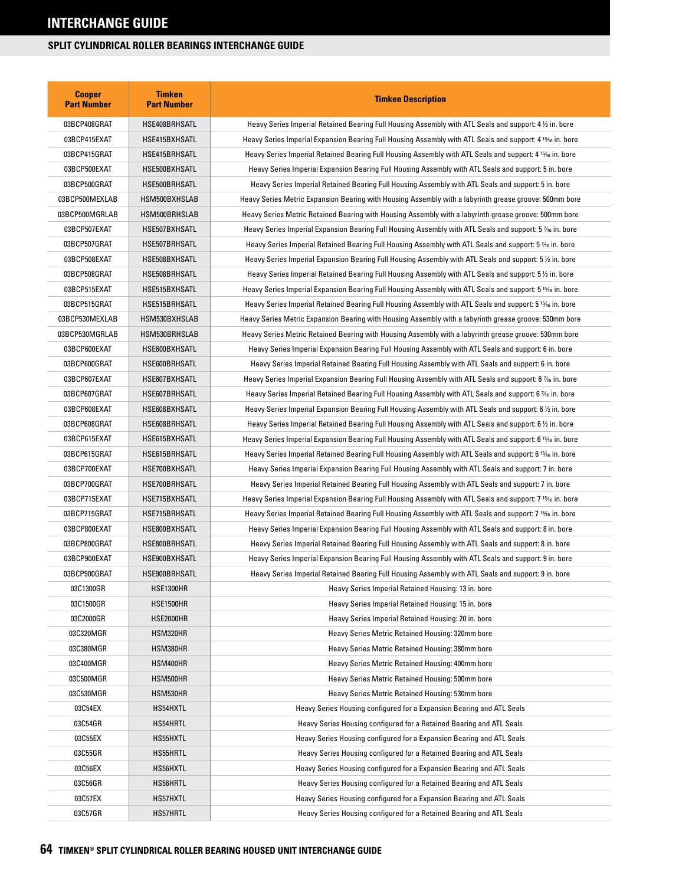# INTERCHANGE GUIDE

## SPLIT CYLINDRICAL ROLLER BEARINGS INTERCHANGE GUIDE

| Cooper Part Number | Timken Part Number | Timken Description |
|---|---|---|
| 03BCP408GRAT | HSE408BRHSATL | Heavy Series Imperial Retained Bearing Full Housing Assembly with ATL Seals and support: 4 ½ in. bore |
| 03BCP415EXAT | HSE415BXHSATL | Heavy Series Imperial Expansion Bearing Full Housing Assembly with ATL Seals and support: 4 <sup>15</sup>⁄<sub>16</sub> in. bore |
| 03BCP415GRAT | HSE415BRHSATL | Heavy Series Imperial Retained Bearing Full Housing Assembly with ATL Seals and support: 4 15⁄16 in. bore |
| 03BCP500EXAT | HSE500BXHSATL | Heavy Series Imperial Expansion Bearing Full Housing Assembly with ATL Seals and support: 5 in. bore |
| 03BCP500GRAT | HSE500BRHSATL | Heavy Series Imperial Retained Bearing Full Housing Assembly with ATL Seals and support: 5 in. bore |
| 03BCP500MEXLAB | HSM500BXHSLAB | Heavy Series Metric Expansion Bearing with Housing Assembly with a labyrinth grease groove: 500mm bore |
| 03BCP500MGRLAB | HSM500BRHSLAB | Heavy Series Metric Retained Bearing with Housing Assembly with a labyrinth grease groove: 500mm bore |
| 03BCP507EXAT | HSE507BXHSATL | Heavy Series Imperial Expansion Bearing Full Housing Assembly with ATL Seals and support: 5 7⁄16 in. bore |
| 03BCP507GRAT | HSE507BRHSATL | Heavy Series Imperial Retained Bearing Full Housing Assembly with ATL Seals and support: 5 7⁄16 in. bore |
| 03BCP508EXAT | HSE508BXHSATL | Heavy Series Imperial Expansion Bearing Full Housing Assembly with ATL Seals and support: 5 ½ in. bore |
| 03BCP508GRAT | HSE508BRHSATL | Heavy Series Imperial Retained Bearing Full Housing Assembly with ATL Seals and support: 5 ½ in. bore |
| 03BCP515EXAT | HSE515BXHSATL | Heavy Series Imperial Expansion Bearing Full Housing Assembly with ATL Seals and support: 5 15⁄16 in. bore |
| 03BCP515GRAT | HSE515BRHSATL | Heavy Series Imperial Retained Bearing Full Housing Assembly with ATL Seals and support: 5 15⁄16 in. bore |
| 03BCP530MEXLAB | HSM530BXHSLAB | Heavy Series Metric Expansion Bearing with Housing Assembly with a labyrinth grease groove: 530mm bore |
| 03BCP530MGRLAB | HSM530BRHSLAB | Heavy Series Metric Retained Bearing with Housing Assembly with a labyrinth grease groove: 530mm bore |
| 03BCP600EXAT | HSE600BXHSATL | Heavy Series Imperial Expansion Bearing Full Housing Assembly with ATL Seals and support: 6 in. bore |
| 03BCP600GRAT | HSE600BRHSATL | Heavy Series Imperial Retained Bearing Full Housing Assembly with ATL Seals and support: 6 in. bore |
| 03BCP607EXAT | HSE607BXHSATL | Heavy Series Imperial Expansion Bearing Full Housing Assembly with ATL Seals and support: 6 7⁄16 in. bore |
| 03BCP607GRAT | HSE607BRHSATL | Heavy Series Imperial Retained Bearing Full Housing Assembly with ATL Seals and support: 6 7⁄16 in. bore |
| 03BCP608EXAT | HSE608BXHSATL | Heavy Series Imperial Expansion Bearing Full Housing Assembly with ATL Seals and support: 6 ½ in. bore |
| 03BCP608GRAT | HSE608BRHSATL | Heavy Series Imperial Retained Bearing Full Housing Assembly with ATL Seals and support: 6 ½ in. bore |
| 03BCP615EXAT | HSE615BXHSATL | Heavy Series Imperial Expansion Bearing Full Housing Assembly with ATL Seals and support: 6 15⁄16 in. bore |
| 03BCP615GRAT | HSE615BRHSATL | Heavy Series Imperial Retained Bearing Full Housing Assembly with ATL Seals and support: 6 15⁄16 in. bore |
| 03BCP700EXAT | HSE700BXHSATL | Heavy Series Imperial Expansion Bearing Full Housing Assembly with ATL Seals and support: 7 in. bore |
| 03BCP700GRAT | HSE700BRHSATL | Heavy Series Imperial Retained Bearing Full Housing Assembly with ATL Seals and support: 7 in. bore |
| 03BCP715EXAT | HSE715BXHSATL | Heavy Series Imperial Expansion Bearing Full Housing Assembly with ATL Seals and support: 7 15⁄16 in. bore |
| 03BCP715GRAT | HSE715BRHSATL | Heavy Series Imperial Retained Bearing Full Housing Assembly with ATL Seals and support: 7 15⁄16 in. bore |
| 03BCP800EXAT | HSE800BXHSATL | Heavy Series Imperial Expansion Bearing Full Housing Assembly with ATL Seals and support: 8 in. bore |
| 03BCP800GRAT | HSE800BRHSATL | Heavy Series Imperial Retained Bearing Full Housing Assembly with ATL Seals and support: 8 in. bore |
| 03BCP900EXAT | HSE900BXHSATL | Heavy Series Imperial Expansion Bearing Full Housing Assembly with ATL Seals and support: 9 in. bore |
| 03BCP900GRAT | HSE900BRHSATL | Heavy Series Imperial Retained Bearing Full Housing Assembly with ATL Seals and support: 9 in. bore |
| 03C1300GR | HSE1300HR | Heavy Series Imperial Retained Housing: 13 in. bore |
| 03C1500GR | HSE1500HR | Heavy Series Imperial Retained Housing: 15 in. bore |
| 03C2000GR | HSE2000HR | Heavy Series Imperial Retained Housing: 20 in. bore |
| 03C320MGR | HSM320HR | Heavy Series Metric Retained Housing: 320mm bore |
| 03C380MGR | HSM380HR | Heavy Series Metric Retained Housing: 380mm bore |
| 03C400MGR | HSM400HR | Heavy Series Metric Retained Housing: 400mm bore |
| 03C500MGR | HSM500HR | Heavy Series Metric Retained Housing: 500mm bore |
| 03C530MGR | HSM530HR | Heavy Series Metric Retained Housing: 530mm bore |
| 03C54EX | HS54HXTL | Heavy Series Housing configured for a Expansion Bearing and ATL Seals |
| 03C54GR | HS54HRTL | Heavy Series Housing configured for a Retained Bearing and ATL Seals |
| 03C55EX | HS55HXTL | Heavy Series Housing configured for a Expansion Bearing and ATL Seals |
| 03C55GR | HS55HRTL | Heavy Series Housing configured for a Retained Bearing and ATL Seals |
| 03C56EX | HS56HXTL | Heavy Series Housing configured for a Expansion Bearing and ATL Seals |
| 03C56GR | HS56HRTL | Heavy Series Housing configured for a Retained Bearing and ATL Seals |
| 03C57EX | HS57HXTL | Heavy Series Housing configured for a Expansion Bearing and ATL Seals |
| 03C57GR | HS57HRTL | Heavy Series Housing configured for a Retained Bearing and ATL Seals |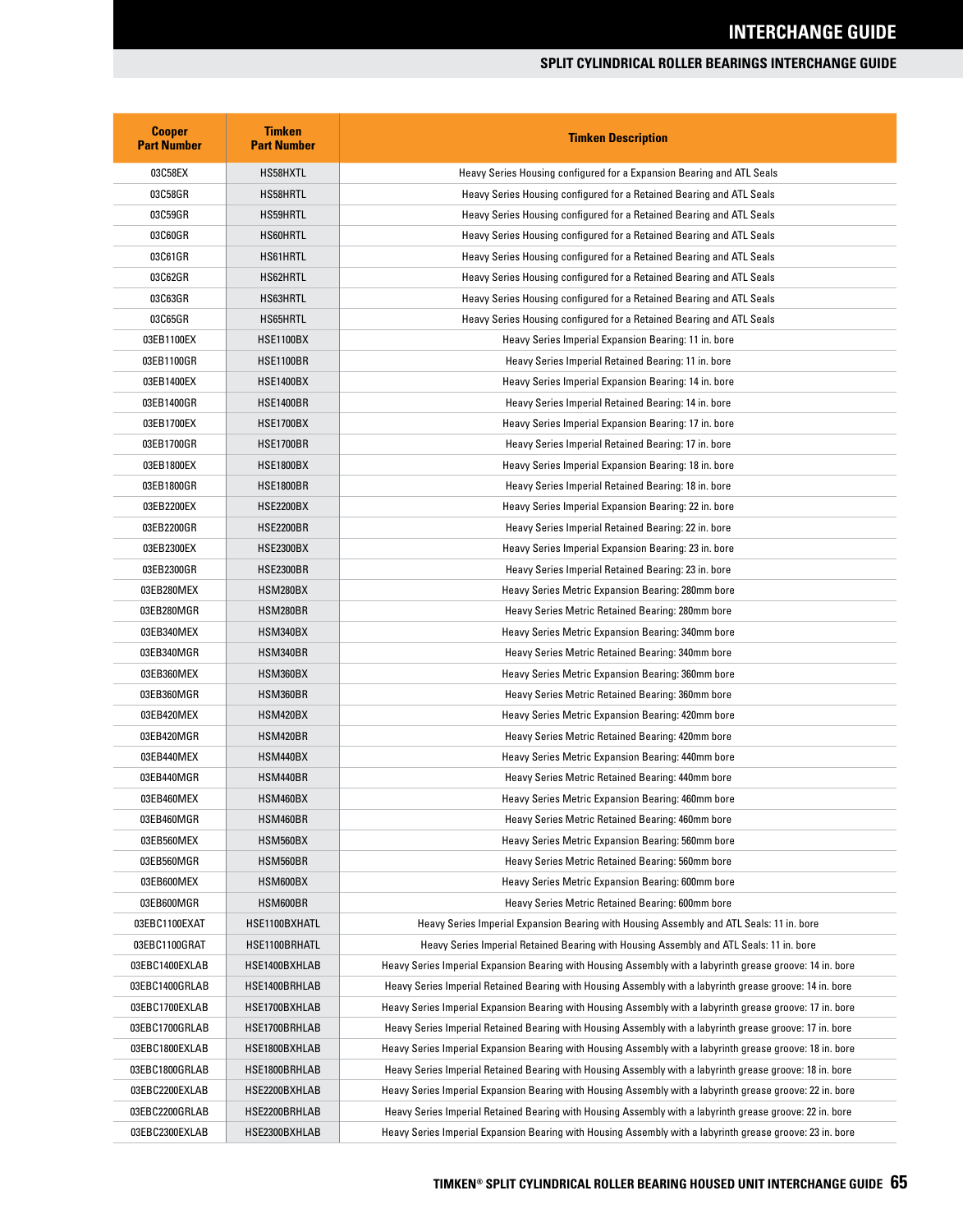## SPLIT CYLINDRICAL ROLLER BEARINGS INTERCHANGE GUIDE

| Cooper Part Number | Timken Part Number | Timken Description |
|---|---|---|
| 03C58EX | HS58HXTL | Heavy Series Housing configured for a Expansion Bearing and ATL Seals |
| 03C58GR | HS58HRTL | Heavy Series Housing configured for a Retained Bearing and ATL Seals |
| 03C59GR | HS59HRTL | Heavy Series Housing configured for a Retained Bearing and ATL Seals |
| 03C60GR | HS60HRTL | Heavy Series Housing configured for a Retained Bearing and ATL Seals |
| 03C61GR | HS61HRTL | Heavy Series Housing configured for a Retained Bearing and ATL Seals |
| 03C62GR | HS62HRTL | Heavy Series Housing configured for a Retained Bearing and ATL Seals |
| 03C63GR | HS63HRTL | Heavy Series Housing configured for a Retained Bearing and ATL Seals |
| 03C65GR | HS65HRTL | Heavy Series Housing configured for a Retained Bearing and ATL Seals |
| 03EB1100EX | HSE1100BX | Heavy Series Imperial Expansion Bearing: 11 in. bore |
| 03EB1100GR | HSE1100BR | Heavy Series Imperial Retained Bearing: 11 in. bore |
| 03EB1400EX | HSE1400BX | Heavy Series Imperial Expansion Bearing: 14 in. bore |
| 03EB1400GR | HSE1400BR | Heavy Series Imperial Retained Bearing: 14 in. bore |
| 03EB1700EX | HSE1700BX | Heavy Series Imperial Expansion Bearing: 17 in. bore |
| 03EB1700GR | HSE1700BR | Heavy Series Imperial Retained Bearing: 17 in. bore |
| 03EB1800EX | HSE1800BX | Heavy Series Imperial Expansion Bearing: 18 in. bore |
| 03EB1800GR | HSE1800BR | Heavy Series Imperial Retained Bearing: 18 in. bore |
| 03EB2200EX | HSE2200BX | Heavy Series Imperial Expansion Bearing: 22 in. bore |
| 03EB2200GR | HSE2200BR | Heavy Series Imperial Retained Bearing: 22 in. bore |
| 03EB2300EX | HSE2300BX | Heavy Series Imperial Expansion Bearing: 23 in. bore |
| 03EB2300GR | HSE2300BR | Heavy Series Imperial Retained Bearing: 23 in. bore |
| 03EB280MEX | HSM280BX | Heavy Series Metric Expansion Bearing: 280mm bore |
| 03EB280MGR | HSM280BR | Heavy Series Metric Retained Bearing: 280mm bore |
| 03EB340MEX | HSM340BX | Heavy Series Metric Expansion Bearing: 340mm bore |
| 03EB340MGR | HSM340BR | Heavy Series Metric Retained Bearing: 340mm bore |
| 03EB360MEX | HSM360BX | Heavy Series Metric Expansion Bearing: 360mm bore |
| 03EB360MGR | HSM360BR | Heavy Series Metric Retained Bearing: 360mm bore |
| 03EB420MEX | HSM420BX | Heavy Series Metric Expansion Bearing: 420mm bore |
| 03EB420MGR | HSM420BR | Heavy Series Metric Retained Bearing: 420mm bore |
| 03EB440MEX | HSM440BX | Heavy Series Metric Expansion Bearing: 440mm bore |
| 03EB440MGR | HSM440BR | Heavy Series Metric Retained Bearing: 440mm bore |
| 03EB460MEX | HSM460BX | Heavy Series Metric Expansion Bearing: 460mm bore |
| 03EB460MGR | HSM460BR | Heavy Series Metric Retained Bearing: 460mm bore |
| 03EB560MEX | HSM560BX | Heavy Series Metric Expansion Bearing: 560mm bore |
| 03EB560MGR | HSM560BR | Heavy Series Metric Retained Bearing: 560mm bore |
| 03EB600MEX | HSM600BX | Heavy Series Metric Expansion Bearing: 600mm bore |
| 03EB600MGR | HSM600BR | Heavy Series Metric Retained Bearing: 600mm bore |
| 03EBC1100EXAT | HSE1100BXHATL | Heavy Series Imperial Expansion Bearing with Housing Assembly and ATL Seals: 11 in. bore |
| 03EBC1100GRAT | HSE1100BRHATL | Heavy Series Imperial Retained Bearing with Housing Assembly and ATL Seals: 11 in. bore |
| 03EBC1400EXLAB | HSE1400BXHLAB | Heavy Series Imperial Expansion Bearing with Housing Assembly with a labyrinth grease groove: 14 in. bore |
| 03EBC1400GRLAB | HSE1400BRHLAB | Heavy Series Imperial Retained Bearing with Housing Assembly with a labyrinth grease groove: 14 in. bore |
| 03EBC1700EXLAB | HSE1700BXHLAB | Heavy Series Imperial Expansion Bearing with Housing Assembly with a labyrinth grease groove: 17 in. bore |
| 03EBC1700GRLAB | HSE1700BRHLAB | Heavy Series Imperial Retained Bearing with Housing Assembly with a labyrinth grease groove: 17 in. bore |
| 03EBC1800EXLAB | HSE1800BXHLAB | Heavy Series Imperial Expansion Bearing with Housing Assembly with a labyrinth grease groove: 18 in. bore |
| 03EBC1800GRLAB | HSE1800BRHLAB | Heavy Series Imperial Retained Bearing with Housing Assembly with a labyrinth grease groove: 18 in. bore |
| 03EBC2200EXLAB | HSE2200BXHLAB | Heavy Series Imperial Expansion Bearing with Housing Assembly with a labyrinth grease groove: 22 in. bore |
| 03EBC2200GRLAB | HSE2200BRHLAB | Heavy Series Imperial Retained Bearing with Housing Assembly with a labyrinth grease groove: 22 in. bore |
| 03EBC2300EXLAB | HSE2300BXHLAB | Heavy Series Imperial Expansion Bearing with Housing Assembly with a labyrinth grease groove: 23 in. bore |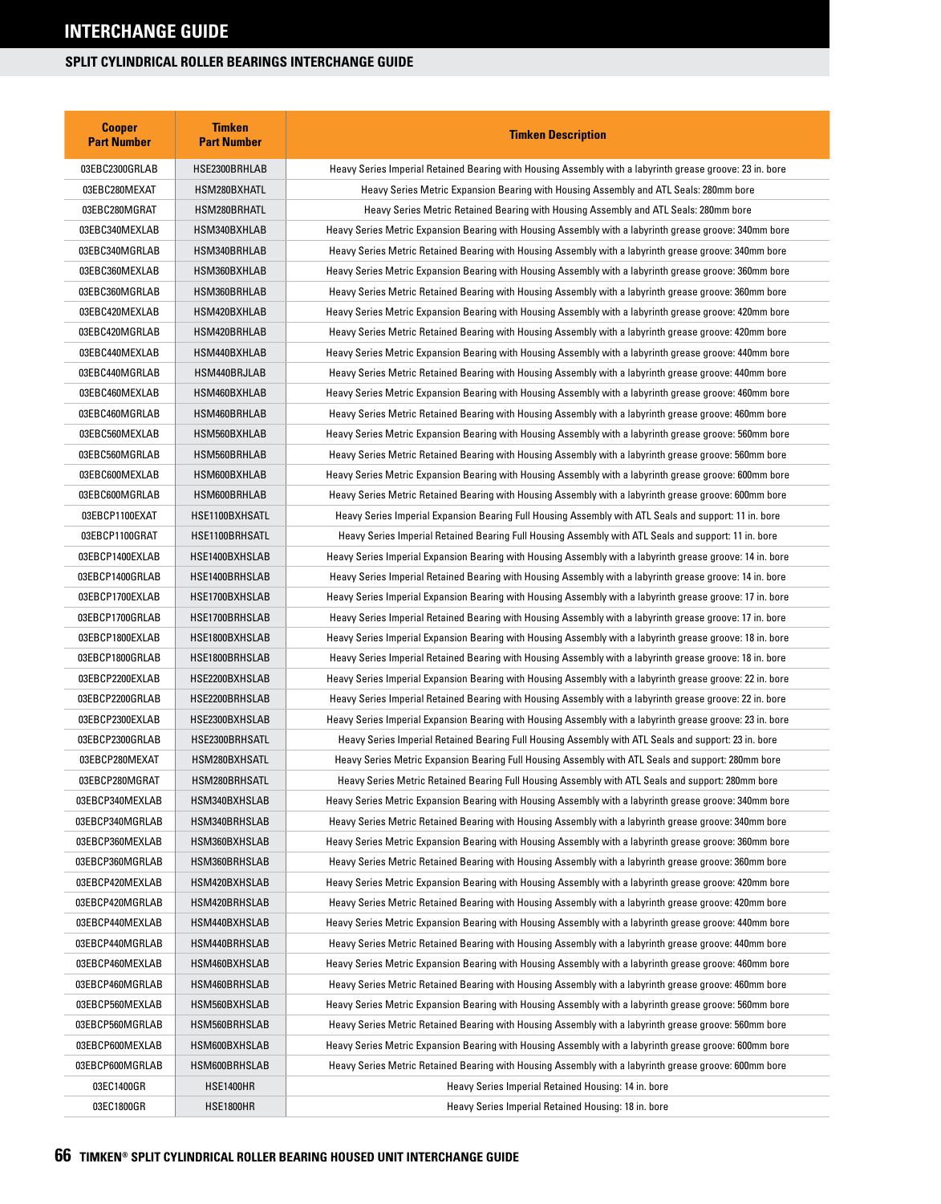# INTERCHANGE GUIDE

## SPLIT CYLINDRICAL ROLLER BEARINGS INTERCHANGE GUIDE

| Cooper Part Number | Timken Part Number | Timken Description |
|---|---|---|
| 03EBC2300GRLAB | HSE2300BRHLAB | Heavy Series Imperial Retained Bearing with Housing Assembly with a labyrinth grease groove: 23 in. bore |
| 03EBC280MEXAT | HSM280BXHATL | Heavy Series Metric Expansion Bearing with Housing Assembly and ATL Seals: 280mm bore |
| 03EBC280MGRAT | HSM280BRHATL | Heavy Series Metric Retained Bearing with Housing Assembly and ATL Seals: 280mm bore |
| 03EBC340MEXLAB | HSM340BXHLAB | Heavy Series Metric Expansion Bearing with Housing Assembly with a labyrinth grease groove: 340mm bore |
| 03EBC340MGRLAB | HSM340BRHLAB | Heavy Series Metric Retained Bearing with Housing Assembly with a labyrinth grease groove: 340mm bore |
| 03EBC360MEXLAB | HSM360BXHLAB | Heavy Series Metric Expansion Bearing with Housing Assembly with a labyrinth grease groove: 360mm bore |
| 03EBC360MGRLAB | HSM360BRHLAB | Heavy Series Metric Retained Bearing with Housing Assembly with a labyrinth grease groove: 360mm bore |
| 03EBC420MEXLAB | HSM420BXHLAB | Heavy Series Metric Expansion Bearing with Housing Assembly with a labyrinth grease groove: 420mm bore |
| 03EBC420MGRLAB | HSM420BRHLAB | Heavy Series Metric Retained Bearing with Housing Assembly with a labyrinth grease groove: 420mm bore |
| 03EBC440MEXLAB | HSM440BXHLAB | Heavy Series Metric Expansion Bearing with Housing Assembly with a labyrinth grease groove: 440mm bore |
| 03EBC440MGRLAB | HSM440BRJLAB | Heavy Series Metric Retained Bearing with Housing Assembly with a labyrinth grease groove: 440mm bore |
| 03EBC460MEXLAB | HSM460BXHLAB | Heavy Series Metric Expansion Bearing with Housing Assembly with a labyrinth grease groove: 460mm bore |
| 03EBC460MGRLAB | HSM460BRHLAB | Heavy Series Metric Retained Bearing with Housing Assembly with a labyrinth grease groove: 460mm bore |
| 03EBC560MEXLAB | HSM560BXHLAB | Heavy Series Metric Expansion Bearing with Housing Assembly with a labyrinth grease groove: 560mm bore |
| 03EBC560MGRLAB | HSM560BRHLAB | Heavy Series Metric Retained Bearing with Housing Assembly with a labyrinth grease groove: 560mm bore |
| 03EBC600MEXLAB | HSM600BXHLAB | Heavy Series Metric Expansion Bearing with Housing Assembly with a labyrinth grease groove: 600mm bore |
| 03EBC600MGRLAB | HSM600BRHLAB | Heavy Series Metric Retained Bearing with Housing Assembly with a labyrinth grease groove: 600mm bore |
| 03EBCP1100EXAT | HSE1100BXHSATL | Heavy Series Imperial Expansion Bearing Full Housing Assembly with ATL Seals and support: 11 in. bore |
| 03EBCP1100GRAT | HSE1100BRHSATL | Heavy Series Imperial Retained Bearing Full Housing Assembly with ATL Seals and support: 11 in. bore |
| 03EBCP1400EXLAB | HSE1400BXHSLAB | Heavy Series Imperial Expansion Bearing with Housing Assembly with a labyrinth grease groove: 14 in. bore |
| 03EBCP1400GRLAB | HSE1400BRHSLAB | Heavy Series Imperial Retained Bearing with Housing Assembly with a labyrinth grease groove: 14 in. bore |
| 03EBCP1700EXLAB | HSE1700BXHSLAB | Heavy Series Imperial Expansion Bearing with Housing Assembly with a labyrinth grease groove: 17 in. bore |
| 03EBCP1700GRLAB | HSE1700BRHSLAB | Heavy Series Imperial Retained Bearing with Housing Assembly with a labyrinth grease groove: 17 in. bore |
| 03EBCP1800EXLAB | HSE1800BXHSLAB | Heavy Series Imperial Expansion Bearing with Housing Assembly with a labyrinth grease groove: 18 in. bore |
| 03EBCP1800GRLAB | HSE1800BRHSLAB | Heavy Series Imperial Retained Bearing with Housing Assembly with a labyrinth grease groove: 18 in. bore |
| 03EBCP2200EXLAB | HSE2200BXHSLAB | Heavy Series Imperial Expansion Bearing with Housing Assembly with a labyrinth grease groove: 22 in. bore |
| 03EBCP2200GRLAB | HSE2200BRHSLAB | Heavy Series Imperial Retained Bearing with Housing Assembly with a labyrinth grease groove: 22 in. bore |
| 03EBCP2300EXLAB | HSE2300BXHSLAB | Heavy Series Imperial Expansion Bearing with Housing Assembly with a labyrinth grease groove: 23 in. bore |
| 03EBCP2300GRLAB | HSE2300BRHSATL | Heavy Series Imperial Retained Bearing Full Housing Assembly with ATL Seals and support: 23 in. bore |
| 03EBCP280MEXAT | HSM280BXHSATL | Heavy Series Metric Expansion Bearing Full Housing Assembly with ATL Seals and support: 280mm bore |
| 03EBCP280MGRAT | HSM280BRHSATL | Heavy Series Metric Retained Bearing Full Housing Assembly with ATL Seals and support: 280mm bore |
| 03EBCP340MEXLAB | HSM340BXHSLAB | Heavy Series Metric Expansion Bearing with Housing Assembly with a labyrinth grease groove: 340mm bore |
| 03EBCP340MGRLAB | HSM340BRHSLAB | Heavy Series Metric Retained Bearing with Housing Assembly with a labyrinth grease groove: 340mm bore |
| 03EBCP360MEXLAB | HSM360BXHSLAB | Heavy Series Metric Expansion Bearing with Housing Assembly with a labyrinth grease groove: 360mm bore |
| 03EBCP360MGRLAB | HSM360BRHSLAB | Heavy Series Metric Retained Bearing with Housing Assembly with a labyrinth grease groove: 360mm bore |
| 03EBCP420MEXLAB | HSM420BXHSLAB | Heavy Series Metric Expansion Bearing with Housing Assembly with a labyrinth grease groove: 420mm bore |
| 03EBCP420MGRLAB | HSM420BRHSLAB | Heavy Series Metric Retained Bearing with Housing Assembly with a labyrinth grease groove: 420mm bore |
| 03EBCP440MEXLAB | HSM440BXHSLAB | Heavy Series Metric Expansion Bearing with Housing Assembly with a labyrinth grease groove: 440mm bore |
| 03EBCP440MGRLAB | HSM440BRHSLAB | Heavy Series Metric Retained Bearing with Housing Assembly with a labyrinth grease groove: 440mm bore |
| 03EBCP460MEXLAB | HSM460BXHSLAB | Heavy Series Metric Expansion Bearing with Housing Assembly with a labyrinth grease groove: 460mm bore |
| 03EBCP460MGRLAB | HSM460BRHSLAB | Heavy Series Metric Retained Bearing with Housing Assembly with a labyrinth grease groove: 460mm bore |
| 03EBCP560MEXLAB | HSM560BXHSLAB | Heavy Series Metric Expansion Bearing with Housing Assembly with a labyrinth grease groove: 560mm bore |
| 03EBCP560MGRLAB | HSM560BRHSLAB | Heavy Series Metric Retained Bearing with Housing Assembly with a labyrinth grease groove: 560mm bore |
| 03EBCP600MEXLAB | HSM600BXHSLAB | Heavy Series Metric Expansion Bearing with Housing Assembly with a labyrinth grease groove: 600mm bore |
| 03EBCP600MGRLAB | HSM600BRHSLAB | Heavy Series Metric Retained Bearing with Housing Assembly with a labyrinth grease groove: 600mm bore |
| 03EC1400GR | HSE1400HR | Heavy Series Imperial Retained Housing: 14 in. bore |
| 03EC1800GR | HSE1800HR | Heavy Series Imperial Retained Housing: 18 in. bore |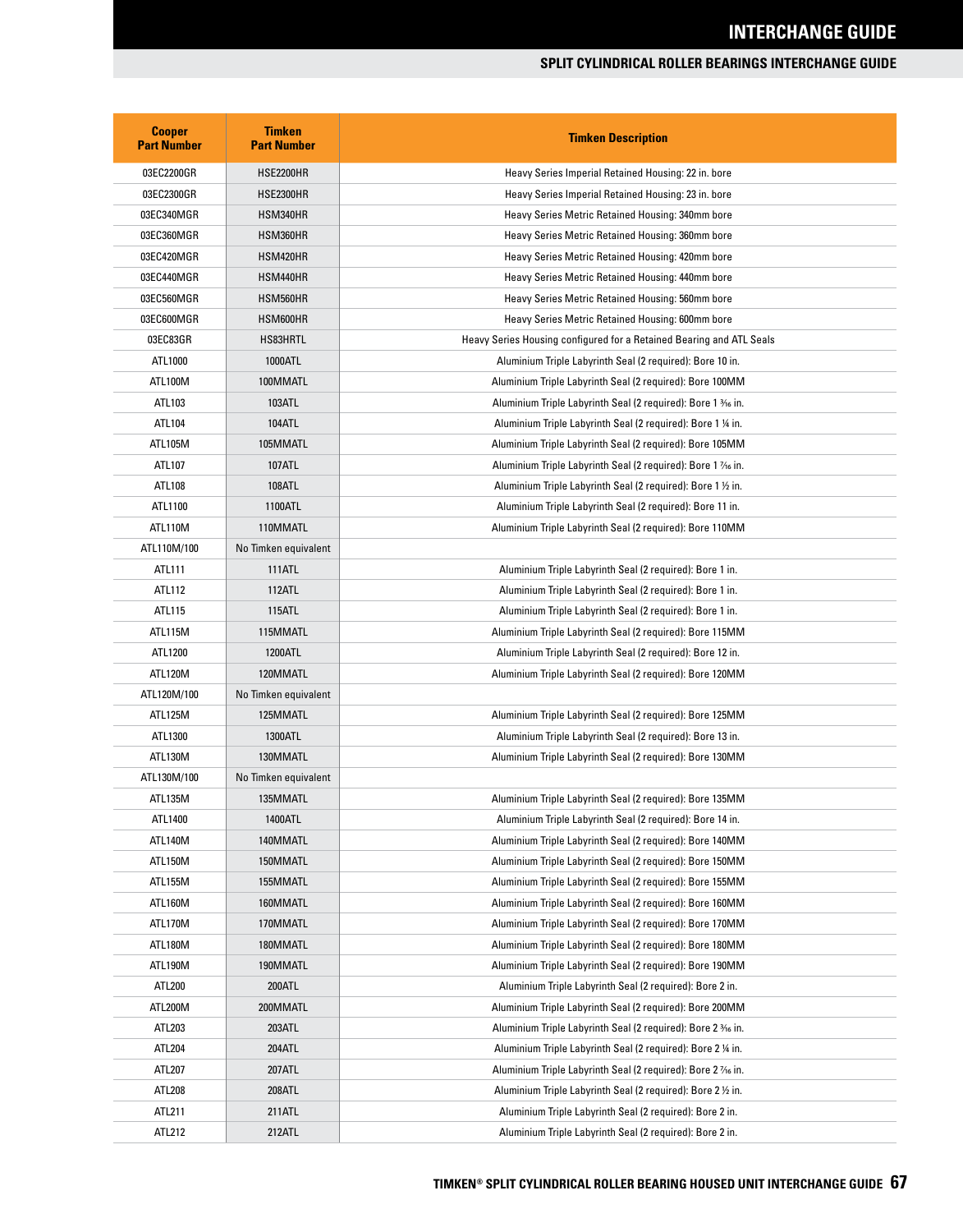## SPLIT CYLINDRICAL ROLLER BEARINGS INTERCHANGE GUIDE

| Cooper Part Number | Timken Part Number | Timken Description |
|---|---|---|
| 03EC2200GR | HSE2200HR | Heavy Series Imperial Retained Housing: 22 in. bore |
| 03EC2300GR | HSE2300HR | Heavy Series Imperial Retained Housing: 23 in. bore |
| 03EC340MGR | HSM340HR | Heavy Series Metric Retained Housing: 340mm bore |
| 03EC360MGR | HSM360HR | Heavy Series Metric Retained Housing: 360mm bore |
| 03EC420MGR | HSM420HR | Heavy Series Metric Retained Housing: 420mm bore |
| 03EC440MGR | HSM440HR | Heavy Series Metric Retained Housing: 440mm bore |
| 03EC560MGR | HSM560HR | Heavy Series Metric Retained Housing: 560mm bore |
| 03EC600MGR | HSM600HR | Heavy Series Metric Retained Housing: 600mm bore |
| 03EC83GR | HS83HRTL | Heavy Series Housing configured for a Retained Bearing and ATL Seals |
| ATL1000 | 1000ATL | Aluminium Triple Labyrinth Seal (2 required): Bore 10 in. |
| ATL100M | 100MMATL | Aluminium Triple Labyrinth Seal (2 required): Bore 100MM |
| ATL103 | 103ATL | Aluminium Triple Labyrinth Seal (2 required): Bore 1 3⁄16 in. |
| ATL104 | 104ATL | Aluminium Triple Labyrinth Seal (2 required): Bore 1 ¼ in. |
| ATL105M | 105MMATL | Aluminium Triple Labyrinth Seal (2 required): Bore 105MM |
| ATL107 | 107ATL | Aluminium Triple Labyrinth Seal (2 required): Bore 1 7⁄16 in. |
| ATL108 | 108ATL | Aluminium Triple Labyrinth Seal (2 required): Bore 1 ½ in. |
| ATL1100 | 1100ATL | Aluminium Triple Labyrinth Seal (2 required): Bore 11 in. |
| ATL110M | 110MMATL | Aluminium Triple Labyrinth Seal (2 required): Bore 110MM |
| ATL110M/100 | No Timken equivalent | |
| ATL111 | 111ATL | Aluminium Triple Labyrinth Seal (2 required): Bore 1 in. |
| ATL112 | 112ATL | Aluminium Triple Labyrinth Seal (2 required): Bore 1 in. |
| ATL115 | 115ATL | Aluminium Triple Labyrinth Seal (2 required): Bore 1 in. |
| ATL115M | 115MMATL | Aluminium Triple Labyrinth Seal (2 required): Bore 115MM |
| ATL1200 | 1200ATL | Aluminium Triple Labyrinth Seal (2 required): Bore 12 in. |
| ATL120M | 120MMATL | Aluminium Triple Labyrinth Seal (2 required): Bore 120MM |
| ATL120M/100 | No Timken equivalent | |
| ATL125M | 125MMATL | Aluminium Triple Labyrinth Seal (2 required): Bore 125MM |
| ATL1300 | 1300ATL | Aluminium Triple Labyrinth Seal (2 required): Bore 13 in. |
| ATL130M | 130MMATL | Aluminium Triple Labyrinth Seal (2 required): Bore 130MM |
| ATL130M/100 | No Timken equivalent | |
| ATL135M | 135MMATL | Aluminium Triple Labyrinth Seal (2 required): Bore 135MM |
| ATL1400 | 1400ATL | Aluminium Triple Labyrinth Seal (2 required): Bore 14 in. |
| ATL140M | 140MMATL | Aluminium Triple Labyrinth Seal (2 required): Bore 140MM |
| ATL150M | 150MMATL | Aluminium Triple Labyrinth Seal (2 required): Bore 150MM |
| ATL155M | 155MMATL | Aluminium Triple Labyrinth Seal (2 required): Bore 155MM |
| ATL160M | 160MMATL | Aluminium Triple Labyrinth Seal (2 required): Bore 160MM |
| ATL170M | 170MMATL | Aluminium Triple Labyrinth Seal (2 required): Bore 170MM |
| ATL180M | 180MMATL | Aluminium Triple Labyrinth Seal (2 required): Bore 180MM |
| ATL190M | 190MMATL | Aluminium Triple Labyrinth Seal (2 required): Bore 190MM |
| ATL200 | 200ATL | Aluminium Triple Labyrinth Seal (2 required): Bore 2 in. |
| ATL200M | 200MMATL | Aluminium Triple Labyrinth Seal (2 required): Bore 200MM |
| ATL203 | 203ATL | Aluminium Triple Labyrinth Seal (2 required): Bore 2 3⁄16 in. |
| ATL204 | 204ATL | Aluminium Triple Labyrinth Seal (2 required): Bore 2 ¼ in. |
| ATL207 | 207ATL | Aluminium Triple Labyrinth Seal (2 required): Bore 2 7⁄16 in. |
| ATL208 | 208ATL | Aluminium Triple Labyrinth Seal (2 required): Bore 2 ½ in. |
| ATL211 | 211ATL | Aluminium Triple Labyrinth Seal (2 required): Bore 2 in. |
| ATL212 | 212ATL | Aluminium Triple Labyrinth Seal (2 required): Bore 2 in. |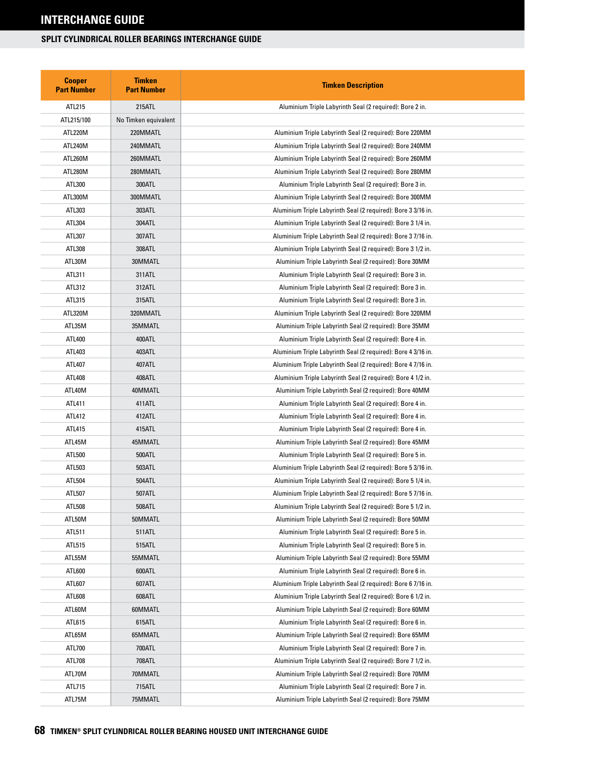# INTERCHANGE GUIDE

## SPLIT CYLINDRICAL ROLLER BEARINGS INTERCHANGE GUIDE

| Cooper Part Number | Timken Part Number | Timken Description |
|---|---|---|
| ATL215 | 215ATL | Aluminium Triple Labyrinth Seal (2 required): Bore 2 in. |
| ATL215/100 | No Timken equivalent | |
| ATL220M | 220MMATL | Aluminium Triple Labyrinth Seal (2 required): Bore 220MM |
| ATL240M | 240MMATL | Aluminium Triple Labyrinth Seal (2 required): Bore 240MM |
| ATL260M | 260MMATL | Aluminium Triple Labyrinth Seal (2 required): Bore 260MM |
| ATL280M | 280MMATL | Aluminium Triple Labyrinth Seal (2 required): Bore 280MM |
| ATL300 | 300ATL | Aluminium Triple Labyrinth Seal (2 required): Bore 3 in. |
| ATL300M | 300MMATL | Aluminium Triple Labyrinth Seal (2 required): Bore 300MM |
| ATL303 | 303ATL | Aluminium Triple Labyrinth Seal (2 required): Bore 3 3/16 in. |
| ATL304 | 304ATL | Aluminium Triple Labyrinth Seal (2 required): Bore 3 1/4 in. |
| ATL307 | 307ATL | Aluminium Triple Labyrinth Seal (2 required): Bore 3 7/16 in. |
| ATL308 | 308ATL | Aluminium Triple Labyrinth Seal (2 required): Bore 3 1/2 in. |
| ATL30M | 30MMATL | Aluminium Triple Labyrinth Seal (2 required): Bore 30MM |
| ATL311 | 311ATL | Aluminium Triple Labyrinth Seal (2 required): Bore 3 in. |
| ATL312 | 312ATL | Aluminium Triple Labyrinth Seal (2 required): Bore 3 in. |
| ATL315 | 315ATL | Aluminium Triple Labyrinth Seal (2 required): Bore 3 in. |
| ATL320M | 320MMATL | Aluminium Triple Labyrinth Seal (2 required): Bore 320MM |
| ATL35M | 35MMATL | Aluminium Triple Labyrinth Seal (2 required): Bore 35MM |
| ATL400 | 400ATL | Aluminium Triple Labyrinth Seal (2 required): Bore 4 in. |
| ATL403 | 403ATL | Aluminium Triple Labyrinth Seal (2 required): Bore 4 3/16 in. |
| ATL407 | 407ATL | Aluminium Triple Labyrinth Seal (2 required): Bore 4 7/16 in. |
| ATL408 | 408ATL | Aluminium Triple Labyrinth Seal (2 required): Bore 4 1/2 in. |
| ATL40M | 40MMATL | Aluminium Triple Labyrinth Seal (2 required): Bore 40MM |
| ATL411 | 411ATL | Aluminium Triple Labyrinth Seal (2 required): Bore 4 in. |
| ATL412 | 412ATL | Aluminium Triple Labyrinth Seal (2 required): Bore 4 in. |
| ATL415 | 415ATL | Aluminium Triple Labyrinth Seal (2 required): Bore 4 in. |
| ATL45M | 45MMATL | Aluminium Triple Labyrinth Seal (2 required): Bore 45MM |
| ATL500 | 500ATL | Aluminium Triple Labyrinth Seal (2 required): Bore 5 in. |
| ATL503 | 503ATL | Aluminium Triple Labyrinth Seal (2 required): Bore 5 3/16 in. |
| ATL504 | 504ATL | Aluminium Triple Labyrinth Seal (2 required): Bore 5 1/4 in. |
| ATL507 | 507ATL | Aluminium Triple Labyrinth Seal (2 required): Bore 5 7/16 in. |
| ATL508 | 508ATL | Aluminium Triple Labyrinth Seal (2 required): Bore 5 1/2 in. |
| ATL50M | 50MMATL | Aluminium Triple Labyrinth Seal (2 required): Bore 50MM |
| ATL511 | 511ATL | Aluminium Triple Labyrinth Seal (2 required): Bore 5 in. |
| ATL515 | 515ATL | Aluminium Triple Labyrinth Seal (2 required): Bore 5 in. |
| ATL55M | 55MMATL | Aluminium Triple Labyrinth Seal (2 required): Bore 55MM |
| ATL600 | 600ATL | Aluminium Triple Labyrinth Seal (2 required): Bore 6 in. |
| ATL607 | 607ATL | Aluminium Triple Labyrinth Seal (2 required): Bore 6 7/16 in. |
| ATL608 | 608ATL | Aluminium Triple Labyrinth Seal (2 required): Bore 6 1/2 in. |
| ATL60M | 60MMATL | Aluminium Triple Labyrinth Seal (2 required): Bore 60MM |
| ATL615 | 615ATL | Aluminium Triple Labyrinth Seal (2 required): Bore 6 in. |
| ATL65M | 65MMATL | Aluminium Triple Labyrinth Seal (2 required): Bore 65MM |
| ATL700 | 700ATL | Aluminium Triple Labyrinth Seal (2 required): Bore 7 in. |
| ATL708 | 708ATL | Aluminium Triple Labyrinth Seal (2 required): Bore 7 1/2 in. |
| ATL70M | 70MMATL | Aluminium Triple Labyrinth Seal (2 required): Bore 70MM |
| ATL715 | 715ATL | Aluminium Triple Labyrinth Seal (2 required): Bore 7 in. |
| ATL75M | 75MMATL | Aluminium Triple Labyrinth Seal (2 required): Bore 75MM |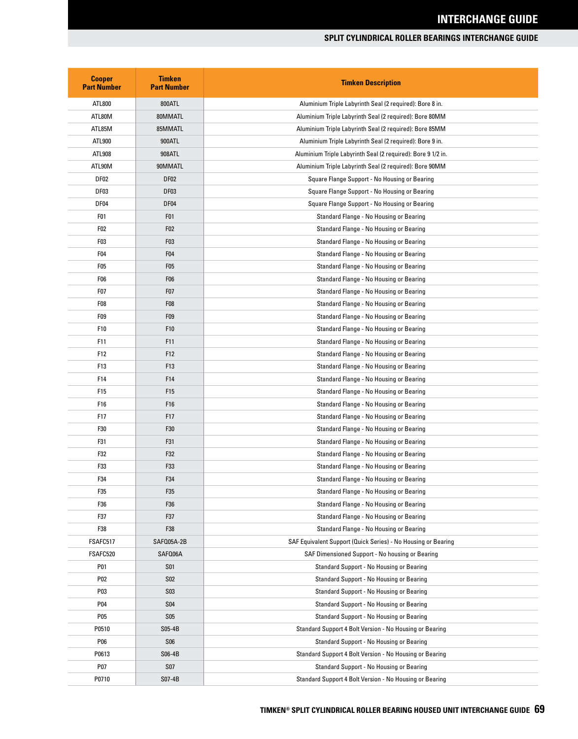## SPLIT CYLINDRICAL ROLLER BEARINGS INTERCHANGE GUIDE

| Cooper Part Number | Timken Part Number | Timken Description |
|---|---|---|
| ATL800 | 800ATL | Aluminium Triple Labyrinth Seal (2 required): Bore 8 in. |
| ATL80M | 80MMATL | Aluminium Triple Labyrinth Seal (2 required): Bore 80MM |
| ATL85M | 85MMATL | Aluminium Triple Labyrinth Seal (2 required): Bore 85MM |
| ATL900 | 900ATL | Aluminium Triple Labyrinth Seal (2 required): Bore 9 in. |
| ATL908 | 908ATL | Aluminium Triple Labyrinth Seal (2 required): Bore 9 1/2 in. |
| ATL90M | 90MMATL | Aluminium Triple Labyrinth Seal (2 required): Bore 90MM |
| DF02 | DF02 | Square Flange Support - No Housing or Bearing |
| DF03 | DF03 | Square Flange Support - No Housing or Bearing |
| DF04 | DF04 | Square Flange Support - No Housing or Bearing |
| F01 | F01 | Standard Flange - No Housing or Bearing |
| F02 | F02 | Standard Flange - No Housing or Bearing |
| F03 | F03 | Standard Flange - No Housing or Bearing |
| F04 | F04 | Standard Flange - No Housing or Bearing |
| F05 | F05 | Standard Flange - No Housing or Bearing |
| F06 | F06 | Standard Flange - No Housing or Bearing |
| F07 | F07 | Standard Flange - No Housing or Bearing |
| F08 | F08 | Standard Flange - No Housing or Bearing |
| F09 | F09 | Standard Flange - No Housing or Bearing |
| F10 | F10 | Standard Flange - No Housing or Bearing |
| F11 | F11 | Standard Flange - No Housing or Bearing |
| F12 | F12 | Standard Flange - No Housing or Bearing |
| F13 | F13 | Standard Flange - No Housing or Bearing |
| F14 | F14 | Standard Flange - No Housing or Bearing |
| F15 | F15 | Standard Flange - No Housing or Bearing |
| F16 | F16 | Standard Flange - No Housing or Bearing |
| F17 | F17 | Standard Flange - No Housing or Bearing |
| F30 | F30 | Standard Flange - No Housing or Bearing |
| F31 | F31 | Standard Flange - No Housing or Bearing |
| F32 | F32 | Standard Flange - No Housing or Bearing |
| F33 | F33 | Standard Flange - No Housing or Bearing |
| F34 | F34 | Standard Flange - No Housing or Bearing |
| F35 | F35 | Standard Flange - No Housing or Bearing |
| F36 | F36 | Standard Flange - No Housing or Bearing |
| F37 | F37 | Standard Flange - No Housing or Bearing |
| F38 | F38 | Standard Flange - No Housing or Bearing |
| FSAFC517 | SAFQ05A-2B | SAF Equivalent Support (Quick Series) - No Housing or Bearing |
| FSAFC520 | SAFQ06A | SAF Dimensioned Support - No housing or Bearing |
| P01 | S01 | Standard Support - No Housing or Bearing |
| P02 | S02 | Standard Support - No Housing or Bearing |
| P03 | S03 | Standard Support - No Housing or Bearing |
| P04 | S04 | Standard Support - No Housing or Bearing |
| P05 | S05 | Standard Support - No Housing or Bearing |
| P0510 | S05-4B | Standard Support 4 Bolt Version - No Housing or Bearing |
| P06 | S06 | Standard Support - No Housing or Bearing |
| P0613 | S06-4B | Standard Support 4 Bolt Version - No Housing or Bearing |
| P07 | S07 | Standard Support - No Housing or Bearing |
| P0710 | S07-4B | Standard Support 4 Bolt Version - No Housing or Bearing |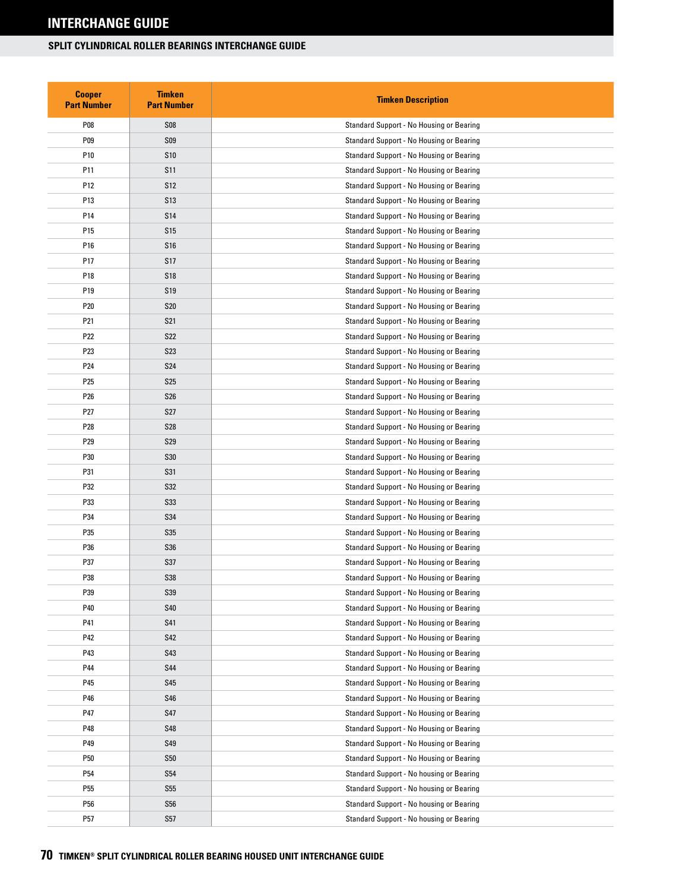# INTERCHANGE GUIDE

## SPLIT CYLINDRICAL ROLLER BEARINGS INTERCHANGE GUIDE

| Cooper Part Number | Timken Part Number | Timken Description |
|---|---|---|
| P08 | S08 | Standard Support - No Housing or Bearing |
| P09 | S09 | Standard Support - No Housing or Bearing |
| P10 | S10 | Standard Support - No Housing or Bearing |
| P11 | S11 | Standard Support - No Housing or Bearing |
| P12 | S12 | Standard Support - No Housing or Bearing |
| P13 | S13 | Standard Support - No Housing or Bearing |
| P14 | S14 | Standard Support - No Housing or Bearing |
| P15 | S15 | Standard Support - No Housing or Bearing |
| P16 | S16 | Standard Support - No Housing or Bearing |
| P17 | S17 | Standard Support - No Housing or Bearing |
| P18 | S18 | Standard Support - No Housing or Bearing |
| P19 | S19 | Standard Support - No Housing or Bearing |
| P20 | S20 | Standard Support - No Housing or Bearing |
| P21 | S21 | Standard Support - No Housing or Bearing |
| P22 | S22 | Standard Support - No Housing or Bearing |
| P23 | S23 | Standard Support - No Housing or Bearing |
| P24 | S24 | Standard Support - No Housing or Bearing |
| P25 | S25 | Standard Support - No Housing or Bearing |
| P26 | S26 | Standard Support - No Housing or Bearing |
| P27 | S27 | Standard Support - No Housing or Bearing |
| P28 | S28 | Standard Support - No Housing or Bearing |
| P29 | S29 | Standard Support - No Housing or Bearing |
| P30 | S30 | Standard Support - No Housing or Bearing |
| P31 | S31 | Standard Support - No Housing or Bearing |
| P32 | S32 | Standard Support - No Housing or Bearing |
| P33 | S33 | Standard Support - No Housing or Bearing |
| P34 | S34 | Standard Support - No Housing or Bearing |
| P35 | S35 | Standard Support - No Housing or Bearing |
| P36 | S36 | Standard Support - No Housing or Bearing |
| P37 | S37 | Standard Support - No Housing or Bearing |
| P38 | S38 | Standard Support - No Housing or Bearing |
| P39 | S39 | Standard Support - No Housing or Bearing |
| P40 | S40 | Standard Support - No Housing or Bearing |
| P41 | S41 | Standard Support - No Housing or Bearing |
| P42 | S42 | Standard Support - No Housing or Bearing |
| P43 | S43 | Standard Support - No Housing or Bearing |
| P44 | S44 | Standard Support - No Housing or Bearing |
| P45 | S45 | Standard Support - No Housing or Bearing |
| P46 | S46 | Standard Support - No Housing or Bearing |
| P47 | S47 | Standard Support - No Housing or Bearing |
| P48 | S48 | Standard Support - No Housing or Bearing |
| P49 | S49 | Standard Support - No Housing or Bearing |
| P50 | S50 | Standard Support - No Housing or Bearing |
| P54 | S54 | Standard Support - No housing or Bearing |
| P55 | S55 | Standard Support - No housing or Bearing |
| P56 | S56 | Standard Support - No housing or Bearing |
| P57 | S57 | Standard Support - No housing or Bearing |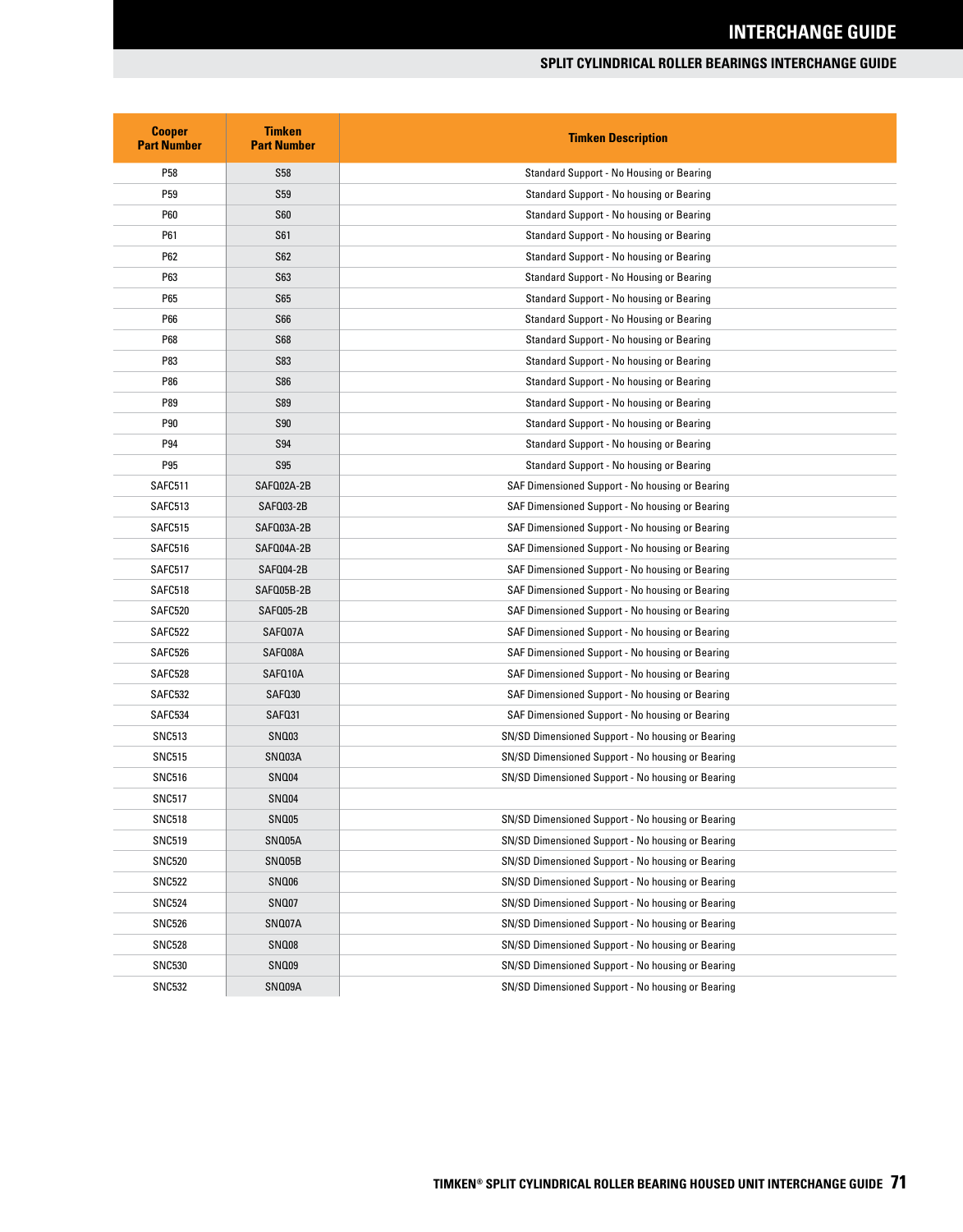# INTERCHANGE GUIDE

## SPLIT CYLINDRICAL ROLLER BEARINGS INTERCHANGE GUIDE

| Cooper Part Number | Timken Part Number | Timken Description |
|---|---|---|
| P58 | S58 | Standard Support - No Housing or Bearing |
| P59 | S59 | Standard Support - No housing or Bearing |
| P60 | S60 | Standard Support - No housing or Bearing |
| P61 | S61 | Standard Support - No housing or Bearing |
| P62 | S62 | Standard Support - No housing or Bearing |
| P63 | S63 | Standard Support - No Housing or Bearing |
| P65 | S65 | Standard Support - No housing or Bearing |
| P66 | S66 | Standard Support - No Housing or Bearing |
| P68 | S68 | Standard Support - No housing or Bearing |
| P83 | S83 | Standard Support - No housing or Bearing |
| P86 | S86 | Standard Support - No housing or Bearing |
| P89 | S89 | Standard Support - No housing or Bearing |
| P90 | S90 | Standard Support - No housing or Bearing |
| P94 | S94 | Standard Support - No housing or Bearing |
| P95 | S95 | Standard Support - No housing or Bearing |
| SAFC511 | SAFQ02A-2B | SAF Dimensioned Support - No housing or Bearing |
| SAFC513 | SAFQ03-2B | SAF Dimensioned Support - No housing or Bearing |
| SAFC515 | SAFQ03A-2B | SAF Dimensioned Support - No housing or Bearing |
| SAFC516 | SAFQ04A-2B | SAF Dimensioned Support - No housing or Bearing |
| SAFC517 | SAFQ04-2B | SAF Dimensioned Support - No housing or Bearing |
| SAFC518 | SAFQ05B-2B | SAF Dimensioned Support - No housing or Bearing |
| SAFC520 | SAFQ05-2B | SAF Dimensioned Support - No housing or Bearing |
| SAFC522 | SAFQ07A | SAF Dimensioned Support - No housing or Bearing |
| SAFC526 | SAFQ08A | SAF Dimensioned Support - No housing or Bearing |
| SAFC528 | SAFQ10A | SAF Dimensioned Support - No housing or Bearing |
| SAFC532 | SAFQ30 | SAF Dimensioned Support - No housing or Bearing |
| SAFC534 | SAFQ31 | SAF Dimensioned Support - No housing or Bearing |
| SNC513 | SNQ03 | SN/SD Dimensioned Support - No housing or Bearing |
| SNC515 | SNQ03A | SN/SD Dimensioned Support - No housing or Bearing |
| SNC516 | SNQ04 | SN/SD Dimensioned Support - No housing or Bearing |
| SNC517 | SNQ04 | |
| SNC518 | SNQ05 | SN/SD Dimensioned Support - No housing or Bearing |
| SNC519 | SNQ05A | SN/SD Dimensioned Support - No housing or Bearing |
| SNC520 | SNQ05B | SN/SD Dimensioned Support - No housing or Bearing |
| SNC522 | SNQ06 | SN/SD Dimensioned Support - No housing or Bearing |
| SNC524 | SNQ07 | SN/SD Dimensioned Support - No housing or Bearing |
| SNC526 | SNQ07A | SN/SD Dimensioned Support - No housing or Bearing |
| SNC528 | SNQ08 | SN/SD Dimensioned Support - No housing or Bearing |
| SNC530 | SNQ09 | SN/SD Dimensioned Support - No housing or Bearing |
| SNC532 | SNQ09A | SN/SD Dimensioned Support - No housing or Bearing |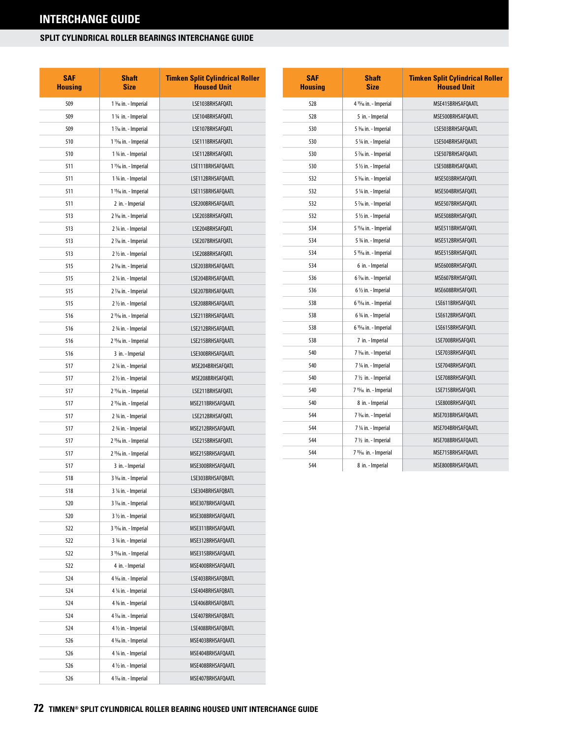# INTERCHANGE GUIDE

## SPLIT CYLINDRICAL ROLLER BEARINGS INTERCHANGE GUIDE

| SAF Housing | Shaft Size | Timken Split Cylindrical Roller Housed Unit |
|---|---|---|
| 509 | 1 3⁄16 in. - Imperial | LSE103BRHSAFQATL |
| 509 | 1 1⁄4 in. - Imperial | LSE104BRHSAFQATL |
| 509 | 1 7⁄16 in. - Imperial | LSE107BRHSAFQATL |
| 510 | 1 11⁄16 in. - Imperial | LSE111BRHSAFQATL |
| 510 | 1 3⁄4 in. - Imperial | LSE112BRHSAFQATL |
| 511 | 1 11⁄16 in. - Imperial | LSE111BRHSAFQAATL |
| 511 | 1 3⁄4 in. - Imperial | LSE112BRHSAFQAATL |
| 511 | 1 15⁄16 in. - Imperial | LSE115BRHSAFQAATL |
| 511 | 2 in. - Imperial | LSE200BRHSAFQAATL |
| 513 | 2 3⁄16 in. - Imperial | LSE203BRHSAFQATL |
| 513 | 2 1⁄4 in. - Imperial | LSE204BRHSAFQATL |
| 513 | 2 7⁄16 in. - Imperial | LSE207BRHSAFQATL |
| 513 | 2 1⁄2 in. - Imperial | LSE208BRHSAFQATL |
| 515 | 2 3⁄16 in. - Imperial | LSE203BRHSAFQAATL |
| 515 | 2 1⁄4 in. - Imperial | LSE204BRHSAFQAATL |
| 515 | 2 7⁄16 in. - Imperial | LSE207BRHSAFQAATL |
| 515 | 2 1⁄2 in. - Imperial | LSE208BRHSAFQAATL |
| 516 | 2 11⁄16 in. - Imperial | LSE211BRHSAFQAATL |
| 516 | 2 3⁄4 in. - Imperial | LSE212BRHSAFQAATL |
| 516 | 2 15⁄16 in. - Imperial | LSE215BRHSAFQAATL |
| 516 | 3 in. - Imperial | LSE300BRHSAFQAATL |
| 517 | 2 1⁄4 in. - Imperial | MSE204BRHSAFQATL |
| 517 | 2 1⁄2 in. - Imperial | MSE208BRHSAFQATL |
| 517 | 2 11⁄16 in. - Imperial | LSE211BRHSAFQATL |
| 517 | 2 11⁄16 in. - Imperial | MSE211BRHSAFQAATL |
| 517 | 2 3⁄4 in. - Imperial | LSE212BRHSAFQATL |
| 517 | 2 3⁄4 in. - Imperial | MSE212BRHSAFQAATL |
| 517 | 2 15⁄16 in. - Imperial | LSE215BRHSAFQATL |
| 517 | 2 15⁄16 in. - Imperial | MSE215BRHSAFQAATL |
| 517 | 3 in. - Imperial | MSE300BRHSAFQAATL |
| 518 | 3 3⁄16 in. - Imperial | LSE303BRHSAFQBATL |
| 518 | 3 1⁄4 in. - Imperial | LSE304BRHSAFQBATL |
| 520 | 3 7⁄16 in. - Imperial | MSE307BRHSAFQAATL |
| 520 | 3 1⁄2 in. - Imperial | MSE308BRHSAFQAATL |
| 522 | 3 11⁄16 in. - Imperial | MSE311BRHSAFQAATL |
| 522 | 3 3⁄4 in. - Imperial | MSE312BRHSAFQAATL |
| 522 | 3 15⁄16 in. - Imperial | MSE315BRHSAFQAATL |
| 522 | 4 in. - Imperial | MSE400BRHSAFQAATL |
| 524 | 4 3⁄16 in. - Imperial | LSE403BRHSAFQBATL |
| 524 | 4 1⁄4 in. - Imperial | LSE404BRHSAFQBATL |
| 524 | 4 3⁄8 in. - Imperial | LSE406BRHSAFQBATL |
| 524 | 4 7⁄16 in. - Imperial | LSE407BRHSAFQBATL |
| 524 | 4 1⁄2 in. - Imperial | LSE408BRHSAFQBATL |
| 526 | 4 3⁄16 in. - Imperial | MSE403BRHSAFQAATL |
| 526 | 4 1⁄4 in. - Imperial | MSE404BRHSAFQAATL |
| 526 | 4 1⁄2 in. - Imperial | MSE408BRHSAFQAATL |
| 526 | 4 7⁄16 in. - Imperial | MSE407BRHSAFQAATL |
| 528 | 4 15⁄16 in. - Imperial | MSE415BRHSAFQAATL |
| 528 | 5 in. - Imperial | MSE500BRHSAFQAATL |
| 530 | 5 3⁄16 in. - Imperial | LSE503BRHSAFQAATL |
| 530 | 5 1⁄4 in. - Imperial | LSE504BRHSAFQAATL |
| 530 | 5 7⁄16 in. - Imperial | LSE507BRHSAFQAATL |
| 530 | 5 1⁄2 in. - Imperial | LSE508BRHSAFQAATL |
| 532 | 5 3⁄16 in. - Imperial | MSE503BRHSAFQATL |
| 532 | 5 1⁄4 in. - Imperial | MSE504BRHSAFQATL |
| 532 | 5 7⁄16 in. - Imperial | MSE507BRHSAFQATL |
| 532 | 5 1⁄2 in. - Imperial | MSE508BRHSAFQATL |
| 534 | 5 11⁄16 in. - Imperial | MSE511BRHSAFQATL |
| 534 | 5 3⁄4 in. - Imperial | MSE512BRHSAFQATL |
| 534 | 5 15⁄16 in. - Imperial | MSE515BRHSAFQATL |
| 534 | 6 in. - Imperial | MSE600BRHSAFQATL |
| 536 | 6 7⁄16 in. - Imperial | MSE607BRHSAFQATL |
| 536 | 6 1⁄2 in. - Imperial | MSE608BRHSAFQATL |
| 538 | 6 11⁄16 in. - Imperial | LSE611BRHSAFQATL |
| 538 | 6 3⁄4 in. - Imperial | LSE612BRHSAFQATL |
| 538 | 6 15⁄16 in. - Imperial | LSE615BRHSAFQATL |
| 538 | 7 in. - Imperial | LSE700BRHSAFQATL |
| 540 | 7 3⁄16 in. - Imperial | LSE703BRHSAFQATL |
| 540 | 7 1⁄4 in. - Imperial | LSE704BRHSAFQATL |
| 540 | 7 1⁄2 in. - Imperial | LSE708BRHSAFQATL |
| 540 | 7 15⁄16 in. - Imperial | LSE715BRHSAFQATL |
| 540 | 8 in. - Imperial | LSE800BRHSAFQATL |
| 544 | 7 3⁄16 in. - Imperial | MSE703BRHSAFQAATL |
| 544 | 7 1⁄4 in. - Imperial | MSE704BRHSAFQAATL |
| 544 | 7 1⁄2 in. - Imperial | MSE708BRHSAFQAATL |
| 544 | 7 15⁄16 in. - Imperial | MSE715BRHSAFQAATL |
| 544 | 8 in. - Imperial | MSE800BRHSAFQAATL |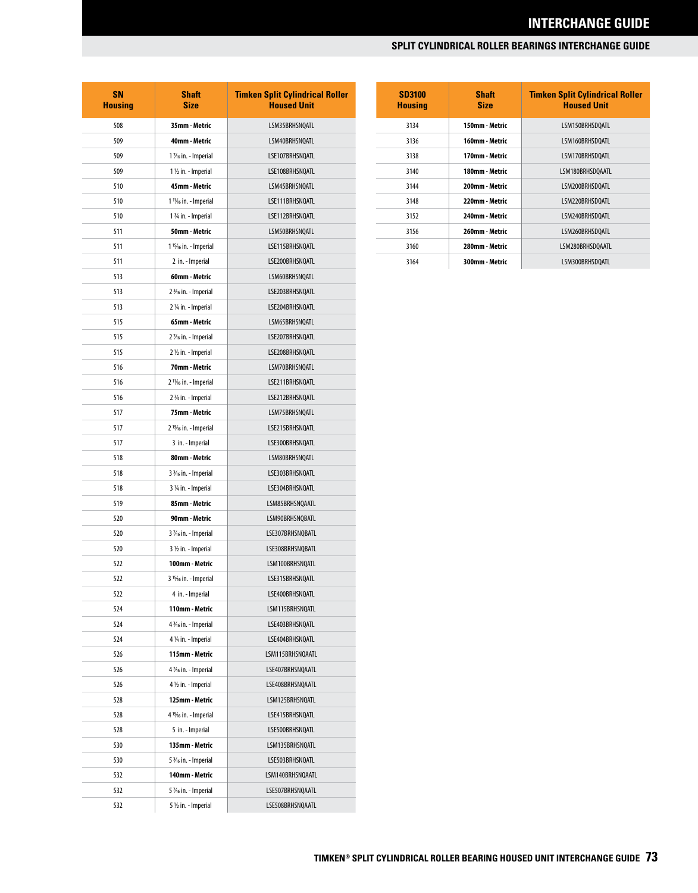## SPLIT CYLINDRICAL ROLLER BEARINGS INTERCHANGE GUIDE

| SN Housing | Shaft Size | Timken Split Cylindrical Roller Housed Unit |
|---|---|---|
| 508 | **35mm - Metric** | LSM35BRHSNQATL |
| 509 | **40mm - Metric** | LSM40BRHSNQATL |
| 509 | 1 7⁄16 in. - Imperial | LSE107BRHSNQATL |
| 509 | 1 ½ in. - Imperial | LSE108BRHSNQATL |
| 510 | **45mm - Metric** | LSM45BRHSNQATL |
| 510 | 1 11⁄16 in. - Imperial | LSE111BRHSNQATL |
| 510 | 1 ¾ in. - Imperial | LSE112BRHSNQATL |
| 511 | **50mm - Metric** | LSM50BRHSNQATL |
| 511 | 1 15⁄16 in. - Imperial | LSE115BRHSNQATL |
| 511 | 2 in. - Imperial | LSE200BRHSNQATL |
| 513 | **60mm - Metric** | LSM60BRHSNQATL |
| 513 | 2 3⁄16 in. - Imperial | LSE203BRHSNQATL |
| 513 | 2 ¼ in. - Imperial | LSE204BRHSNQATL |
| 515 | **65mm - Metric** | LSM65BRHSNQATL |
| 515 | 2 7⁄16 in. - Imperial | LSE207BRHSNQATL |
| 515 | 2 ½ in. - Imperial | LSE208BRHSNQATL |
| 516 | **70mm - Metric** | LSM70BRHSNQATL |
| 516 | 2 11⁄16 in. - Imperial | LSE211BRHSNQATL |
| 516 | 2 ¾ in. - Imperial | LSE212BRHSNQATL |
| 517 | **75mm - Metric** | LSM75BRHSNQATL |
| 517 | 2 15⁄16 in. - Imperial | LSE215BRHSNQATL |
| 517 | 3 in. - Imperial | LSE300BRHSNQATL |
| 518 | **80mm - Metric** | LSM80BRHSNQATL |
| 518 | 3 3⁄16 in. - Imperial | LSE303BRHSNQATL |
| 518 | 3 ¼ in. - Imperial | LSE304BRHSNQATL |
| 519 | **85mm - Metric** | LSM85BRHSNQAATL |
| 520 | **90mm - Metric** | LSM90BRHSNQBATL |
| 520 | 3 7⁄16 in. - Imperial | LSE307BRHSNQBATL |
| 520 | 3 ½ in. - Imperial | LSE308BRHSNQBATL |
| 522 | **100mm - Metric** | LSM100BRHSNQATL |
| 522 | 3 15⁄16 in. - Imperial | LSE315BRHSNQATL |
| 522 | 4 in. - Imperial | LSE400BRHSNQATL |
| 524 | **110mm - Metric** | LSM115BRHSNQATL |
| 524 | 4 3⁄16 in. - Imperial | LSE403BRHSNQATL |
| 524 | 4 ¼ in. - Imperial | LSE404BRHSNQATL |
| 526 | **115mm - Metric** | LSM115BRHSNQAATL |
| 526 | 4 7⁄16 in. - Imperial | LSE407BRHSNQAATL |
| 526 | 4 ½ in. - Imperial | LSE408BRHSNQAATL |
| 528 | **125mm - Metric** | LSM125BRHSNQATL |
| 528 | 4 15⁄16 in. - Imperial | LSE415BRHSNQATL |
| 528 | 5 in. - Imperial | LSE500BRHSNQATL |
| 530 | **135mm - Metric** | LSM135BRHSNQATL |
| 530 | 5 3⁄16 in. - Imperial | LSE503BRHSNQATL |
| 532 | **140mm - Metric** | LSM140BRHSNQAATL |
| 532 | 5 7⁄16 in. - Imperial | LSE507BRHSNQAATL |
| 532 | 5 ½ in. - Imperial | LSE508BRHSNQAATL |

| SD3100 Housing | Shaft Size | Timken Split Cylindrical Roller Housed Unit |
|---|---|---|
| 3134 | **150mm - Metric** | LSM150BRHSDQATL |
| 3136 | **160mm - Metric** | LSM160BRHSDQATL |
| 3138 | **170mm - Metric** | LSM170BRHSDQATL |
| 3140 | **180mm - Metric** | LSM180BRHSDQAATL |
| 3144 | **200mm - Metric** | LSM200BRHSDQATL |
| 3148 | **220mm - Metric** | LSM220BRHSDQATL |
| 3152 | **240mm - Metric** | LSM240BRHSDQATL |
| 3156 | **260mm - Metric** | LSM260BRHSDQATL |
| 3160 | **280mm - Metric** | LSM280BRHSDQAATL |
| 3164 | **300mm - Metric** | LSM300BRHSDQATL |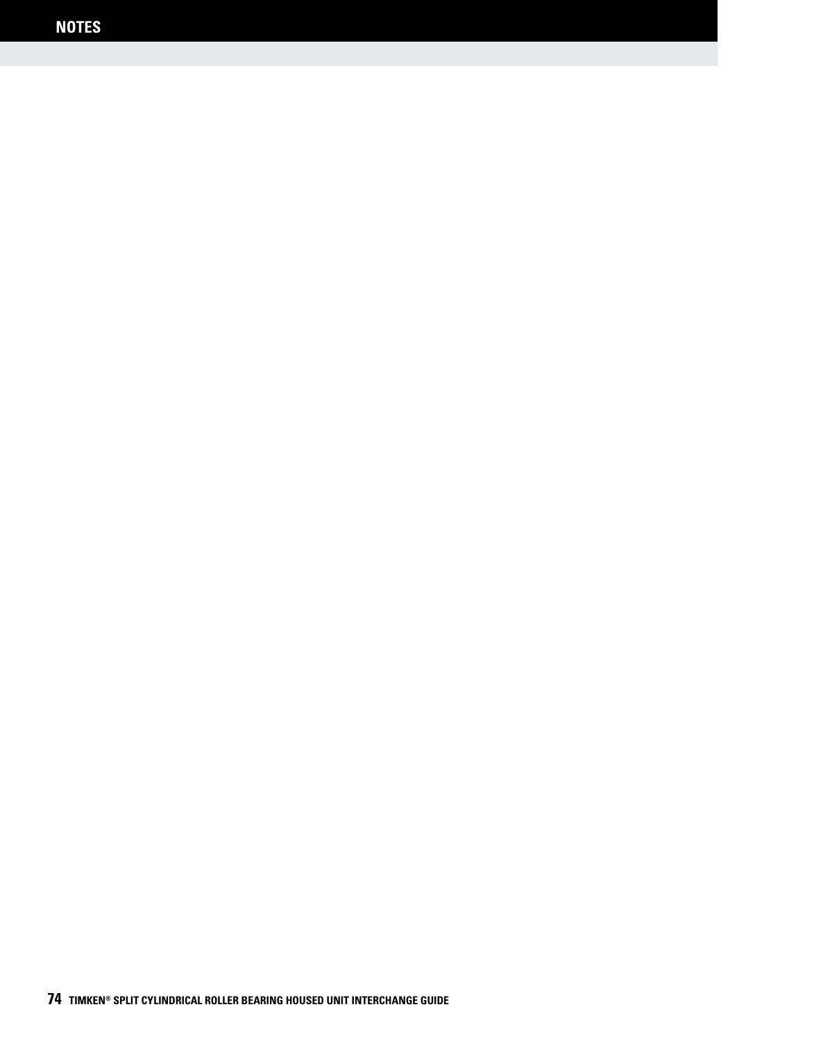# NOTES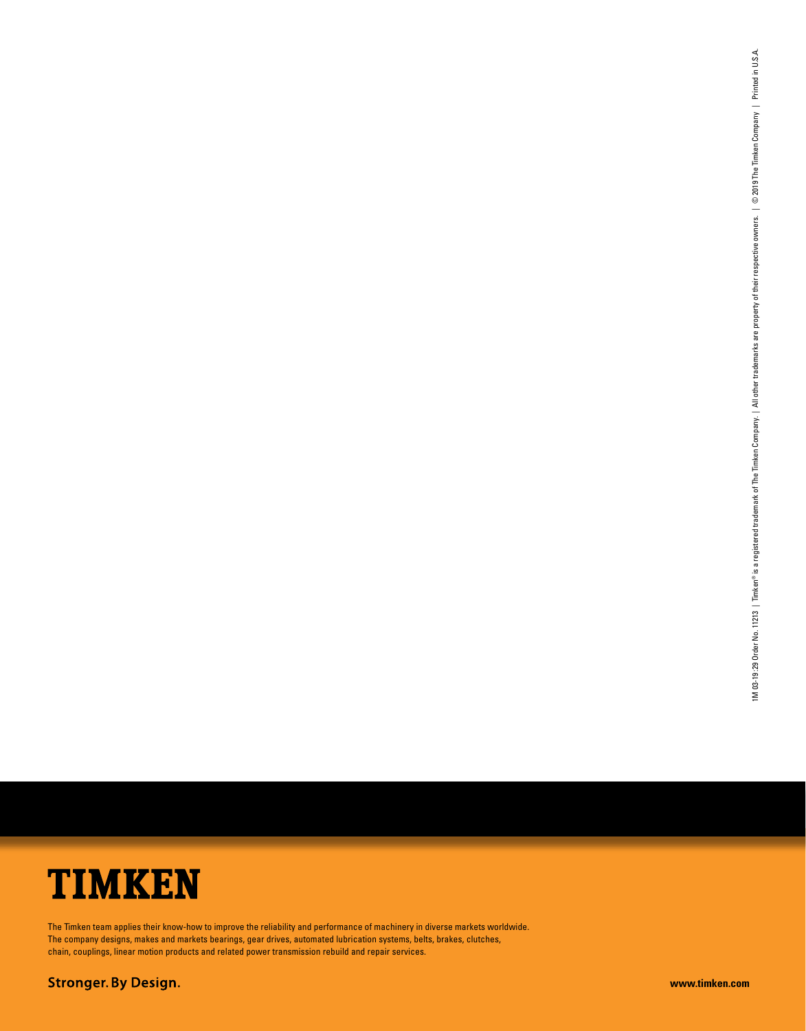1M 03-19 :29 Order No. 11213 | Timken® is a registered trademark of The Timken Company. | All other trademarks are property of their respective owners. | © 2019 The Timken Company | Printed in U.S.A.

# TIMKEN

The Timken team applies their know-how to improve the reliability and performance of machinery in diverse markets worldwide. The company designs, makes and markets bearings, gear drives, automated lubrication systems, belts, brakes, clutches, chain, couplings, linear motion products and related power transmission rebuild and repair services.

**Stronger. By Design.**

**www.timken.com**